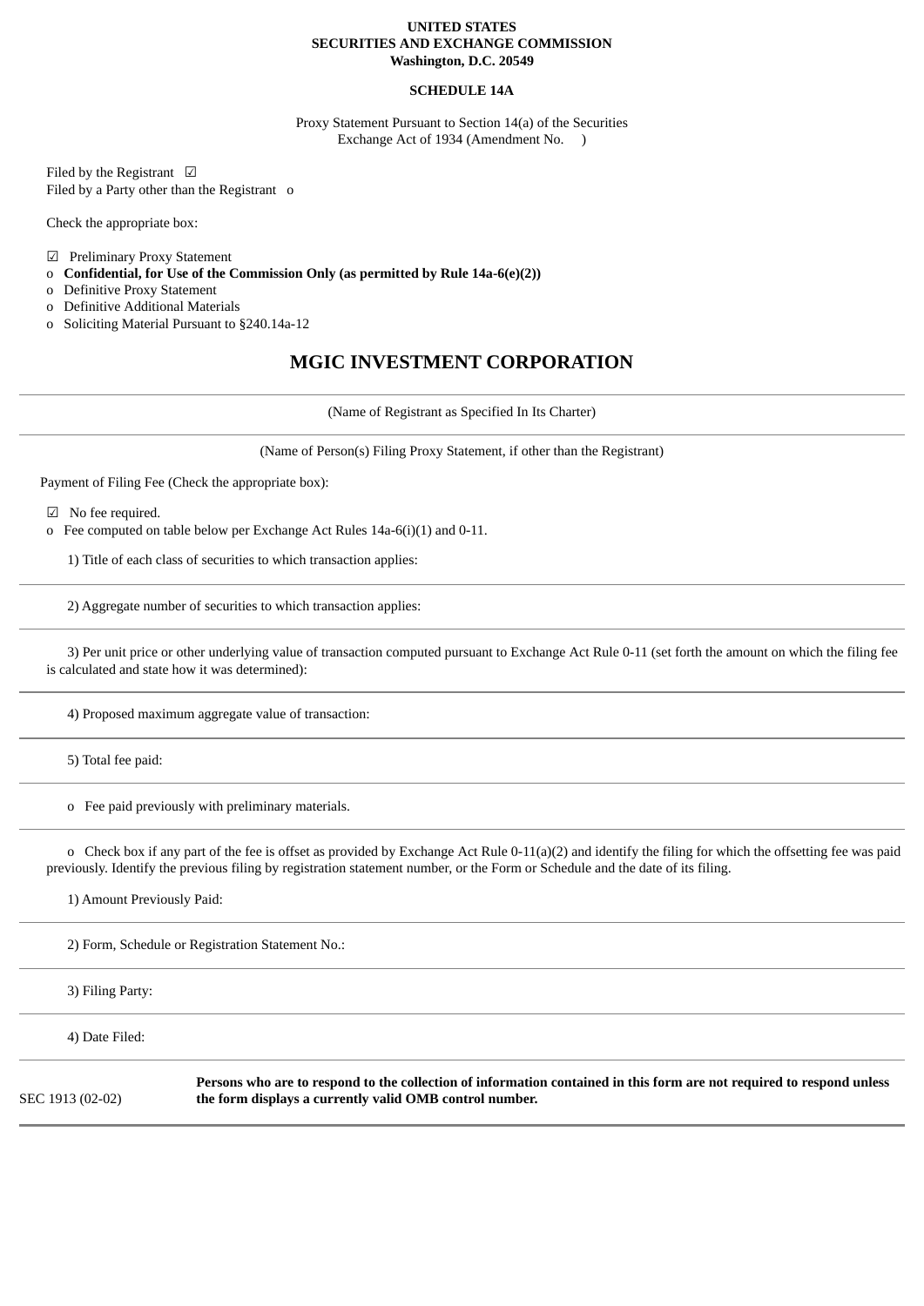**UNITED STATES**
**SECURITIES AND EXCHANGE COMMISSION**
**Washington, D.C. 20549**

**SCHEDULE 14A**

Proxy Statement Pursuant to Section 14(a) of the Securities Exchange Act of 1934 (Amendment No.    )

Filed by the Registrant ☑
Filed by a Party other than the Registrant o

Check the appropriate box:

☑ Preliminary Proxy Statement
o **Confidential, for Use of the Commission Only (as permitted by Rule 14a-6(e)(2))**
o Definitive Proxy Statement
o Definitive Additional Materials
o Soliciting Material Pursuant to §240.14a-12

# MGIC INVESTMENT CORPORATION

(Name of Registrant as Specified In Its Charter)

(Name of Person(s) Filing Proxy Statement, if other than the Registrant)

Payment of Filing Fee (Check the appropriate box):

☑ No fee required.
o Fee computed on table below per Exchange Act Rules 14a-6(i)(1) and 0-11.

1) Title of each class of securities to which transaction applies:

2) Aggregate number of securities to which transaction applies:

3) Per unit price or other underlying value of transaction computed pursuant to Exchange Act Rule 0-11 (set forth the amount on which the filing fee is calculated and state how it was determined):

4) Proposed maximum aggregate value of transaction:

5) Total fee paid:

o Fee paid previously with preliminary materials.

o Check box if any part of the fee is offset as provided by Exchange Act Rule 0-11(a)(2) and identify the filing for which the offsetting fee was paid previously. Identify the previous filing by registration statement number, or the Form or Schedule and the date of its filing.

1) Amount Previously Paid:

2) Form, Schedule or Registration Statement No.:

3) Filing Party:

4) Date Filed:

SEC 1913 (02-02) **Persons who are to respond to the collection of information contained in this form are not required to respond unless the form displays a currently valid OMB control number.**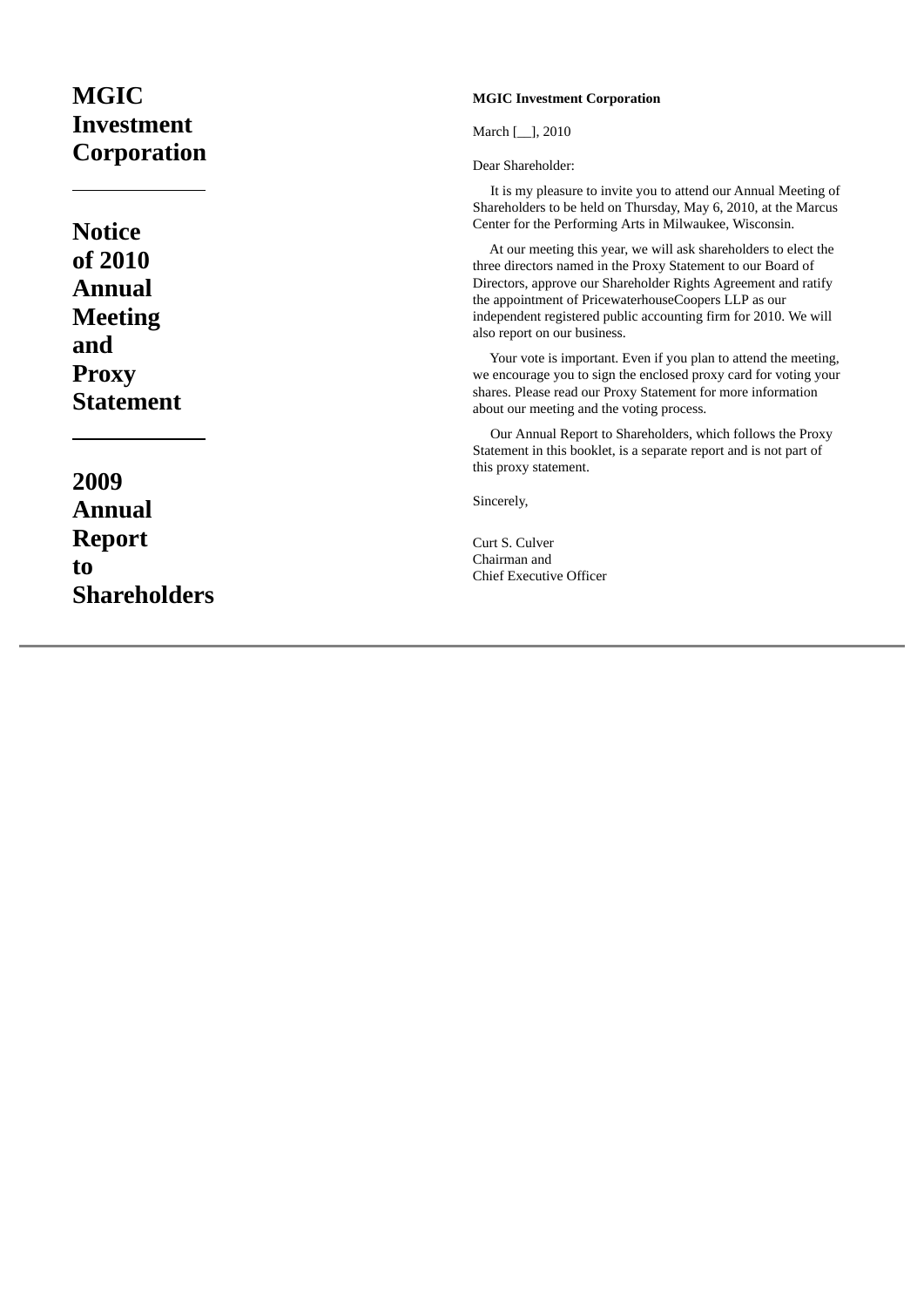# MGIC Investment Corporation

---

## Notice of 2010 Annual Meeting and Proxy Statement

---

## 2009 Annual Report to Shareholders

**MGIC Investment Corporation**

March [__], 2010

Dear Shareholder:

It is my pleasure to invite you to attend our Annual Meeting of Shareholders to be held on Thursday, May 6, 2010, at the Marcus Center for the Performing Arts in Milwaukee, Wisconsin.

At our meeting this year, we will ask shareholders to elect the three directors named in the Proxy Statement to our Board of Directors, approve our Shareholder Rights Agreement and ratify the appointment of PricewaterhouseCoopers LLP as our independent registered public accounting firm for 2010. We will also report on our business.

Your vote is important. Even if you plan to attend the meeting, we encourage you to sign the enclosed proxy card for voting your shares. Please read our Proxy Statement for more information about our meeting and the voting process.

Our Annual Report to Shareholders, which follows the Proxy Statement in this booklet, is a separate report and is not part of this proxy statement.

Sincerely,

Curt S. Culver
Chairman and
Chief Executive Officer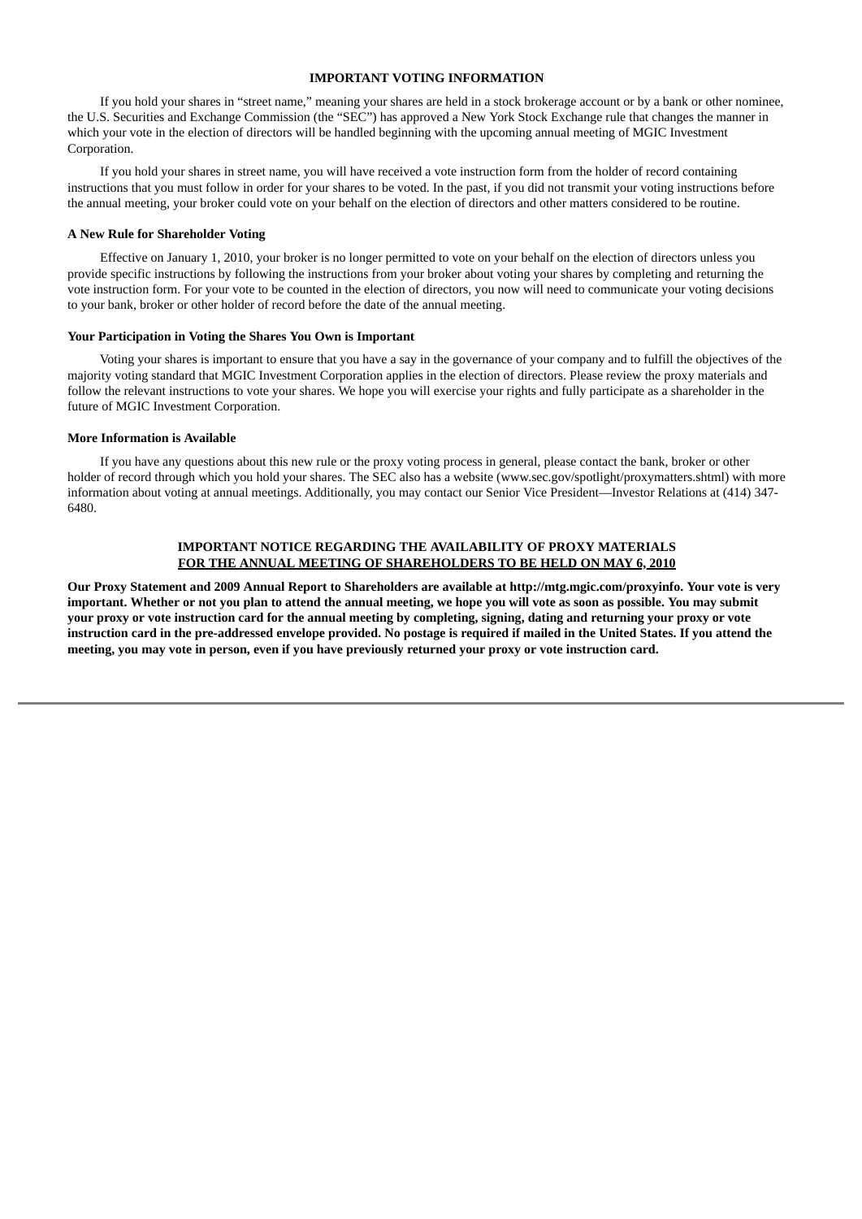## IMPORTANT VOTING INFORMATION

If you hold your shares in "street name," meaning your shares are held in a stock brokerage account or by a bank or other nominee, the U.S. Securities and Exchange Commission (the "SEC") has approved a New York Stock Exchange rule that changes the manner in which your vote in the election of directors will be handled beginning with the upcoming annual meeting of MGIC Investment Corporation.

If you hold your shares in street name, you will have received a vote instruction form from the holder of record containing instructions that you must follow in order for your shares to be voted. In the past, if you did not transmit your voting instructions before the annual meeting, your broker could vote on your behalf on the election of directors and other matters considered to be routine.

### A New Rule for Shareholder Voting

Effective on January 1, 2010, your broker is no longer permitted to vote on your behalf on the election of directors unless you provide specific instructions by following the instructions from your broker about voting your shares by completing and returning the vote instruction form. For your vote to be counted in the election of directors, you now will need to communicate your voting decisions to your bank, broker or other holder of record before the date of the annual meeting.

### Your Participation in Voting the Shares You Own is Important

Voting your shares is important to ensure that you have a say in the governance of your company and to fulfill the objectives of the majority voting standard that MGIC Investment Corporation applies in the election of directors. Please review the proxy materials and follow the relevant instructions to vote your shares. We hope you will exercise your rights and fully participate as a shareholder in the future of MGIC Investment Corporation.

### More Information is Available

If you have any questions about this new rule or the proxy voting process in general, please contact the bank, broker or other holder of record through which you hold your shares. The SEC also has a website (www.sec.gov/spotlight/proxymatters.shtml) with more information about voting at annual meetings. Additionally, you may contact our Senior Vice President—Investor Relations at (414) 347-6480.

## IMPORTANT NOTICE REGARDING THE AVAILABILITY OF PROXY MATERIALS FOR THE ANNUAL MEETING OF SHAREHOLDERS TO BE HELD ON MAY 6, 2010

**Our Proxy Statement and 2009 Annual Report to Shareholders are available at http://mtg.mgic.com/proxyinfo. Your vote is very important. Whether or not you plan to attend the annual meeting, we hope you will vote as soon as possible. You may submit your proxy or vote instruction card for the annual meeting by completing, signing, dating and returning your proxy or vote instruction card in the pre-addressed envelope provided. No postage is required if mailed in the United States. If you attend the meeting, you may vote in person, even if you have previously returned your proxy or vote instruction card.**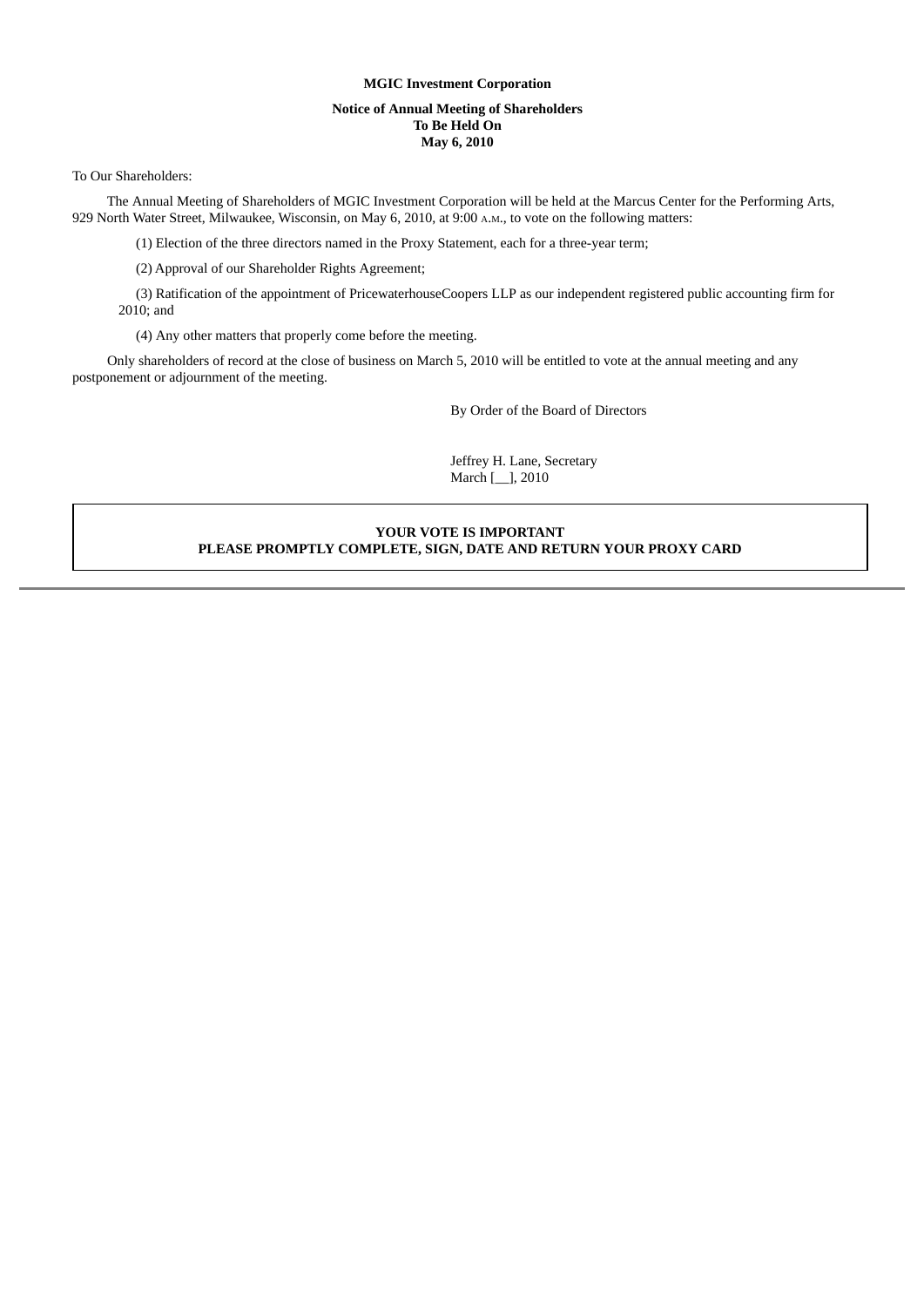**MGIC Investment Corporation**

**Notice of Annual Meeting of Shareholders**
**To Be Held On**
**May 6, 2010**

To Our Shareholders:

The Annual Meeting of Shareholders of MGIC Investment Corporation will be held at the Marcus Center for the Performing Arts, 929 North Water Street, Milwaukee, Wisconsin, on May 6, 2010, at 9:00 A.M., to vote on the following matters:

(1) Election of the three directors named in the Proxy Statement, each for a three-year term;

(2) Approval of our Shareholder Rights Agreement;

(3) Ratification of the appointment of PricewaterhouseCoopers LLP as our independent registered public accounting firm for 2010; and

(4) Any other matters that properly come before the meeting.

Only shareholders of record at the close of business on March 5, 2010 will be entitled to vote at the annual meeting and any postponement or adjournment of the meeting.

By Order of the Board of Directors

Jeffrey H. Lane, Secretary
March [__], 2010

**YOUR VOTE IS IMPORTANT**
**PLEASE PROMPTLY COMPLETE, SIGN, DATE AND RETURN YOUR PROXY CARD**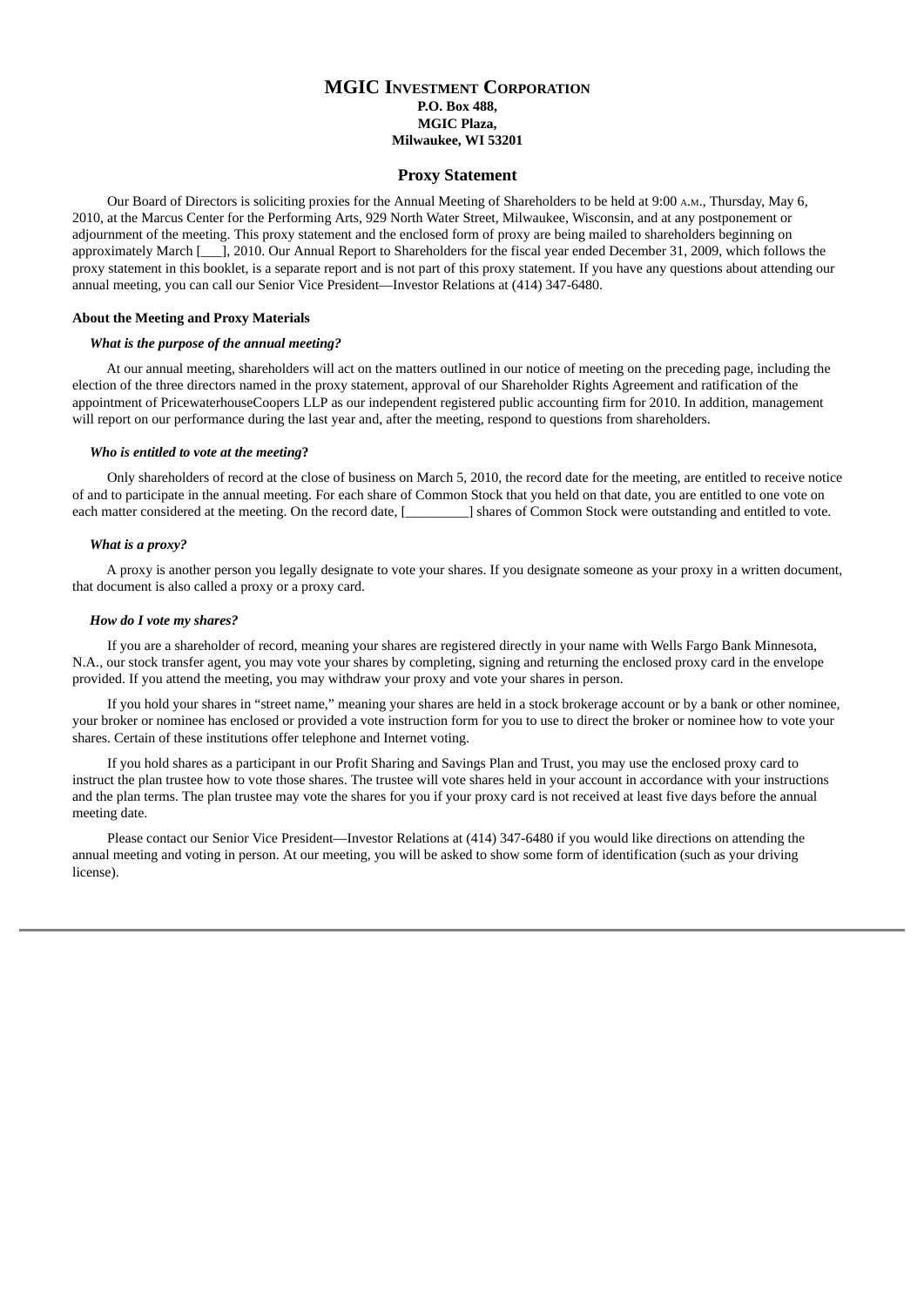# MGIC Investment Corporation

**P.O. Box 488,**
**MGIC Plaza,**
**Milwaukee, WI 53201**

## Proxy Statement

Our Board of Directors is soliciting proxies for the Annual Meeting of Shareholders to be held at 9:00 A.M., Thursday, May 6, 2010, at the Marcus Center for the Performing Arts, 929 North Water Street, Milwaukee, Wisconsin, and at any postponement or adjournment of the meeting. This proxy statement and the enclosed form of proxy are being mailed to shareholders beginning on approximately March [___], 2010. Our Annual Report to Shareholders for the fiscal year ended December 31, 2009, which follows the proxy statement in this booklet, is a separate report and is not part of this proxy statement. If you have any questions about attending our annual meeting, you can call our Senior Vice President—Investor Relations at (414) 347-6480.

**About the Meeting and Proxy Materials**

***What is the purpose of the annual meeting?***

At our annual meeting, shareholders will act on the matters outlined in our notice of meeting on the preceding page, including the election of the three directors named in the proxy statement, approval of our Shareholder Rights Agreement and ratification of the appointment of PricewaterhouseCoopers LLP as our independent registered public accounting firm for 2010. In addition, management will report on our performance during the last year and, after the meeting, respond to questions from shareholders.

***Who is entitled to vote at the meeting?***

Only shareholders of record at the close of business on March 5, 2010, the record date for the meeting, are entitled to receive notice of and to participate in the annual meeting. For each share of Common Stock that you held on that date, you are entitled to one vote on each matter considered at the meeting. On the record date, [_________] shares of Common Stock were outstanding and entitled to vote.

***What is a proxy?***

A proxy is another person you legally designate to vote your shares. If you designate someone as your proxy in a written document, that document is also called a proxy or a proxy card.

***How do I vote my shares?***

If you are a shareholder of record, meaning your shares are registered directly in your name with Wells Fargo Bank Minnesota, N.A., our stock transfer agent, you may vote your shares by completing, signing and returning the enclosed proxy card in the envelope provided. If you attend the meeting, you may withdraw your proxy and vote your shares in person.

If you hold your shares in "street name," meaning your shares are held in a stock brokerage account or by a bank or other nominee, your broker or nominee has enclosed or provided a vote instruction form for you to use to direct the broker or nominee how to vote your shares. Certain of these institutions offer telephone and Internet voting.

If you hold shares as a participant in our Profit Sharing and Savings Plan and Trust, you may use the enclosed proxy card to instruct the plan trustee how to vote those shares. The trustee will vote shares held in your account in accordance with your instructions and the plan terms. The plan trustee may vote the shares for you if your proxy card is not received at least five days before the annual meeting date.

Please contact our Senior Vice President—Investor Relations at (414) 347-6480 if you would like directions on attending the annual meeting and voting in person. At our meeting, you will be asked to show some form of identification (such as your driving license).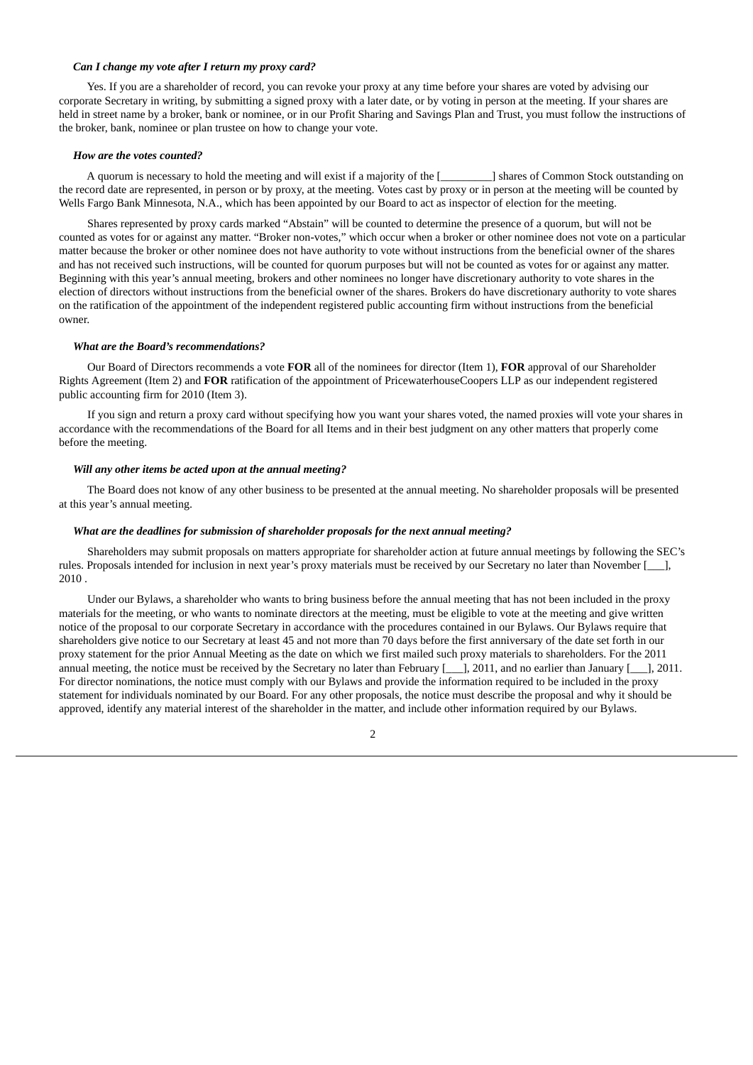***Can I change my vote after I return my proxy card?***

Yes. If you are a shareholder of record, you can revoke your proxy at any time before your shares are voted by advising our corporate Secretary in writing, by submitting a signed proxy with a later date, or by voting in person at the meeting. If your shares are held in street name by a broker, bank or nominee, or in our Profit Sharing and Savings Plan and Trust, you must follow the instructions of the broker, bank, nominee or plan trustee on how to change your vote.

***How are the votes counted?***

A quorum is necessary to hold the meeting and will exist if a majority of the [_________] shares of Common Stock outstanding on the record date are represented, in person or by proxy, at the meeting. Votes cast by proxy or in person at the meeting will be counted by Wells Fargo Bank Minnesota, N.A., which has been appointed by our Board to act as inspector of election for the meeting.

Shares represented by proxy cards marked "Abstain" will be counted to determine the presence of a quorum, but will not be counted as votes for or against any matter. "Broker non-votes," which occur when a broker or other nominee does not vote on a particular matter because the broker or other nominee does not have authority to vote without instructions from the beneficial owner of the shares and has not received such instructions, will be counted for quorum purposes but will not be counted as votes for or against any matter. Beginning with this year's annual meeting, brokers and other nominees no longer have discretionary authority to vote shares in the election of directors without instructions from the beneficial owner of the shares. Brokers do have discretionary authority to vote shares on the ratification of the appointment of the independent registered public accounting firm without instructions from the beneficial owner.

***What are the Board's recommendations?***

Our Board of Directors recommends a vote **FOR** all of the nominees for director (Item 1), **FOR** approval of our Shareholder Rights Agreement (Item 2) and **FOR** ratification of the appointment of PricewaterhouseCoopers LLP as our independent registered public accounting firm for 2010 (Item 3).

If you sign and return a proxy card without specifying how you want your shares voted, the named proxies will vote your shares in accordance with the recommendations of the Board for all Items and in their best judgment on any other matters that properly come before the meeting.

***Will any other items be acted upon at the annual meeting?***

The Board does not know of any other business to be presented at the annual meeting. No shareholder proposals will be presented at this year's annual meeting.

***What are the deadlines for submission of shareholder proposals for the next annual meeting?***

Shareholders may submit proposals on matters appropriate for shareholder action at future annual meetings by following the SEC's rules. Proposals intended for inclusion in next year's proxy materials must be received by our Secretary no later than November [___], 2010 .

Under our Bylaws, a shareholder who wants to bring business before the annual meeting that has not been included in the proxy materials for the meeting, or who wants to nominate directors at the meeting, must be eligible to vote at the meeting and give written notice of the proposal to our corporate Secretary in accordance with the procedures contained in our Bylaws. Our Bylaws require that shareholders give notice to our Secretary at least 45 and not more than 70 days before the first anniversary of the date set forth in our proxy statement for the prior Annual Meeting as the date on which we first mailed such proxy materials to shareholders. For the 2011 annual meeting, the notice must be received by the Secretary no later than February [___], 2011, and no earlier than January [___], 2011. For director nominations, the notice must comply with our Bylaws and provide the information required to be included in the proxy statement for individuals nominated by our Board. For any other proposals, the notice must describe the proposal and why it should be approved, identify any material interest of the shareholder in the matter, and include other information required by our Bylaws.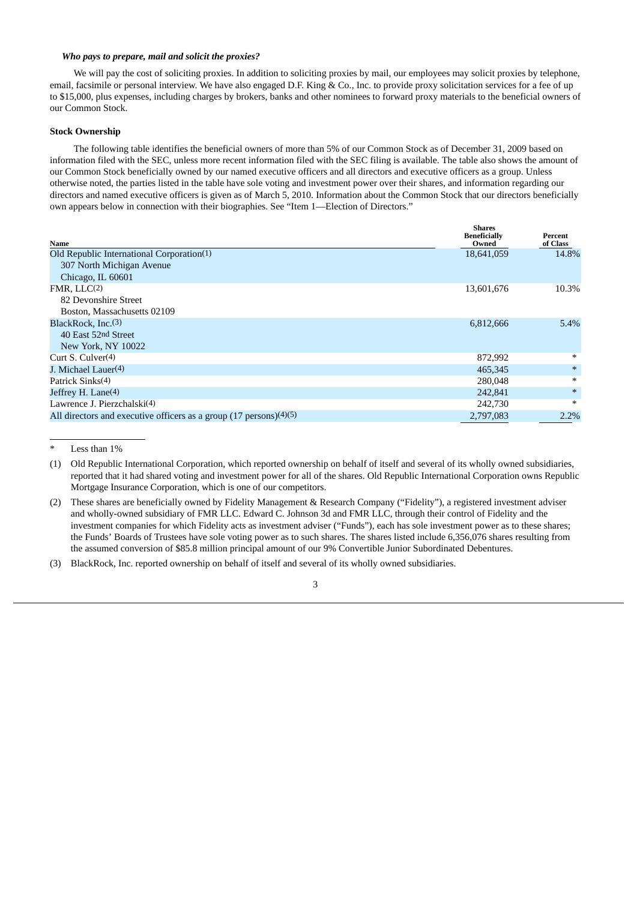### *Who pays to prepare, mail and solicit the proxies?*

We will pay the cost of soliciting proxies. In addition to soliciting proxies by mail, our employees may solicit proxies by telephone, email, facsimile or personal interview. We have also engaged D.F. King & Co., Inc. to provide proxy solicitation services for a fee of up to $15,000, plus expenses, including charges by brokers, banks and other nominees to forward proxy materials to the beneficial owners of our Common Stock.

### Stock Ownership

The following table identifies the beneficial owners of more than 5% of our Common Stock as of December 31, 2009 based on information filed with the SEC, unless more recent information filed with the SEC filing is available. The table also shows the amount of our Common Stock beneficially owned by our named executive officers and all directors and executive officers as a group. Unless otherwise noted, the parties listed in the table have sole voting and investment power over their shares, and information regarding our directors and named executive officers is given as of March 5, 2010. Information about the Common Stock that our directors beneficially own appears below in connection with their biographies. See "Item 1—Election of Directors."

| Name | Shares Beneficially Owned | Percent of Class |
|---|---|---|
| Old Republic International Corporation(1)<br>307 North Michigan Avenue<br>Chicago, IL 60601 | 18,641,059 | 14.8% |
| FMR, LLC(2)<br>82 Devonshire Street<br>Boston, Massachusetts 02109 | 13,601,676 | 10.3% |
| BlackRock, Inc.(3)<br>40 East 52nd Street<br>New York, NY 10022 | 6,812,666 | 5.4% |
| Curt S. Culver(4) | 872,992 | * |
| J. Michael Lauer(4) | 465,345 | * |
| Patrick Sinks(4) | 280,048 | * |
| Jeffrey H. Lane(4) | 242,841 | * |
| Lawrence J. Pierzchalski(4) | 242,730 | * |
| All directors and executive officers as a group (17 persons)(4)(5) | 2,797,083 | 2.2% |

\* Less than 1%

(1) Old Republic International Corporation, which reported ownership on behalf of itself and several of its wholly owned subsidiaries, reported that it had shared voting and investment power for all of the shares. Old Republic International Corporation owns Republic Mortgage Insurance Corporation, which is one of our competitors.

(2) These shares are beneficially owned by Fidelity Management & Research Company ("Fidelity"), a registered investment adviser and wholly-owned subsidiary of FMR LLC. Edward C. Johnson 3d and FMR LLC, through their control of Fidelity and the investment companies for which Fidelity acts as investment adviser ("Funds"), each has sole investment power as to these shares; the Funds' Boards of Trustees have sole voting power as to such shares. The shares listed include 6,356,076 shares resulting from the assumed conversion of $85.8 million principal amount of our 9% Convertible Junior Subordinated Debentures.

(3) BlackRock, Inc. reported ownership on behalf of itself and several of its wholly owned subsidiaries.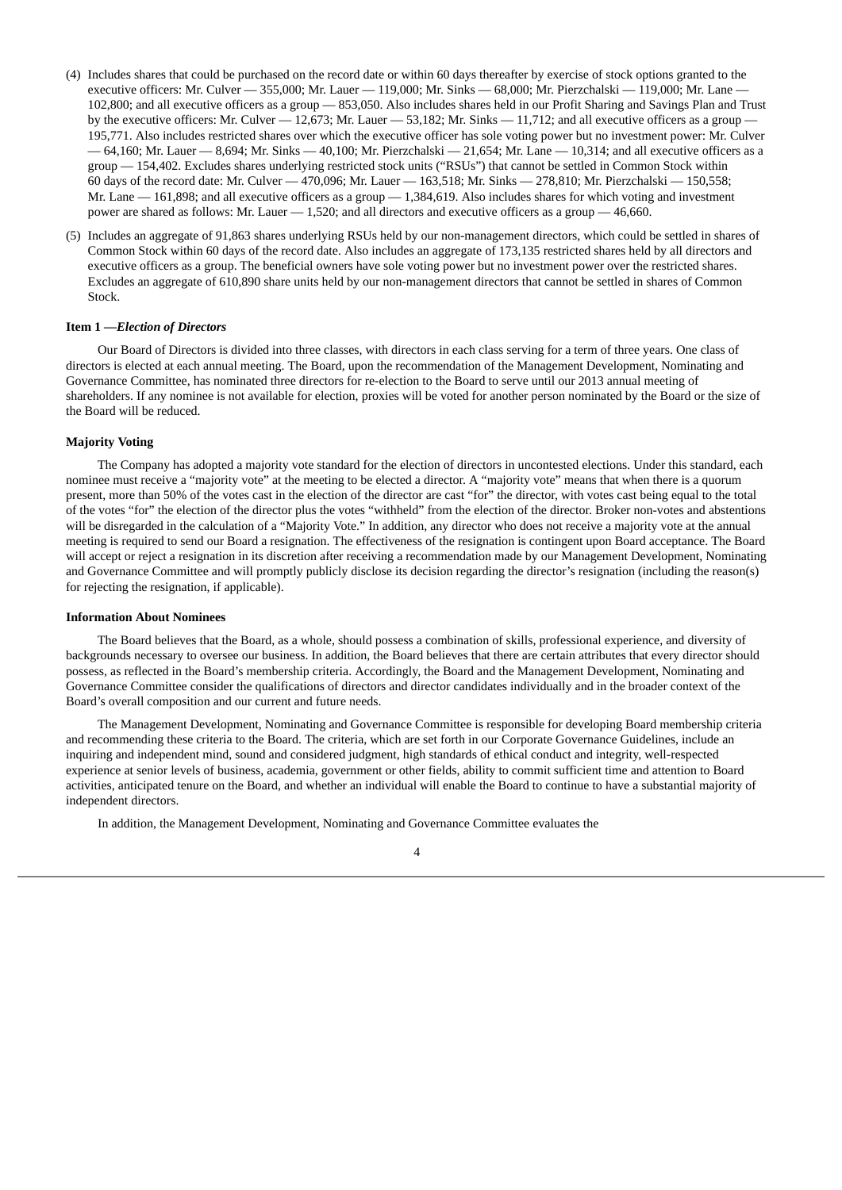(4) Includes shares that could be purchased on the record date or within 60 days thereafter by exercise of stock options granted to the executive officers: Mr. Culver — 355,000; Mr. Lauer — 119,000; Mr. Sinks — 68,000; Mr. Pierzchalski — 119,000; Mr. Lane — 102,800; and all executive officers as a group — 853,050. Also includes shares held in our Profit Sharing and Savings Plan and Trust by the executive officers: Mr. Culver — 12,673; Mr. Lauer — 53,182; Mr. Sinks — 11,712; and all executive officers as a group — 195,771. Also includes restricted shares over which the executive officer has sole voting power but no investment power: Mr. Culver — 64,160; Mr. Lauer — 8,694; Mr. Sinks — 40,100; Mr. Pierzchalski — 21,654; Mr. Lane — 10,314; and all executive officers as a group — 154,402. Excludes shares underlying restricted stock units ("RSUs") that cannot be settled in Common Stock within 60 days of the record date: Mr. Culver — 470,096; Mr. Lauer — 163,518; Mr. Sinks — 278,810; Mr. Pierzchalski — 150,558; Mr. Lane — 161,898; and all executive officers as a group — 1,384,619. Also includes shares for which voting and investment power are shared as follows: Mr. Lauer — 1,520; and all directors and executive officers as a group — 46,660.

(5) Includes an aggregate of 91,863 shares underlying RSUs held by our non-management directors, which could be settled in shares of Common Stock within 60 days of the record date. Also includes an aggregate of 173,135 restricted shares held by all directors and executive officers as a group. The beneficial owners have sole voting power but no investment power over the restricted shares. Excludes an aggregate of 610,890 share units held by our non-management directors that cannot be settled in shares of Common Stock.

**Item 1 —*Election of Directors***

Our Board of Directors is divided into three classes, with directors in each class serving for a term of three years. One class of directors is elected at each annual meeting. The Board, upon the recommendation of the Management Development, Nominating and Governance Committee, has nominated three directors for re-election to the Board to serve until our 2013 annual meeting of shareholders. If any nominee is not available for election, proxies will be voted for another person nominated by the Board or the size of the Board will be reduced.

**Majority Voting**

The Company has adopted a majority vote standard for the election of directors in uncontested elections. Under this standard, each nominee must receive a "majority vote" at the meeting to be elected a director. A "majority vote" means that when there is a quorum present, more than 50% of the votes cast in the election of the director are cast "for" the director, with votes cast being equal to the total of the votes "for" the election of the director plus the votes "withheld" from the election of the director. Broker non-votes and abstentions will be disregarded in the calculation of a "Majority Vote." In addition, any director who does not receive a majority vote at the annual meeting is required to send our Board a resignation. The effectiveness of the resignation is contingent upon Board acceptance. The Board will accept or reject a resignation in its discretion after receiving a recommendation made by our Management Development, Nominating and Governance Committee and will promptly publicly disclose its decision regarding the director's resignation (including the reason(s) for rejecting the resignation, if applicable).

**Information About Nominees**

The Board believes that the Board, as a whole, should possess a combination of skills, professional experience, and diversity of backgrounds necessary to oversee our business. In addition, the Board believes that there are certain attributes that every director should possess, as reflected in the Board's membership criteria. Accordingly, the Board and the Management Development, Nominating and Governance Committee consider the qualifications of directors and director candidates individually and in the broader context of the Board's overall composition and our current and future needs.

The Management Development, Nominating and Governance Committee is responsible for developing Board membership criteria and recommending these criteria to the Board. The criteria, which are set forth in our Corporate Governance Guidelines, include an inquiring and independent mind, sound and considered judgment, high standards of ethical conduct and integrity, well-respected experience at senior levels of business, academia, government or other fields, ability to commit sufficient time and attention to Board activities, anticipated tenure on the Board, and whether an individual will enable the Board to continue to have a substantial majority of independent directors.

In addition, the Management Development, Nominating and Governance Committee evaluates the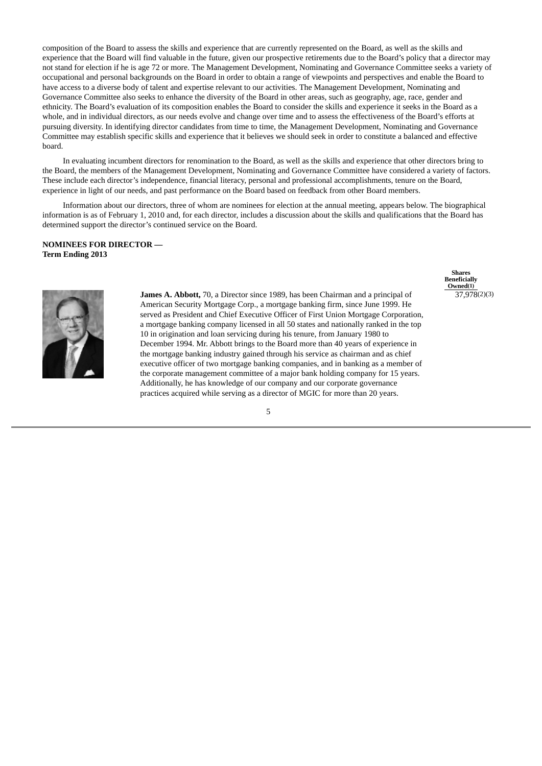composition of the Board to assess the skills and experience that are currently represented on the Board, as well as the skills and experience that the Board will find valuable in the future, given our prospective retirements due to the Board's policy that a director may not stand for election if he is age 72 or more. The Management Development, Nominating and Governance Committee seeks a variety of occupational and personal backgrounds on the Board in order to obtain a range of viewpoints and perspectives and enable the Board to have access to a diverse body of talent and expertise relevant to our activities. The Management Development, Nominating and Governance Committee also seeks to enhance the diversity of the Board in other areas, such as geography, age, race, gender and ethnicity. The Board's evaluation of its composition enables the Board to consider the skills and experience it seeks in the Board as a whole, and in individual directors, as our needs evolve and change over time and to assess the effectiveness of the Board's efforts at pursuing diversity. In identifying director candidates from time to time, the Management Development, Nominating and Governance Committee may establish specific skills and experience that it believes we should seek in order to constitute a balanced and effective board.

In evaluating incumbent directors for renomination to the Board, as well as the skills and experience that other directors bring to the Board, the members of the Management Development, Nominating and Governance Committee have considered a variety of factors. These include each director's independence, financial literacy, personal and professional accomplishments, tenure on the Board, experience in light of our needs, and past performance on the Board based on feedback from other Board members.

Information about our directors, three of whom are nominees for election at the annual meeting, appears below. The biographical information is as of February 1, 2010 and, for each director, includes a discussion about the skills and qualifications that the Board has determined support the director's continued service on the Board.

**NOMINEES FOR DIRECTOR — Term Ending 2013**

| | Shares Beneficially Owned(1) |
|---|---|
| **James A. Abbott,** 70, a Director since 1989, has been Chairman and a principal of American Security Mortgage Corp., a mortgage banking firm, since June 1999. He served as President and Chief Executive Officer of First Union Mortgage Corporation, a mortgage banking company licensed in all 50 states and nationally ranked in the top 10 in origination and loan servicing during his tenure, from January 1980 to December 1994. Mr. Abbott brings to the Board more than 40 years of experience in the mortgage banking industry gained through his service as chairman and as chief executive officer of two mortgage banking companies, and in banking as a member of the corporate management committee of a major bank holding company for 15 years. Additionally, he has knowledge of our company and our corporate governance practices acquired while serving as a director of MGIC for more than 20 years. | 37,978(2)(3) |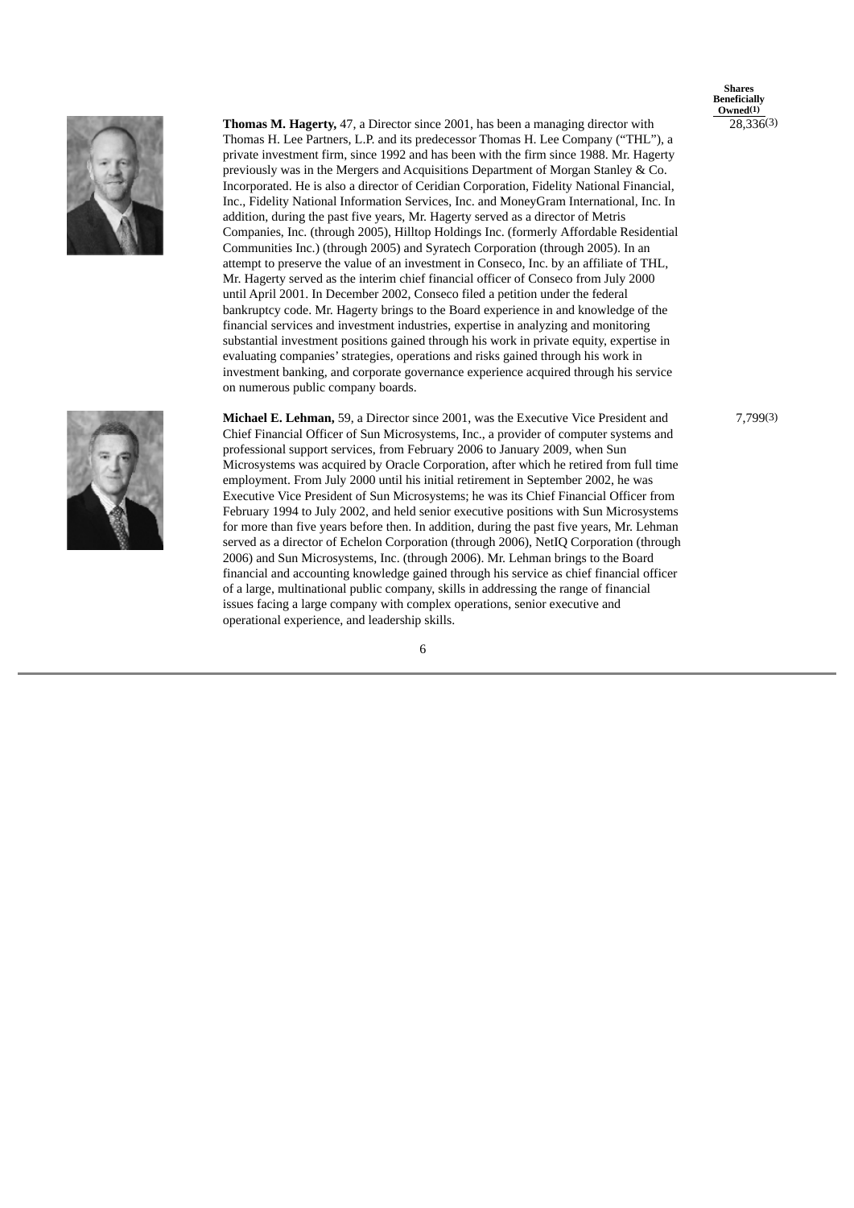| | Shares Beneficially Owned(1) |
|---|---|
| **Thomas M. Hagerty,** 47, a Director since 2001, has been a managing director with Thomas H. Lee Partners, L.P. and its predecessor Thomas H. Lee Company ("THL"), a private investment firm, since 1992 and has been with the firm since 1988. Mr. Hagerty previously was in the Mergers and Acquisitions Department of Morgan Stanley & Co. Incorporated. He is also a director of Ceridian Corporation, Fidelity National Financial, Inc., Fidelity National Information Services, Inc. and MoneyGram International, Inc. In addition, during the past five years, Mr. Hagerty served as a director of Metris Companies, Inc. (through 2005), Hilltop Holdings Inc. (formerly Affordable Residential Communities Inc.) (through 2005) and Syratech Corporation (through 2005). In an attempt to preserve the value of an investment in Conseco, Inc. by an affiliate of THL, Mr. Hagerty served as the interim chief financial officer of Conseco from July 2000 until April 2001. In December 2002, Conseco filed a petition under the federal bankruptcy code. Mr. Hagerty brings to the Board experience in and knowledge of the financial services and investment industries, expertise in analyzing and monitoring substantial investment positions gained through his work in private equity, expertise in evaluating companies' strategies, operations and risks gained through his work in investment banking, and corporate governance experience acquired through his service on numerous public company boards. | 28,336(3) |
| **Michael E. Lehman,** 59, a Director since 2001, was the Executive Vice President and Chief Financial Officer of Sun Microsystems, Inc., a provider of computer systems and professional support services, from February 2006 to January 2009, when Sun Microsystems was acquired by Oracle Corporation, after which he retired from full time employment. From July 2000 until his initial retirement in September 2002, he was Executive Vice President of Sun Microsystems; he was its Chief Financial Officer from February 1994 to July 2002, and held senior executive positions with Sun Microsystems for more than five years before then. In addition, during the past five years, Mr. Lehman served as a director of Echelon Corporation (through 2006), NetIQ Corporation (through 2006) and Sun Microsystems, Inc. (through 2006). Mr. Lehman brings to the Board financial and accounting knowledge gained through his service as chief financial officer of a large, multinational public company, skills in addressing the range of financial issues facing a large company with complex operations, senior executive and operational experience, and leadership skills. | 7,799(3) |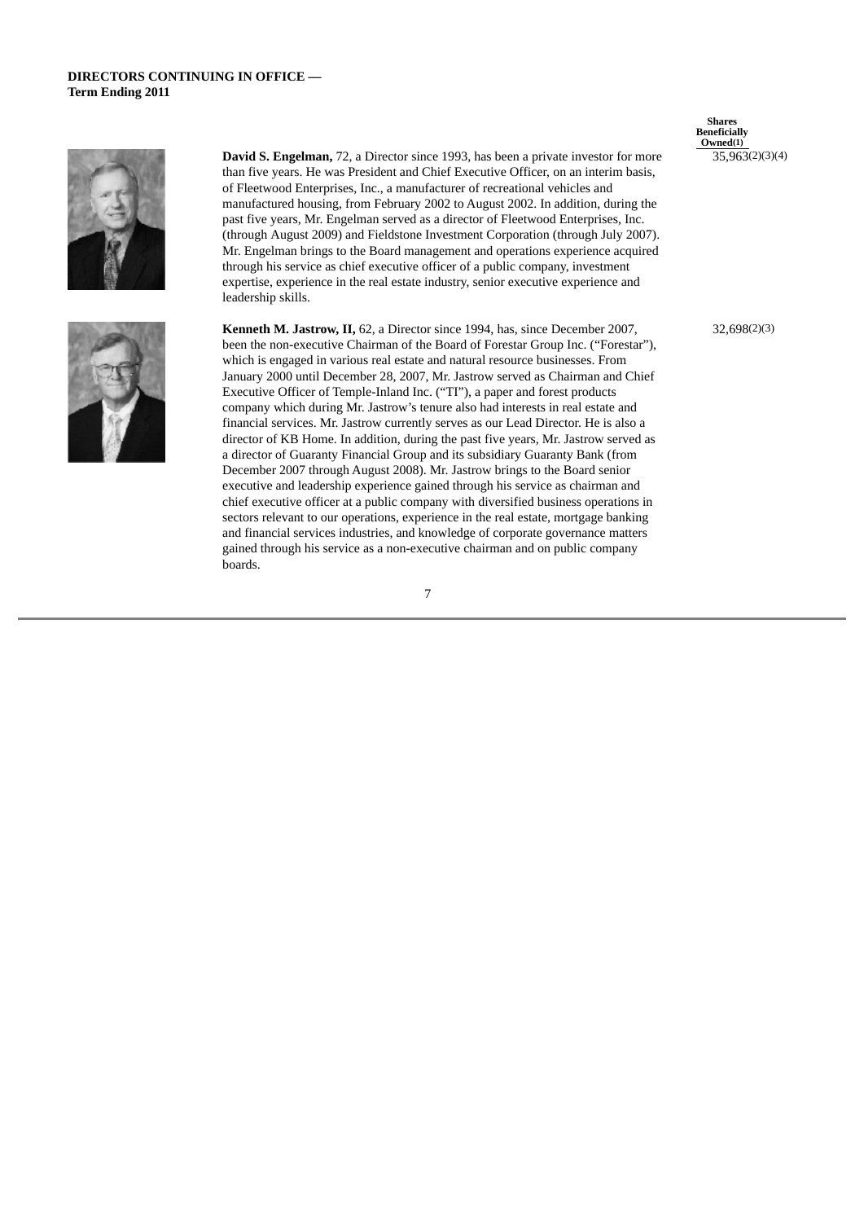**DIRECTORS CONTINUING IN OFFICE —**
**Term Ending 2011**

| | Shares Beneficially Owned[(1)] |
|---|---|
| **David S. Engelman,** 72, a Director since 1993, has been a private investor for more than five years. He was President and Chief Executive Officer, on an interim basis, of Fleetwood Enterprises, Inc., a manufacturer of recreational vehicles and manufactured housing, from February 2002 to August 2002. In addition, during the past five years, Mr. Engelman served as a director of Fleetwood Enterprises, Inc. (through August 2009) and Fieldstone Investment Corporation (through July 2007). Mr. Engelman brings to the Board management and operations experience acquired through his service as chief executive officer of a public company, investment expertise, experience in the real estate industry, senior executive experience and leadership skills. | 35,963(2)(3)(4) |
| **Kenneth M. Jastrow, II,** 62, a Director since 1994, has, since December 2007, been the non-executive Chairman of the Board of Forestar Group Inc. ("Forestar"), which is engaged in various real estate and natural resource businesses. From January 2000 until December 28, 2007, Mr. Jastrow served as Chairman and Chief Executive Officer of Temple-Inland Inc. ("TI"), a paper and forest products company which during Mr. Jastrow's tenure also had interests in real estate and financial services. Mr. Jastrow currently serves as our Lead Director. He is also a director of KB Home. In addition, during the past five years, Mr. Jastrow served as a director of Guaranty Financial Group and its subsidiary Guaranty Bank (from December 2007 through August 2008). Mr. Jastrow brings to the Board senior executive and leadership experience gained through his service as chairman and chief executive officer at a public company with diversified business operations in sectors relevant to our operations, experience in the real estate, mortgage banking and financial services industries, and knowledge of corporate governance matters gained through his service as a non-executive chairman and on public company boards. | 32,698(2)(3) |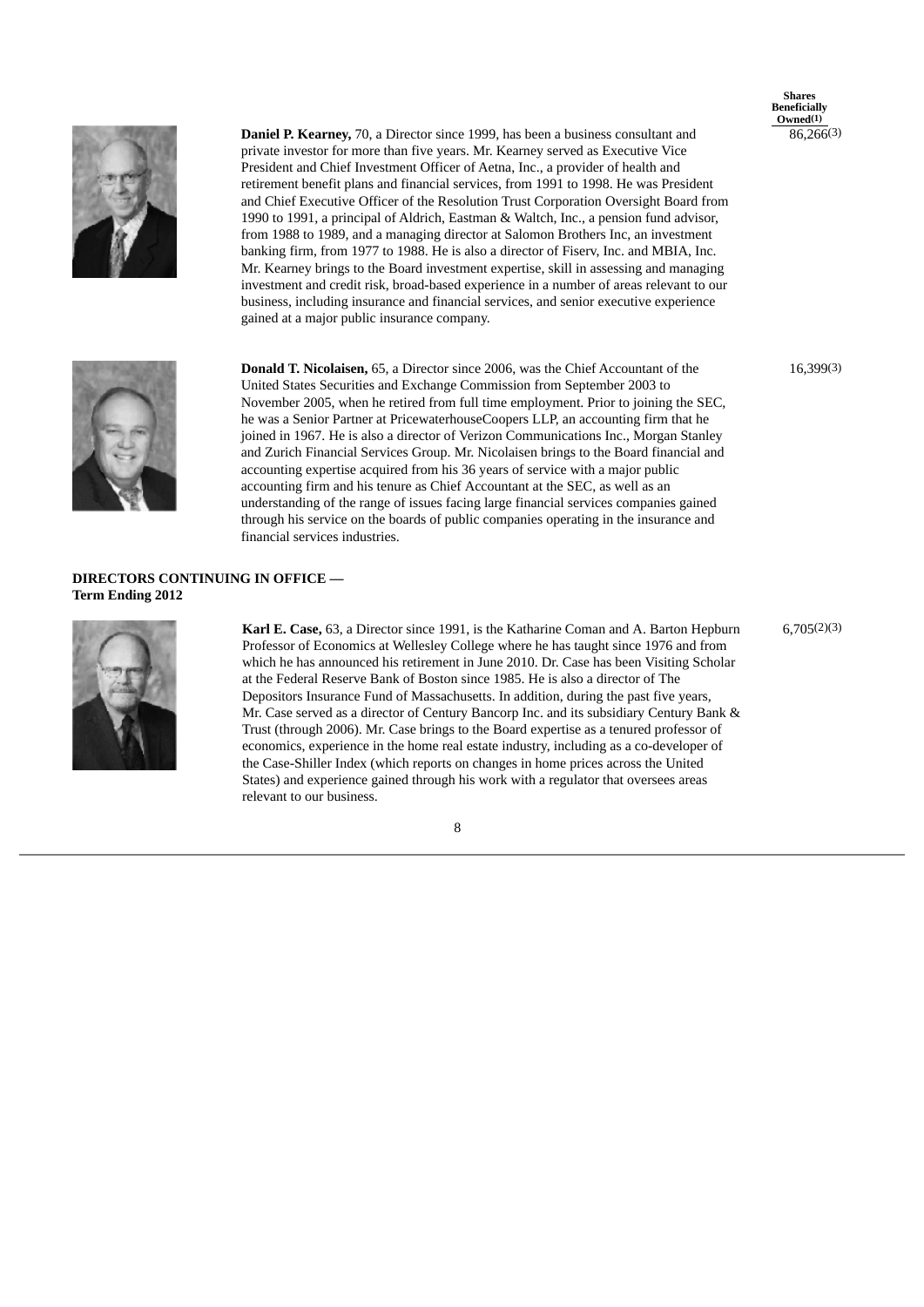| | Shares Beneficially Owned(1) |
|---|---|
| **Daniel P. Kearney,** 70, a Director since 1999, has been a business consultant and private investor for more than five years. Mr. Kearney served as Executive Vice President and Chief Investment Officer of Aetna, Inc., a provider of health and retirement benefit plans and financial services, from 1991 to 1998. He was President and Chief Executive Officer of the Resolution Trust Corporation Oversight Board from 1990 to 1991, a principal of Aldrich, Eastman & Waltch, Inc., a pension fund advisor, from 1988 to 1989, and a managing director at Salomon Brothers Inc, an investment banking firm, from 1977 to 1988. He is also a director of Fiserv, Inc. and MBIA, Inc. Mr. Kearney brings to the Board investment expertise, skill in assessing and managing investment and credit risk, broad-based experience in a number of areas relevant to our business, including insurance and financial services, and senior executive experience gained at a major public insurance company. | 86,266(3) |
| **Donald T. Nicolaisen,** 65, a Director since 2006, was the Chief Accountant of the United States Securities and Exchange Commission from September 2003 to November 2005, when he retired from full time employment. Prior to joining the SEC, he was a Senior Partner at PricewaterhouseCoopers LLP, an accounting firm that he joined in 1967. He is also a director of Verizon Communications Inc., Morgan Stanley and Zurich Financial Services Group. Mr. Nicolaisen brings to the Board financial and accounting expertise acquired from his 36 years of service with a major public accounting firm and his tenure as Chief Accountant at the SEC, as well as an understanding of the range of issues facing large financial services companies gained through his service on the boards of public companies operating in the insurance and financial services industries. | 16,399(3) |

**DIRECTORS CONTINUING IN OFFICE — Term Ending 2012**

| | |
|---|---|
| **Karl E. Case,** 63, a Director since 1991, is the Katharine Coman and A. Barton Hepburn Professor of Economics at Wellesley College where he has taught since 1976 and from which he has announced his retirement in June 2010. Dr. Case has been Visiting Scholar at the Federal Reserve Bank of Boston since 1985. He is also a director of The Depositors Insurance Fund of Massachusetts. In addition, during the past five years, Mr. Case served as a director of Century Bancorp Inc. and its subsidiary Century Bank & Trust (through 2006). Mr. Case brings to the Board expertise as a tenured professor of economics, experience in the home real estate industry, including as a co-developer of the Case-Shiller Index (which reports on changes in home prices across the United States) and experience gained through his work with a regulator that oversees areas relevant to our business. | 6,705(2)(3) |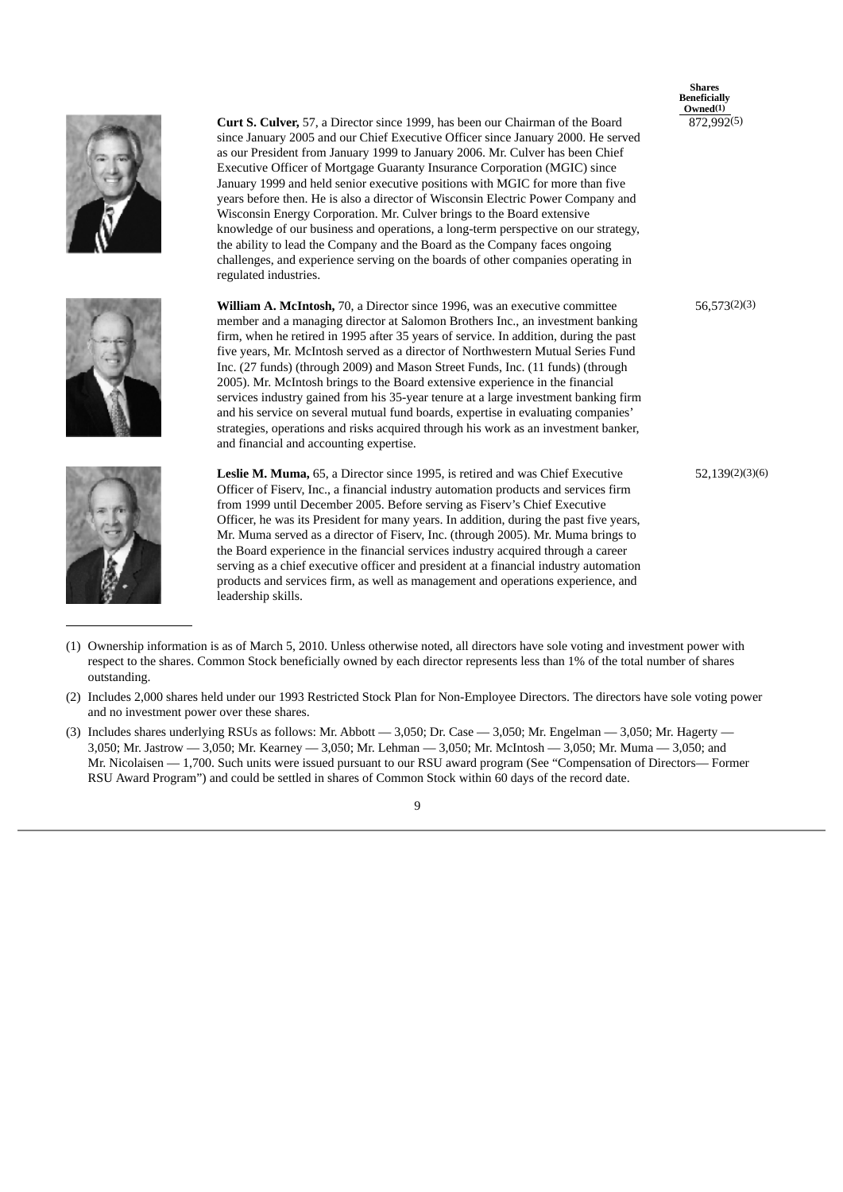| | Shares Beneficially Owned(1) |
|---|---|
| **Curt S. Culver,** 57, a Director since 1999, has been our Chairman of the Board since January 2005 and our Chief Executive Officer since January 2000. He served as our President from January 1999 to January 2006. Mr. Culver has been Chief Executive Officer of Mortgage Guaranty Insurance Corporation (MGIC) since January 1999 and held senior executive positions with MGIC for more than five years before then. He is also a director of Wisconsin Electric Power Company and Wisconsin Energy Corporation. Mr. Culver brings to the Board extensive knowledge of our business and operations, a long-term perspective on our strategy, the ability to lead the Company and the Board as the Company faces ongoing challenges, and experience serving on the boards of other companies operating in regulated industries. | 872,992(5) |
| **William A. McIntosh,** 70, a Director since 1996, was an executive committee member and a managing director at Salomon Brothers Inc., an investment banking firm, when he retired in 1995 after 35 years of service. In addition, during the past five years, Mr. McIntosh served as a director of Northwestern Mutual Series Fund Inc. (27 funds) (through 2009) and Mason Street Funds, Inc. (11 funds) (through 2005). Mr. McIntosh brings to the Board extensive experience in the financial services industry gained from his 35-year tenure at a large investment banking firm and his service on several mutual fund boards, expertise in evaluating companies' strategies, operations and risks acquired through his work as an investment banker, and financial and accounting expertise. | 56,573(2)(3) |
| **Leslie M. Muma,** 65, a Director since 1995, is retired and was Chief Executive Officer of Fiserv, Inc., a financial industry automation products and services firm from 1999 until December 2005. Before serving as Fiserv's Chief Executive Officer, he was its President for many years. In addition, during the past five years, Mr. Muma served as a director of Fiserv, Inc. (through 2005). Mr. Muma brings to the Board experience in the financial services industry acquired through a career serving as a chief executive officer and president at a financial industry automation products and services firm, as well as management and operations experience, and leadership skills. | 52,139(2)(3)(6) |

(1) Ownership information is as of March 5, 2010. Unless otherwise noted, all directors have sole voting and investment power with respect to the shares. Common Stock beneficially owned by each director represents less than 1% of the total number of shares outstanding.

(2) Includes 2,000 shares held under our 1993 Restricted Stock Plan for Non-Employee Directors. The directors have sole voting power and no investment power over these shares.

(3) Includes shares underlying RSUs as follows: Mr. Abbott — 3,050; Dr. Case — 3,050; Mr. Engelman — 3,050; Mr. Hagerty — 3,050; Mr. Jastrow — 3,050; Mr. Kearney — 3,050; Mr. Lehman — 3,050; Mr. McIntosh — 3,050; Mr. Muma — 3,050; and Mr. Nicolaisen — 1,700. Such units were issued pursuant to our RSU award program (See "Compensation of Directors— Former RSU Award Program") and could be settled in shares of Common Stock within 60 days of the record date.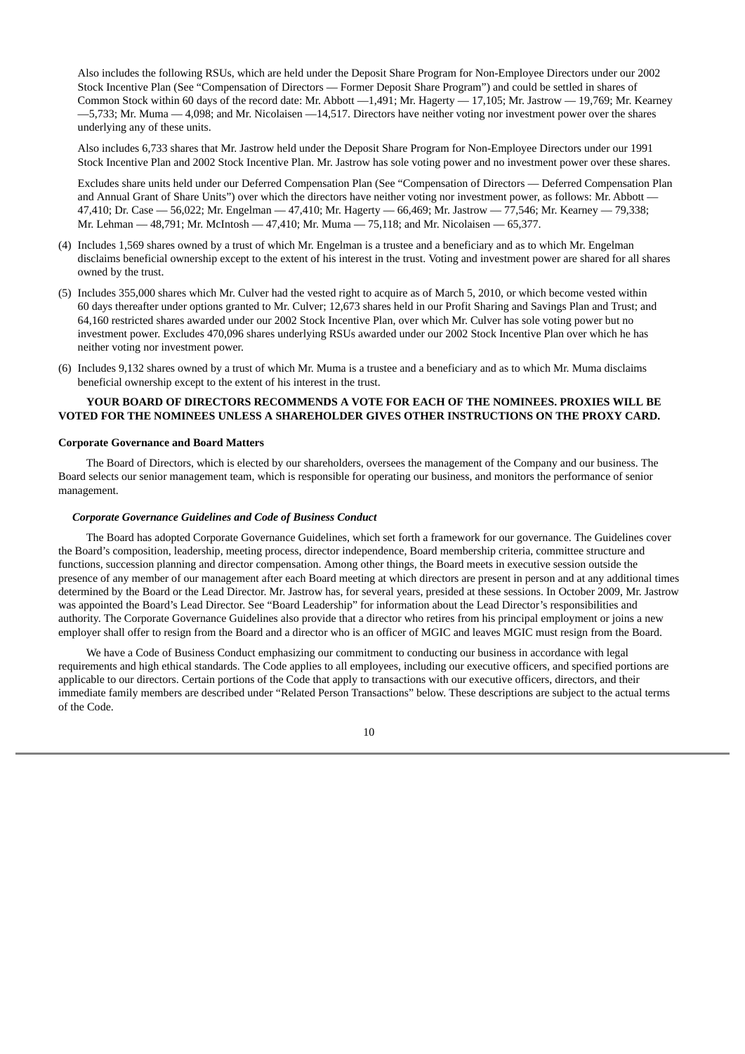Also includes the following RSUs, which are held under the Deposit Share Program for Non-Employee Directors under our 2002 Stock Incentive Plan (See "Compensation of Directors — Former Deposit Share Program") and could be settled in shares of Common Stock within 60 days of the record date: Mr. Abbott —1,491; Mr. Hagerty — 17,105; Mr. Jastrow — 19,769; Mr. Kearney —5,733; Mr. Muma — 4,098; and Mr. Nicolaisen —14,517. Directors have neither voting nor investment power over the shares underlying any of these units.

Also includes 6,733 shares that Mr. Jastrow held under the Deposit Share Program for Non-Employee Directors under our 1991 Stock Incentive Plan and 2002 Stock Incentive Plan. Mr. Jastrow has sole voting power and no investment power over these shares.

Excludes share units held under our Deferred Compensation Plan (See "Compensation of Directors — Deferred Compensation Plan and Annual Grant of Share Units") over which the directors have neither voting nor investment power, as follows: Mr. Abbott — 47,410; Dr. Case — 56,022; Mr. Engelman — 47,410; Mr. Hagerty — 66,469; Mr. Jastrow — 77,546; Mr. Kearney — 79,338; Mr. Lehman — 48,791; Mr. McIntosh — 47,410; Mr. Muma — 75,118; and Mr. Nicolaisen — 65,377.

(4) Includes 1,569 shares owned by a trust of which Mr. Engelman is a trustee and a beneficiary and as to which Mr. Engelman disclaims beneficial ownership except to the extent of his interest in the trust. Voting and investment power are shared for all shares owned by the trust.

(5) Includes 355,000 shares which Mr. Culver had the vested right to acquire as of March 5, 2010, or which become vested within 60 days thereafter under options granted to Mr. Culver; 12,673 shares held in our Profit Sharing and Savings Plan and Trust; and 64,160 restricted shares awarded under our 2002 Stock Incentive Plan, over which Mr. Culver has sole voting power but no investment power. Excludes 470,096 shares underlying RSUs awarded under our 2002 Stock Incentive Plan over which he has neither voting nor investment power.

(6) Includes 9,132 shares owned by a trust of which Mr. Muma is a trustee and a beneficiary and as to which Mr. Muma disclaims beneficial ownership except to the extent of his interest in the trust.

**YOUR BOARD OF DIRECTORS RECOMMENDS A VOTE FOR EACH OF THE NOMINEES. PROXIES WILL BE VOTED FOR THE NOMINEES UNLESS A SHAREHOLDER GIVES OTHER INSTRUCTIONS ON THE PROXY CARD.**

### Corporate Governance and Board Matters

The Board of Directors, which is elected by our shareholders, oversees the management of the Company and our business. The Board selects our senior management team, which is responsible for operating our business, and monitors the performance of senior management.

#### *Corporate Governance Guidelines and Code of Business Conduct*

The Board has adopted Corporate Governance Guidelines, which set forth a framework for our governance. The Guidelines cover the Board's composition, leadership, meeting process, director independence, Board membership criteria, committee structure and functions, succession planning and director compensation. Among other things, the Board meets in executive session outside the presence of any member of our management after each Board meeting at which directors are present in person and at any additional times determined by the Board or the Lead Director. Mr. Jastrow has, for several years, presided at these sessions. In October 2009, Mr. Jastrow was appointed the Board's Lead Director. See "Board Leadership" for information about the Lead Director's responsibilities and authority. The Corporate Governance Guidelines also provide that a director who retires from his principal employment or joins a new employer shall offer to resign from the Board and a director who is an officer of MGIC and leaves MGIC must resign from the Board.

We have a Code of Business Conduct emphasizing our commitment to conducting our business in accordance with legal requirements and high ethical standards. The Code applies to all employees, including our executive officers, and specified portions are applicable to our directors. Certain portions of the Code that apply to transactions with our executive officers, directors, and their immediate family members are described under "Related Person Transactions" below. These descriptions are subject to the actual terms of the Code.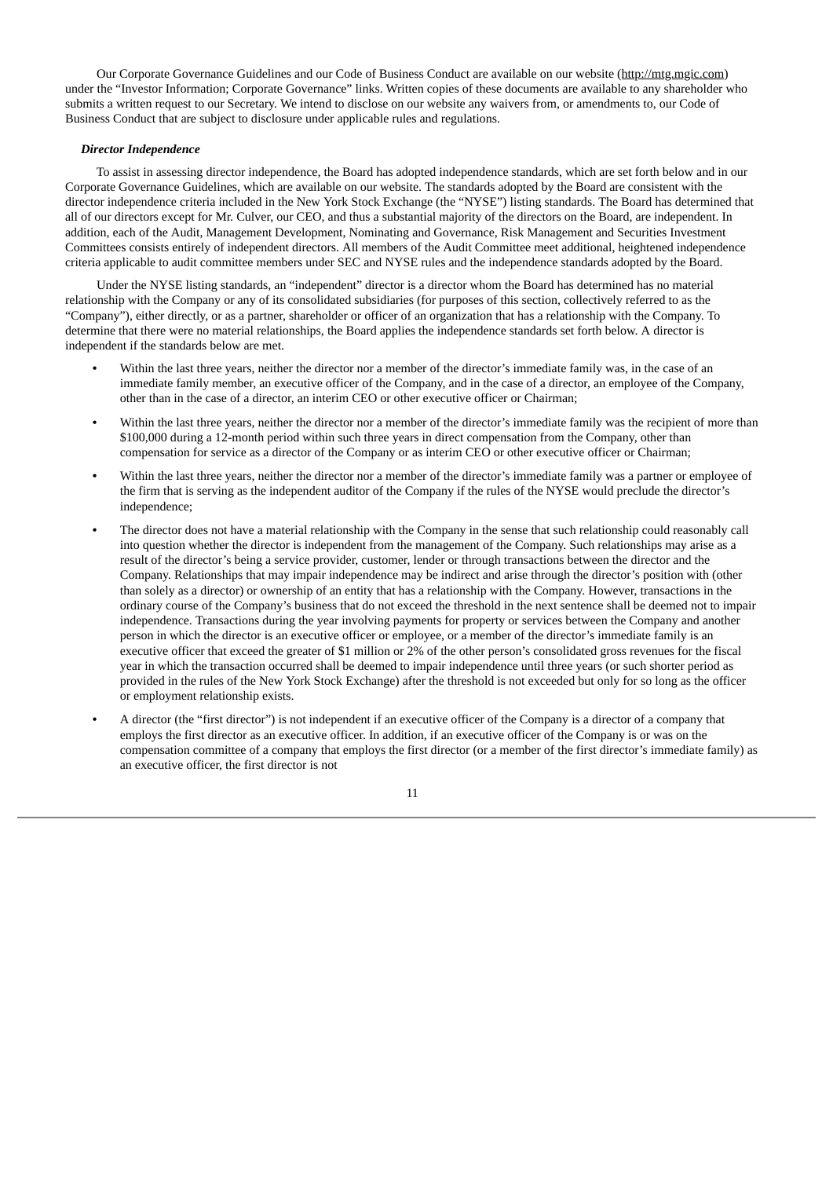Our Corporate Governance Guidelines and our Code of Business Conduct are available on our website (http://mtg.mgic.com) under the "Investor Information; Corporate Governance" links. Written copies of these documents are available to any shareholder who submits a written request to our Secretary. We intend to disclose on our website any waivers from, or amendments to, our Code of Business Conduct that are subject to disclosure under applicable rules and regulations.

***Director Independence***

To assist in assessing director independence, the Board has adopted independence standards, which are set forth below and in our Corporate Governance Guidelines, which are available on our website. The standards adopted by the Board are consistent with the director independence criteria included in the New York Stock Exchange (the "NYSE") listing standards. The Board has determined that all of our directors except for Mr. Culver, our CEO, and thus a substantial majority of the directors on the Board, are independent. In addition, each of the Audit, Management Development, Nominating and Governance, Risk Management and Securities Investment Committees consists entirely of independent directors. All members of the Audit Committee meet additional, heightened independence criteria applicable to audit committee members under SEC and NYSE rules and the independence standards adopted by the Board.

Under the NYSE listing standards, an "independent" director is a director whom the Board has determined has no material relationship with the Company or any of its consolidated subsidiaries (for purposes of this section, collectively referred to as the "Company"), either directly, or as a partner, shareholder or officer of an organization that has a relationship with the Company. To determine that there were no material relationships, the Board applies the independence standards set forth below. A director is independent if the standards below are met.

- Within the last three years, neither the director nor a member of the director's immediate family was, in the case of an immediate family member, an executive officer of the Company, and in the case of a director, an employee of the Company, other than in the case of a director, an interim CEO or other executive officer or Chairman;
- Within the last three years, neither the director nor a member of the director's immediate family was the recipient of more than $100,000 during a 12-month period within such three years in direct compensation from the Company, other than compensation for service as a director of the Company or as interim CEO or other executive officer or Chairman;
- Within the last three years, neither the director nor a member of the director's immediate family was a partner or employee of the firm that is serving as the independent auditor of the Company if the rules of the NYSE would preclude the director's independence;
- The director does not have a material relationship with the Company in the sense that such relationship could reasonably call into question whether the director is independent from the management of the Company. Such relationships may arise as a result of the director's being a service provider, customer, lender or through transactions between the director and the Company. Relationships that may impair independence may be indirect and arise through the director's position with (other than solely as a director) or ownership of an entity that has a relationship with the Company. However, transactions in the ordinary course of the Company's business that do not exceed the threshold in the next sentence shall be deemed not to impair independence. Transactions during the year involving payments for property or services between the Company and another person in which the director is an executive officer or employee, or a member of the director's immediate family is an executive officer that exceed the greater of $1 million or 2% of the other person's consolidated gross revenues for the fiscal year in which the transaction occurred shall be deemed to impair independence until three years (or such shorter period as provided in the rules of the New York Stock Exchange) after the threshold is not exceeded but only for so long as the officer or employment relationship exists.
- A director (the "first director") is not independent if an executive officer of the Company is a director of a company that employs the first director as an executive officer. In addition, if an executive officer of the Company is or was on the compensation committee of a company that employs the first director (or a member of the first director's immediate family) as an executive officer, the first director is not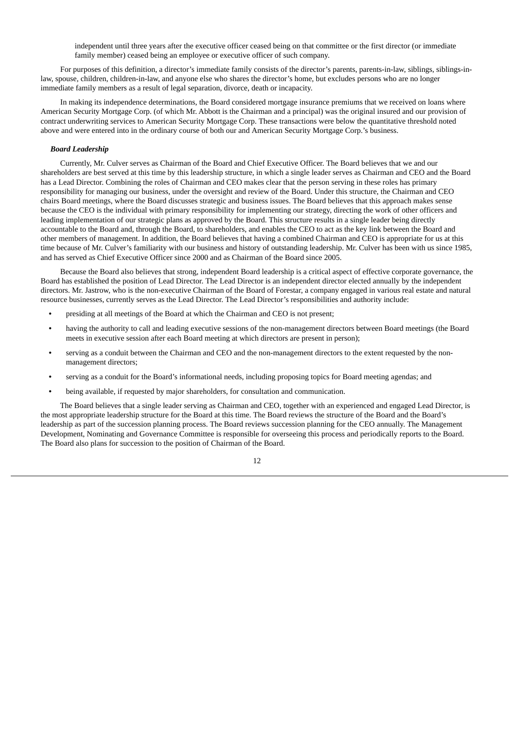independent until three years after the executive officer ceased being on that committee or the first director (or immediate family member) ceased being an employee or executive officer of such company.

For purposes of this definition, a director's immediate family consists of the director's parents, parents-in-law, siblings, siblings-in-law, spouse, children, children-in-law, and anyone else who shares the director's home, but excludes persons who are no longer immediate family members as a result of legal separation, divorce, death or incapacity.

In making its independence determinations, the Board considered mortgage insurance premiums that we received on loans where American Security Mortgage Corp. (of which Mr. Abbott is the Chairman and a principal) was the original insured and our provision of contract underwriting services to American Security Mortgage Corp. These transactions were below the quantitative threshold noted above and were entered into in the ordinary course of both our and American Security Mortgage Corp.'s business.

***Board Leadership***

Currently, Mr. Culver serves as Chairman of the Board and Chief Executive Officer. The Board believes that we and our shareholders are best served at this time by this leadership structure, in which a single leader serves as Chairman and CEO and the Board has a Lead Director. Combining the roles of Chairman and CEO makes clear that the person serving in these roles has primary responsibility for managing our business, under the oversight and review of the Board. Under this structure, the Chairman and CEO chairs Board meetings, where the Board discusses strategic and business issues. The Board believes that this approach makes sense because the CEO is the individual with primary responsibility for implementing our strategy, directing the work of other officers and leading implementation of our strategic plans as approved by the Board. This structure results in a single leader being directly accountable to the Board and, through the Board, to shareholders, and enables the CEO to act as the key link between the Board and other members of management. In addition, the Board believes that having a combined Chairman and CEO is appropriate for us at this time because of Mr. Culver's familiarity with our business and history of outstanding leadership. Mr. Culver has been with us since 1985, and has served as Chief Executive Officer since 2000 and as Chairman of the Board since 2005.

Because the Board also believes that strong, independent Board leadership is a critical aspect of effective corporate governance, the Board has established the position of Lead Director. The Lead Director is an independent director elected annually by the independent directors. Mr. Jastrow, who is the non-executive Chairman of the Board of Forestar, a company engaged in various real estate and natural resource businesses, currently serves as the Lead Director. The Lead Director's responsibilities and authority include:

- presiding at all meetings of the Board at which the Chairman and CEO is not present;
- having the authority to call and leading executive sessions of the non-management directors between Board meetings (the Board meets in executive session after each Board meeting at which directors are present in person);
- serving as a conduit between the Chairman and CEO and the non-management directors to the extent requested by the non-management directors;
- serving as a conduit for the Board's informational needs, including proposing topics for Board meeting agendas; and
- being available, if requested by major shareholders, for consultation and communication.

The Board believes that a single leader serving as Chairman and CEO, together with an experienced and engaged Lead Director, is the most appropriate leadership structure for the Board at this time. The Board reviews the structure of the Board and the Board's leadership as part of the succession planning process. The Board reviews succession planning for the CEO annually. The Management Development, Nominating and Governance Committee is responsible for overseeing this process and periodically reports to the Board. The Board also plans for succession to the position of Chairman of the Board.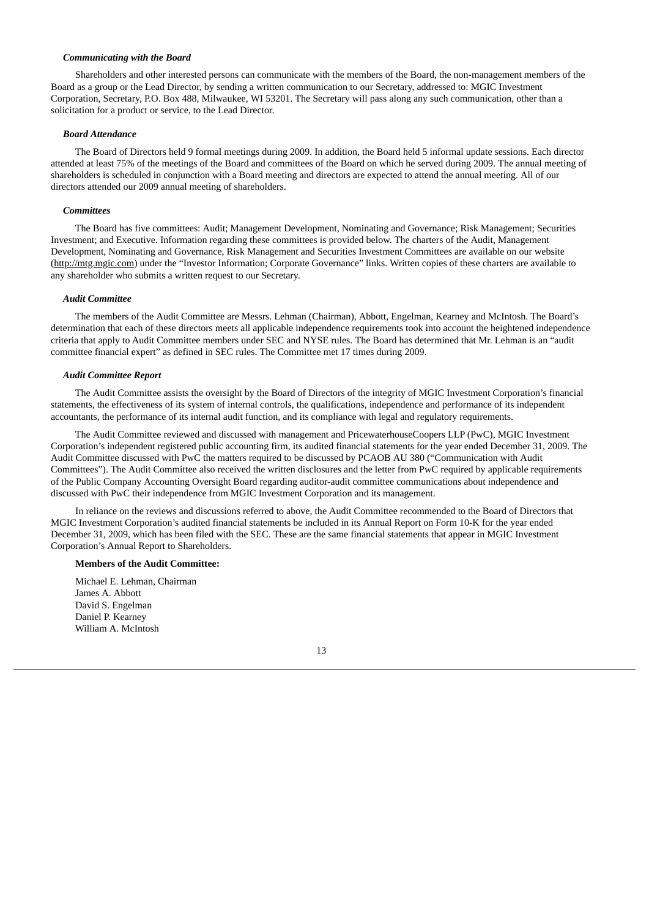### *Communicating with the Board*

Shareholders and other interested persons can communicate with the members of the Board, the non-management members of the Board as a group or the Lead Director, by sending a written communication to our Secretary, addressed to: MGIC Investment Corporation, Secretary, P.O. Box 488, Milwaukee, WI 53201. The Secretary will pass along any such communication, other than a solicitation for a product or service, to the Lead Director.

### *Board Attendance*

The Board of Directors held 9 formal meetings during 2009. In addition, the Board held 5 informal update sessions. Each director attended at least 75% of the meetings of the Board and committees of the Board on which he served during 2009. The annual meeting of shareholders is scheduled in conjunction with a Board meeting and directors are expected to attend the annual meeting. All of our directors attended our 2009 annual meeting of shareholders.

### *Committees*

The Board has five committees: Audit; Management Development, Nominating and Governance; Risk Management; Securities Investment; and Executive. Information regarding these committees is provided below. The charters of the Audit, Management Development, Nominating and Governance, Risk Management and Securities Investment Committees are available on our website (http://mtg.mgic.com) under the "Investor Information; Corporate Governance" links. Written copies of these charters are available to any shareholder who submits a written request to our Secretary.

### *Audit Committee*

The members of the Audit Committee are Messrs. Lehman (Chairman), Abbott, Engelman, Kearney and McIntosh. The Board's determination that each of these directors meets all applicable independence requirements took into account the heightened independence criteria that apply to Audit Committee members under SEC and NYSE rules. The Board has determined that Mr. Lehman is an "audit committee financial expert" as defined in SEC rules. The Committee met 17 times during 2009.

### *Audit Committee Report*

The Audit Committee assists the oversight by the Board of Directors of the integrity of MGIC Investment Corporation's financial statements, the effectiveness of its system of internal controls, the qualifications, independence and performance of its independent accountants, the performance of its internal audit function, and its compliance with legal and regulatory requirements.

The Audit Committee reviewed and discussed with management and PricewaterhouseCoopers LLP (PwC), MGIC Investment Corporation's independent registered public accounting firm, its audited financial statements for the year ended December 31, 2009. The Audit Committee discussed with PwC the matters required to be discussed by PCAOB AU 380 ("Communication with Audit Committees"). The Audit Committee also received the written disclosures and the letter from PwC required by applicable requirements of the Public Company Accounting Oversight Board regarding auditor-audit committee communications about independence and discussed with PwC their independence from MGIC Investment Corporation and its management.

In reliance on the reviews and discussions referred to above, the Audit Committee recommended to the Board of Directors that MGIC Investment Corporation's audited financial statements be included in its Annual Report on Form 10-K for the year ended December 31, 2009, which has been filed with the SEC. These are the same financial statements that appear in MGIC Investment Corporation's Annual Report to Shareholders.

**Members of the Audit Committee:**

Michael E. Lehman, Chairman
James A. Abbott
David S. Engelman
Daniel P. Kearney
William A. McIntosh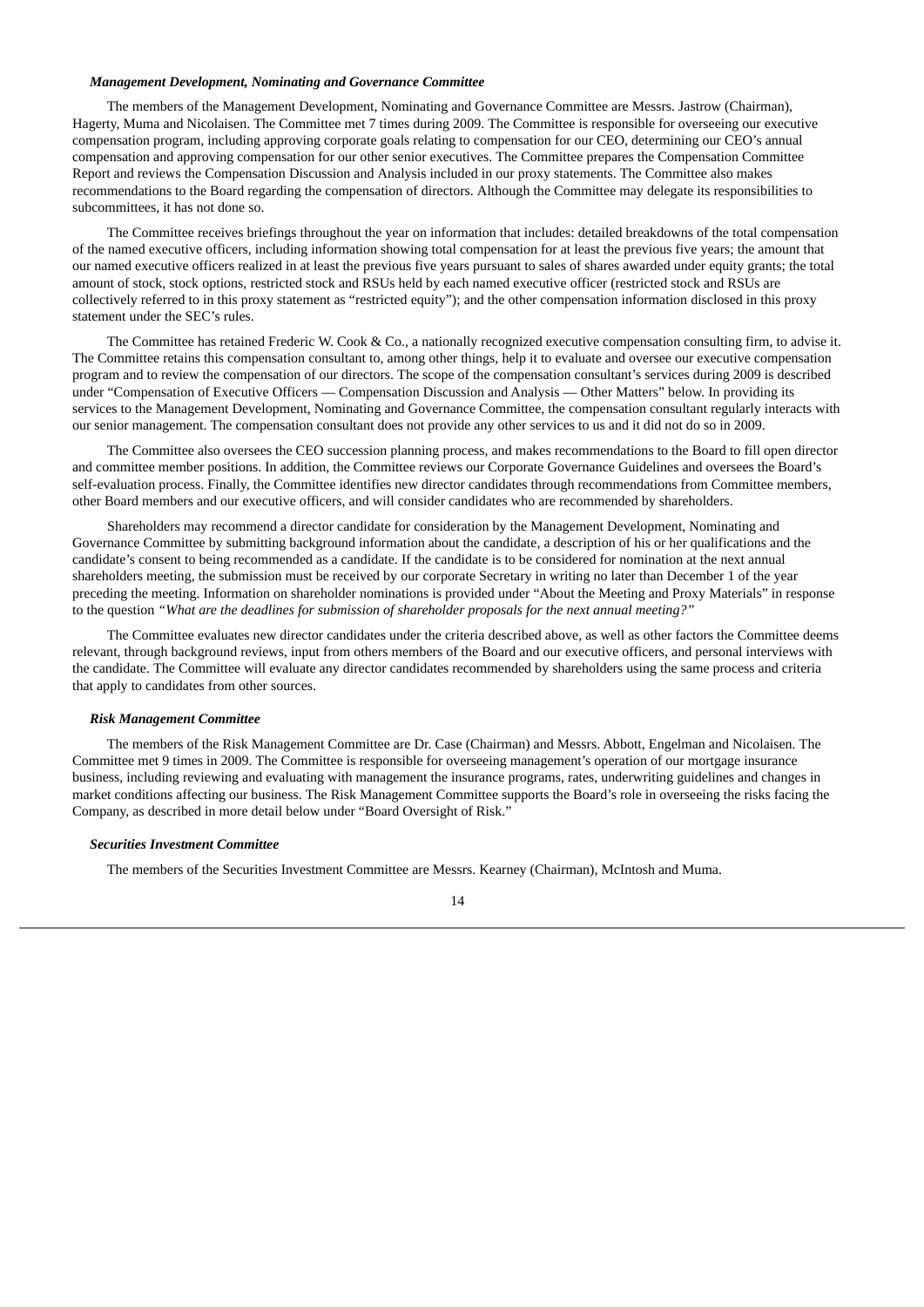### *Management Development, Nominating and Governance Committee*

The members of the Management Development, Nominating and Governance Committee are Messrs. Jastrow (Chairman), Hagerty, Muma and Nicolaisen. The Committee met 7 times during 2009. The Committee is responsible for overseeing our executive compensation program, including approving corporate goals relating to compensation for our CEO, determining our CEO's annual compensation and approving compensation for our other senior executives. The Committee prepares the Compensation Committee Report and reviews the Compensation Discussion and Analysis included in our proxy statements. The Committee also makes recommendations to the Board regarding the compensation of directors. Although the Committee may delegate its responsibilities to subcommittees, it has not done so.

The Committee receives briefings throughout the year on information that includes: detailed breakdowns of the total compensation of the named executive officers, including information showing total compensation for at least the previous five years; the amount that our named executive officers realized in at least the previous five years pursuant to sales of shares awarded under equity grants; the total amount of stock, stock options, restricted stock and RSUs held by each named executive officer (restricted stock and RSUs are collectively referred to in this proxy statement as "restricted equity"); and the other compensation information disclosed in this proxy statement under the SEC's rules.

The Committee has retained Frederic W. Cook & Co., a nationally recognized executive compensation consulting firm, to advise it. The Committee retains this compensation consultant to, among other things, help it to evaluate and oversee our executive compensation program and to review the compensation of our directors. The scope of the compensation consultant's services during 2009 is described under "Compensation of Executive Officers — Compensation Discussion and Analysis — Other Matters" below. In providing its services to the Management Development, Nominating and Governance Committee, the compensation consultant regularly interacts with our senior management. The compensation consultant does not provide any other services to us and it did not do so in 2009.

The Committee also oversees the CEO succession planning process, and makes recommendations to the Board to fill open director and committee member positions. In addition, the Committee reviews our Corporate Governance Guidelines and oversees the Board's self-evaluation process. Finally, the Committee identifies new director candidates through recommendations from Committee members, other Board members and our executive officers, and will consider candidates who are recommended by shareholders.

Shareholders may recommend a director candidate for consideration by the Management Development, Nominating and Governance Committee by submitting background information about the candidate, a description of his or her qualifications and the candidate's consent to being recommended as a candidate. If the candidate is to be considered for nomination at the next annual shareholders meeting, the submission must be received by our corporate Secretary in writing no later than December 1 of the year preceding the meeting. Information on shareholder nominations is provided under "About the Meeting and Proxy Materials" in response to the question *"What are the deadlines for submission of shareholder proposals for the next annual meeting?"*

The Committee evaluates new director candidates under the criteria described above, as well as other factors the Committee deems relevant, through background reviews, input from others members of the Board and our executive officers, and personal interviews with the candidate. The Committee will evaluate any director candidates recommended by shareholders using the same process and criteria that apply to candidates from other sources.

### *Risk Management Committee*

The members of the Risk Management Committee are Dr. Case (Chairman) and Messrs. Abbott, Engelman and Nicolaisen. The Committee met 9 times in 2009. The Committee is responsible for overseeing management's operation of our mortgage insurance business, including reviewing and evaluating with management the insurance programs, rates, underwriting guidelines and changes in market conditions affecting our business. The Risk Management Committee supports the Board's role in overseeing the risks facing the Company, as described in more detail below under "Board Oversight of Risk."

### *Securities Investment Committee*

The members of the Securities Investment Committee are Messrs. Kearney (Chairman), McIntosh and Muma.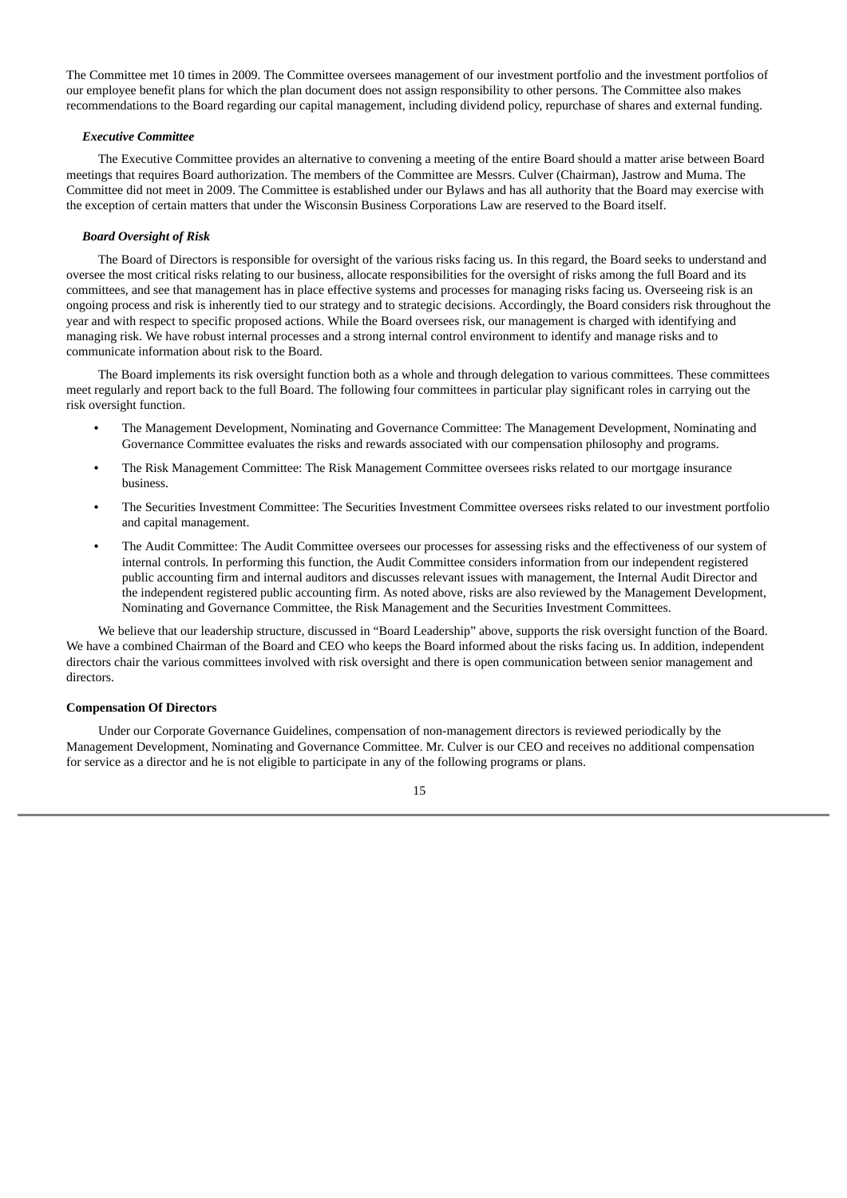The Committee met 10 times in 2009. The Committee oversees management of our investment portfolio and the investment portfolios of our employee benefit plans for which the plan document does not assign responsibility to other persons. The Committee also makes recommendations to the Board regarding our capital management, including dividend policy, repurchase of shares and external funding.

***Executive Committee***

The Executive Committee provides an alternative to convening a meeting of the entire Board should a matter arise between Board meetings that requires Board authorization. The members of the Committee are Messrs. Culver (Chairman), Jastrow and Muma. The Committee did not meet in 2009. The Committee is established under our Bylaws and has all authority that the Board may exercise with the exception of certain matters that under the Wisconsin Business Corporations Law are reserved to the Board itself.

***Board Oversight of Risk***

The Board of Directors is responsible for oversight of the various risks facing us. In this regard, the Board seeks to understand and oversee the most critical risks relating to our business, allocate responsibilities for the oversight of risks among the full Board and its committees, and see that management has in place effective systems and processes for managing risks facing us. Overseeing risk is an ongoing process and risk is inherently tied to our strategy and to strategic decisions. Accordingly, the Board considers risk throughout the year and with respect to specific proposed actions. While the Board oversees risk, our management is charged with identifying and managing risk. We have robust internal processes and a strong internal control environment to identify and manage risks and to communicate information about risk to the Board.

The Board implements its risk oversight function both as a whole and through delegation to various committees. These committees meet regularly and report back to the full Board. The following four committees in particular play significant roles in carrying out the risk oversight function.

- The Management Development, Nominating and Governance Committee: The Management Development, Nominating and Governance Committee evaluates the risks and rewards associated with our compensation philosophy and programs.
- The Risk Management Committee: The Risk Management Committee oversees risks related to our mortgage insurance business.
- The Securities Investment Committee: The Securities Investment Committee oversees risks related to our investment portfolio and capital management.
- The Audit Committee: The Audit Committee oversees our processes for assessing risks and the effectiveness of our system of internal controls. In performing this function, the Audit Committee considers information from our independent registered public accounting firm and internal auditors and discusses relevant issues with management, the Internal Audit Director and the independent registered public accounting firm. As noted above, risks are also reviewed by the Management Development, Nominating and Governance Committee, the Risk Management and the Securities Investment Committees.

We believe that our leadership structure, discussed in "Board Leadership" above, supports the risk oversight function of the Board. We have a combined Chairman of the Board and CEO who keeps the Board informed about the risks facing us. In addition, independent directors chair the various committees involved with risk oversight and there is open communication between senior management and directors.

**Compensation Of Directors**

Under our Corporate Governance Guidelines, compensation of non-management directors is reviewed periodically by the Management Development, Nominating and Governance Committee. Mr. Culver is our CEO and receives no additional compensation for service as a director and he is not eligible to participate in any of the following programs or plans.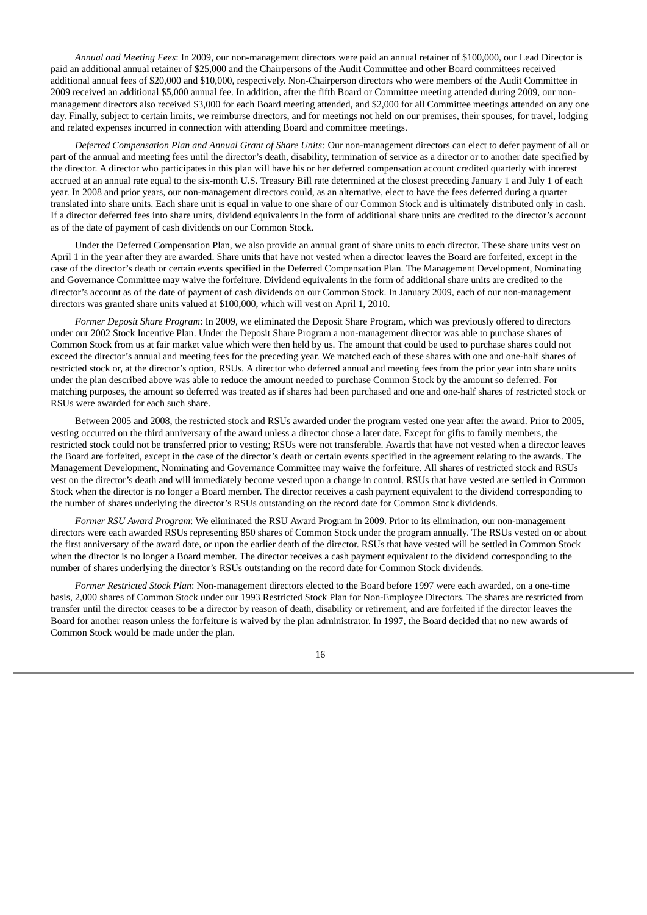*Annual and Meeting Fees*: In 2009, our non-management directors were paid an annual retainer of $100,000, our Lead Director is paid an additional annual retainer of $25,000 and the Chairpersons of the Audit Committee and other Board committees received additional annual fees of $20,000 and $10,000, respectively. Non-Chairperson directors who were members of the Audit Committee in 2009 received an additional $5,000 annual fee. In addition, after the fifth Board or Committee meeting attended during 2009, our non-management directors also received $3,000 for each Board meeting attended, and $2,000 for all Committee meetings attended on any one day. Finally, subject to certain limits, we reimburse directors, and for meetings not held on our premises, their spouses, for travel, lodging and related expenses incurred in connection with attending Board and committee meetings.

*Deferred Compensation Plan and Annual Grant of Share Units:* Our non-management directors can elect to defer payment of all or part of the annual and meeting fees until the director's death, disability, termination of service as a director or to another date specified by the director. A director who participates in this plan will have his or her deferred compensation account credited quarterly with interest accrued at an annual rate equal to the six-month U.S. Treasury Bill rate determined at the closest preceding January 1 and July 1 of each year. In 2008 and prior years, our non-management directors could, as an alternative, elect to have the fees deferred during a quarter translated into share units. Each share unit is equal in value to one share of our Common Stock and is ultimately distributed only in cash. If a director deferred fees into share units, dividend equivalents in the form of additional share units are credited to the director's account as of the date of payment of cash dividends on our Common Stock.

Under the Deferred Compensation Plan, we also provide an annual grant of share units to each director. These share units vest on April 1 in the year after they are awarded. Share units that have not vested when a director leaves the Board are forfeited, except in the case of the director's death or certain events specified in the Deferred Compensation Plan. The Management Development, Nominating and Governance Committee may waive the forfeiture. Dividend equivalents in the form of additional share units are credited to the director's account as of the date of payment of cash dividends on our Common Stock. In January 2009, each of our non-management directors was granted share units valued at $100,000, which will vest on April 1, 2010.

*Former Deposit Share Program*: In 2009, we eliminated the Deposit Share Program, which was previously offered to directors under our 2002 Stock Incentive Plan. Under the Deposit Share Program a non-management director was able to purchase shares of Common Stock from us at fair market value which were then held by us. The amount that could be used to purchase shares could not exceed the director's annual and meeting fees for the preceding year. We matched each of these shares with one and one-half shares of restricted stock or, at the director's option, RSUs. A director who deferred annual and meeting fees from the prior year into share units under the plan described above was able to reduce the amount needed to purchase Common Stock by the amount so deferred. For matching purposes, the amount so deferred was treated as if shares had been purchased and one and one-half shares of restricted stock or RSUs were awarded for each such share.

Between 2005 and 2008, the restricted stock and RSUs awarded under the program vested one year after the award. Prior to 2005, vesting occurred on the third anniversary of the award unless a director chose a later date. Except for gifts to family members, the restricted stock could not be transferred prior to vesting; RSUs were not transferable. Awards that have not vested when a director leaves the Board are forfeited, except in the case of the director's death or certain events specified in the agreement relating to the awards. The Management Development, Nominating and Governance Committee may waive the forfeiture. All shares of restricted stock and RSUs vest on the director's death and will immediately become vested upon a change in control. RSUs that have vested are settled in Common Stock when the director is no longer a Board member. The director receives a cash payment equivalent to the dividend corresponding to the number of shares underlying the director's RSUs outstanding on the record date for Common Stock dividends.

*Former RSU Award Program*: We eliminated the RSU Award Program in 2009. Prior to its elimination, our non-management directors were each awarded RSUs representing 850 shares of Common Stock under the program annually. The RSUs vested on or about the first anniversary of the award date, or upon the earlier death of the director. RSUs that have vested will be settled in Common Stock when the director is no longer a Board member. The director receives a cash payment equivalent to the dividend corresponding to the number of shares underlying the director's RSUs outstanding on the record date for Common Stock dividends.

*Former Restricted Stock Plan*: Non-management directors elected to the Board before 1997 were each awarded, on a one-time basis, 2,000 shares of Common Stock under our 1993 Restricted Stock Plan for Non-Employee Directors. The shares are restricted from transfer until the director ceases to be a director by reason of death, disability or retirement, and are forfeited if the director leaves the Board for another reason unless the forfeiture is waived by the plan administrator. In 1997, the Board decided that no new awards of Common Stock would be made under the plan.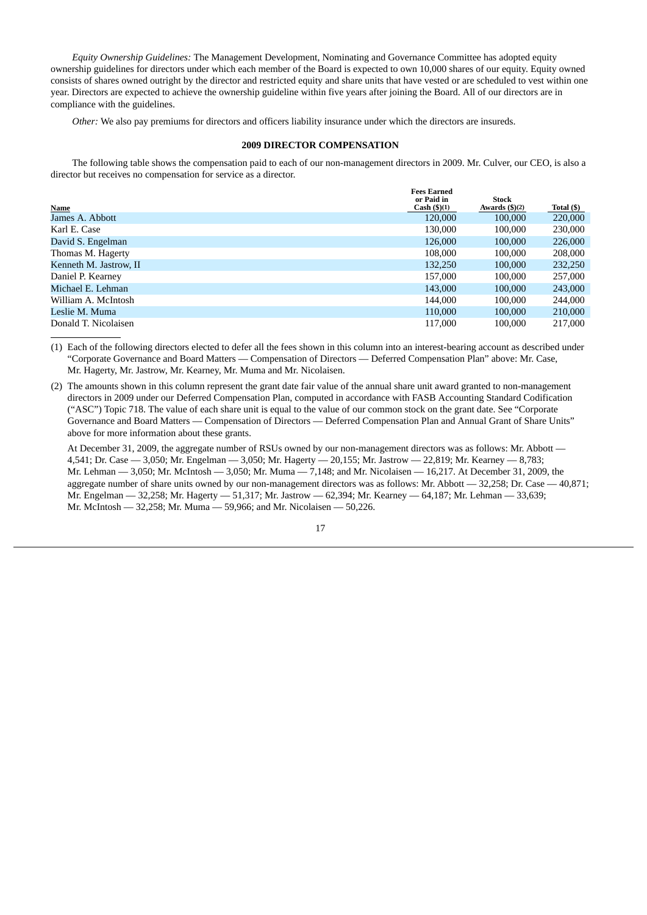*Equity Ownership Guidelines:* The Management Development, Nominating and Governance Committee has adopted equity ownership guidelines for directors under which each member of the Board is expected to own 10,000 shares of our equity. Equity owned consists of shares owned outright by the director and restricted equity and share units that have vested or are scheduled to vest within one year. Directors are expected to achieve the ownership guideline within five years after joining the Board. All of our directors are in compliance with the guidelines.

*Other:* We also pay premiums for directors and officers liability insurance under which the directors are insureds.

## 2009 DIRECTOR COMPENSATION

The following table shows the compensation paid to each of our non-management directors in 2009. Mr. Culver, our CEO, is also a director but receives no compensation for service as a director.

| Name | Fees Earned or Paid in Cash ($)(1) | Stock Awards ($)(2) | Total ($) |
|---|---|---|---|
| James A. Abbott | 120,000 | 100,000 | 220,000 |
| Karl E. Case | 130,000 | 100,000 | 230,000 |
| David S. Engelman | 126,000 | 100,000 | 226,000 |
| Thomas M. Hagerty | 108,000 | 100,000 | 208,000 |
| Kenneth M. Jastrow, II | 132,250 | 100,000 | 232,250 |
| Daniel P. Kearney | 157,000 | 100,000 | 257,000 |
| Michael E. Lehman | 143,000 | 100,000 | 243,000 |
| William A. McIntosh | 144,000 | 100,000 | 244,000 |
| Leslie M. Muma | 110,000 | 100,000 | 210,000 |
| Donald T. Nicolaisen | 117,000 | 100,000 | 217,000 |

(1) Each of the following directors elected to defer all the fees shown in this column into an interest-bearing account as described under "Corporate Governance and Board Matters — Compensation of Directors — Deferred Compensation Plan" above: Mr. Case, Mr. Hagerty, Mr. Jastrow, Mr. Kearney, Mr. Muma and Mr. Nicolaisen.

(2) The amounts shown in this column represent the grant date fair value of the annual share unit award granted to non-management directors in 2009 under our Deferred Compensation Plan, computed in accordance with FASB Accounting Standard Codification ("ASC") Topic 718. The value of each share unit is equal to the value of our common stock on the grant date. See "Corporate Governance and Board Matters — Compensation of Directors — Deferred Compensation Plan and Annual Grant of Share Units" above for more information about these grants.

At December 31, 2009, the aggregate number of RSUs owned by our non-management directors was as follows: Mr. Abbott — 4,541; Dr. Case — 3,050; Mr. Engelman — 3,050; Mr. Hagerty — 20,155; Mr. Jastrow — 22,819; Mr. Kearney — 8,783; Mr. Lehman — 3,050; Mr. McIntosh — 3,050; Mr. Muma — 7,148; and Mr. Nicolaisen — 16,217. At December 31, 2009, the aggregate number of share units owned by our non-management directors was as follows: Mr. Abbott — 32,258; Dr. Case — 40,871; Mr. Engelman — 32,258; Mr. Hagerty — 51,317; Mr. Jastrow — 62,394; Mr. Kearney — 64,187; Mr. Lehman — 33,639; Mr. McIntosh — 32,258; Mr. Muma — 59,966; and Mr. Nicolaisen — 50,226.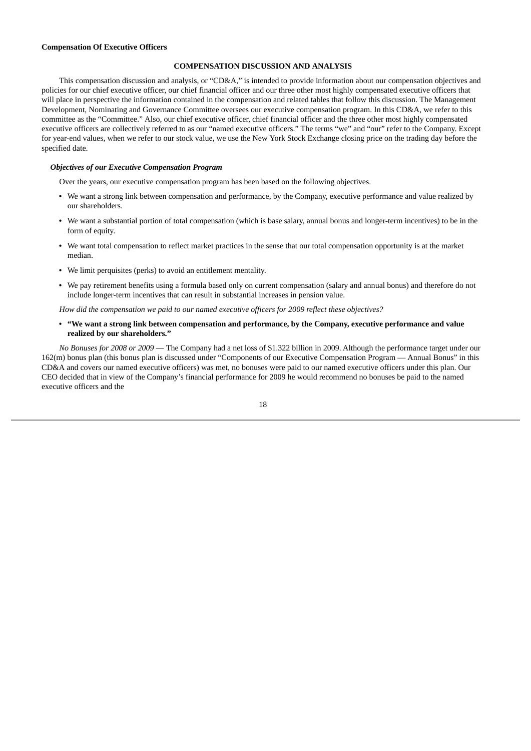**Compensation Of Executive Officers**

## COMPENSATION DISCUSSION AND ANALYSIS

This compensation discussion and analysis, or "CD&A," is intended to provide information about our compensation objectives and policies for our chief executive officer, our chief financial officer and our three other most highly compensated executive officers that will place in perspective the information contained in the compensation and related tables that follow this discussion. The Management Development, Nominating and Governance Committee oversees our executive compensation program. In this CD&A, we refer to this committee as the "Committee." Also, our chief executive officer, chief financial officer and the three other most highly compensated executive officers are collectively referred to as our "named executive officers." The terms "we" and "our" refer to the Company. Except for year-end values, when we refer to our stock value, we use the New York Stock Exchange closing price on the trading day before the specified date.

***Objectives of our Executive Compensation Program***

Over the years, our executive compensation program has been based on the following objectives.

- We want a strong link between compensation and performance, by the Company, executive performance and value realized by our shareholders.
- We want a substantial portion of total compensation (which is base salary, annual bonus and longer-term incentives) to be in the form of equity.
- We want total compensation to reflect market practices in the sense that our total compensation opportunity is at the market median.
- We limit perquisites (perks) to avoid an entitlement mentality.
- We pay retirement benefits using a formula based only on current compensation (salary and annual bonus) and therefore do not include longer-term incentives that can result in substantial increases in pension value.

*How did the compensation we paid to our named executive officers for 2009 reflect these objectives?*

- **"We want a strong link between compensation and performance, by the Company, executive performance and value realized by our shareholders."**

*No Bonuses for 2008 or 2009* — The Company had a net loss of $1.322 billion in 2009. Although the performance target under our 162(m) bonus plan (this bonus plan is discussed under "Components of our Executive Compensation Program — Annual Bonus" in this CD&A and covers our named executive officers) was met, no bonuses were paid to our named executive officers under this plan. Our CEO decided that in view of the Company's financial performance for 2009 he would recommend no bonuses be paid to the named executive officers and the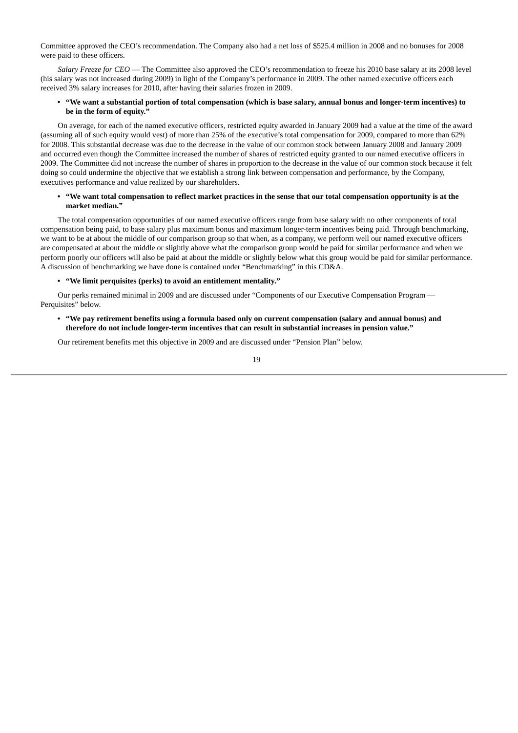Committee approved the CEO's recommendation. The Company also had a net loss of $525.4 million in 2008 and no bonuses for 2008 were paid to these officers.

*Salary Freeze for CEO* — The Committee also approved the CEO's recommendation to freeze his 2010 base salary at its 2008 level (his salary was not increased during 2009) in light of the Company's performance in 2009. The other named executive officers each received 3% salary increases for 2010, after having their salaries frozen in 2009.

- **"We want a substantial portion of total compensation (which is base salary, annual bonus and longer-term incentives) to be in the form of equity."**

On average, for each of the named executive officers, restricted equity awarded in January 2009 had a value at the time of the award (assuming all of such equity would vest) of more than 25% of the executive's total compensation for 2009, compared to more than 62% for 2008. This substantial decrease was due to the decrease in the value of our common stock between January 2008 and January 2009 and occurred even though the Committee increased the number of shares of restricted equity granted to our named executive officers in 2009. The Committee did not increase the number of shares in proportion to the decrease in the value of our common stock because it felt doing so could undermine the objective that we establish a strong link between compensation and performance, by the Company, executives performance and value realized by our shareholders.

- **"We want total compensation to reflect market practices in the sense that our total compensation opportunity is at the market median."**

The total compensation opportunities of our named executive officers range from base salary with no other components of total compensation being paid, to base salary plus maximum bonus and maximum longer-term incentives being paid. Through benchmarking, we want to be at about the middle of our comparison group so that when, as a company, we perform well our named executive officers are compensated at about the middle or slightly above what the comparison group would be paid for similar performance and when we perform poorly our officers will also be paid at about the middle or slightly below what this group would be paid for similar performance. A discussion of benchmarking we have done is contained under "Benchmarking" in this CD&A.

- **"We limit perquisites (perks) to avoid an entitlement mentality."**

Our perks remained minimal in 2009 and are discussed under "Components of our Executive Compensation Program — Perquisites" below.

- **"We pay retirement benefits using a formula based only on current compensation (salary and annual bonus) and therefore do not include longer-term incentives that can result in substantial increases in pension value."**

Our retirement benefits met this objective in 2009 and are discussed under "Pension Plan" below.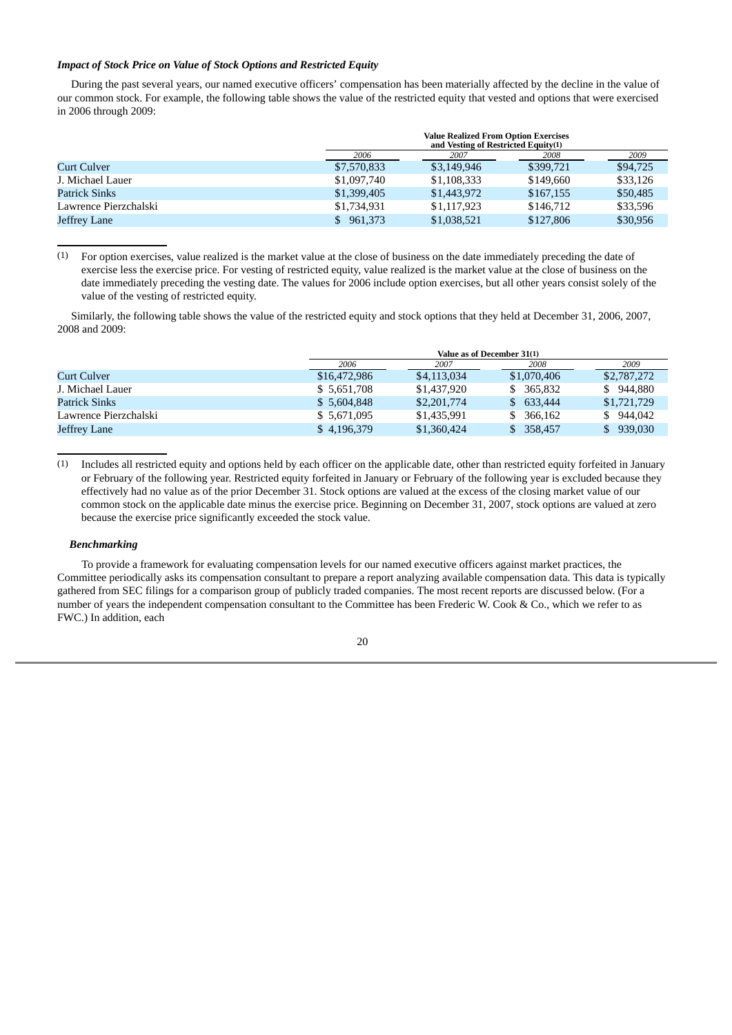***Impact of Stock Price on Value of Stock Options and Restricted Equity***

During the past several years, our named executive officers' compensation has been materially affected by the decline in the value of our common stock. For example, the following table shows the value of the restricted equity that vested and options that were exercised in 2006 through 2009:

| | **Value Realized From Option Exercises and Vesting of Restricted Equity(1)** | | | |
|---|---|---|---|---|
| | *2006* | *2007* | *2008* | *2009* |
| Curt Culver | $7,570,833 | $3,149,946 | $399,721 | $94,725 |
| J. Michael Lauer | $1,097,740 | $1,108,333 | $149,660 | $33,126 |
| Patrick Sinks | $1,399,405 | $1,443,972 | $167,155 | $50,485 |
| Lawrence Pierzchalski | $1,734,931 | $1,117,923 | $146,712 | $33,596 |
| Jeffrey Lane | $ 961,373 | $1,038,521 | $127,806 | $30,956 |

(1) For option exercises, value realized is the market value at the close of business on the date immediately preceding the date of exercise less the exercise price. For vesting of restricted equity, value realized is the market value at the close of business on the date immediately preceding the vesting date. The values for 2006 include option exercises, but all other years consist solely of the value of the vesting of restricted equity.

Similarly, the following table shows the value of the restricted equity and stock options that they held at December 31, 2006, 2007, 2008 and 2009:

| | **Value as of December 31(1)** | | | |
|---|---|---|---|---|
| | *2006* | *2007* | *2008* | *2009* |
| Curt Culver | $16,472,986 | $4,113,034 | $1,070,406 | $2,787,272 |
| J. Michael Lauer | $ 5,651,708 | $1,437,920 | $ 365,832 | $ 944,880 |
| Patrick Sinks | $ 5,604,848 | $2,201,774 | $ 633,444 | $1,721,729 |
| Lawrence Pierzchalski | $ 5,671,095 | $1,435,991 | $ 366,162 | $ 944,042 |
| Jeffrey Lane | $ 4,196,379 | $1,360,424 | $ 358,457 | $ 939,030 |

(1) Includes all restricted equity and options held by each officer on the applicable date, other than restricted equity forfeited in January or February of the following year. Restricted equity forfeited in January or February of the following year is excluded because they effectively had no value as of the prior December 31. Stock options are valued at the excess of the closing market value of our common stock on the applicable date minus the exercise price. Beginning on December 31, 2007, stock options are valued at zero because the exercise price significantly exceeded the stock value.

***Benchmarking***

To provide a framework for evaluating compensation levels for our named executive officers against market practices, the Committee periodically asks its compensation consultant to prepare a report analyzing available compensation data. This data is typically gathered from SEC filings for a comparison group of publicly traded companies. The most recent reports are discussed below. (For a number of years the independent compensation consultant to the Committee has been Frederic W. Cook & Co., which we refer to as FWC.) In addition, each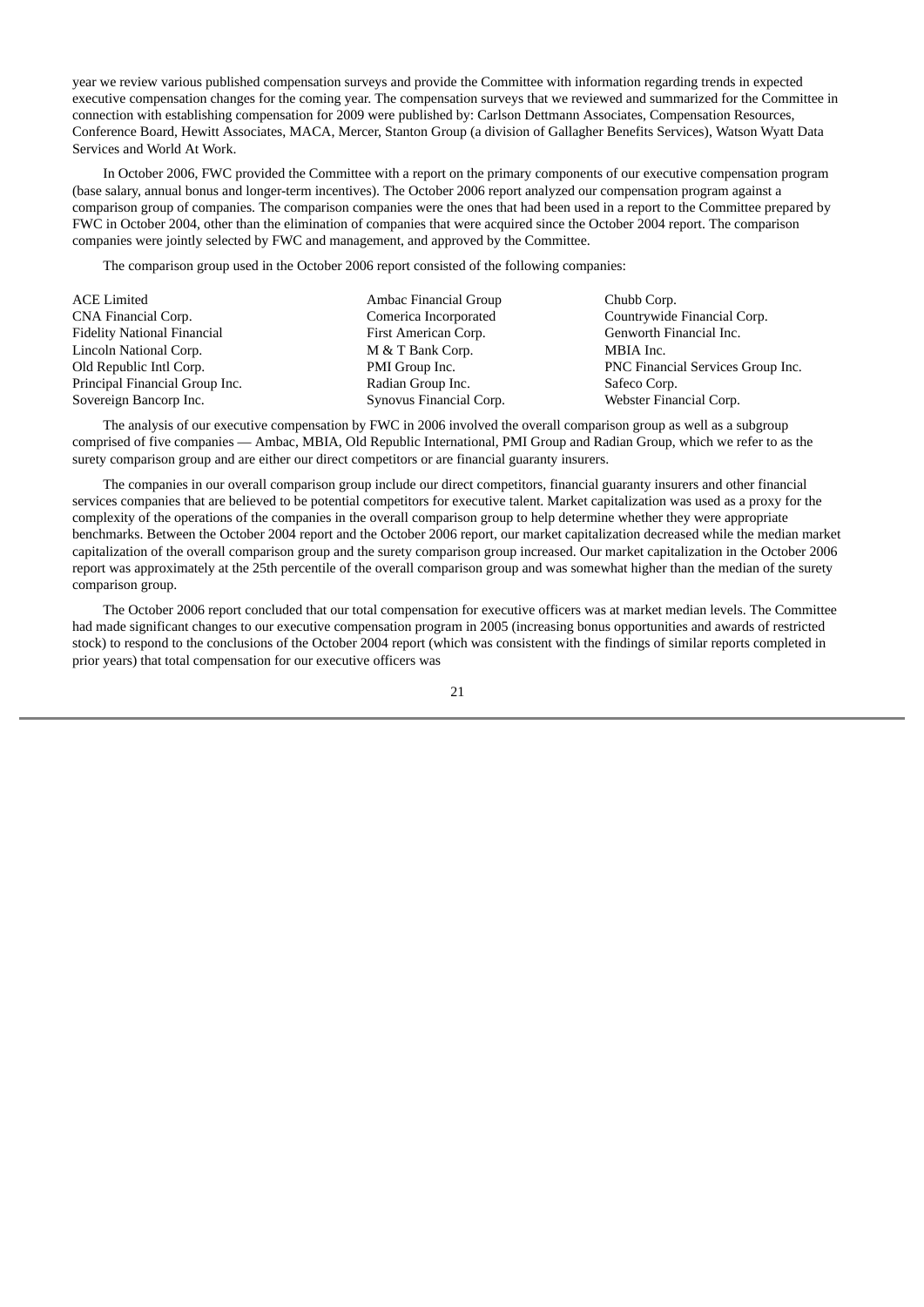year we review various published compensation surveys and provide the Committee with information regarding trends in expected executive compensation changes for the coming year. The compensation surveys that we reviewed and summarized for the Committee in connection with establishing compensation for 2009 were published by: Carlson Dettmann Associates, Compensation Resources, Conference Board, Hewitt Associates, MACA, Mercer, Stanton Group (a division of Gallagher Benefits Services), Watson Wyatt Data Services and World At Work.

In October 2006, FWC provided the Committee with a report on the primary components of our executive compensation program (base salary, annual bonus and longer-term incentives). The October 2006 report analyzed our compensation program against a comparison group of companies. The comparison companies were the ones that had been used in a report to the Committee prepared by FWC in October 2004, other than the elimination of companies that were acquired since the October 2004 report. The comparison companies were jointly selected by FWC and management, and approved by the Committee.

The comparison group used in the October 2006 report consisted of the following companies:

| | | |
|---|---|---|
| ACE Limited | Ambac Financial Group | Chubb Corp. |
| CNA Financial Corp. | Comerica Incorporated | Countrywide Financial Corp. |
| Fidelity National Financial | First American Corp. | Genworth Financial Inc. |
| Lincoln National Corp. | M & T Bank Corp. | MBIA Inc. |
| Old Republic Intl Corp. | PMI Group Inc. | PNC Financial Services Group Inc. |
| Principal Financial Group Inc. | Radian Group Inc. | Safeco Corp. |
| Sovereign Bancorp Inc. | Synovus Financial Corp. | Webster Financial Corp. |

The analysis of our executive compensation by FWC in 2006 involved the overall comparison group as well as a subgroup comprised of five companies — Ambac, MBIA, Old Republic International, PMI Group and Radian Group, which we refer to as the surety comparison group and are either our direct competitors or are financial guaranty insurers.

The companies in our overall comparison group include our direct competitors, financial guaranty insurers and other financial services companies that are believed to be potential competitors for executive talent. Market capitalization was used as a proxy for the complexity of the operations of the companies in the overall comparison group to help determine whether they were appropriate benchmarks. Between the October 2004 report and the October 2006 report, our market capitalization decreased while the median market capitalization of the overall comparison group and the surety comparison group increased. Our market capitalization in the October 2006 report was approximately at the 25th percentile of the overall comparison group and was somewhat higher than the median of the surety comparison group.

The October 2006 report concluded that our total compensation for executive officers was at market median levels. The Committee had made significant changes to our executive compensation program in 2005 (increasing bonus opportunities and awards of restricted stock) to respond to the conclusions of the October 2004 report (which was consistent with the findings of similar reports completed in prior years) that total compensation for our executive officers was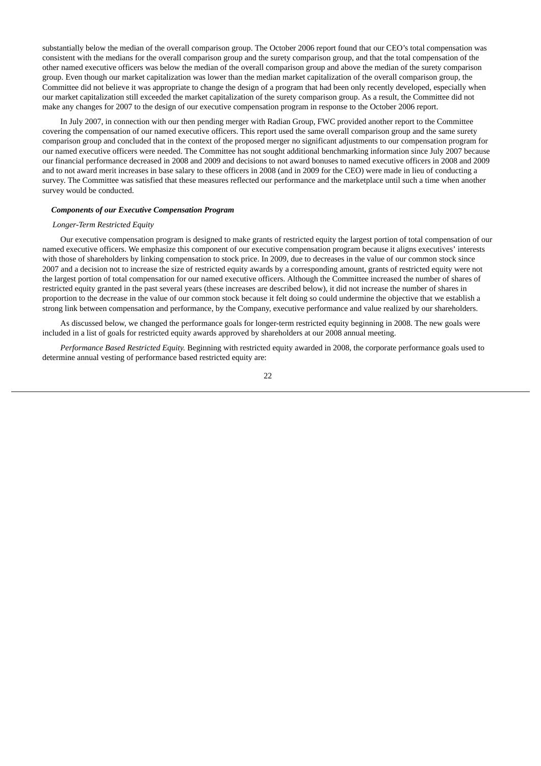substantially below the median of the overall comparison group. The October 2006 report found that our CEO's total compensation was consistent with the medians for the overall comparison group and the surety comparison group, and that the total compensation of the other named executive officers was below the median of the overall comparison group and above the median of the surety comparison group. Even though our market capitalization was lower than the median market capitalization of the overall comparison group, the Committee did not believe it was appropriate to change the design of a program that had been only recently developed, especially when our market capitalization still exceeded the market capitalization of the surety comparison group. As a result, the Committee did not make any changes for 2007 to the design of our executive compensation program in response to the October 2006 report.

In July 2007, in connection with our then pending merger with Radian Group, FWC provided another report to the Committee covering the compensation of our named executive officers. This report used the same overall comparison group and the same surety comparison group and concluded that in the context of the proposed merger no significant adjustments to our compensation program for our named executive officers were needed. The Committee has not sought additional benchmarking information since July 2007 because our financial performance decreased in 2008 and 2009 and decisions to not award bonuses to named executive officers in 2008 and 2009 and to not award merit increases in base salary to these officers in 2008 (and in 2009 for the CEO) were made in lieu of conducting a survey. The Committee was satisfied that these measures reflected our performance and the marketplace until such a time when another survey would be conducted.

***Components of our Executive Compensation Program***

*Longer-Term Restricted Equity*

Our executive compensation program is designed to make grants of restricted equity the largest portion of total compensation of our named executive officers. We emphasize this component of our executive compensation program because it aligns executives' interests with those of shareholders by linking compensation to stock price. In 2009, due to decreases in the value of our common stock since 2007 and a decision not to increase the size of restricted equity awards by a corresponding amount, grants of restricted equity were not the largest portion of total compensation for our named executive officers. Although the Committee increased the number of shares of restricted equity granted in the past several years (these increases are described below), it did not increase the number of shares in proportion to the decrease in the value of our common stock because it felt doing so could undermine the objective that we establish a strong link between compensation and performance, by the Company, executive performance and value realized by our shareholders.

As discussed below, we changed the performance goals for longer-term restricted equity beginning in 2008. The new goals were included in a list of goals for restricted equity awards approved by shareholders at our 2008 annual meeting.

*Performance Based Restricted Equity.* Beginning with restricted equity awarded in 2008, the corporate performance goals used to determine annual vesting of performance based restricted equity are: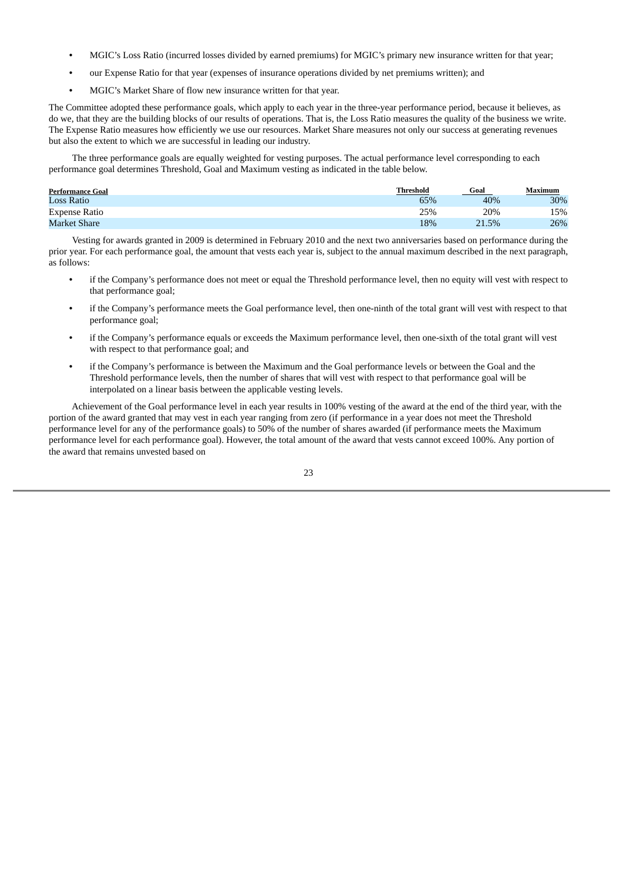- MGIC's Loss Ratio (incurred losses divided by earned premiums) for MGIC's primary new insurance written for that year;
- our Expense Ratio for that year (expenses of insurance operations divided by net premiums written); and
- MGIC's Market Share of flow new insurance written for that year.

The Committee adopted these performance goals, which apply to each year in the three-year performance period, because it believes, as do we, that they are the building blocks of our results of operations. That is, the Loss Ratio measures the quality of the business we write. The Expense Ratio measures how efficiently we use our resources. Market Share measures not only our success at generating revenues but also the extent to which we are successful in leading our industry.

The three performance goals are equally weighted for vesting purposes. The actual performance level corresponding to each performance goal determines Threshold, Goal and Maximum vesting as indicated in the table below.

| Performance Goal | Threshold | Goal | Maximum |
|---|---|---|---|
| Loss Ratio | 65% | 40% | 30% |
| Expense Ratio | 25% | 20% | 15% |
| Market Share | 18% | 21.5% | 26% |

Vesting for awards granted in 2009 is determined in February 2010 and the next two anniversaries based on performance during the prior year. For each performance goal, the amount that vests each year is, subject to the annual maximum described in the next paragraph, as follows:

- if the Company's performance does not meet or equal the Threshold performance level, then no equity will vest with respect to that performance goal;
- if the Company's performance meets the Goal performance level, then one-ninth of the total grant will vest with respect to that performance goal;
- if the Company's performance equals or exceeds the Maximum performance level, then one-sixth of the total grant will vest with respect to that performance goal; and
- if the Company's performance is between the Maximum and the Goal performance levels or between the Goal and the Threshold performance levels, then the number of shares that will vest with respect to that performance goal will be interpolated on a linear basis between the applicable vesting levels.

Achievement of the Goal performance level in each year results in 100% vesting of the award at the end of the third year, with the portion of the award granted that may vest in each year ranging from zero (if performance in a year does not meet the Threshold performance level for any of the performance goals) to 50% of the number of shares awarded (if performance meets the Maximum performance level for each performance goal). However, the total amount of the award that vests cannot exceed 100%. Any portion of the award that remains unvested based on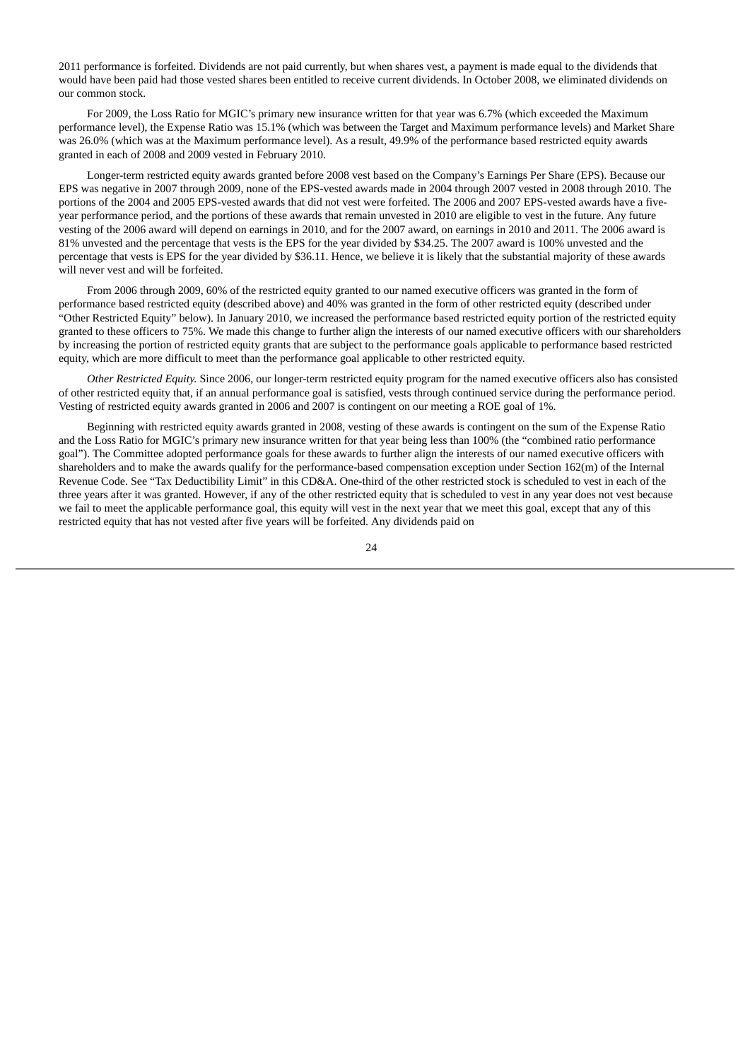2011 performance is forfeited. Dividends are not paid currently, but when shares vest, a payment is made equal to the dividends that would have been paid had those vested shares been entitled to receive current dividends. In October 2008, we eliminated dividends on our common stock.

For 2009, the Loss Ratio for MGIC's primary new insurance written for that year was 6.7% (which exceeded the Maximum performance level), the Expense Ratio was 15.1% (which was between the Target and Maximum performance levels) and Market Share was 26.0% (which was at the Maximum performance level). As a result, 49.9% of the performance based restricted equity awards granted in each of 2008 and 2009 vested in February 2010.

Longer-term restricted equity awards granted before 2008 vest based on the Company's Earnings Per Share (EPS). Because our EPS was negative in 2007 through 2009, none of the EPS-vested awards made in 2004 through 2007 vested in 2008 through 2010. The portions of the 2004 and 2005 EPS-vested awards that did not vest were forfeited. The 2006 and 2007 EPS-vested awards have a five-year performance period, and the portions of these awards that remain unvested in 2010 are eligible to vest in the future. Any future vesting of the 2006 award will depend on earnings in 2010, and for the 2007 award, on earnings in 2010 and 2011. The 2006 award is 81% unvested and the percentage that vests is the EPS for the year divided by $34.25. The 2007 award is 100% unvested and the percentage that vests is EPS for the year divided by $36.11. Hence, we believe it is likely that the substantial majority of these awards will never vest and will be forfeited.

From 2006 through 2009, 60% of the restricted equity granted to our named executive officers was granted in the form of performance based restricted equity (described above) and 40% was granted in the form of other restricted equity (described under "Other Restricted Equity" below). In January 2010, we increased the performance based restricted equity portion of the restricted equity granted to these officers to 75%. We made this change to further align the interests of our named executive officers with our shareholders by increasing the portion of restricted equity grants that are subject to the performance goals applicable to performance based restricted equity, which are more difficult to meet than the performance goal applicable to other restricted equity.

*Other Restricted Equity.* Since 2006, our longer-term restricted equity program for the named executive officers also has consisted of other restricted equity that, if an annual performance goal is satisfied, vests through continued service during the performance period. Vesting of restricted equity awards granted in 2006 and 2007 is contingent on our meeting a ROE goal of 1%.

Beginning with restricted equity awards granted in 2008, vesting of these awards is contingent on the sum of the Expense Ratio and the Loss Ratio for MGIC's primary new insurance written for that year being less than 100% (the "combined ratio performance goal"). The Committee adopted performance goals for these awards to further align the interests of our named executive officers with shareholders and to make the awards qualify for the performance-based compensation exception under Section 162(m) of the Internal Revenue Code. See "Tax Deductibility Limit" in this CD&A. One-third of the other restricted stock is scheduled to vest in each of the three years after it was granted. However, if any of the other restricted equity that is scheduled to vest in any year does not vest because we fail to meet the applicable performance goal, this equity will vest in the next year that we meet this goal, except that any of this restricted equity that has not vested after five years will be forfeited. Any dividends paid on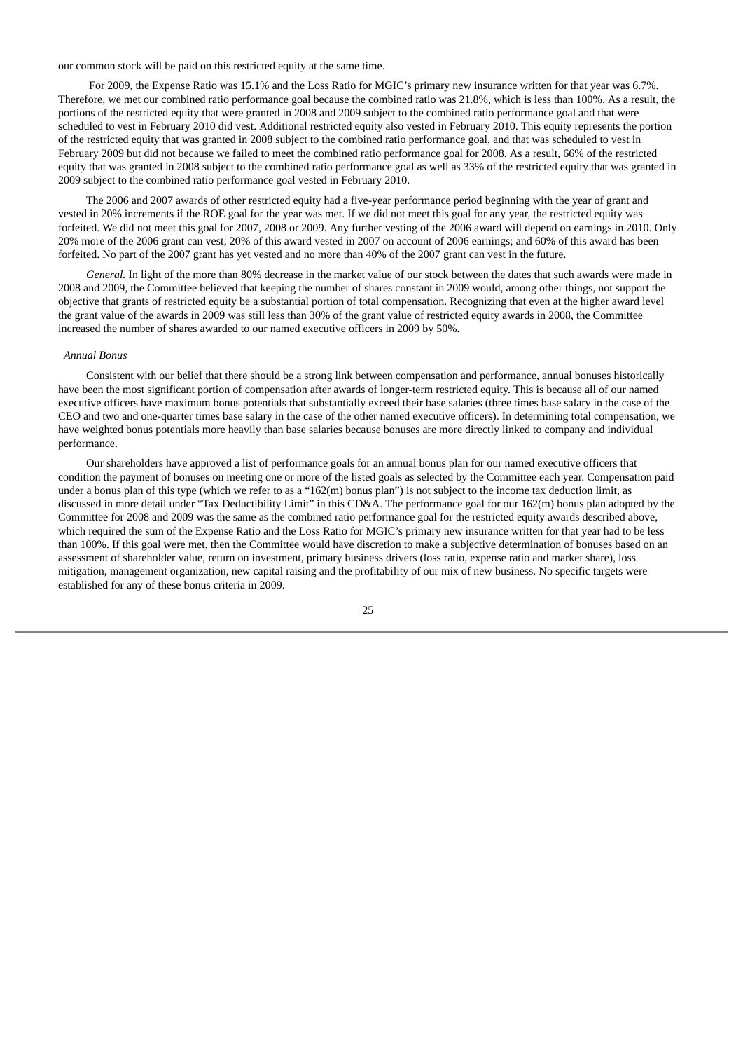our common stock will be paid on this restricted equity at the same time.

For 2009, the Expense Ratio was 15.1% and the Loss Ratio for MGIC's primary new insurance written for that year was 6.7%. Therefore, we met our combined ratio performance goal because the combined ratio was 21.8%, which is less than 100%. As a result, the portions of the restricted equity that were granted in 2008 and 2009 subject to the combined ratio performance goal and that were scheduled to vest in February 2010 did vest. Additional restricted equity also vested in February 2010. This equity represents the portion of the restricted equity that was granted in 2008 subject to the combined ratio performance goal, and that was scheduled to vest in February 2009 but did not because we failed to meet the combined ratio performance goal for 2008. As a result, 66% of the restricted equity that was granted in 2008 subject to the combined ratio performance goal as well as 33% of the restricted equity that was granted in 2009 subject to the combined ratio performance goal vested in February 2010.

The 2006 and 2007 awards of other restricted equity had a five-year performance period beginning with the year of grant and vested in 20% increments if the ROE goal for the year was met. If we did not meet this goal for any year, the restricted equity was forfeited. We did not meet this goal for 2007, 2008 or 2009. Any further vesting of the 2006 award will depend on earnings in 2010. Only 20% more of the 2006 grant can vest; 20% of this award vested in 2007 on account of 2006 earnings; and 60% of this award has been forfeited. No part of the 2007 grant has yet vested and no more than 40% of the 2007 grant can vest in the future.

*General.* In light of the more than 80% decrease in the market value of our stock between the dates that such awards were made in 2008 and 2009, the Committee believed that keeping the number of shares constant in 2009 would, among other things, not support the objective that grants of restricted equity be a substantial portion of total compensation. Recognizing that even at the higher award level the grant value of the awards in 2009 was still less than 30% of the grant value of restricted equity awards in 2008, the Committee increased the number of shares awarded to our named executive officers in 2009 by 50%.

*Annual Bonus*

Consistent with our belief that there should be a strong link between compensation and performance, annual bonuses historically have been the most significant portion of compensation after awards of longer-term restricted equity. This is because all of our named executive officers have maximum bonus potentials that substantially exceed their base salaries (three times base salary in the case of the CEO and two and one-quarter times base salary in the case of the other named executive officers). In determining total compensation, we have weighted bonus potentials more heavily than base salaries because bonuses are more directly linked to company and individual performance.

Our shareholders have approved a list of performance goals for an annual bonus plan for our named executive officers that condition the payment of bonuses on meeting one or more of the listed goals as selected by the Committee each year. Compensation paid under a bonus plan of this type (which we refer to as a "162(m) bonus plan") is not subject to the income tax deduction limit, as discussed in more detail under "Tax Deductibility Limit" in this CD&A. The performance goal for our 162(m) bonus plan adopted by the Committee for 2008 and 2009 was the same as the combined ratio performance goal for the restricted equity awards described above, which required the sum of the Expense Ratio and the Loss Ratio for MGIC's primary new insurance written for that year had to be less than 100%. If this goal were met, then the Committee would have discretion to make a subjective determination of bonuses based on an assessment of shareholder value, return on investment, primary business drivers (loss ratio, expense ratio and market share), loss mitigation, management organization, new capital raising and the profitability of our mix of new business. No specific targets were established for any of these bonus criteria in 2009.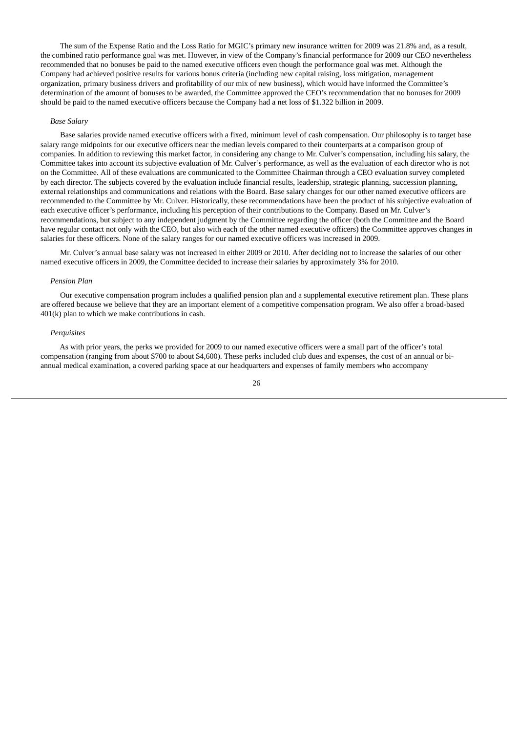The sum of the Expense Ratio and the Loss Ratio for MGIC's primary new insurance written for 2009 was 21.8% and, as a result, the combined ratio performance goal was met. However, in view of the Company's financial performance for 2009 our CEO nevertheless recommended that no bonuses be paid to the named executive officers even though the performance goal was met. Although the Company had achieved positive results for various bonus criteria (including new capital raising, loss mitigation, management organization, primary business drivers and profitability of our mix of new business), which would have informed the Committee's determination of the amount of bonuses to be awarded, the Committee approved the CEO's recommendation that no bonuses for 2009 should be paid to the named executive officers because the Company had a net loss of $1.322 billion in 2009.

*Base Salary*

Base salaries provide named executive officers with a fixed, minimum level of cash compensation. Our philosophy is to target base salary range midpoints for our executive officers near the median levels compared to their counterparts at a comparison group of companies. In addition to reviewing this market factor, in considering any change to Mr. Culver's compensation, including his salary, the Committee takes into account its subjective evaluation of Mr. Culver's performance, as well as the evaluation of each director who is not on the Committee. All of these evaluations are communicated to the Committee Chairman through a CEO evaluation survey completed by each director. The subjects covered by the evaluation include financial results, leadership, strategic planning, succession planning, external relationships and communications and relations with the Board. Base salary changes for our other named executive officers are recommended to the Committee by Mr. Culver. Historically, these recommendations have been the product of his subjective evaluation of each executive officer's performance, including his perception of their contributions to the Company. Based on Mr. Culver's recommendations, but subject to any independent judgment by the Committee regarding the officer (both the Committee and the Board have regular contact not only with the CEO, but also with each of the other named executive officers) the Committee approves changes in salaries for these officers. None of the salary ranges for our named executive officers was increased in 2009.

Mr. Culver's annual base salary was not increased in either 2009 or 2010. After deciding not to increase the salaries of our other named executive officers in 2009, the Committee decided to increase their salaries by approximately 3% for 2010.

*Pension Plan*

Our executive compensation program includes a qualified pension plan and a supplemental executive retirement plan. These plans are offered because we believe that they are an important element of a competitive compensation program. We also offer a broad-based 401(k) plan to which we make contributions in cash.

*Perquisites*

As with prior years, the perks we provided for 2009 to our named executive officers were a small part of the officer's total compensation (ranging from about $700 to about $4,600). These perks included club dues and expenses, the cost of an annual or bi-annual medical examination, a covered parking space at our headquarters and expenses of family members who accompany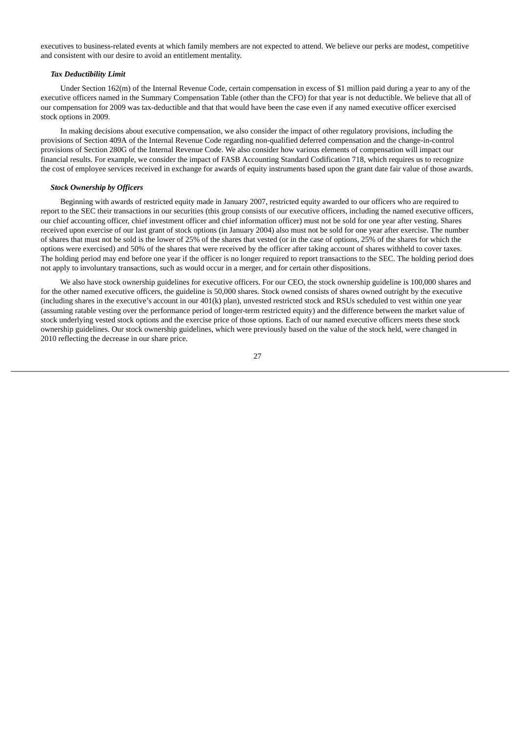executives to business-related events at which family members are not expected to attend. We believe our perks are modest, competitive and consistent with our desire to avoid an entitlement mentality.

***Tax Deductibility Limit***

Under Section 162(m) of the Internal Revenue Code, certain compensation in excess of $1 million paid during a year to any of the executive officers named in the Summary Compensation Table (other than the CFO) for that year is not deductible. We believe that all of our compensation for 2009 was tax-deductible and that that would have been the case even if any named executive officer exercised stock options in 2009.

In making decisions about executive compensation, we also consider the impact of other regulatory provisions, including the provisions of Section 409A of the Internal Revenue Code regarding non-qualified deferred compensation and the change-in-control provisions of Section 280G of the Internal Revenue Code. We also consider how various elements of compensation will impact our financial results. For example, we consider the impact of FASB Accounting Standard Codification 718, which requires us to recognize the cost of employee services received in exchange for awards of equity instruments based upon the grant date fair value of those awards.

***Stock Ownership by Officers***

Beginning with awards of restricted equity made in January 2007, restricted equity awarded to our officers who are required to report to the SEC their transactions in our securities (this group consists of our executive officers, including the named executive officers, our chief accounting officer, chief investment officer and chief information officer) must not be sold for one year after vesting. Shares received upon exercise of our last grant of stock options (in January 2004) also must not be sold for one year after exercise. The number of shares that must not be sold is the lower of 25% of the shares that vested (or in the case of options, 25% of the shares for which the options were exercised) and 50% of the shares that were received by the officer after taking account of shares withheld to cover taxes. The holding period may end before one year if the officer is no longer required to report transactions to the SEC. The holding period does not apply to involuntary transactions, such as would occur in a merger, and for certain other dispositions.

We also have stock ownership guidelines for executive officers. For our CEO, the stock ownership guideline is 100,000 shares and for the other named executive officers, the guideline is 50,000 shares. Stock owned consists of shares owned outright by the executive (including shares in the executive's account in our 401(k) plan), unvested restricted stock and RSUs scheduled to vest within one year (assuming ratable vesting over the performance period of longer-term restricted equity) and the difference between the market value of stock underlying vested stock options and the exercise price of those options. Each of our named executive officers meets these stock ownership guidelines. Our stock ownership guidelines, which were previously based on the value of the stock held, were changed in 2010 reflecting the decrease in our share price.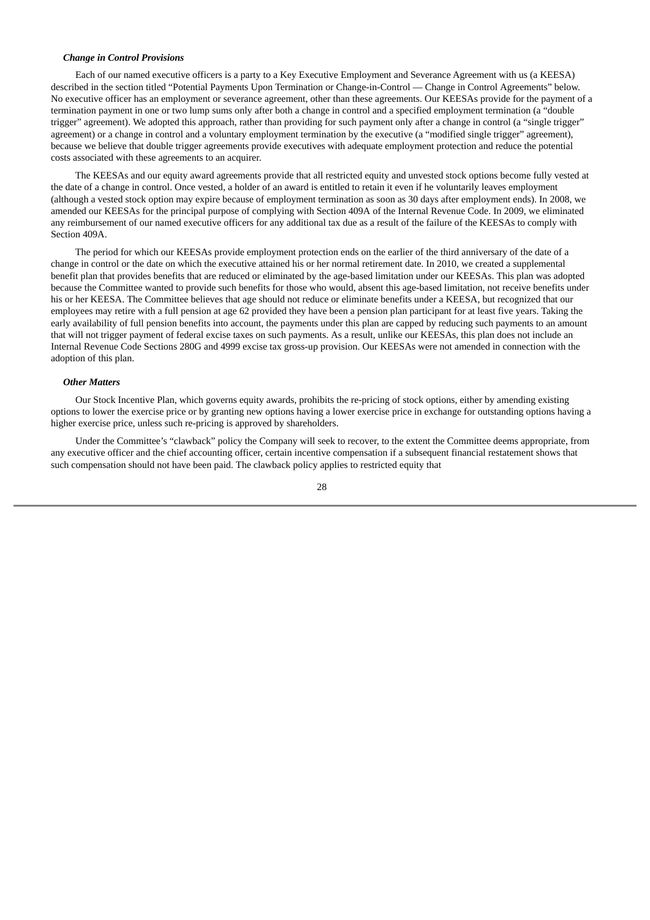***Change in Control Provisions***

Each of our named executive officers is a party to a Key Executive Employment and Severance Agreement with us (a KEESA) described in the section titled "Potential Payments Upon Termination or Change-in-Control — Change in Control Agreements" below. No executive officer has an employment or severance agreement, other than these agreements. Our KEESAs provide for the payment of a termination payment in one or two lump sums only after both a change in control and a specified employment termination (a "double trigger" agreement). We adopted this approach, rather than providing for such payment only after a change in control (a "single trigger" agreement) or a change in control and a voluntary employment termination by the executive (a "modified single trigger" agreement), because we believe that double trigger agreements provide executives with adequate employment protection and reduce the potential costs associated with these agreements to an acquirer.

The KEESAs and our equity award agreements provide that all restricted equity and unvested stock options become fully vested at the date of a change in control. Once vested, a holder of an award is entitled to retain it even if he voluntarily leaves employment (although a vested stock option may expire because of employment termination as soon as 30 days after employment ends). In 2008, we amended our KEESAs for the principal purpose of complying with Section 409A of the Internal Revenue Code. In 2009, we eliminated any reimbursement of our named executive officers for any additional tax due as a result of the failure of the KEESAs to comply with Section 409A.

The period for which our KEESAs provide employment protection ends on the earlier of the third anniversary of the date of a change in control or the date on which the executive attained his or her normal retirement date. In 2010, we created a supplemental benefit plan that provides benefits that are reduced or eliminated by the age-based limitation under our KEESAs. This plan was adopted because the Committee wanted to provide such benefits for those who would, absent this age-based limitation, not receive benefits under his or her KEESA. The Committee believes that age should not reduce or eliminate benefits under a KEESA, but recognized that our employees may retire with a full pension at age 62 provided they have been a pension plan participant for at least five years. Taking the early availability of full pension benefits into account, the payments under this plan are capped by reducing such payments to an amount that will not trigger payment of federal excise taxes on such payments. As a result, unlike our KEESAs, this plan does not include an Internal Revenue Code Sections 280G and 4999 excise tax gross-up provision. Our KEESAs were not amended in connection with the adoption of this plan.

***Other Matters***

Our Stock Incentive Plan, which governs equity awards, prohibits the re-pricing of stock options, either by amending existing options to lower the exercise price or by granting new options having a lower exercise price in exchange for outstanding options having a higher exercise price, unless such re-pricing is approved by shareholders.

Under the Committee's "clawback" policy the Company will seek to recover, to the extent the Committee deems appropriate, from any executive officer and the chief accounting officer, certain incentive compensation if a subsequent financial restatement shows that such compensation should not have been paid. The clawback policy applies to restricted equity that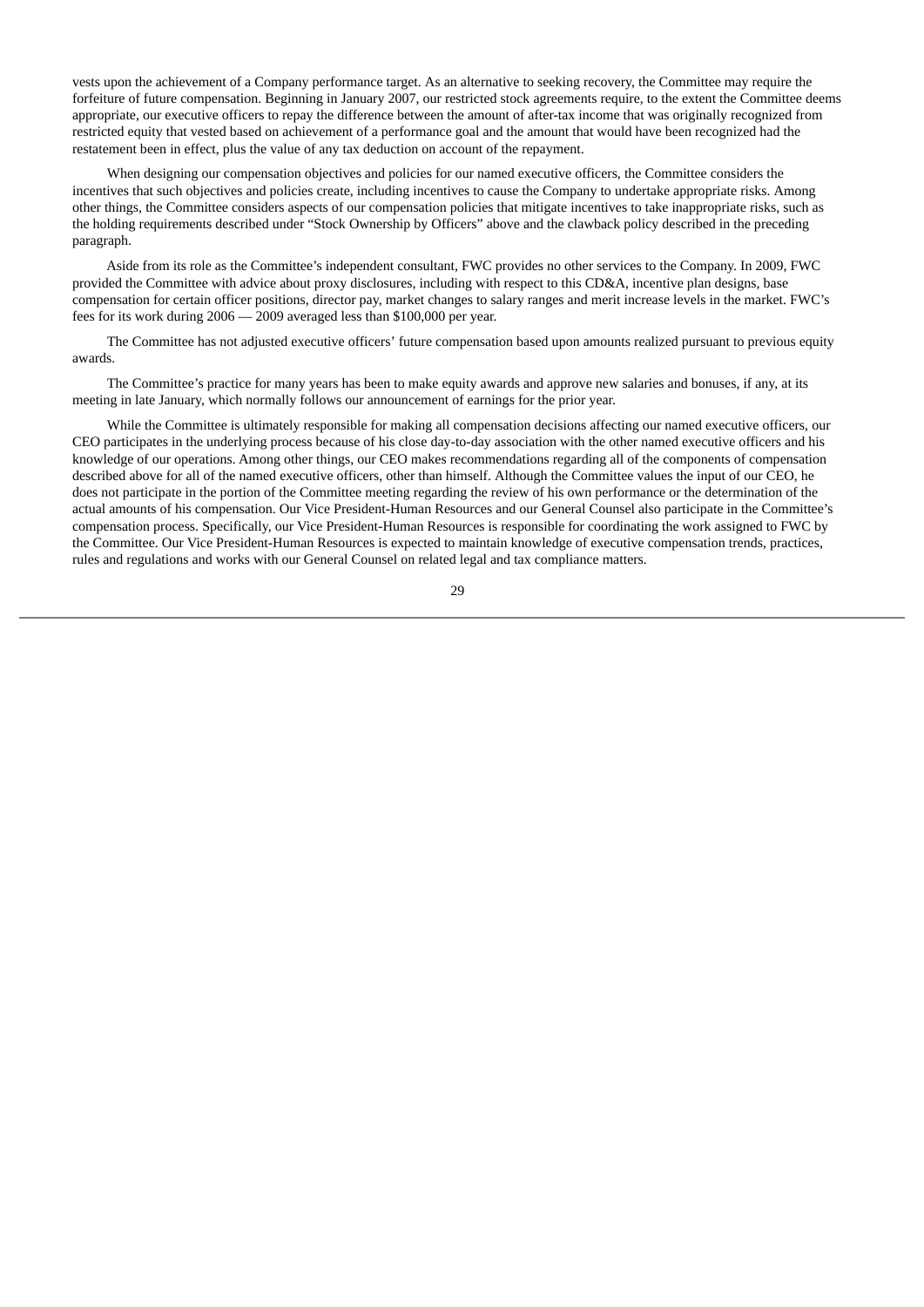vests upon the achievement of a Company performance target. As an alternative to seeking recovery, the Committee may require the forfeiture of future compensation. Beginning in January 2007, our restricted stock agreements require, to the extent the Committee deems appropriate, our executive officers to repay the difference between the amount of after-tax income that was originally recognized from restricted equity that vested based on achievement of a performance goal and the amount that would have been recognized had the restatement been in effect, plus the value of any tax deduction on account of the repayment.

When designing our compensation objectives and policies for our named executive officers, the Committee considers the incentives that such objectives and policies create, including incentives to cause the Company to undertake appropriate risks. Among other things, the Committee considers aspects of our compensation policies that mitigate incentives to take inappropriate risks, such as the holding requirements described under "Stock Ownership by Officers" above and the clawback policy described in the preceding paragraph.

Aside from its role as the Committee's independent consultant, FWC provides no other services to the Company. In 2009, FWC provided the Committee with advice about proxy disclosures, including with respect to this CD&A, incentive plan designs, base compensation for certain officer positions, director pay, market changes to salary ranges and merit increase levels in the market. FWC's fees for its work during 2006 — 2009 averaged less than $100,000 per year.

The Committee has not adjusted executive officers' future compensation based upon amounts realized pursuant to previous equity awards.

The Committee's practice for many years has been to make equity awards and approve new salaries and bonuses, if any, at its meeting in late January, which normally follows our announcement of earnings for the prior year.

While the Committee is ultimately responsible for making all compensation decisions affecting our named executive officers, our CEO participates in the underlying process because of his close day-to-day association with the other named executive officers and his knowledge of our operations. Among other things, our CEO makes recommendations regarding all of the components of compensation described above for all of the named executive officers, other than himself. Although the Committee values the input of our CEO, he does not participate in the portion of the Committee meeting regarding the review of his own performance or the determination of the actual amounts of his compensation. Our Vice President-Human Resources and our General Counsel also participate in the Committee's compensation process. Specifically, our Vice President-Human Resources is responsible for coordinating the work assigned to FWC by the Committee. Our Vice President-Human Resources is expected to maintain knowledge of executive compensation trends, practices, rules and regulations and works with our General Counsel on related legal and tax compliance matters.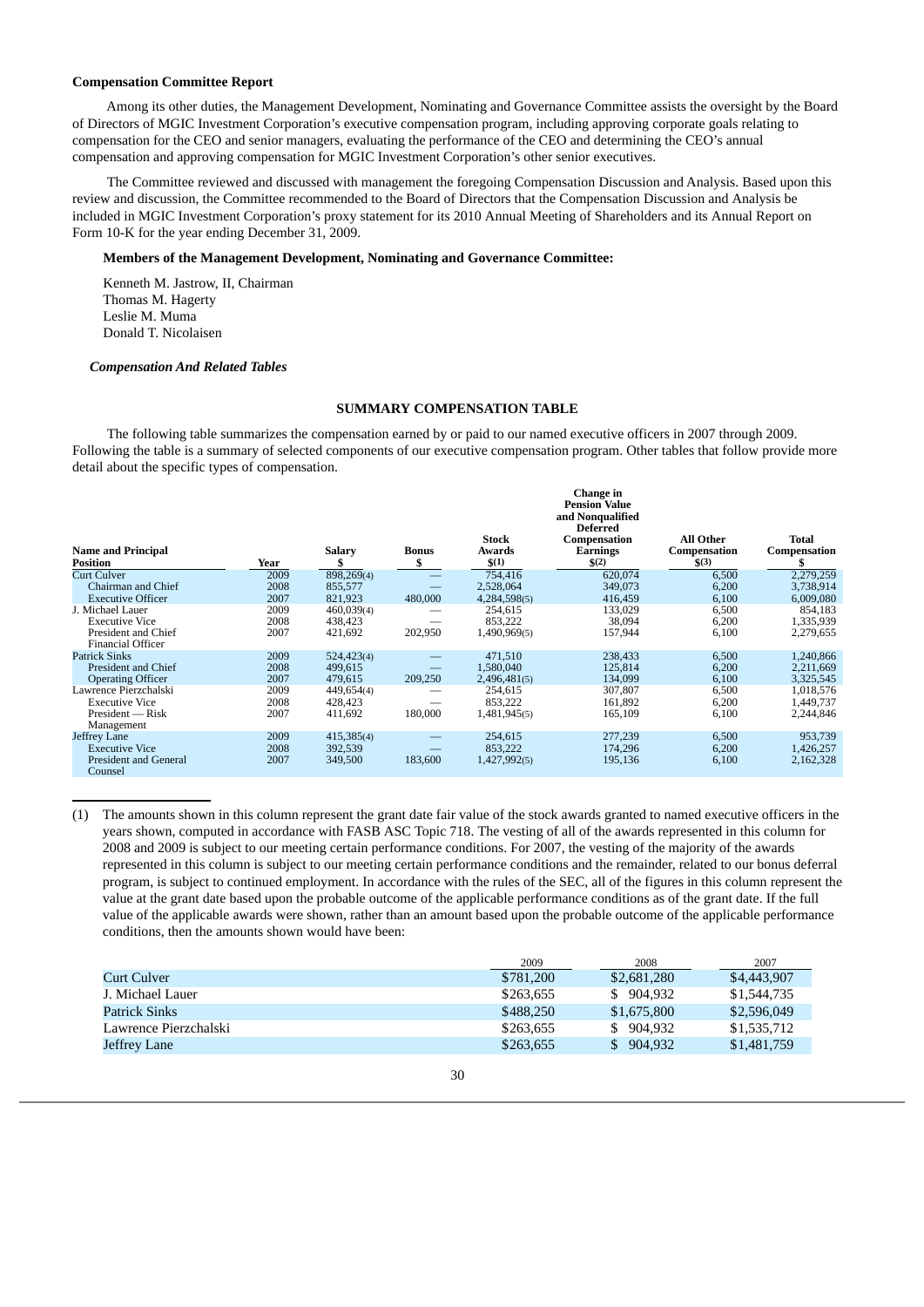**Compensation Committee Report**

Among its other duties, the Management Development, Nominating and Governance Committee assists the oversight by the Board of Directors of MGIC Investment Corporation's executive compensation program, including approving corporate goals relating to compensation for the CEO and senior managers, evaluating the performance of the CEO and determining the CEO's annual compensation and approving compensation for MGIC Investment Corporation's other senior executives.

The Committee reviewed and discussed with management the foregoing Compensation Discussion and Analysis. Based upon this review and discussion, the Committee recommended to the Board of Directors that the Compensation Discussion and Analysis be included in MGIC Investment Corporation's proxy statement for its 2010 Annual Meeting of Shareholders and its Annual Report on Form 10-K for the year ending December 31, 2009.

**Members of the Management Development, Nominating and Governance Committee:**

Kenneth M. Jastrow, II, Chairman
Thomas M. Hagerty
Leslie M. Muma
Donald T. Nicolaisen

***Compensation And Related Tables***

**SUMMARY COMPENSATION TABLE**

The following table summarizes the compensation earned by or paid to our named executive officers in 2007 through 2009. Following the table is a summary of selected components of our executive compensation program. Other tables that follow provide more detail about the specific types of compensation.

| Name and Principal Position | Year | Salary $ | Bonus $ | Stock Awards $(1) | Change in Pension Value and Nonqualified Deferred Compensation Earnings $(2) | All Other Compensation $(3) | Total Compensation $ |
|---|---|---|---|---|---|---|---|
| Curt Culver | 2009 | 898,269(4) | — | 754,416 | 620,074 | 6,500 | 2,279,259 |
| Chairman and Chief | 2008 | 855,577 | — | 2,528,064 | 349,073 | 6,200 | 3,738,914 |
| Executive Officer | 2007 | 821,923 | 480,000 | 4,284,598(5) | 416,459 | 6,100 | 6,009,080 |
| J. Michael Lauer | 2009 | 460,039(4) | — | 254,615 | 133,029 | 6,500 | 854,183 |
| Executive Vice | 2008 | 438,423 | — | 853,222 | 38,094 | 6,200 | 1,335,939 |
| President and Chief Financial Officer | 2007 | 421,692 | 202,950 | 1,490,969(5) | 157,944 | 6,100 | 2,279,655 |
| Patrick Sinks | 2009 | 524,423(4) | — | 471,510 | 238,433 | 6,500 | 1,240,866 |
| President and Chief | 2008 | 499,615 | — | 1,580,040 | 125,814 | 6,200 | 2,211,669 |
| Operating Officer | 2007 | 479,615 | 209,250 | 2,496,481(5) | 134,099 | 6,100 | 3,325,545 |
| Lawrence Pierzchalski | 2009 | 449,654(4) | — | 254,615 | 307,807 | 6,500 | 1,018,576 |
| Executive Vice | 2008 | 428,423 | — | 853,222 | 161,892 | 6,200 | 1,449,737 |
| President — Risk Management | 2007 | 411,692 | 180,000 | 1,481,945(5) | 165,109 | 6,100 | 2,244,846 |
| Jeffrey Lane | 2009 | 415,385(4) | — | 254,615 | 277,239 | 6,500 | 953,739 |
| Executive Vice | 2008 | 392,539 | — | 853,222 | 174,296 | 6,200 | 1,426,257 |
| President and General Counsel | 2007 | 349,500 | 183,600 | 1,427,992(5) | 195,136 | 6,100 | 2,162,328 |

(1) The amounts shown in this column represent the grant date fair value of the stock awards granted to named executive officers in the years shown, computed in accordance with FASB ASC Topic 718. The vesting of all of the awards represented in this column for 2008 and 2009 is subject to our meeting certain performance conditions. For 2007, the vesting of the majority of the awards represented in this column is subject to our meeting certain performance conditions and the remainder, related to our bonus deferral program, is subject to continued employment. In accordance with the rules of the SEC, all of the figures in this column represent the value at the grant date based upon the probable outcome of the applicable performance conditions as of the grant date. If the full value of the applicable awards were shown, rather than an amount based upon the probable outcome of the applicable performance conditions, then the amounts shown would have been:

| | 2009 | 2008 | 2007 |
|---|---|---|---|
| Curt Culver | $781,200 | $2,681,280 | $4,443,907 |
| J. Michael Lauer | $263,655 | $ 904,932 | $1,544,735 |
| Patrick Sinks | $488,250 | $1,675,800 | $2,596,049 |
| Lawrence Pierzchalski | $263,655 | $ 904,932 | $1,535,712 |
| Jeffrey Lane | $263,655 | $ 904,932 | $1,481,759 |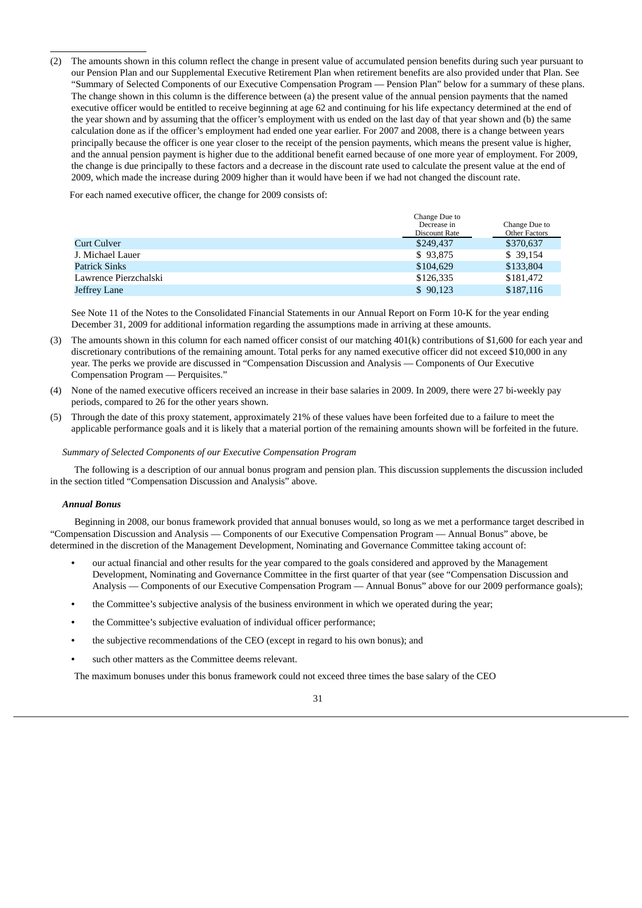(2) The amounts shown in this column reflect the change in present value of accumulated pension benefits during such year pursuant to our Pension Plan and our Supplemental Executive Retirement Plan when retirement benefits are also provided under that Plan. See "Summary of Selected Components of our Executive Compensation Program — Pension Plan" below for a summary of these plans. The change shown in this column is the difference between (a) the present value of the annual pension payments that the named executive officer would be entitled to receive beginning at age 62 and continuing for his life expectancy determined at the end of the year shown and by assuming that the officer's employment with us ended on the last day of that year shown and (b) the same calculation done as if the officer's employment had ended one year earlier. For 2007 and 2008, there is a change between years principally because the officer is one year closer to the receipt of the pension payments, which means the present value is higher, and the annual pension payment is higher due to the additional benefit earned because of one more year of employment. For 2009, the change is due principally to these factors and a decrease in the discount rate used to calculate the present value at the end of 2009, which made the increase during 2009 higher than it would have been if we had not changed the discount rate.

For each named executive officer, the change for 2009 consists of:

| | Change Due to Decrease in Discount Rate | Change Due to Other Factors |
|---|---|---|
| Curt Culver | $249,437 | $370,637 |
| J. Michael Lauer | $ 93,875 | $ 39,154 |
| Patrick Sinks | $104,629 | $133,804 |
| Lawrence Pierzchalski | $126,335 | $181,472 |
| Jeffrey Lane | $ 90,123 | $187,116 |

See Note 11 of the Notes to the Consolidated Financial Statements in our Annual Report on Form 10-K for the year ending December 31, 2009 for additional information regarding the assumptions made in arriving at these amounts.

(3) The amounts shown in this column for each named officer consist of our matching 401(k) contributions of $1,600 for each year and discretionary contributions of the remaining amount. Total perks for any named executive officer did not exceed $10,000 in any year. The perks we provide are discussed in "Compensation Discussion and Analysis — Components of Our Executive Compensation Program — Perquisites."

(4) None of the named executive officers received an increase in their base salaries in 2009. In 2009, there were 27 bi-weekly pay periods, compared to 26 for the other years shown.

(5) Through the date of this proxy statement, approximately 21% of these values have been forfeited due to a failure to meet the applicable performance goals and it is likely that a material portion of the remaining amounts shown will be forfeited in the future.

*Summary of Selected Components of our Executive Compensation Program*

The following is a description of our annual bonus program and pension plan. This discussion supplements the discussion included in the section titled "Compensation Discussion and Analysis" above.

***Annual Bonus***

Beginning in 2008, our bonus framework provided that annual bonuses would, so long as we met a performance target described in "Compensation Discussion and Analysis — Components of our Executive Compensation Program — Annual Bonus" above, be determined in the discretion of the Management Development, Nominating and Governance Committee taking account of:

- our actual financial and other results for the year compared to the goals considered and approved by the Management Development, Nominating and Governance Committee in the first quarter of that year (see "Compensation Discussion and Analysis — Components of our Executive Compensation Program — Annual Bonus" above for our 2009 performance goals);
- the Committee's subjective analysis of the business environment in which we operated during the year;
- the Committee's subjective evaluation of individual officer performance;
- the subjective recommendations of the CEO (except in regard to his own bonus); and
- such other matters as the Committee deems relevant.

The maximum bonuses under this bonus framework could not exceed three times the base salary of the CEO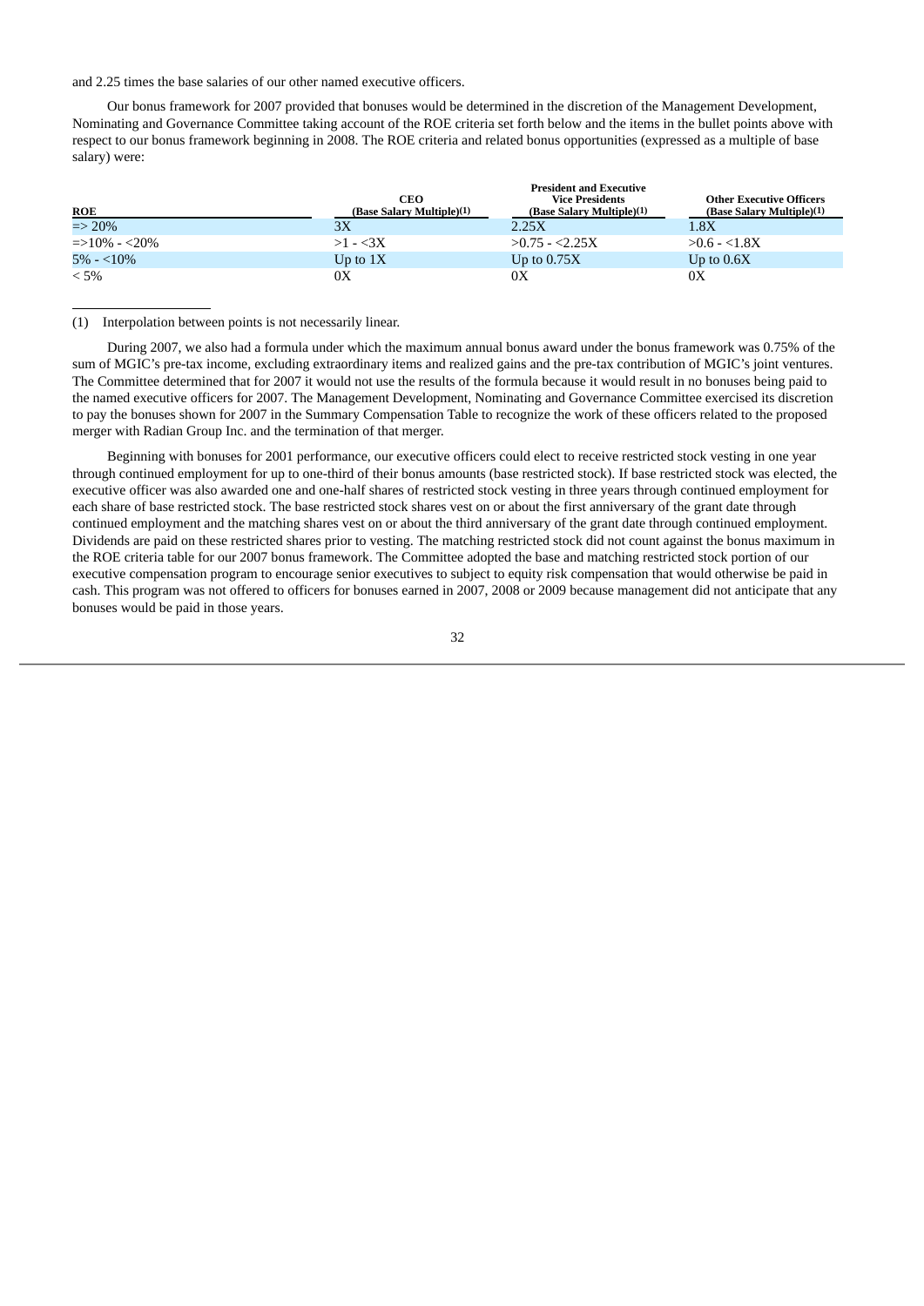and 2.25 times the base salaries of our other named executive officers.

Our bonus framework for 2007 provided that bonuses would be determined in the discretion of the Management Development, Nominating and Governance Committee taking account of the ROE criteria set forth below and the items in the bullet points above with respect to our bonus framework beginning in 2008. The ROE criteria and related bonus opportunities (expressed as a multiple of base salary) were:

| ROE | CEO (Base Salary Multiple)(1) | President and Executive Vice Presidents (Base Salary Multiple)(1) | Other Executive Officers (Base Salary Multiple)(1) |
|---|---|---|---|
| => 20% | 3X | 2.25X | 1.8X |
| =>10% - <20% | >1 - <3X | >0.75 - <2.25X | >0.6 - <1.8X |
| 5% - <10% | Up to 1X | Up to 0.75X | Up to 0.6X |
| < 5% | 0X | 0X | 0X |

(1) Interpolation between points is not necessarily linear.

During 2007, we also had a formula under which the maximum annual bonus award under the bonus framework was 0.75% of the sum of MGIC's pre-tax income, excluding extraordinary items and realized gains and the pre-tax contribution of MGIC's joint ventures. The Committee determined that for 2007 it would not use the results of the formula because it would result in no bonuses being paid to the named executive officers for 2007. The Management Development, Nominating and Governance Committee exercised its discretion to pay the bonuses shown for 2007 in the Summary Compensation Table to recognize the work of these officers related to the proposed merger with Radian Group Inc. and the termination of that merger.

Beginning with bonuses for 2001 performance, our executive officers could elect to receive restricted stock vesting in one year through continued employment for up to one-third of their bonus amounts (base restricted stock). If base restricted stock was elected, the executive officer was also awarded one and one-half shares of restricted stock vesting in three years through continued employment for each share of base restricted stock. The base restricted stock shares vest on or about the first anniversary of the grant date through continued employment and the matching shares vest on or about the third anniversary of the grant date through continued employment. Dividends are paid on these restricted shares prior to vesting. The matching restricted stock did not count against the bonus maximum in the ROE criteria table for our 2007 bonus framework. The Committee adopted the base and matching restricted stock portion of our executive compensation program to encourage senior executives to subject to equity risk compensation that would otherwise be paid in cash. This program was not offered to officers for bonuses earned in 2007, 2008 or 2009 because management did not anticipate that any bonuses would be paid in those years.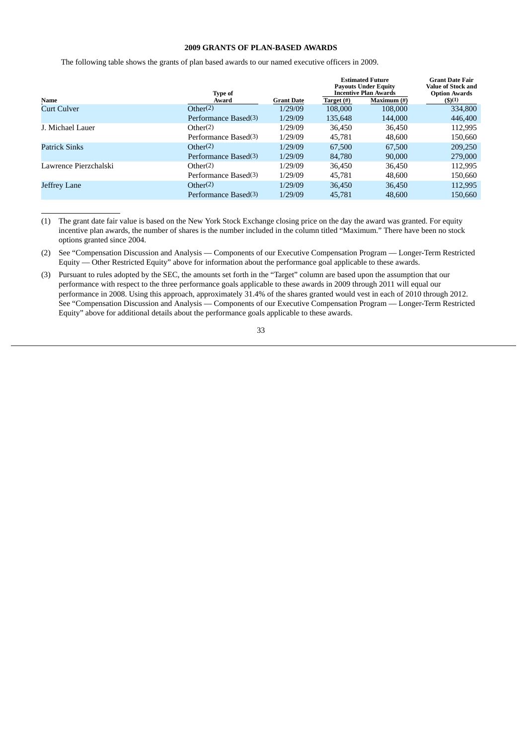## 2009 GRANTS OF PLAN-BASED AWARDS

The following table shows the grants of plan based awards to our named executive officers in 2009.

| Name | Type of Award | Grant Date | Estimated Future Payouts Under Equity Incentive Plan Awards | | Grant Date Fair Value of Stock and Option Awards |
|---|---|---|---|---|---|
| | | | Target (#) | Maximum (#) | ($)(1) |
| Curt Culver | Other(2) | 1/29/09 | 108,000 | 108,000 | 334,800 |
| | Performance Based(3) | 1/29/09 | 135,648 | 144,000 | 446,400 |
| J. Michael Lauer | Other(2) | 1/29/09 | 36,450 | 36,450 | 112,995 |
| | Performance Based(3) | 1/29/09 | 45,781 | 48,600 | 150,660 |
| Patrick Sinks | Other(2) | 1/29/09 | 67,500 | 67,500 | 209,250 |
| | Performance Based(3) | 1/29/09 | 84,780 | 90,000 | 279,000 |
| Lawrence Pierzchalski | Other(2) | 1/29/09 | 36,450 | 36,450 | 112,995 |
| | Performance Based(3) | 1/29/09 | 45,781 | 48,600 | 150,660 |
| Jeffrey Lane | Other(2) | 1/29/09 | 36,450 | 36,450 | 112,995 |
| | Performance Based(3) | 1/29/09 | 45,781 | 48,600 | 150,660 |

(1) The grant date fair value is based on the New York Stock Exchange closing price on the day the award was granted. For equity incentive plan awards, the number of shares is the number included in the column titled "Maximum." There have been no stock options granted since 2004.

(2) See "Compensation Discussion and Analysis — Components of our Executive Compensation Program — Longer-Term Restricted Equity — Other Restricted Equity" above for information about the performance goal applicable to these awards.

(3) Pursuant to rules adopted by the SEC, the amounts set forth in the "Target" column are based upon the assumption that our performance with respect to the three performance goals applicable to these awards in 2009 through 2011 will equal our performance in 2008. Using this approach, approximately 31.4% of the shares granted would vest in each of 2010 through 2012. See "Compensation Discussion and Analysis — Components of our Executive Compensation Program — Longer-Term Restricted Equity" above for additional details about the performance goals applicable to these awards.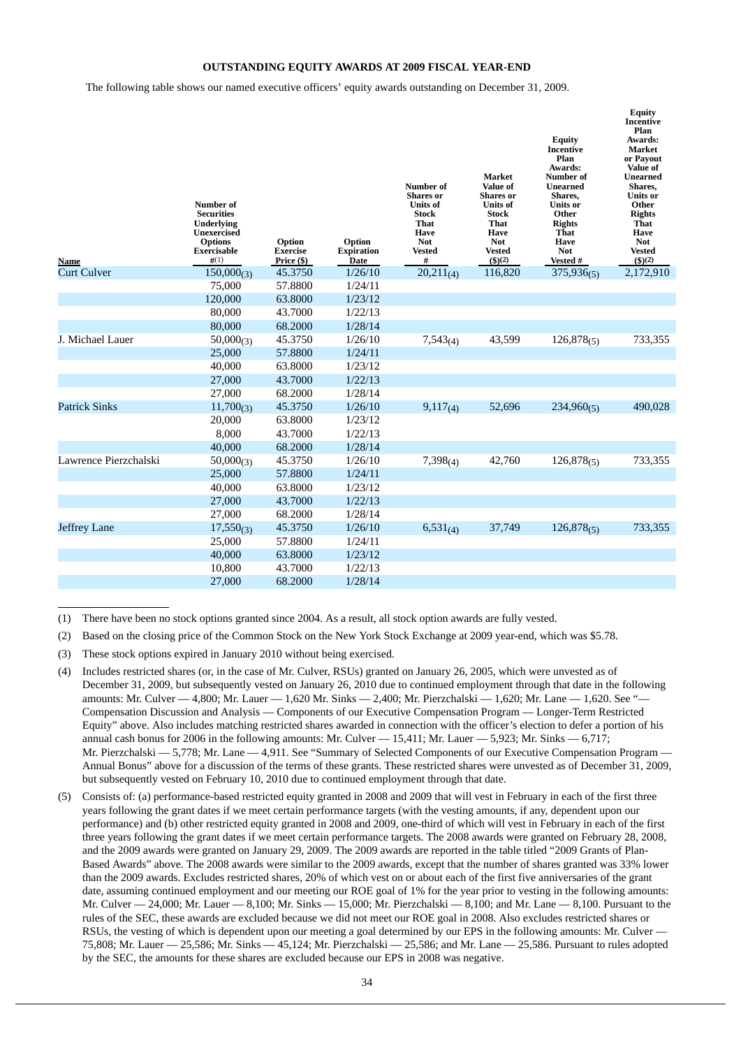## OUTSTANDING EQUITY AWARDS AT 2009 FISCAL YEAR-END

The following table shows our named executive officers' equity awards outstanding on December 31, 2009.

| Name | Number of Securities Underlying Unexercised Options Exercisable #(1) | Option Exercise Price ($) | Option Expiration Date | Number of Shares or Units of Stock That Have Not Vested # | Market Value of Shares or Units of Stock That Have Not Vested ($)(2) | Equity Incentive Plan Awards: Number of Unearned Shares, Units or Other Rights That Have Not Vested # | Equity Incentive Plan Awards: Market or Payout Value of Unearned Shares, Units or Other Rights That Have Not Vested ($)(2) |
|---|---|---|---|---|---|---|---|
| Curt Culver | 150,000(3) | 45.3750 | 1/26/10 | 20,211(4) | 116,820 | 375,936(5) | 2,172,910 |
| | 75,000 | 57.8800 | 1/24/11 | | | | |
| | 120,000 | 63.8000 | 1/23/12 | | | | |
| | 80,000 | 43.7000 | 1/22/13 | | | | |
| | 80,000 | 68.2000 | 1/28/14 | | | | |
| J. Michael Lauer | 50,000(3) | 45.3750 | 1/26/10 | 7,543(4) | 43,599 | 126,878(5) | 733,355 |
| | 25,000 | 57.8800 | 1/24/11 | | | | |
| | 40,000 | 63.8000 | 1/23/12 | | | | |
| | 27,000 | 43.7000 | 1/22/13 | | | | |
| | 27,000 | 68.2000 | 1/28/14 | | | | |
| Patrick Sinks | 11,700(3) | 45.3750 | 1/26/10 | 9,117(4) | 52,696 | 234,960(5) | 490,028 |
| | 20,000 | 63.8000 | 1/23/12 | | | | |
| | 8,000 | 43.7000 | 1/22/13 | | | | |
| | 40,000 | 68.2000 | 1/28/14 | | | | |
| Lawrence Pierzchalski | 50,000(3) | 45.3750 | 1/26/10 | 7,398(4) | 42,760 | 126,878(5) | 733,355 |
| | 25,000 | 57.8800 | 1/24/11 | | | | |
| | 40,000 | 63.8000 | 1/23/12 | | | | |
| | 27,000 | 43.7000 | 1/22/13 | | | | |
| | 27,000 | 68.2000 | 1/28/14 | | | | |
| Jeffrey Lane | 17,550(3) | 45.3750 | 1/26/10 | 6,531(4) | 37,749 | 126,878(5) | 733,355 |
| | 25,000 | 57.8800 | 1/24/11 | | | | |
| | 40,000 | 63.8000 | 1/23/12 | | | | |
| | 10,800 | 43.7000 | 1/22/13 | | | | |
| | 27,000 | 68.2000 | 1/28/14 | | | | |

(1) There have been no stock options granted since 2004. As a result, all stock option awards are fully vested.

(2) Based on the closing price of the Common Stock on the New York Stock Exchange at 2009 year-end, which was $5.78.

(3) These stock options expired in January 2010 without being exercised.

(4) Includes restricted shares (or, in the case of Mr. Culver, RSUs) granted on January 26, 2005, which were unvested as of December 31, 2009, but subsequently vested on January 26, 2010 due to continued employment through that date in the following amounts: Mr. Culver — 4,800; Mr. Lauer — 1,620 Mr. Sinks — 2,400; Mr. Pierzchalski — 1,620; Mr. Lane — 1,620. See "— Compensation Discussion and Analysis — Components of our Executive Compensation Program — Longer-Term Restricted Equity" above. Also includes matching restricted shares awarded in connection with the officer's election to defer a portion of his annual cash bonus for 2006 in the following amounts: Mr. Culver — 15,411; Mr. Lauer — 5,923; Mr. Sinks — 6,717; Mr. Pierzchalski — 5,778; Mr. Lane — 4,911. See "Summary of Selected Components of our Executive Compensation Program — Annual Bonus" above for a discussion of the terms of these grants. These restricted shares were unvested as of December 31, 2009, but subsequently vested on February 10, 2010 due to continued employment through that date.

(5) Consists of: (a) performance-based restricted equity granted in 2008 and 2009 that will vest in February in each of the first three years following the grant dates if we meet certain performance targets (with the vesting amounts, if any, dependent upon our performance) and (b) other restricted equity granted in 2008 and 2009, one-third of which will vest in February in each of the first three years following the grant dates if we meet certain performance targets. The 2008 awards were granted on February 28, 2008, and the 2009 awards were granted on January 29, 2009. The 2009 awards are reported in the table titled "2009 Grants of Plan-Based Awards" above. The 2008 awards were similar to the 2009 awards, except that the number of shares granted was 33% lower than the 2009 awards. Excludes restricted shares, 20% of which vest on or about each of the first five anniversaries of the grant date, assuming continued employment and our meeting our ROE goal of 1% for the year prior to vesting in the following amounts: Mr. Culver — 24,000; Mr. Lauer — 8,100; Mr. Sinks — 15,000; Mr. Pierzchalski — 8,100; and Mr. Lane — 8,100. Pursuant to the rules of the SEC, these awards are excluded because we did not meet our ROE goal in 2008. Also excludes restricted shares or RSUs, the vesting of which is dependent upon our meeting a goal determined by our EPS in the following amounts: Mr. Culver — 75,808; Mr. Lauer — 25,586; Mr. Sinks — 45,124; Mr. Pierzchalski — 25,586; and Mr. Lane — 25,586. Pursuant to rules adopted by the SEC, the amounts for these shares are excluded because our EPS in 2008 was negative.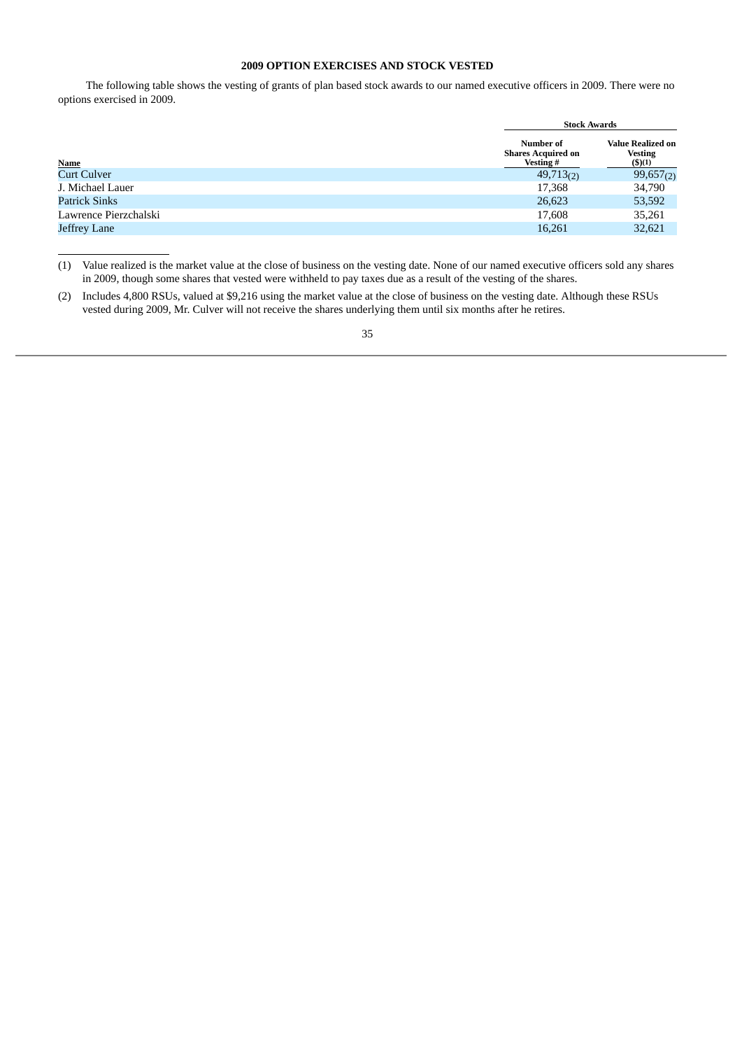## 2009 OPTION EXERCISES AND STOCK VESTED

The following table shows the vesting of grants of plan based stock awards to our named executive officers in 2009. There were no options exercised in 2009.

| | Stock Awards | |
|---|---|---|
| Name | Number of Shares Acquired on Vesting # | Value Realized on Vesting ($)(1) |
| Curt Culver | 49,713(2) | 99,657(2) |
| J. Michael Lauer | 17,368 | 34,790 |
| Patrick Sinks | 26,623 | 53,592 |
| Lawrence Pierzchalski | 17,608 | 35,261 |
| Jeffrey Lane | 16,261 | 32,621 |

(1) Value realized is the market value at the close of business on the vesting date. None of our named executive officers sold any shares in 2009, though some shares that vested were withheld to pay taxes due as a result of the vesting of the shares.

(2) Includes 4,800 RSUs, valued at $9,216 using the market value at the close of business on the vesting date. Although these RSUs vested during 2009, Mr. Culver will not receive the shares underlying them until six months after he retires.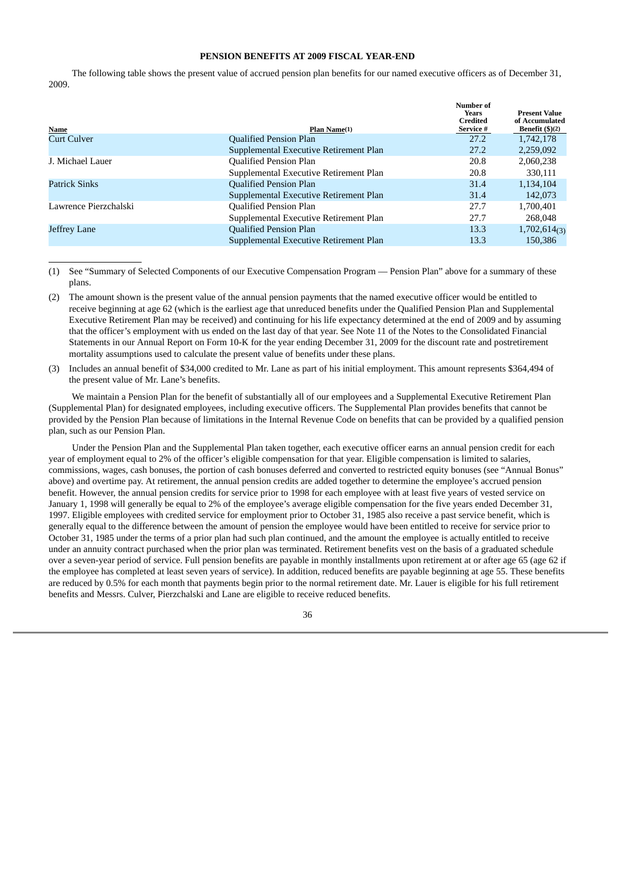## PENSION BENEFITS AT 2009 FISCAL YEAR-END

The following table shows the present value of accrued pension plan benefits for our named executive officers as of December 31, 2009.

| Name | Plan Name(1) | Number of Years Credited Service # | Present Value of Accumulated Benefit ($)(2) |
|---|---|---|---|
| Curt Culver | Qualified Pension Plan | 27.2 | 1,742,178 |
| | Supplemental Executive Retirement Plan | 27.2 | 2,259,092 |
| J. Michael Lauer | Qualified Pension Plan | 20.8 | 2,060,238 |
| | Supplemental Executive Retirement Plan | 20.8 | 330,111 |
| Patrick Sinks | Qualified Pension Plan | 31.4 | 1,134,104 |
| | Supplemental Executive Retirement Plan | 31.4 | 142,073 |
| Lawrence Pierzchalski | Qualified Pension Plan | 27.7 | 1,700,401 |
| | Supplemental Executive Retirement Plan | 27.7 | 268,048 |
| Jeffrey Lane | Qualified Pension Plan | 13.3 | 1,702,614(3) |
| | Supplemental Executive Retirement Plan | 13.3 | 150,386 |

(1) See "Summary of Selected Components of our Executive Compensation Program — Pension Plan" above for a summary of these plans.

(2) The amount shown is the present value of the annual pension payments that the named executive officer would be entitled to receive beginning at age 62 (which is the earliest age that unreduced benefits under the Qualified Pension Plan and Supplemental Executive Retirement Plan may be received) and continuing for his life expectancy determined at the end of 2009 and by assuming that the officer's employment with us ended on the last day of that year. See Note 11 of the Notes to the Consolidated Financial Statements in our Annual Report on Form 10-K for the year ending December 31, 2009 for the discount rate and postretirement mortality assumptions used to calculate the present value of benefits under these plans.

(3) Includes an annual benefit of $34,000 credited to Mr. Lane as part of his initial employment. This amount represents $364,494 of the present value of Mr. Lane's benefits.

We maintain a Pension Plan for the benefit of substantially all of our employees and a Supplemental Executive Retirement Plan (Supplemental Plan) for designated employees, including executive officers. The Supplemental Plan provides benefits that cannot be provided by the Pension Plan because of limitations in the Internal Revenue Code on benefits that can be provided by a qualified pension plan, such as our Pension Plan.

Under the Pension Plan and the Supplemental Plan taken together, each executive officer earns an annual pension credit for each year of employment equal to 2% of the officer's eligible compensation for that year. Eligible compensation is limited to salaries, commissions, wages, cash bonuses, the portion of cash bonuses deferred and converted to restricted equity bonuses (see "Annual Bonus" above) and overtime pay. At retirement, the annual pension credits are added together to determine the employee's accrued pension benefit. However, the annual pension credits for service prior to 1998 for each employee with at least five years of vested service on January 1, 1998 will generally be equal to 2% of the employee's average eligible compensation for the five years ended December 31, 1997. Eligible employees with credited service for employment prior to October 31, 1985 also receive a past service benefit, which is generally equal to the difference between the amount of pension the employee would have been entitled to receive for service prior to October 31, 1985 under the terms of a prior plan had such plan continued, and the amount the employee is actually entitled to receive under an annuity contract purchased when the prior plan was terminated. Retirement benefits vest on the basis of a graduated schedule over a seven-year period of service. Full pension benefits are payable in monthly installments upon retirement at or after age 65 (age 62 if the employee has completed at least seven years of service). In addition, reduced benefits are payable beginning at age 55. These benefits are reduced by 0.5% for each month that payments begin prior to the normal retirement date. Mr. Lauer is eligible for his full retirement benefits and Messrs. Culver, Pierzchalski and Lane are eligible to receive reduced benefits.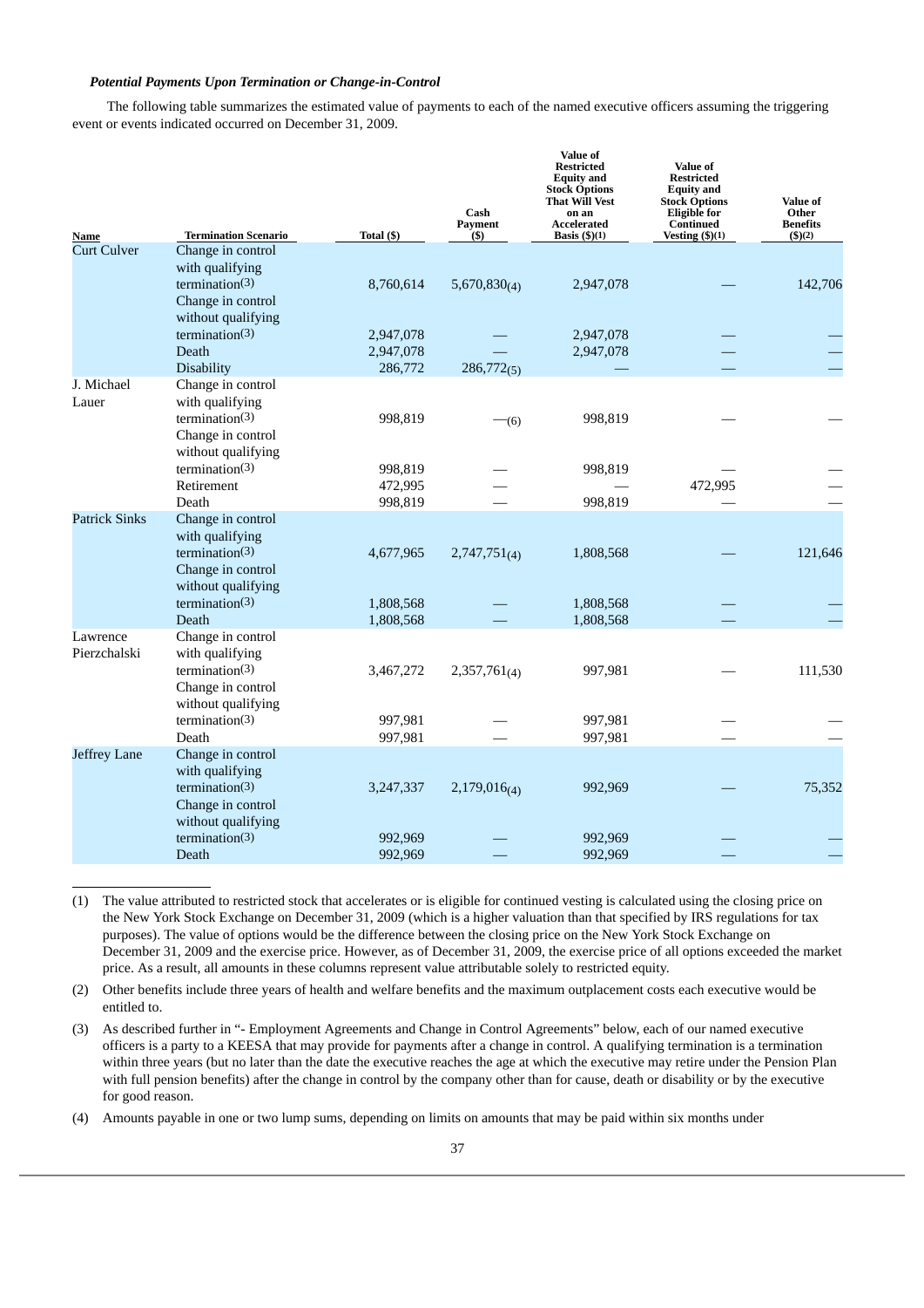***Potential Payments Upon Termination or Change-in-Control***

The following table summarizes the estimated value of payments to each of the named executive officers assuming the triggering event or events indicated occurred on December 31, 2009.

| Name | Termination Scenario | Total ($) | Cash Payment ($) | Value of Restricted Equity and Stock Options That Will Vest on an Accelerated Basis ($)(1) | Value of Restricted Equity and Stock Options Eligible for Continued Vesting ($)(1) | Value of Other Benefits ($)(2) |
|---|---|---|---|---|---|---|
| Curt Culver | Change in control with qualifying termination(3) | 8,760,614 | 5,670,830(4) | 2,947,078 | — | 142,706 |
| | Change in control without qualifying termination(3) | 2,947,078 | — | 2,947,078 | — | — |
| | Death | 2,947,078 | — | 2,947,078 | — | — |
| | Disability | 286,772 | 286,772(5) | — | — | — |
| J. Michael Lauer | Change in control with qualifying termination(3) | 998,819 | —(6) | 998,819 | — | — |
| | Change in control without qualifying termination(3) | 998,819 | — | 998,819 | — | — |
| | Retirement | 472,995 | — | — | 472,995 | — |
| | Death | 998,819 | — | 998,819 | — | — |
| Patrick Sinks | Change in control with qualifying termination(3) | 4,677,965 | 2,747,751(4) | 1,808,568 | — | 121,646 |
| | Change in control without qualifying termination(3) | 1,808,568 | — | 1,808,568 | — | — |
| | Death | 1,808,568 | — | 1,808,568 | — | — |
| Lawrence Pierzchalski | Change in control with qualifying termination(3) | 3,467,272 | 2,357,761(4) | 997,981 | — | 111,530 |
| | Change in control without qualifying termination(3) | 997,981 | — | 997,981 | — | — |
| | Death | 997,981 | — | 997,981 | — | — |
| Jeffrey Lane | Change in control with qualifying termination(3) | 3,247,337 | 2,179,016(4) | 992,969 | — | 75,352 |
| | Change in control without qualifying termination(3) | 992,969 | — | 992,969 | — | — |
| | Death | 992,969 | — | 992,969 | — | — |

(1) The value attributed to restricted stock that accelerates or is eligible for continued vesting is calculated using the closing price on the New York Stock Exchange on December 31, 2009 (which is a higher valuation than that specified by IRS regulations for tax purposes). The value of options would be the difference between the closing price on the New York Stock Exchange on December 31, 2009 and the exercise price. However, as of December 31, 2009, the exercise price of all options exceeded the market price. As a result, all amounts in these columns represent value attributable solely to restricted equity.

(2) Other benefits include three years of health and welfare benefits and the maximum outplacement costs each executive would be entitled to.

(3) As described further in "- Employment Agreements and Change in Control Agreements" below, each of our named executive officers is a party to a KEESA that may provide for payments after a change in control. A qualifying termination is a termination within three years (but no later than the date the executive reaches the age at which the executive may retire under the Pension Plan with full pension benefits) after the change in control by the company other than for cause, death or disability or by the executive for good reason.

(4) Amounts payable in one or two lump sums, depending on limits on amounts that may be paid within six months under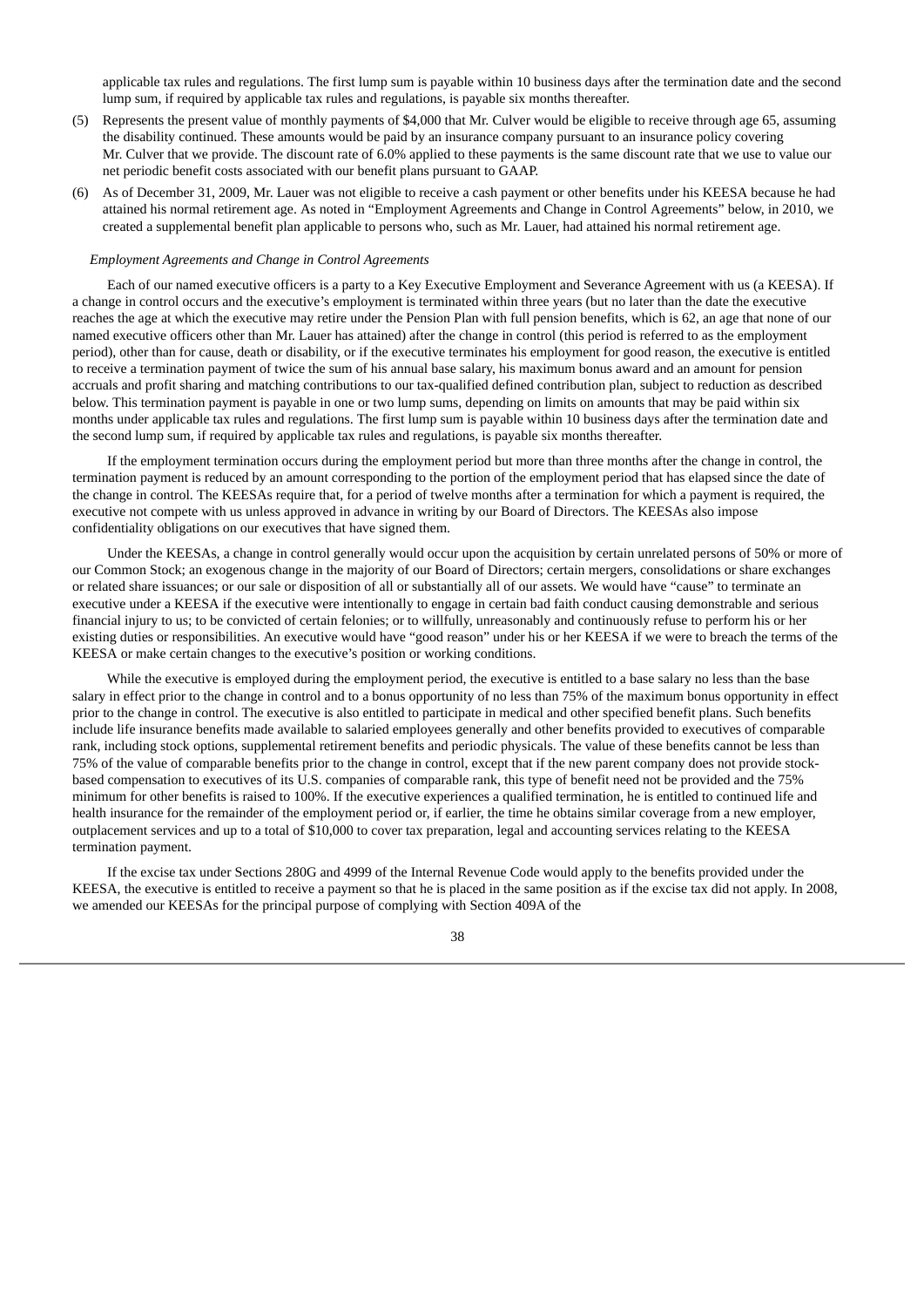applicable tax rules and regulations. The first lump sum is payable within 10 business days after the termination date and the second lump sum, if required by applicable tax rules and regulations, is payable six months thereafter.

(5) Represents the present value of monthly payments of $4,000 that Mr. Culver would be eligible to receive through age 65, assuming the disability continued. These amounts would be paid by an insurance company pursuant to an insurance policy covering Mr. Culver that we provide. The discount rate of 6.0% applied to these payments is the same discount rate that we use to value our net periodic benefit costs associated with our benefit plans pursuant to GAAP.

(6) As of December 31, 2009, Mr. Lauer was not eligible to receive a cash payment or other benefits under his KEESA because he had attained his normal retirement age. As noted in "Employment Agreements and Change in Control Agreements" below, in 2010, we created a supplemental benefit plan applicable to persons who, such as Mr. Lauer, had attained his normal retirement age.

*Employment Agreements and Change in Control Agreements*

Each of our named executive officers is a party to a Key Executive Employment and Severance Agreement with us (a KEESA). If a change in control occurs and the executive's employment is terminated within three years (but no later than the date the executive reaches the age at which the executive may retire under the Pension Plan with full pension benefits, which is 62, an age that none of our named executive officers other than Mr. Lauer has attained) after the change in control (this period is referred to as the employment period), other than for cause, death or disability, or if the executive terminates his employment for good reason, the executive is entitled to receive a termination payment of twice the sum of his annual base salary, his maximum bonus award and an amount for pension accruals and profit sharing and matching contributions to our tax-qualified defined contribution plan, subject to reduction as described below. This termination payment is payable in one or two lump sums, depending on limits on amounts that may be paid within six months under applicable tax rules and regulations. The first lump sum is payable within 10 business days after the termination date and the second lump sum, if required by applicable tax rules and regulations, is payable six months thereafter.

If the employment termination occurs during the employment period but more than three months after the change in control, the termination payment is reduced by an amount corresponding to the portion of the employment period that has elapsed since the date of the change in control. The KEESAs require that, for a period of twelve months after a termination for which a payment is required, the executive not compete with us unless approved in advance in writing by our Board of Directors. The KEESAs also impose confidentiality obligations on our executives that have signed them.

Under the KEESAs, a change in control generally would occur upon the acquisition by certain unrelated persons of 50% or more of our Common Stock; an exogenous change in the majority of our Board of Directors; certain mergers, consolidations or share exchanges or related share issuances; or our sale or disposition of all or substantially all of our assets. We would have "cause" to terminate an executive under a KEESA if the executive were intentionally to engage in certain bad faith conduct causing demonstrable and serious financial injury to us; to be convicted of certain felonies; or to willfully, unreasonably and continuously refuse to perform his or her existing duties or responsibilities. An executive would have "good reason" under his or her KEESA if we were to breach the terms of the KEESA or make certain changes to the executive's position or working conditions.

While the executive is employed during the employment period, the executive is entitled to a base salary no less than the base salary in effect prior to the change in control and to a bonus opportunity of no less than 75% of the maximum bonus opportunity in effect prior to the change in control. The executive is also entitled to participate in medical and other specified benefit plans. Such benefits include life insurance benefits made available to salaried employees generally and other benefits provided to executives of comparable rank, including stock options, supplemental retirement benefits and periodic physicals. The value of these benefits cannot be less than 75% of the value of comparable benefits prior to the change in control, except that if the new parent company does not provide stock-based compensation to executives of its U.S. companies of comparable rank, this type of benefit need not be provided and the 75% minimum for other benefits is raised to 100%. If the executive experiences a qualified termination, he is entitled to continued life and health insurance for the remainder of the employment period or, if earlier, the time he obtains similar coverage from a new employer, outplacement services and up to a total of $10,000 to cover tax preparation, legal and accounting services relating to the KEESA termination payment.

If the excise tax under Sections 280G and 4999 of the Internal Revenue Code would apply to the benefits provided under the KEESA, the executive is entitled to receive a payment so that he is placed in the same position as if the excise tax did not apply. In 2008, we amended our KEESAs for the principal purpose of complying with Section 409A of the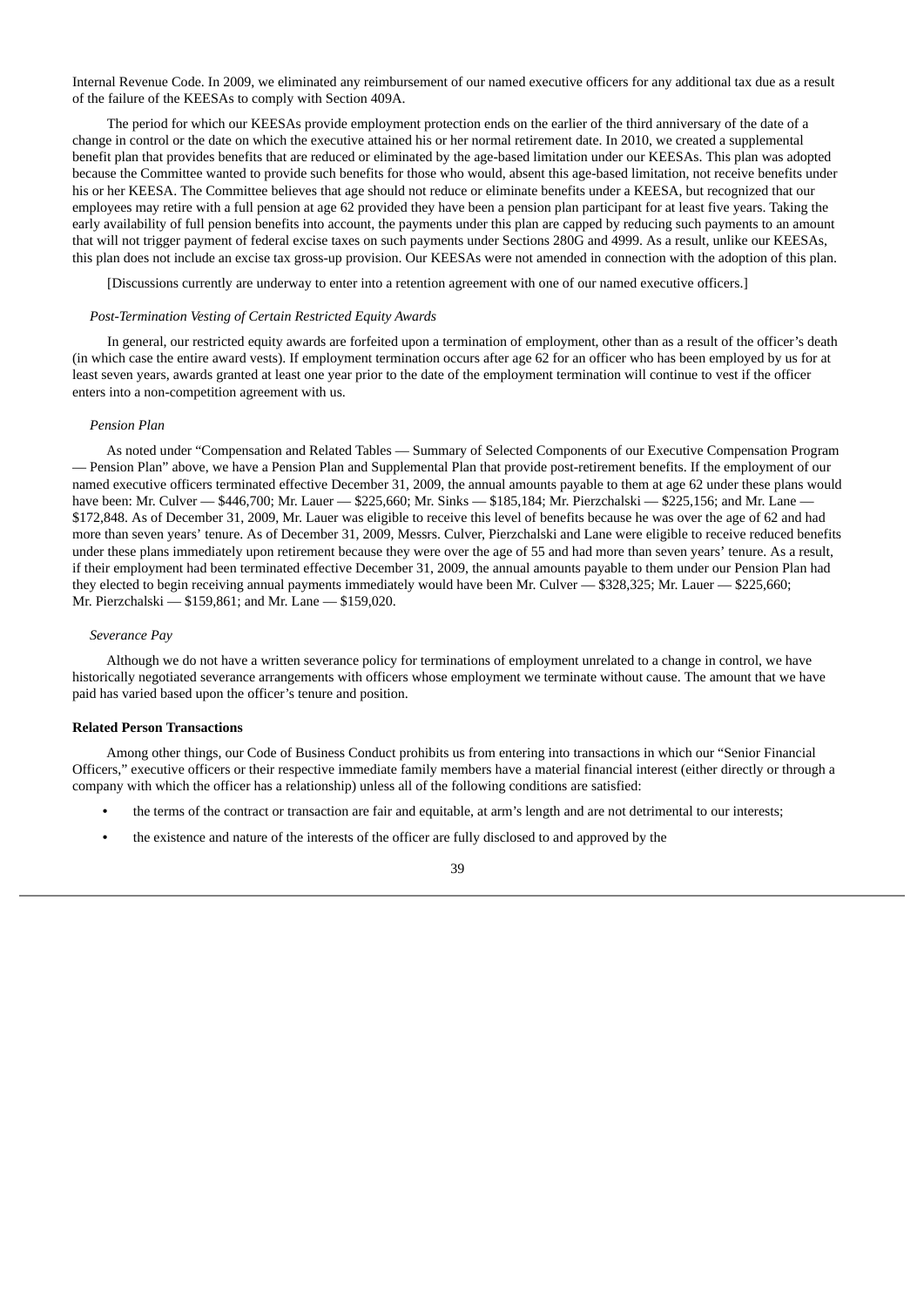Internal Revenue Code. In 2009, we eliminated any reimbursement of our named executive officers for any additional tax due as a result of the failure of the KEESAs to comply with Section 409A.

The period for which our KEESAs provide employment protection ends on the earlier of the third anniversary of the date of a change in control or the date on which the executive attained his or her normal retirement date. In 2010, we created a supplemental benefit plan that provides benefits that are reduced or eliminated by the age-based limitation under our KEESAs. This plan was adopted because the Committee wanted to provide such benefits for those who would, absent this age-based limitation, not receive benefits under his or her KEESA. The Committee believes that age should not reduce or eliminate benefits under a KEESA, but recognized that our employees may retire with a full pension at age 62 provided they have been a pension plan participant for at least five years. Taking the early availability of full pension benefits into account, the payments under this plan are capped by reducing such payments to an amount that will not trigger payment of federal excise taxes on such payments under Sections 280G and 4999. As a result, unlike our KEESAs, this plan does not include an excise tax gross-up provision. Our KEESAs were not amended in connection with the adoption of this plan.

[Discussions currently are underway to enter into a retention agreement with one of our named executive officers.]

*Post-Termination Vesting of Certain Restricted Equity Awards*

In general, our restricted equity awards are forfeited upon a termination of employment, other than as a result of the officer's death (in which case the entire award vests). If employment termination occurs after age 62 for an officer who has been employed by us for at least seven years, awards granted at least one year prior to the date of the employment termination will continue to vest if the officer enters into a non-competition agreement with us.

*Pension Plan*

As noted under "Compensation and Related Tables — Summary of Selected Components of our Executive Compensation Program — Pension Plan" above, we have a Pension Plan and Supplemental Plan that provide post-retirement benefits. If the employment of our named executive officers terminated effective December 31, 2009, the annual amounts payable to them at age 62 under these plans would have been: Mr. Culver — $446,700; Mr. Lauer — $225,660; Mr. Sinks — $185,184; Mr. Pierzchalski — $225,156; and Mr. Lane — $172,848. As of December 31, 2009, Mr. Lauer was eligible to receive this level of benefits because he was over the age of 62 and had more than seven years' tenure. As of December 31, 2009, Messrs. Culver, Pierzchalski and Lane were eligible to receive reduced benefits under these plans immediately upon retirement because they were over the age of 55 and had more than seven years' tenure. As a result, if their employment had been terminated effective December 31, 2009, the annual amounts payable to them under our Pension Plan had they elected to begin receiving annual payments immediately would have been Mr. Culver — $328,325; Mr. Lauer — $225,660; Mr. Pierzchalski — $159,861; and Mr. Lane — $159,020.

*Severance Pay*

Although we do not have a written severance policy for terminations of employment unrelated to a change in control, we have historically negotiated severance arrangements with officers whose employment we terminate without cause. The amount that we have paid has varied based upon the officer's tenure and position.

**Related Person Transactions**

Among other things, our Code of Business Conduct prohibits us from entering into transactions in which our "Senior Financial Officers," executive officers or their respective immediate family members have a material financial interest (either directly or through a company with which the officer has a relationship) unless all of the following conditions are satisfied:

- the terms of the contract or transaction are fair and equitable, at arm's length and are not detrimental to our interests;
- the existence and nature of the interests of the officer are fully disclosed to and approved by the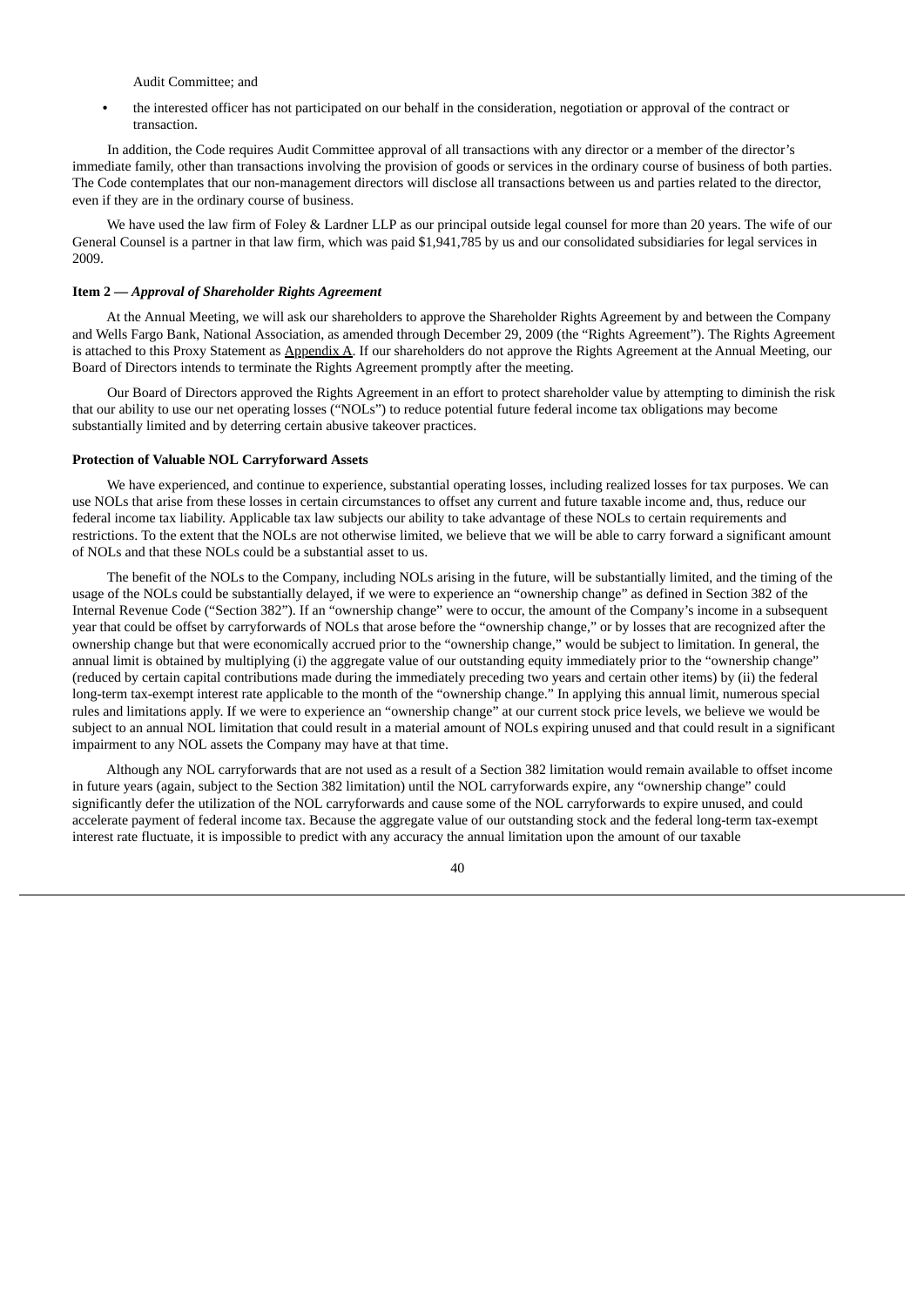Audit Committee; and

- the interested officer has not participated on our behalf in the consideration, negotiation or approval of the contract or transaction.

In addition, the Code requires Audit Committee approval of all transactions with any director or a member of the director's immediate family, other than transactions involving the provision of goods or services in the ordinary course of business of both parties. The Code contemplates that our non-management directors will disclose all transactions between us and parties related to the director, even if they are in the ordinary course of business.

We have used the law firm of Foley & Lardner LLP as our principal outside legal counsel for more than 20 years. The wife of our General Counsel is a partner in that law firm, which was paid $1,941,785 by us and our consolidated subsidiaries for legal services in 2009.

**Item 2 — *Approval of Shareholder Rights Agreement***

At the Annual Meeting, we will ask our shareholders to approve the Shareholder Rights Agreement by and between the Company and Wells Fargo Bank, National Association, as amended through December 29, 2009 (the "Rights Agreement"). The Rights Agreement is attached to this Proxy Statement as Appendix A. If our shareholders do not approve the Rights Agreement at the Annual Meeting, our Board of Directors intends to terminate the Rights Agreement promptly after the meeting.

Our Board of Directors approved the Rights Agreement in an effort to protect shareholder value by attempting to diminish the risk that our ability to use our net operating losses ("NOLs") to reduce potential future federal income tax obligations may become substantially limited and by deterring certain abusive takeover practices.

**Protection of Valuable NOL Carryforward Assets**

We have experienced, and continue to experience, substantial operating losses, including realized losses for tax purposes. We can use NOLs that arise from these losses in certain circumstances to offset any current and future taxable income and, thus, reduce our federal income tax liability. Applicable tax law subjects our ability to take advantage of these NOLs to certain requirements and restrictions. To the extent that the NOLs are not otherwise limited, we believe that we will be able to carry forward a significant amount of NOLs and that these NOLs could be a substantial asset to us.

The benefit of the NOLs to the Company, including NOLs arising in the future, will be substantially limited, and the timing of the usage of the NOLs could be substantially delayed, if we were to experience an "ownership change" as defined in Section 382 of the Internal Revenue Code ("Section 382"). If an "ownership change" were to occur, the amount of the Company's income in a subsequent year that could be offset by carryforwards of NOLs that arose before the "ownership change," or by losses that are recognized after the ownership change but that were economically accrued prior to the "ownership change," would be subject to limitation. In general, the annual limit is obtained by multiplying (i) the aggregate value of our outstanding equity immediately prior to the "ownership change" (reduced by certain capital contributions made during the immediately preceding two years and certain other items) by (ii) the federal long-term tax-exempt interest rate applicable to the month of the "ownership change." In applying this annual limit, numerous special rules and limitations apply. If we were to experience an "ownership change" at our current stock price levels, we believe we would be subject to an annual NOL limitation that could result in a material amount of NOLs expiring unused and that could result in a significant impairment to any NOL assets the Company may have at that time.

Although any NOL carryforwards that are not used as a result of a Section 382 limitation would remain available to offset income in future years (again, subject to the Section 382 limitation) until the NOL carryforwards expire, any "ownership change" could significantly defer the utilization of the NOL carryforwards and cause some of the NOL carryforwards to expire unused, and could accelerate payment of federal income tax. Because the aggregate value of our outstanding stock and the federal long-term tax-exempt interest rate fluctuate, it is impossible to predict with any accuracy the annual limitation upon the amount of our taxable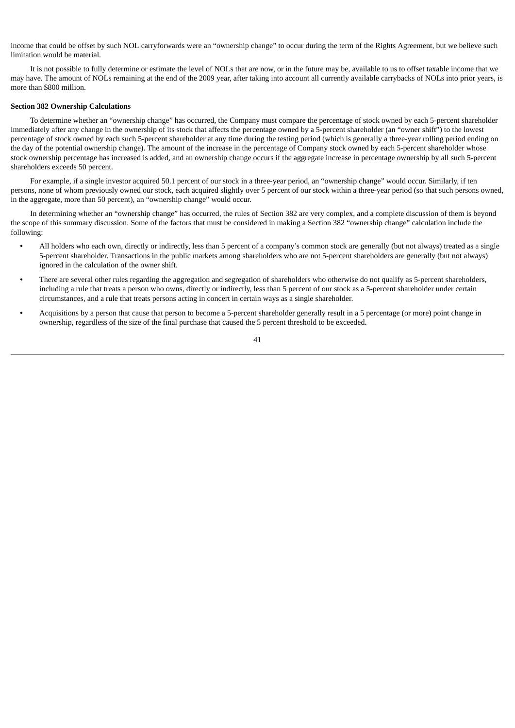income that could be offset by such NOL carryforwards were an "ownership change" to occur during the term of the Rights Agreement, but we believe such limitation would be material.

It is not possible to fully determine or estimate the level of NOLs that are now, or in the future may be, available to us to offset taxable income that we may have. The amount of NOLs remaining at the end of the 2009 year, after taking into account all currently available carrybacks of NOLs into prior years, is more than $800 million.

**Section 382 Ownership Calculations**

To determine whether an "ownership change" has occurred, the Company must compare the percentage of stock owned by each 5-percent shareholder immediately after any change in the ownership of its stock that affects the percentage owned by a 5-percent shareholder (an "owner shift") to the lowest percentage of stock owned by each such 5-percent shareholder at any time during the testing period (which is generally a three-year rolling period ending on the day of the potential ownership change). The amount of the increase in the percentage of Company stock owned by each 5-percent shareholder whose stock ownership percentage has increased is added, and an ownership change occurs if the aggregate increase in percentage ownership by all such 5-percent shareholders exceeds 50 percent.

For example, if a single investor acquired 50.1 percent of our stock in a three-year period, an "ownership change" would occur. Similarly, if ten persons, none of whom previously owned our stock, each acquired slightly over 5 percent of our stock within a three-year period (so that such persons owned, in the aggregate, more than 50 percent), an "ownership change" would occur.

In determining whether an "ownership change" has occurred, the rules of Section 382 are very complex, and a complete discussion of them is beyond the scope of this summary discussion. Some of the factors that must be considered in making a Section 382 "ownership change" calculation include the following:

- All holders who each own, directly or indirectly, less than 5 percent of a company's common stock are generally (but not always) treated as a single 5-percent shareholder. Transactions in the public markets among shareholders who are not 5-percent shareholders are generally (but not always) ignored in the calculation of the owner shift.
- There are several other rules regarding the aggregation and segregation of shareholders who otherwise do not qualify as 5-percent shareholders, including a rule that treats a person who owns, directly or indirectly, less than 5 percent of our stock as a 5-percent shareholder under certain circumstances, and a rule that treats persons acting in concert in certain ways as a single shareholder.
- Acquisitions by a person that cause that person to become a 5-percent shareholder generally result in a 5 percentage (or more) point change in ownership, regardless of the size of the final purchase that caused the 5 percent threshold to be exceeded.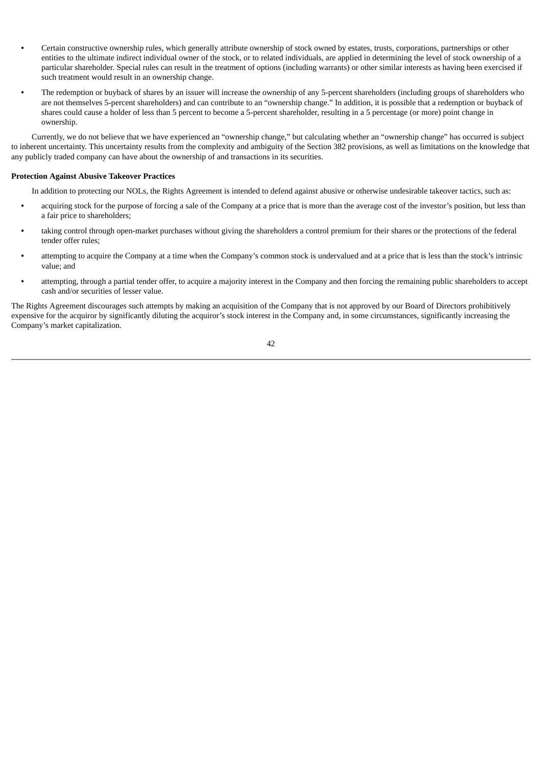- Certain constructive ownership rules, which generally attribute ownership of stock owned by estates, trusts, corporations, partnerships or other entities to the ultimate indirect individual owner of the stock, or to related individuals, are applied in determining the level of stock ownership of a particular shareholder. Special rules can result in the treatment of options (including warrants) or other similar interests as having been exercised if such treatment would result in an ownership change.
- The redemption or buyback of shares by an issuer will increase the ownership of any 5-percent shareholders (including groups of shareholders who are not themselves 5-percent shareholders) and can contribute to an "ownership change." In addition, it is possible that a redemption or buyback of shares could cause a holder of less than 5 percent to become a 5-percent shareholder, resulting in a 5 percentage (or more) point change in ownership.

Currently, we do not believe that we have experienced an "ownership change," but calculating whether an "ownership change" has occurred is subject to inherent uncertainty. This uncertainty results from the complexity and ambiguity of the Section 382 provisions, as well as limitations on the knowledge that any publicly traded company can have about the ownership of and transactions in its securities.

**Protection Against Abusive Takeover Practices**

In addition to protecting our NOLs, the Rights Agreement is intended to defend against abusive or otherwise undesirable takeover tactics, such as:

- acquiring stock for the purpose of forcing a sale of the Company at a price that is more than the average cost of the investor's position, but less than a fair price to shareholders;
- taking control through open-market purchases without giving the shareholders a control premium for their shares or the protections of the federal tender offer rules;
- attempting to acquire the Company at a time when the Company's common stock is undervalued and at a price that is less than the stock's intrinsic value; and
- attempting, through a partial tender offer, to acquire a majority interest in the Company and then forcing the remaining public shareholders to accept cash and/or securities of lesser value.

The Rights Agreement discourages such attempts by making an acquisition of the Company that is not approved by our Board of Directors prohibitively expensive for the acquiror by significantly diluting the acquiror's stock interest in the Company and, in some circumstances, significantly increasing the Company's market capitalization.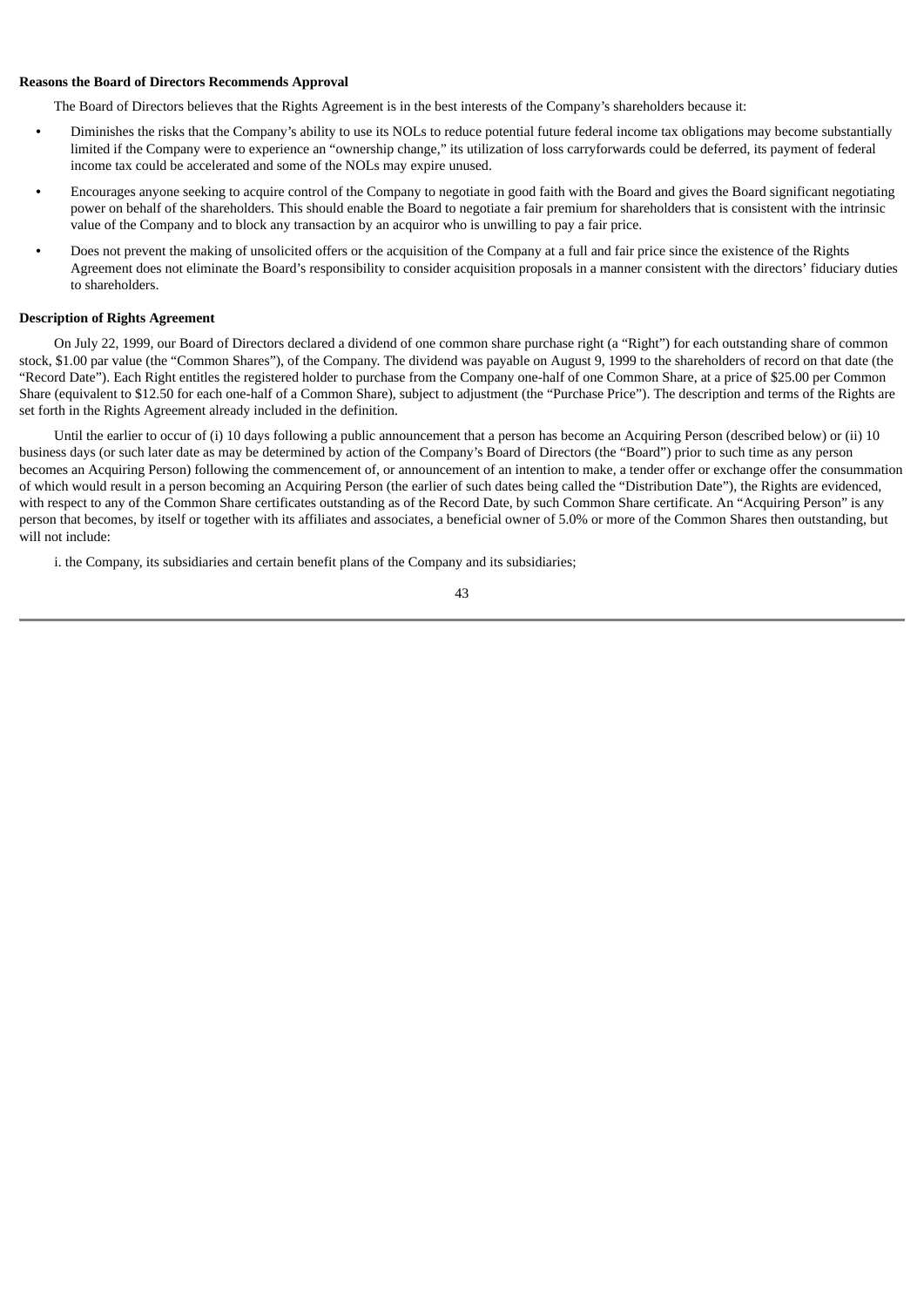**Reasons the Board of Directors Recommends Approval**

The Board of Directors believes that the Rights Agreement is in the best interests of the Company's shareholders because it:

- Diminishes the risks that the Company's ability to use its NOLs to reduce potential future federal income tax obligations may become substantially limited if the Company were to experience an "ownership change," its utilization of loss carryforwards could be deferred, its payment of federal income tax could be accelerated and some of the NOLs may expire unused.
- Encourages anyone seeking to acquire control of the Company to negotiate in good faith with the Board and gives the Board significant negotiating power on behalf of the shareholders. This should enable the Board to negotiate a fair premium for shareholders that is consistent with the intrinsic value of the Company and to block any transaction by an acquiror who is unwilling to pay a fair price.
- Does not prevent the making of unsolicited offers or the acquisition of the Company at a full and fair price since the existence of the Rights Agreement does not eliminate the Board's responsibility to consider acquisition proposals in a manner consistent with the directors' fiduciary duties to shareholders.

**Description of Rights Agreement**

On July 22, 1999, our Board of Directors declared a dividend of one common share purchase right (a "Right") for each outstanding share of common stock, $1.00 par value (the "Common Shares"), of the Company. The dividend was payable on August 9, 1999 to the shareholders of record on that date (the "Record Date"). Each Right entitles the registered holder to purchase from the Company one-half of one Common Share, at a price of $25.00 per Common Share (equivalent to $12.50 for each one-half of a Common Share), subject to adjustment (the "Purchase Price"). The description and terms of the Rights are set forth in the Rights Agreement already included in the definition.

Until the earlier to occur of (i) 10 days following a public announcement that a person has become an Acquiring Person (described below) or (ii) 10 business days (or such later date as may be determined by action of the Company's Board of Directors (the "Board") prior to such time as any person becomes an Acquiring Person) following the commencement of, or announcement of an intention to make, a tender offer or exchange offer the consummation of which would result in a person becoming an Acquiring Person (the earlier of such dates being called the "Distribution Date"), the Rights are evidenced, with respect to any of the Common Share certificates outstanding as of the Record Date, by such Common Share certificate. An "Acquiring Person" is any person that becomes, by itself or together with its affiliates and associates, a beneficial owner of 5.0% or more of the Common Shares then outstanding, but will not include:

i. the Company, its subsidiaries and certain benefit plans of the Company and its subsidiaries;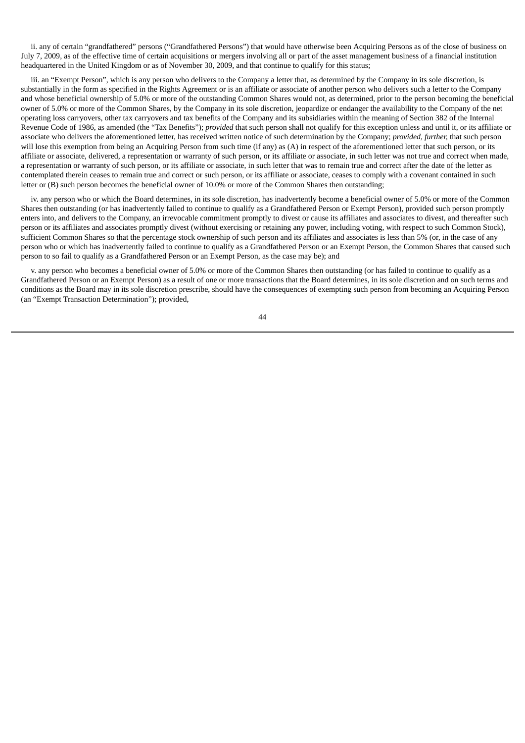ii. any of certain “grandfathered” persons (“Grandfathered Persons”) that would have otherwise been Acquiring Persons as of the close of business on July 7, 2009, as of the effective time of certain acquisitions or mergers involving all or part of the asset management business of a financial institution headquartered in the United Kingdom or as of November 30, 2009, and that continue to qualify for this status;

iii. an “Exempt Person”, which is any person who delivers to the Company a letter that, as determined by the Company in its sole discretion, is substantially in the form as specified in the Rights Agreement or is an affiliate or associate of another person who delivers such a letter to the Company and whose beneficial ownership of 5.0% or more of the outstanding Common Shares would not, as determined, prior to the person becoming the beneficial owner of 5.0% or more of the Common Shares, by the Company in its sole discretion, jeopardize or endanger the availability to the Company of the net operating loss carryovers, other tax carryovers and tax benefits of the Company and its subsidiaries within the meaning of Section 382 of the Internal Revenue Code of 1986, as amended (the “Tax Benefits”); *provided* that such person shall not qualify for this exception unless and until it, or its affiliate or associate who delivers the aforementioned letter, has received written notice of such determination by the Company; *provided, further,* that such person will lose this exemption from being an Acquiring Person from such time (if any) as (A) in respect of the aforementioned letter that such person, or its affiliate or associate, delivered, a representation or warranty of such person, or its affiliate or associate, in such letter was not true and correct when made, a representation or warranty of such person, or its affiliate or associate, in such letter that was to remain true and correct after the date of the letter as contemplated therein ceases to remain true and correct or such person, or its affiliate or associate, ceases to comply with a covenant contained in such letter or (B) such person becomes the beneficial owner of 10.0% or more of the Common Shares then outstanding;

iv. any person who or which the Board determines, in its sole discretion, has inadvertently become a beneficial owner of 5.0% or more of the Common Shares then outstanding (or has inadvertently failed to continue to qualify as a Grandfathered Person or Exempt Person), provided such person promptly enters into, and delivers to the Company, an irrevocable commitment promptly to divest or cause its affiliates and associates to divest, and thereafter such person or its affiliates and associates promptly divest (without exercising or retaining any power, including voting, with respect to such Common Stock), sufficient Common Shares so that the percentage stock ownership of such person and its affiliates and associates is less than 5% (or, in the case of any person who or which has inadvertently failed to continue to qualify as a Grandfathered Person or an Exempt Person, the Common Shares that caused such person to so fail to qualify as a Grandfathered Person or an Exempt Person, as the case may be); and

v. any person who becomes a beneficial owner of 5.0% or more of the Common Shares then outstanding (or has failed to continue to qualify as a Grandfathered Person or an Exempt Person) as a result of one or more transactions that the Board determines, in its sole discretion and on such terms and conditions as the Board may in its sole discretion prescribe, should have the consequences of exempting such person from becoming an Acquiring Person (an “Exempt Transaction Determination”); provided,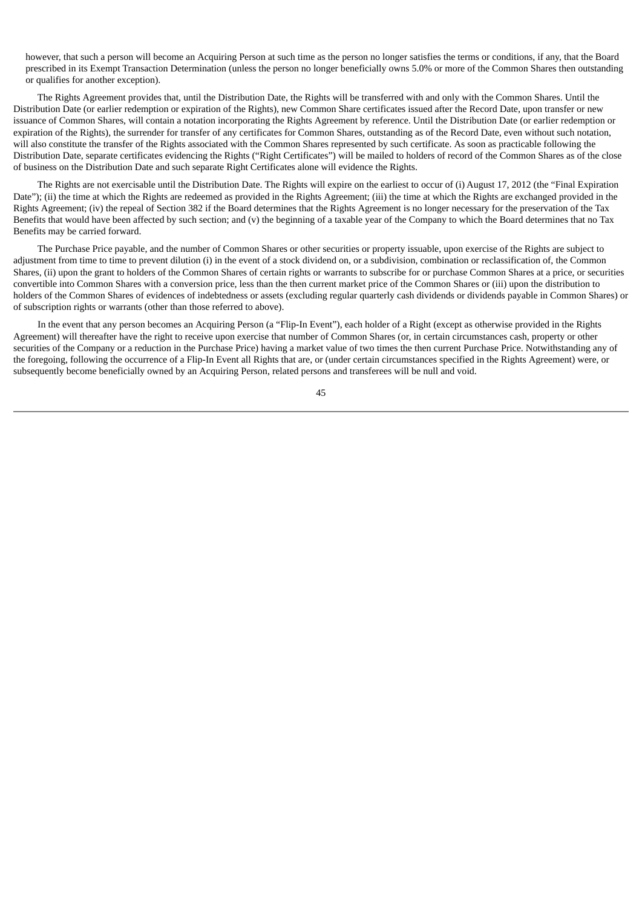however, that such a person will become an Acquiring Person at such time as the person no longer satisfies the terms or conditions, if any, that the Board prescribed in its Exempt Transaction Determination (unless the person no longer beneficially owns 5.0% or more of the Common Shares then outstanding or qualifies for another exception).

The Rights Agreement provides that, until the Distribution Date, the Rights will be transferred with and only with the Common Shares. Until the Distribution Date (or earlier redemption or expiration of the Rights), new Common Share certificates issued after the Record Date, upon transfer or new issuance of Common Shares, will contain a notation incorporating the Rights Agreement by reference. Until the Distribution Date (or earlier redemption or expiration of the Rights), the surrender for transfer of any certificates for Common Shares, outstanding as of the Record Date, even without such notation, will also constitute the transfer of the Rights associated with the Common Shares represented by such certificate. As soon as practicable following the Distribution Date, separate certificates evidencing the Rights ("Right Certificates") will be mailed to holders of record of the Common Shares as of the close of business on the Distribution Date and such separate Right Certificates alone will evidence the Rights.

The Rights are not exercisable until the Distribution Date. The Rights will expire on the earliest to occur of (i) August 17, 2012 (the "Final Expiration Date"); (ii) the time at which the Rights are redeemed as provided in the Rights Agreement; (iii) the time at which the Rights are exchanged provided in the Rights Agreement; (iv) the repeal of Section 382 if the Board determines that the Rights Agreement is no longer necessary for the preservation of the Tax Benefits that would have been affected by such section; and (v) the beginning of a taxable year of the Company to which the Board determines that no Tax Benefits may be carried forward.

The Purchase Price payable, and the number of Common Shares or other securities or property issuable, upon exercise of the Rights are subject to adjustment from time to time to prevent dilution (i) in the event of a stock dividend on, or a subdivision, combination or reclassification of, the Common Shares, (ii) upon the grant to holders of the Common Shares of certain rights or warrants to subscribe for or purchase Common Shares at a price, or securities convertible into Common Shares with a conversion price, less than the then current market price of the Common Shares or (iii) upon the distribution to holders of the Common Shares of evidences of indebtedness or assets (excluding regular quarterly cash dividends or dividends payable in Common Shares) or of subscription rights or warrants (other than those referred to above).

In the event that any person becomes an Acquiring Person (a "Flip-In Event"), each holder of a Right (except as otherwise provided in the Rights Agreement) will thereafter have the right to receive upon exercise that number of Common Shares (or, in certain circumstances cash, property or other securities of the Company or a reduction in the Purchase Price) having a market value of two times the then current Purchase Price. Notwithstanding any of the foregoing, following the occurrence of a Flip-In Event all Rights that are, or (under certain circumstances specified in the Rights Agreement) were, or subsequently become beneficially owned by an Acquiring Person, related persons and transferees will be null and void.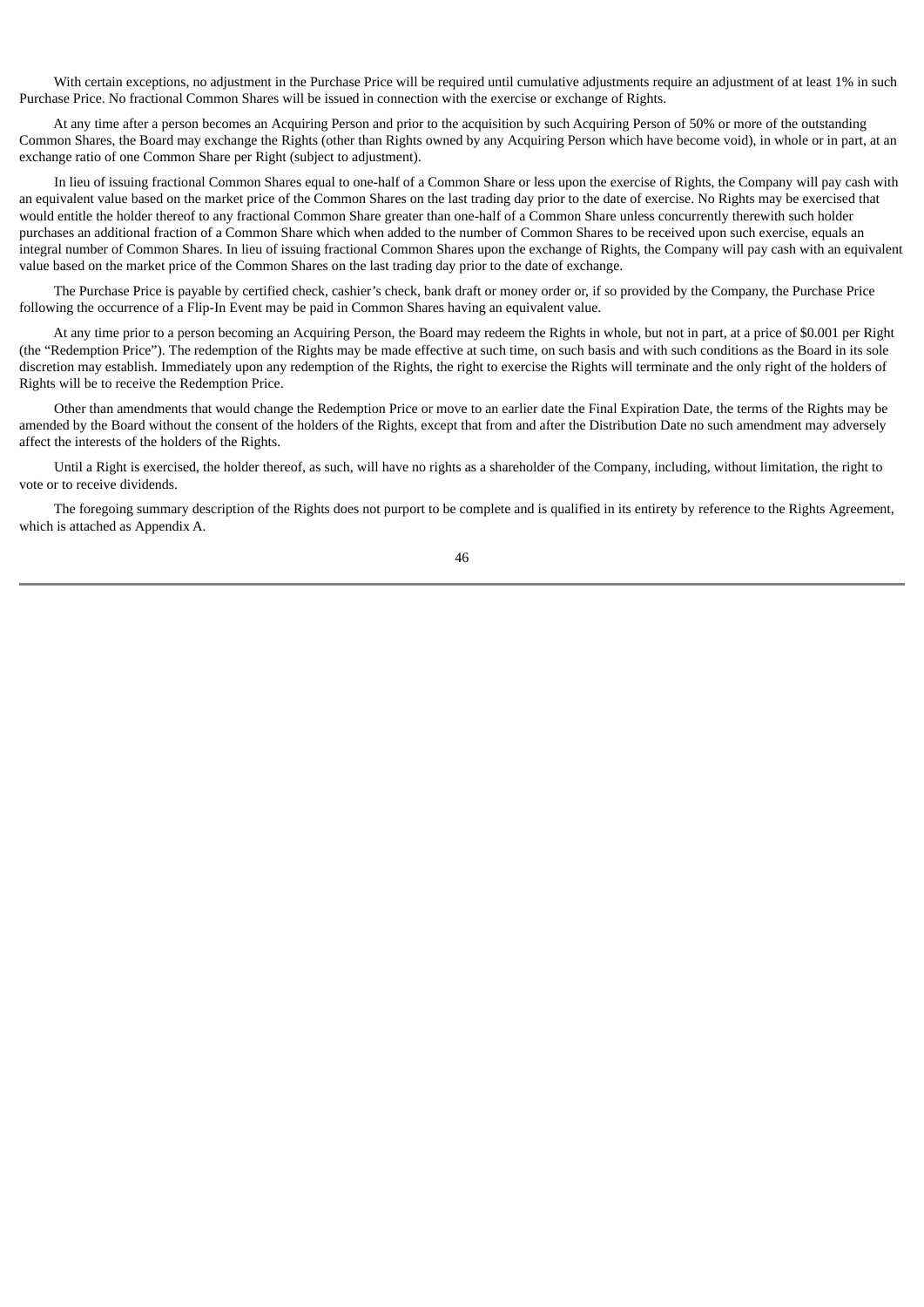With certain exceptions, no adjustment in the Purchase Price will be required until cumulative adjustments require an adjustment of at least 1% in such Purchase Price. No fractional Common Shares will be issued in connection with the exercise or exchange of Rights.

At any time after a person becomes an Acquiring Person and prior to the acquisition by such Acquiring Person of 50% or more of the outstanding Common Shares, the Board may exchange the Rights (other than Rights owned by any Acquiring Person which have become void), in whole or in part, at an exchange ratio of one Common Share per Right (subject to adjustment).

In lieu of issuing fractional Common Shares equal to one-half of a Common Share or less upon the exercise of Rights, the Company will pay cash with an equivalent value based on the market price of the Common Shares on the last trading day prior to the date of exercise. No Rights may be exercised that would entitle the holder thereof to any fractional Common Share greater than one-half of a Common Share unless concurrently therewith such holder purchases an additional fraction of a Common Share which when added to the number of Common Shares to be received upon such exercise, equals an integral number of Common Shares. In lieu of issuing fractional Common Shares upon the exchange of Rights, the Company will pay cash with an equivalent value based on the market price of the Common Shares on the last trading day prior to the date of exchange.

The Purchase Price is payable by certified check, cashier's check, bank draft or money order or, if so provided by the Company, the Purchase Price following the occurrence of a Flip-In Event may be paid in Common Shares having an equivalent value.

At any time prior to a person becoming an Acquiring Person, the Board may redeem the Rights in whole, but not in part, at a price of $0.001 per Right (the "Redemption Price"). The redemption of the Rights may be made effective at such time, on such basis and with such conditions as the Board in its sole discretion may establish. Immediately upon any redemption of the Rights, the right to exercise the Rights will terminate and the only right of the holders of Rights will be to receive the Redemption Price.

Other than amendments that would change the Redemption Price or move to an earlier date the Final Expiration Date, the terms of the Rights may be amended by the Board without the consent of the holders of the Rights, except that from and after the Distribution Date no such amendment may adversely affect the interests of the holders of the Rights.

Until a Right is exercised, the holder thereof, as such, will have no rights as a shareholder of the Company, including, without limitation, the right to vote or to receive dividends.

The foregoing summary description of the Rights does not purport to be complete and is qualified in its entirety by reference to the Rights Agreement, which is attached as Appendix A.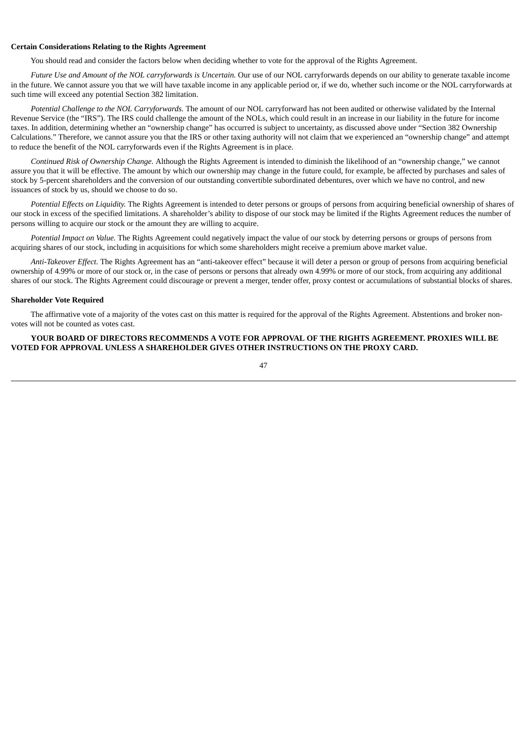### Certain Considerations Relating to the Rights Agreement

You should read and consider the factors below when deciding whether to vote for the approval of the Rights Agreement.

*Future Use and Amount of the NOL carryforwards is Uncertain.* Our use of our NOL carryforwards depends on our ability to generate taxable income in the future. We cannot assure you that we will have taxable income in any applicable period or, if we do, whether such income or the NOL carryforwards at such time will exceed any potential Section 382 limitation.

*Potential Challenge to the NOL Carryforwards.* The amount of our NOL carryforward has not been audited or otherwise validated by the Internal Revenue Service (the "IRS"). The IRS could challenge the amount of the NOLs, which could result in an increase in our liability in the future for income taxes. In addition, determining whether an "ownership change" has occurred is subject to uncertainty, as discussed above under "Section 382 Ownership Calculations." Therefore, we cannot assure you that the IRS or other taxing authority will not claim that we experienced an "ownership change" and attempt to reduce the benefit of the NOL carryforwards even if the Rights Agreement is in place.

*Continued Risk of Ownership Change.* Although the Rights Agreement is intended to diminish the likelihood of an "ownership change," we cannot assure you that it will be effective. The amount by which our ownership may change in the future could, for example, be affected by purchases and sales of stock by 5-percent shareholders and the conversion of our outstanding convertible subordinated debentures, over which we have no control, and new issuances of stock by us, should we choose to do so.

*Potential Effects on Liquidity.* The Rights Agreement is intended to deter persons or groups of persons from acquiring beneficial ownership of shares of our stock in excess of the specified limitations. A shareholder's ability to dispose of our stock may be limited if the Rights Agreement reduces the number of persons willing to acquire our stock or the amount they are willing to acquire.

*Potential Impact on Value.* The Rights Agreement could negatively impact the value of our stock by deterring persons or groups of persons from acquiring shares of our stock, including in acquisitions for which some shareholders might receive a premium above market value.

*Anti-Takeover Effect.* The Rights Agreement has an "anti-takeover effect" because it will deter a person or group of persons from acquiring beneficial ownership of 4.99% or more of our stock or, in the case of persons or persons that already own 4.99% or more of our stock, from acquiring any additional shares of our stock. The Rights Agreement could discourage or prevent a merger, tender offer, proxy contest or accumulations of substantial blocks of shares.

### Shareholder Vote Required

The affirmative vote of a majority of the votes cast on this matter is required for the approval of the Rights Agreement. Abstentions and broker non-votes will not be counted as votes cast.

**YOUR BOARD OF DIRECTORS RECOMMENDS A VOTE FOR APPROVAL OF THE RIGHTS AGREEMENT. PROXIES WILL BE VOTED FOR APPROVAL UNLESS A SHAREHOLDER GIVES OTHER INSTRUCTIONS ON THE PROXY CARD.**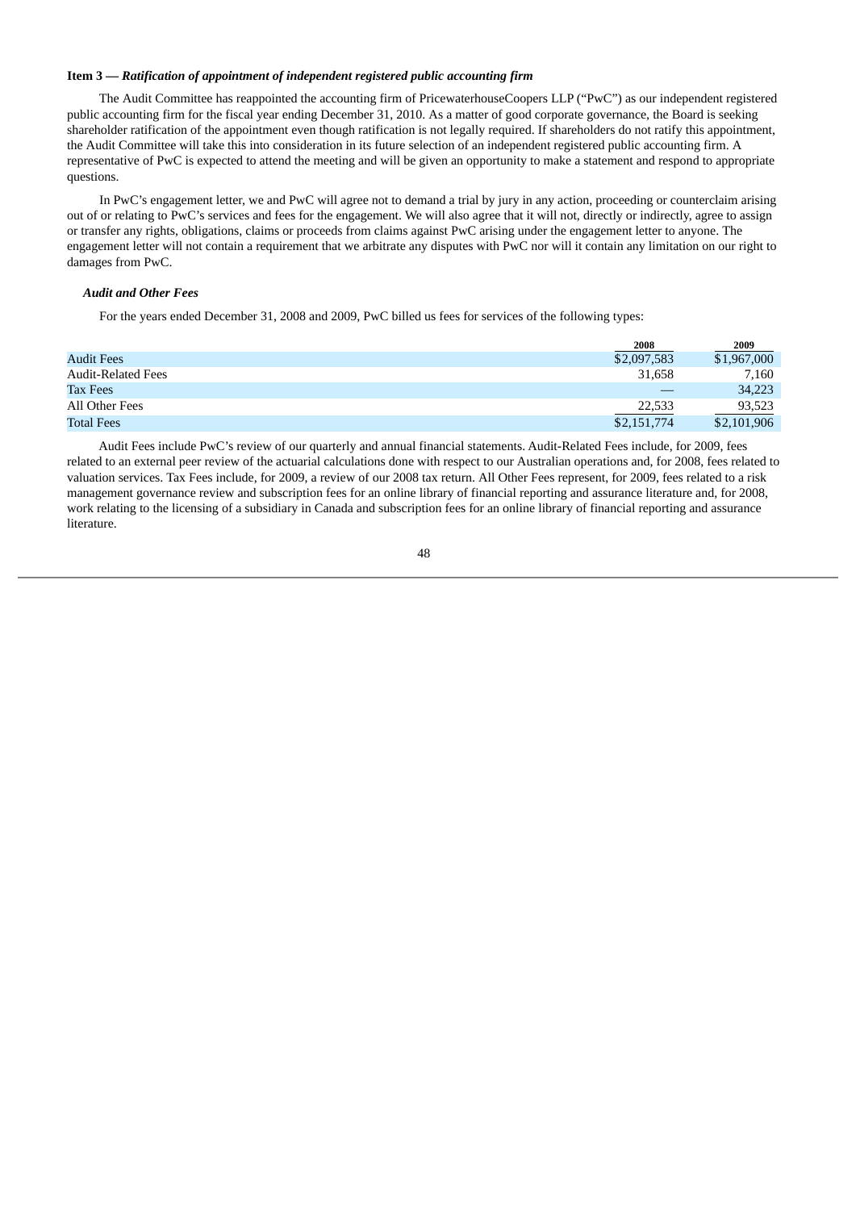**Item 3 — *Ratification of appointment of independent registered public accounting firm***

The Audit Committee has reappointed the accounting firm of PricewaterhouseCoopers LLP ("PwC") as our independent registered public accounting firm for the fiscal year ending December 31, 2010. As a matter of good corporate governance, the Board is seeking shareholder ratification of the appointment even though ratification is not legally required. If shareholders do not ratify this appointment, the Audit Committee will take this into consideration in its future selection of an independent registered public accounting firm. A representative of PwC is expected to attend the meeting and will be given an opportunity to make a statement and respond to appropriate questions.

In PwC's engagement letter, we and PwC will agree not to demand a trial by jury in any action, proceeding or counterclaim arising out of or relating to PwC's services and fees for the engagement. We will also agree that it will not, directly or indirectly, agree to assign or transfer any rights, obligations, claims or proceeds from claims against PwC arising under the engagement letter to anyone. The engagement letter will not contain a requirement that we arbitrate any disputes with PwC nor will it contain any limitation on our right to damages from PwC.

***Audit and Other Fees***

For the years ended December 31, 2008 and 2009, PwC billed us fees for services of the following types:

| | 2008 | 2009 |
|---|---|---|
| Audit Fees | $2,097,583 | $1,967,000 |
| Audit-Related Fees | 31,658 | 7,160 |
| Tax Fees | — | 34,223 |
| All Other Fees | 22,533 | 93,523 |
| Total Fees | $2,151,774 | $2,101,906 |

Audit Fees include PwC's review of our quarterly and annual financial statements. Audit-Related Fees include, for 2009, fees related to an external peer review of the actuarial calculations done with respect to our Australian operations and, for 2008, fees related to valuation services. Tax Fees include, for 2009, a review of our 2008 tax return. All Other Fees represent, for 2009, fees related to a risk management governance review and subscription fees for an online library of financial reporting and assurance literature and, for 2008, work relating to the licensing of a subsidiary in Canada and subscription fees for an online library of financial reporting and assurance literature.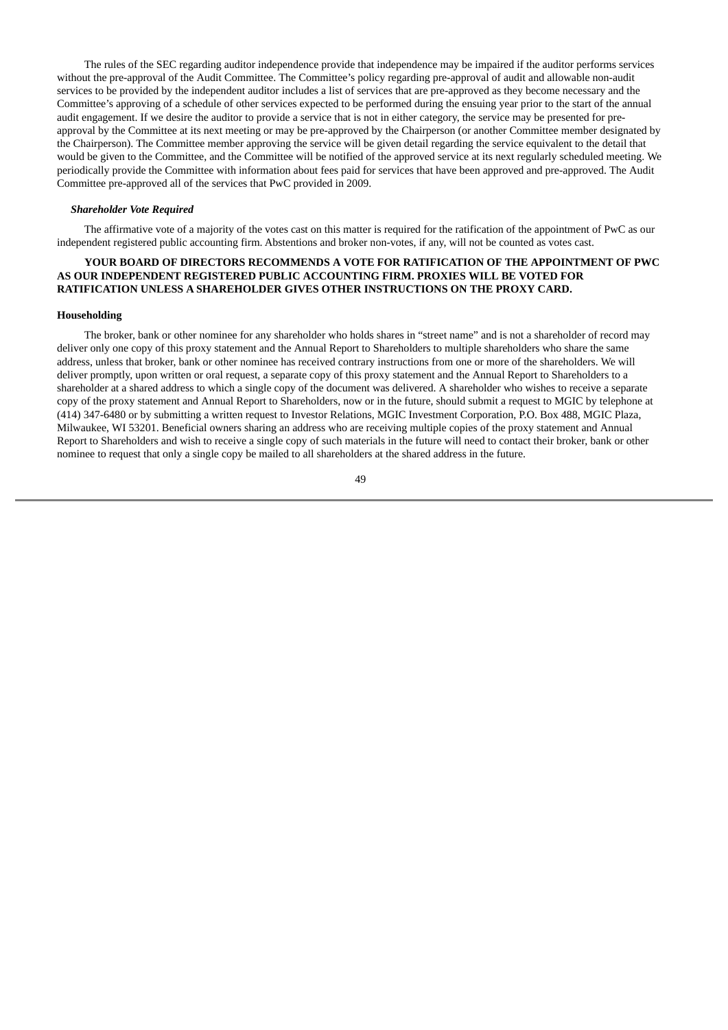The rules of the SEC regarding auditor independence provide that independence may be impaired if the auditor performs services without the pre-approval of the Audit Committee. The Committee's policy regarding pre-approval of audit and allowable non-audit services to be provided by the independent auditor includes a list of services that are pre-approved as they become necessary and the Committee's approving of a schedule of other services expected to be performed during the ensuing year prior to the start of the annual audit engagement. If we desire the auditor to provide a service that is not in either category, the service may be presented for pre-approval by the Committee at its next meeting or may be pre-approved by the Chairperson (or another Committee member designated by the Chairperson). The Committee member approving the service will be given detail regarding the service equivalent to the detail that would be given to the Committee, and the Committee will be notified of the approved service at its next regularly scheduled meeting. We periodically provide the Committee with information about fees paid for services that have been approved and pre-approved. The Audit Committee pre-approved all of the services that PwC provided in 2009.

***Shareholder Vote Required***

The affirmative vote of a majority of the votes cast on this matter is required for the ratification of the appointment of PwC as our independent registered public accounting firm. Abstentions and broker non-votes, if any, will not be counted as votes cast.

**YOUR BOARD OF DIRECTORS RECOMMENDS A VOTE FOR RATIFICATION OF THE APPOINTMENT OF PWC AS OUR INDEPENDENT REGISTERED PUBLIC ACCOUNTING FIRM. PROXIES WILL BE VOTED FOR RATIFICATION UNLESS A SHAREHOLDER GIVES OTHER INSTRUCTIONS ON THE PROXY CARD.**

**Householding**

The broker, bank or other nominee for any shareholder who holds shares in "street name" and is not a shareholder of record may deliver only one copy of this proxy statement and the Annual Report to Shareholders to multiple shareholders who share the same address, unless that broker, bank or other nominee has received contrary instructions from one or more of the shareholders. We will deliver promptly, upon written or oral request, a separate copy of this proxy statement and the Annual Report to Shareholders to a shareholder at a shared address to which a single copy of the document was delivered. A shareholder who wishes to receive a separate copy of the proxy statement and Annual Report to Shareholders, now or in the future, should submit a request to MGIC by telephone at (414) 347-6480 or by submitting a written request to Investor Relations, MGIC Investment Corporation, P.O. Box 488, MGIC Plaza, Milwaukee, WI 53201. Beneficial owners sharing an address who are receiving multiple copies of the proxy statement and Annual Report to Shareholders and wish to receive a single copy of such materials in the future will need to contact their broker, bank or other nominee to request that only a single copy be mailed to all shareholders at the shared address in the future.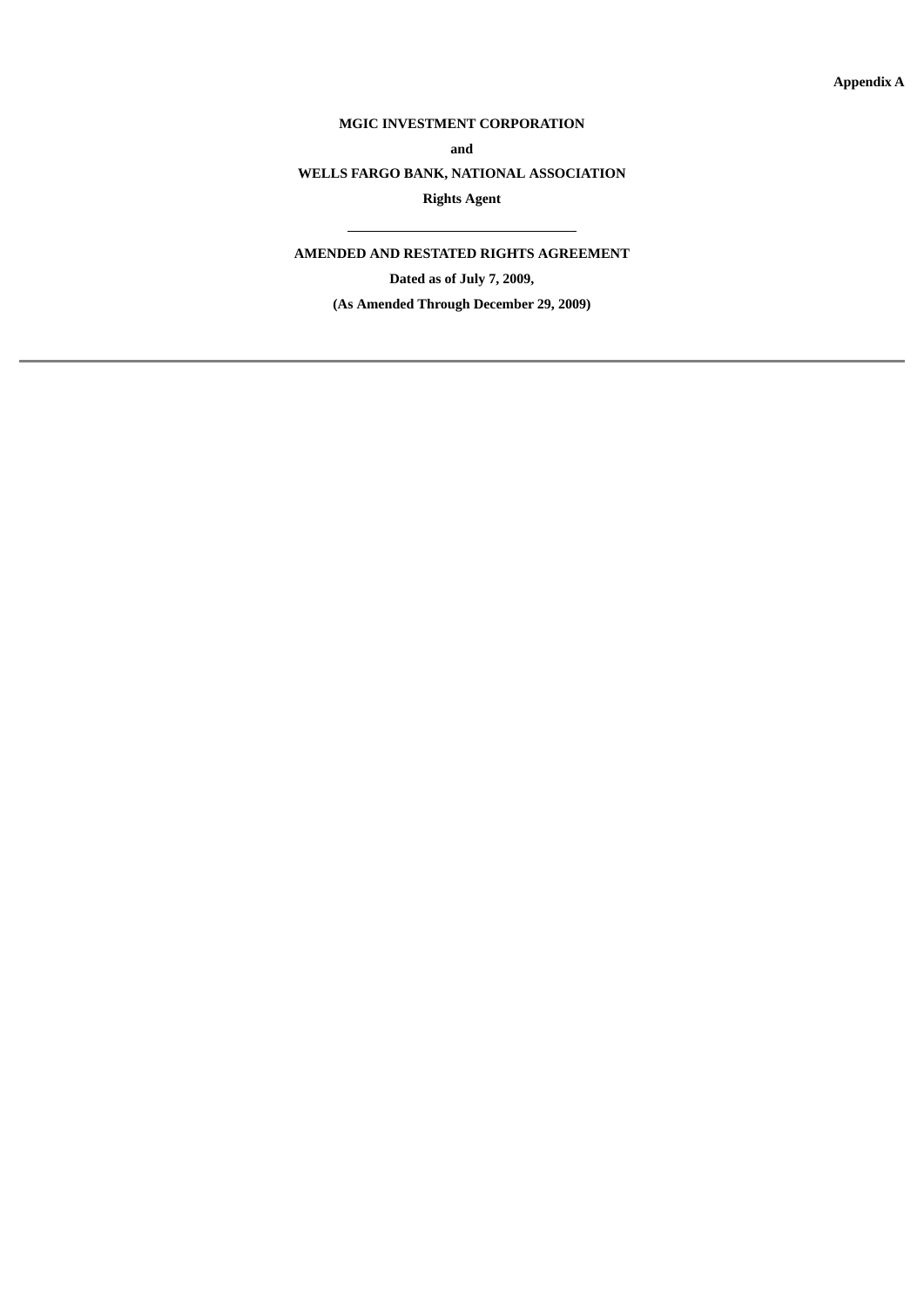**Appendix A**

**MGIC INVESTMENT CORPORATION**

**and**

**WELLS FARGO BANK, NATIONAL ASSOCIATION**

**Rights Agent**

---

**AMENDED AND RESTATED RIGHTS AGREEMENT**

**Dated as of July 7, 2009,**

**(As Amended Through December 29, 2009)**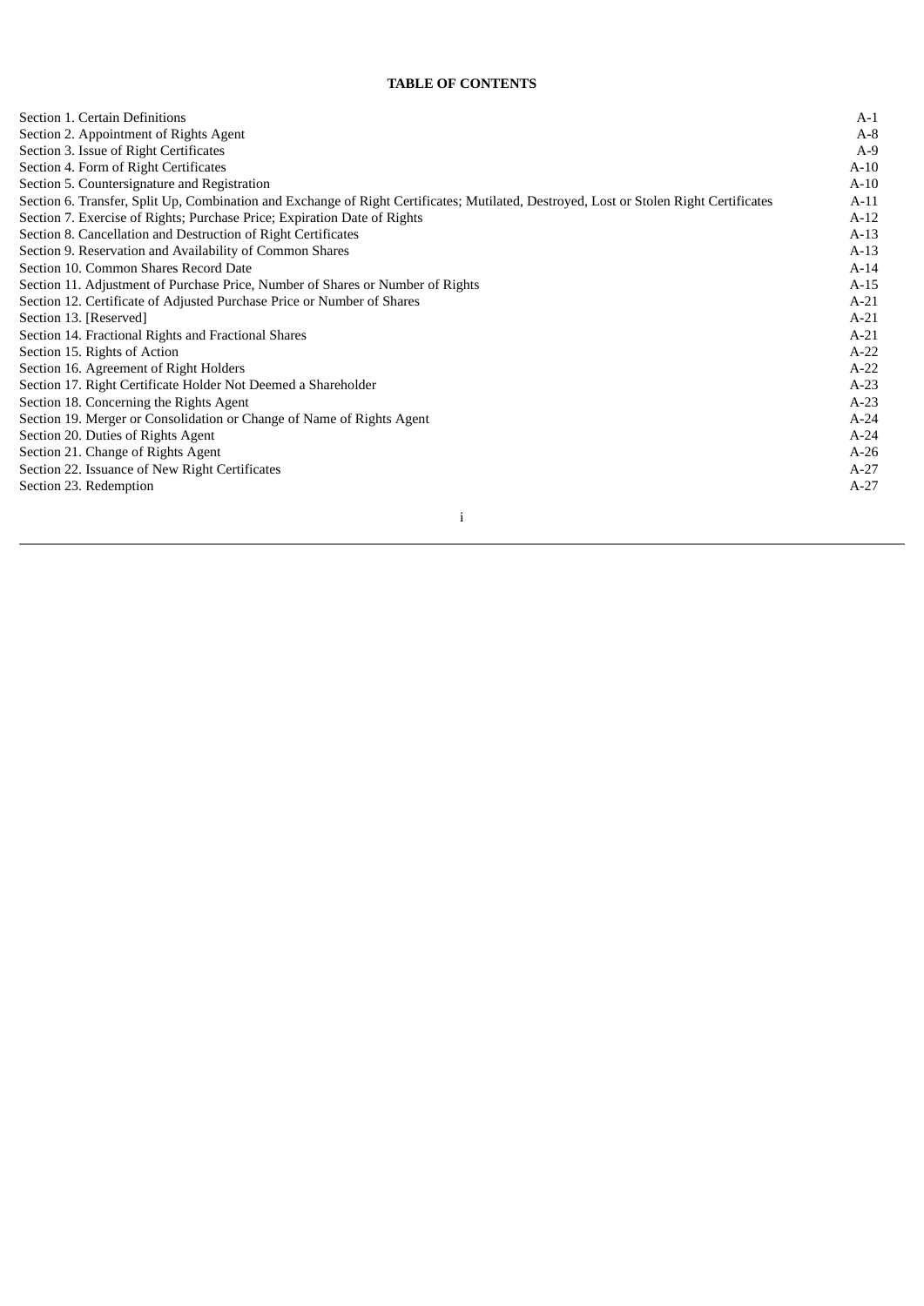**TABLE OF CONTENTS**

| | |
|---|---|
| Section 1. Certain Definitions | A-1 |
| Section 2. Appointment of Rights Agent | A-8 |
| Section 3. Issue of Right Certificates | A-9 |
| Section 4. Form of Right Certificates | A-10 |
| Section 5. Countersignature and Registration | A-10 |
| Section 6. Transfer, Split Up, Combination and Exchange of Right Certificates; Mutilated, Destroyed, Lost or Stolen Right Certificates | A-11 |
| Section 7. Exercise of Rights; Purchase Price; Expiration Date of Rights | A-12 |
| Section 8. Cancellation and Destruction of Right Certificates | A-13 |
| Section 9. Reservation and Availability of Common Shares | A-13 |
| Section 10. Common Shares Record Date | A-14 |
| Section 11. Adjustment of Purchase Price, Number of Shares or Number of Rights | A-15 |
| Section 12. Certificate of Adjusted Purchase Price or Number of Shares | A-21 |
| Section 13. [Reserved] | A-21 |
| Section 14. Fractional Rights and Fractional Shares | A-21 |
| Section 15. Rights of Action | A-22 |
| Section 16. Agreement of Right Holders | A-22 |
| Section 17. Right Certificate Holder Not Deemed a Shareholder | A-23 |
| Section 18. Concerning the Rights Agent | A-23 |
| Section 19. Merger or Consolidation or Change of Name of Rights Agent | A-24 |
| Section 20. Duties of Rights Agent | A-24 |
| Section 21. Change of Rights Agent | A-26 |
| Section 22. Issuance of New Right Certificates | A-27 |
| Section 23. Redemption | A-27 |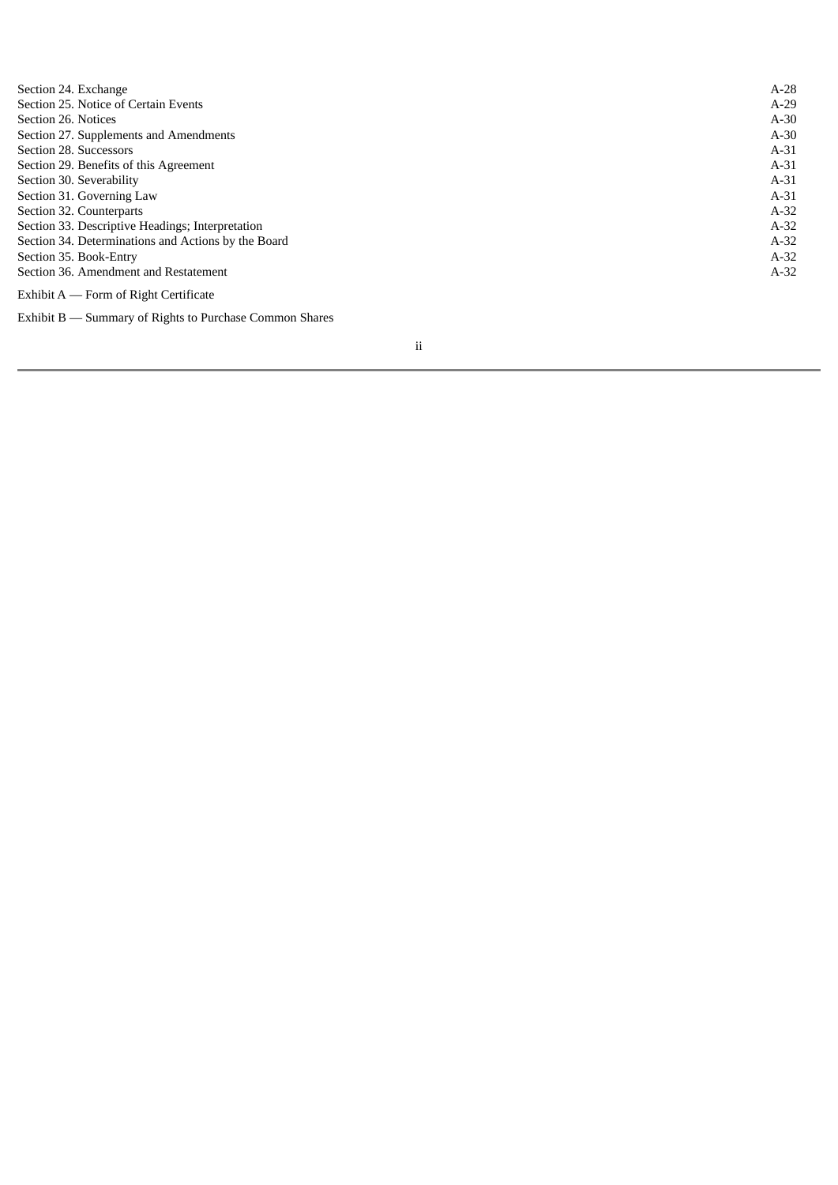| | |
|---|---|
| Section 24. Exchange | A-28 |
| Section 25. Notice of Certain Events | A-29 |
| Section 26. Notices | A-30 |
| Section 27. Supplements and Amendments | A-30 |
| Section 28. Successors | A-31 |
| Section 29. Benefits of this Agreement | A-31 |
| Section 30. Severability | A-31 |
| Section 31. Governing Law | A-31 |
| Section 32. Counterparts | A-32 |
| Section 33. Descriptive Headings; Interpretation | A-32 |
| Section 34. Determinations and Actions by the Board | A-32 |
| Section 35. Book-Entry | A-32 |
| Section 36. Amendment and Restatement | A-32 |

Exhibit A — Form of Right Certificate

Exhibit B — Summary of Rights to Purchase Common Shares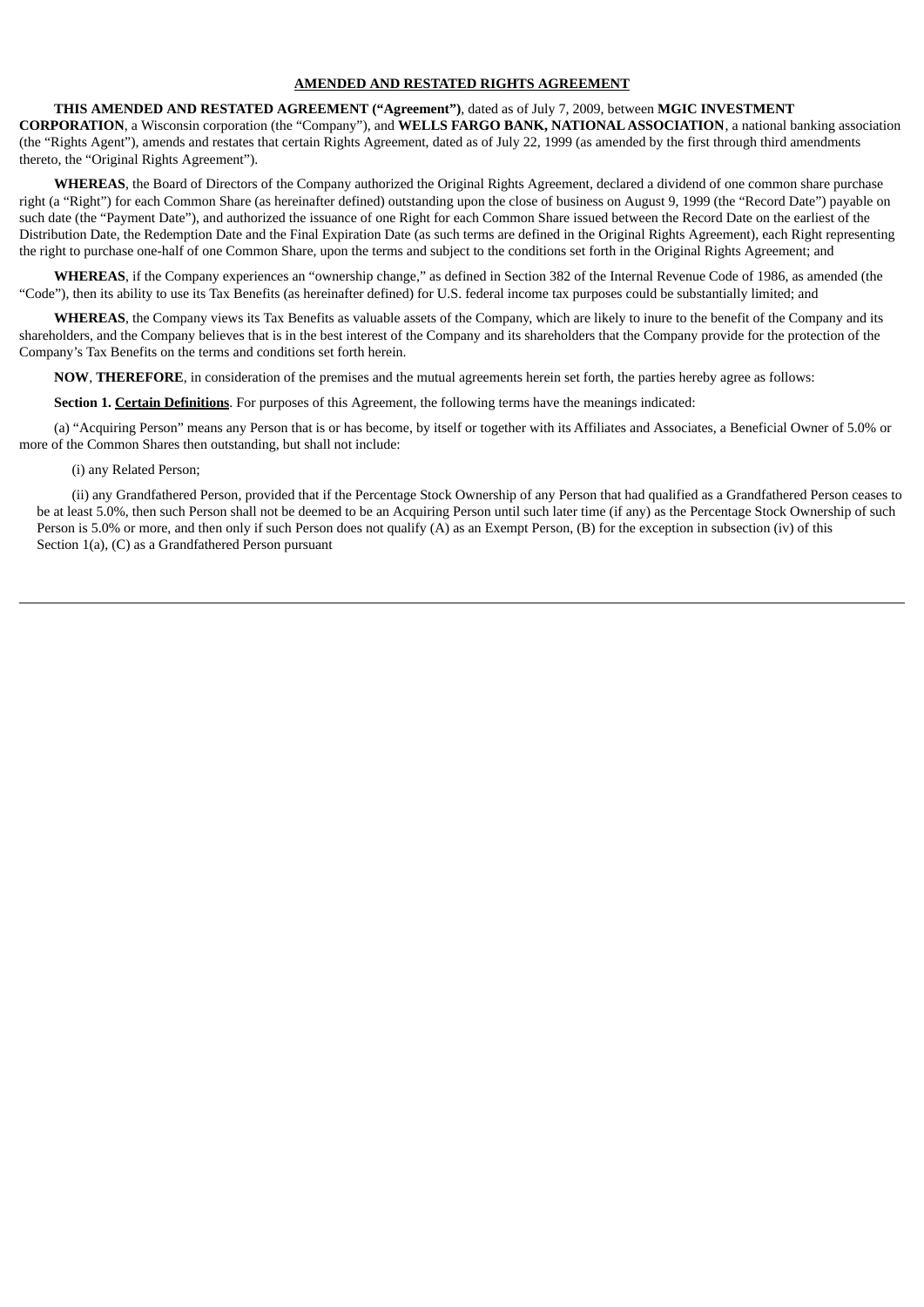**AMENDED AND RESTATED RIGHTS AGREEMENT**

**THIS AMENDED AND RESTATED AGREEMENT ("Agreement")**, dated as of July 7, 2009, between **MGIC INVESTMENT CORPORATION**, a Wisconsin corporation (the "Company"), and **WELLS FARGO BANK, NATIONAL ASSOCIATION**, a national banking association (the "Rights Agent"), amends and restates that certain Rights Agreement, dated as of July 22, 1999 (as amended by the first through third amendments thereto, the "Original Rights Agreement").

**WHEREAS**, the Board of Directors of the Company authorized the Original Rights Agreement, declared a dividend of one common share purchase right (a "Right") for each Common Share (as hereinafter defined) outstanding upon the close of business on August 9, 1999 (the "Record Date") payable on such date (the "Payment Date"), and authorized the issuance of one Right for each Common Share issued between the Record Date on the earliest of the Distribution Date, the Redemption Date and the Final Expiration Date (as such terms are defined in the Original Rights Agreement), each Right representing the right to purchase one-half of one Common Share, upon the terms and subject to the conditions set forth in the Original Rights Agreement; and

**WHEREAS**, if the Company experiences an "ownership change," as defined in Section 382 of the Internal Revenue Code of 1986, as amended (the "Code"), then its ability to use its Tax Benefits (as hereinafter defined) for U.S. federal income tax purposes could be substantially limited; and

**WHEREAS**, the Company views its Tax Benefits as valuable assets of the Company, which are likely to inure to the benefit of the Company and its shareholders, and the Company believes that is in the best interest of the Company and its shareholders that the Company provide for the protection of the Company's Tax Benefits on the terms and conditions set forth herein.

**NOW**, **THEREFORE**, in consideration of the premises and the mutual agreements herein set forth, the parties hereby agree as follows:

**Section 1. Certain Definitions**. For purposes of this Agreement, the following terms have the meanings indicated:

(a) "Acquiring Person" means any Person that is or has become, by itself or together with its Affiliates and Associates, a Beneficial Owner of 5.0% or more of the Common Shares then outstanding, but shall not include:

(i) any Related Person;

(ii) any Grandfathered Person, provided that if the Percentage Stock Ownership of any Person that had qualified as a Grandfathered Person ceases to be at least 5.0%, then such Person shall not be deemed to be an Acquiring Person until such later time (if any) as the Percentage Stock Ownership of such Person is 5.0% or more, and then only if such Person does not qualify (A) as an Exempt Person, (B) for the exception in subsection (iv) of this Section 1(a), (C) as a Grandfathered Person pursuant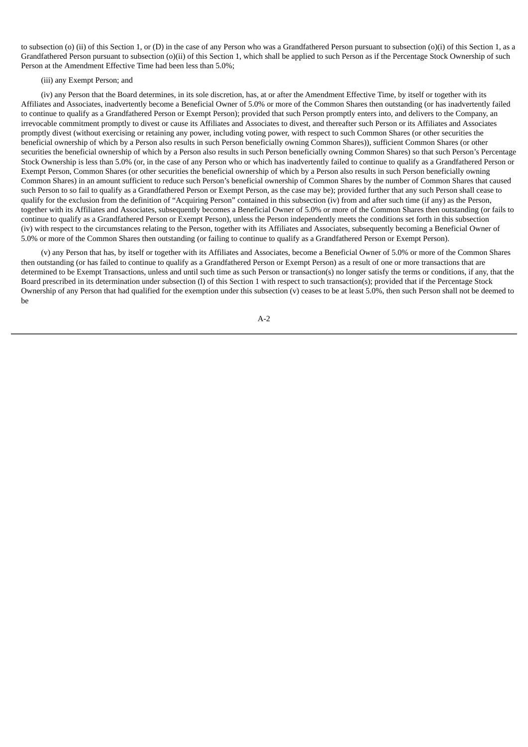to subsection (o) (ii) of this Section 1, or (D) in the case of any Person who was a Grandfathered Person pursuant to subsection (o)(i) of this Section 1, as a Grandfathered Person pursuant to subsection (o)(ii) of this Section 1, which shall be applied to such Person as if the Percentage Stock Ownership of such Person at the Amendment Effective Time had been less than 5.0%;

(iii) any Exempt Person; and

(iv) any Person that the Board determines, in its sole discretion, has, at or after the Amendment Effective Time, by itself or together with its Affiliates and Associates, inadvertently become a Beneficial Owner of 5.0% or more of the Common Shares then outstanding (or has inadvertently failed to continue to qualify as a Grandfathered Person or Exempt Person); provided that such Person promptly enters into, and delivers to the Company, an irrevocable commitment promptly to divest or cause its Affiliates and Associates to divest, and thereafter such Person or its Affiliates and Associates promptly divest (without exercising or retaining any power, including voting power, with respect to such Common Shares (or other securities the beneficial ownership of which by a Person also results in such Person beneficially owning Common Shares)), sufficient Common Shares (or other securities the beneficial ownership of which by a Person also results in such Person beneficially owning Common Shares) so that such Person's Percentage Stock Ownership is less than 5.0% (or, in the case of any Person who or which has inadvertently failed to continue to qualify as a Grandfathered Person or Exempt Person, Common Shares (or other securities the beneficial ownership of which by a Person also results in such Person beneficially owning Common Shares) in an amount sufficient to reduce such Person's beneficial ownership of Common Shares by the number of Common Shares that caused such Person to so fail to qualify as a Grandfathered Person or Exempt Person, as the case may be); provided further that any such Person shall cease to qualify for the exclusion from the definition of "Acquiring Person" contained in this subsection (iv) from and after such time (if any) as the Person, together with its Affiliates and Associates, subsequently becomes a Beneficial Owner of 5.0% or more of the Common Shares then outstanding (or fails to continue to qualify as a Grandfathered Person or Exempt Person), unless the Person independently meets the conditions set forth in this subsection (iv) with respect to the circumstances relating to the Person, together with its Affiliates and Associates, subsequently becoming a Beneficial Owner of 5.0% or more of the Common Shares then outstanding (or failing to continue to qualify as a Grandfathered Person or Exempt Person).

(v) any Person that has, by itself or together with its Affiliates and Associates, become a Beneficial Owner of 5.0% or more of the Common Shares then outstanding (or has failed to continue to qualify as a Grandfathered Person or Exempt Person) as a result of one or more transactions that are determined to be Exempt Transactions, unless and until such time as such Person or transaction(s) no longer satisfy the terms or conditions, if any, that the Board prescribed in its determination under subsection (l) of this Section 1 with respect to such transaction(s); provided that if the Percentage Stock Ownership of any Person that had qualified for the exemption under this subsection (v) ceases to be at least 5.0%, then such Person shall not be deemed to be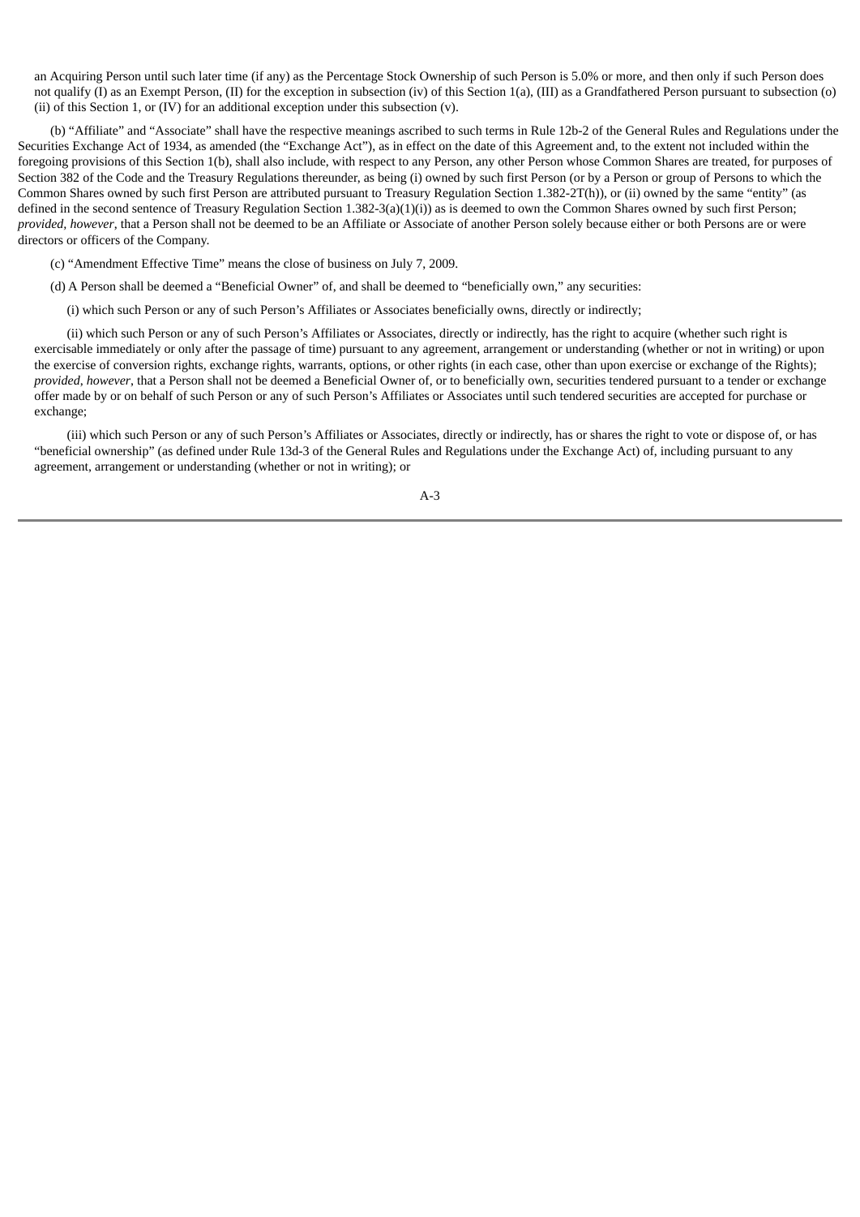an Acquiring Person until such later time (if any) as the Percentage Stock Ownership of such Person is 5.0% or more, and then only if such Person does not qualify (I) as an Exempt Person, (II) for the exception in subsection (iv) of this Section 1(a), (III) as a Grandfathered Person pursuant to subsection (o)(ii) of this Section 1, or (IV) for an additional exception under this subsection (v).

(b) "Affiliate" and "Associate" shall have the respective meanings ascribed to such terms in Rule 12b-2 of the General Rules and Regulations under the Securities Exchange Act of 1934, as amended (the "Exchange Act"), as in effect on the date of this Agreement and, to the extent not included within the foregoing provisions of this Section 1(b), shall also include, with respect to any Person, any other Person whose Common Shares are treated, for purposes of Section 382 of the Code and the Treasury Regulations thereunder, as being (i) owned by such first Person (or by a Person or group of Persons to which the Common Shares owned by such first Person are attributed pursuant to Treasury Regulation Section 1.382-2T(h)), or (ii) owned by the same "entity" (as defined in the second sentence of Treasury Regulation Section 1.382-3(a)(1)(i)) as is deemed to own the Common Shares owned by such first Person; *provided, however*, that a Person shall not be deemed to be an Affiliate or Associate of another Person solely because either or both Persons are or were directors or officers of the Company.

(c) "Amendment Effective Time" means the close of business on July 7, 2009.

(d) A Person shall be deemed a "Beneficial Owner" of, and shall be deemed to "beneficially own," any securities:

(i) which such Person or any of such Person's Affiliates or Associates beneficially owns, directly or indirectly;

(ii) which such Person or any of such Person's Affiliates or Associates, directly or indirectly, has the right to acquire (whether such right is exercisable immediately or only after the passage of time) pursuant to any agreement, arrangement or understanding (whether or not in writing) or upon the exercise of conversion rights, exchange rights, warrants, options, or other rights (in each case, other than upon exercise or exchange of the Rights); *provided, however*, that a Person shall not be deemed a Beneficial Owner of, or to beneficially own, securities tendered pursuant to a tender or exchange offer made by or on behalf of such Person or any of such Person's Affiliates or Associates until such tendered securities are accepted for purchase or exchange;

(iii) which such Person or any of such Person's Affiliates or Associates, directly or indirectly, has or shares the right to vote or dispose of, or has "beneficial ownership" (as defined under Rule 13d-3 of the General Rules and Regulations under the Exchange Act) of, including pursuant to any agreement, arrangement or understanding (whether or not in writing); or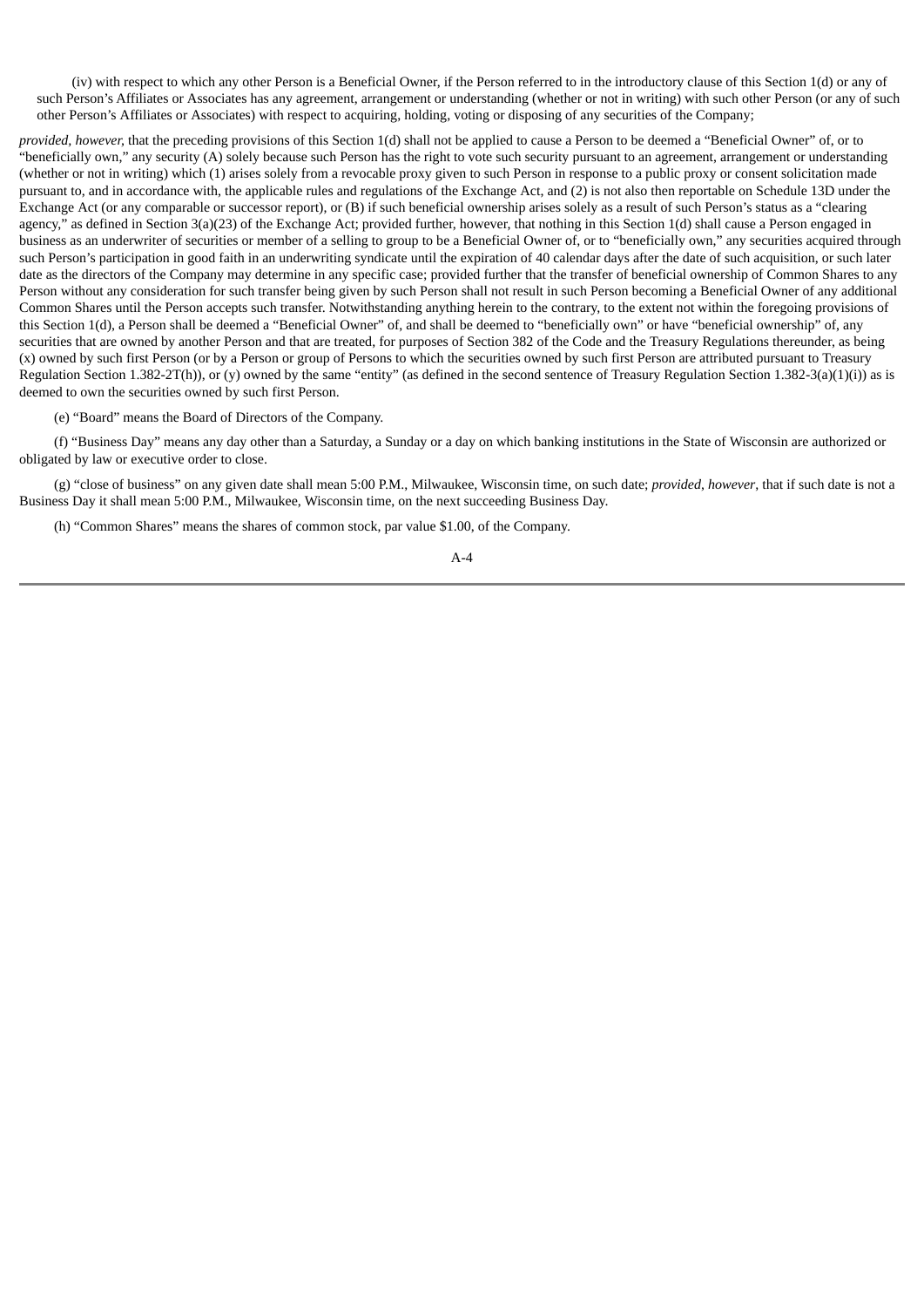(iv) with respect to which any other Person is a Beneficial Owner, if the Person referred to in the introductory clause of this Section 1(d) or any of such Person's Affiliates or Associates has any agreement, arrangement or understanding (whether or not in writing) with such other Person (or any of such other Person's Affiliates or Associates) with respect to acquiring, holding, voting or disposing of any securities of the Company;

*provided, however,* that the preceding provisions of this Section 1(d) shall not be applied to cause a Person to be deemed a "Beneficial Owner" of, or to "beneficially own," any security (A) solely because such Person has the right to vote such security pursuant to an agreement, arrangement or understanding (whether or not in writing) which (1) arises solely from a revocable proxy given to such Person in response to a public proxy or consent solicitation made pursuant to, and in accordance with, the applicable rules and regulations of the Exchange Act, and (2) is not also then reportable on Schedule 13D under the Exchange Act (or any comparable or successor report), or (B) if such beneficial ownership arises solely as a result of such Person's status as a "clearing agency," as defined in Section 3(a)(23) of the Exchange Act; provided further, however, that nothing in this Section 1(d) shall cause a Person engaged in business as an underwriter of securities or member of a selling to group to be a Beneficial Owner of, or to "beneficially own," any securities acquired through such Person's participation in good faith in an underwriting syndicate until the expiration of 40 calendar days after the date of such acquisition, or such later date as the directors of the Company may determine in any specific case; provided further that the transfer of beneficial ownership of Common Shares to any Person without any consideration for such transfer being given by such Person shall not result in such Person becoming a Beneficial Owner of any additional Common Shares until the Person accepts such transfer. Notwithstanding anything herein to the contrary, to the extent not within the foregoing provisions of this Section 1(d), a Person shall be deemed a "Beneficial Owner" of, and shall be deemed to "beneficially own" or have "beneficial ownership" of, any securities that are owned by another Person and that are treated, for purposes of Section 382 of the Code and the Treasury Regulations thereunder, as being (x) owned by such first Person (or by a Person or group of Persons to which the securities owned by such first Person are attributed pursuant to Treasury Regulation Section 1.382-2T(h)), or (y) owned by the same "entity" (as defined in the second sentence of Treasury Regulation Section 1.382-3(a)(1)(i)) as is deemed to own the securities owned by such first Person.

(e) "Board" means the Board of Directors of the Company.

(f) "Business Day" means any day other than a Saturday, a Sunday or a day on which banking institutions in the State of Wisconsin are authorized or obligated by law or executive order to close.

(g) "close of business" on any given date shall mean 5:00 P.M., Milwaukee, Wisconsin time, on such date; *provided, however*, that if such date is not a Business Day it shall mean 5:00 P.M., Milwaukee, Wisconsin time, on the next succeeding Business Day.

(h) "Common Shares" means the shares of common stock, par value $1.00, of the Company.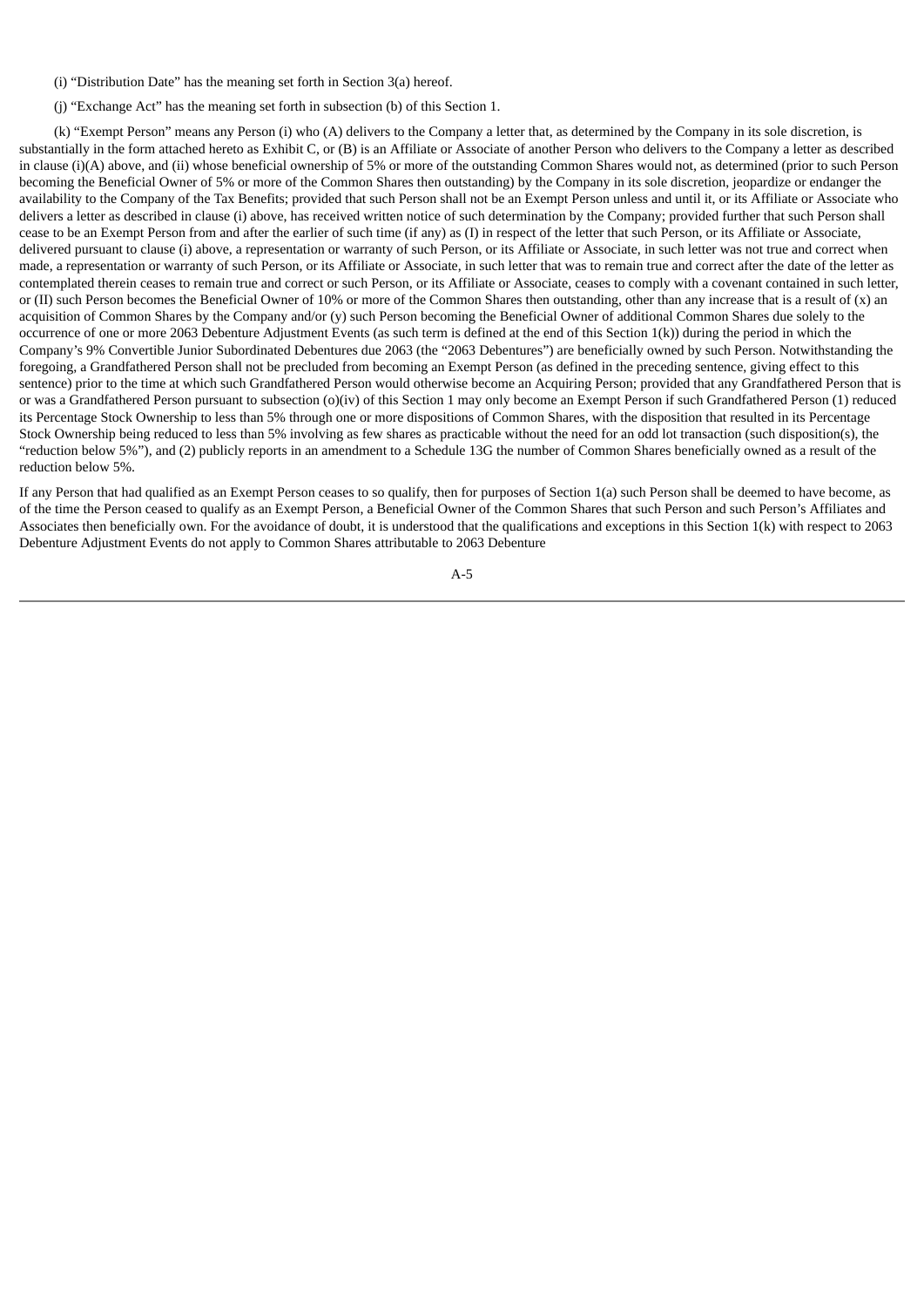(i) "Distribution Date" has the meaning set forth in Section 3(a) hereof.

(j) "Exchange Act" has the meaning set forth in subsection (b) of this Section 1.

(k) "Exempt Person" means any Person (i) who (A) delivers to the Company a letter that, as determined by the Company in its sole discretion, is substantially in the form attached hereto as Exhibit C, or (B) is an Affiliate or Associate of another Person who delivers to the Company a letter as described in clause (i)(A) above, and (ii) whose beneficial ownership of 5% or more of the outstanding Common Shares would not, as determined (prior to such Person becoming the Beneficial Owner of 5% or more of the Common Shares then outstanding) by the Company in its sole discretion, jeopardize or endanger the availability to the Company of the Tax Benefits; provided that such Person shall not be an Exempt Person unless and until it, or its Affiliate or Associate who delivers a letter as described in clause (i) above, has received written notice of such determination by the Company; provided further that such Person shall cease to be an Exempt Person from and after the earlier of such time (if any) as (I) in respect of the letter that such Person, or its Affiliate or Associate, delivered pursuant to clause (i) above, a representation or warranty of such Person, or its Affiliate or Associate, in such letter was not true and correct when made, a representation or warranty of such Person, or its Affiliate or Associate, in such letter that was to remain true and correct after the date of the letter as contemplated therein ceases to remain true and correct or such Person, or its Affiliate or Associate, ceases to comply with a covenant contained in such letter, or (II) such Person becomes the Beneficial Owner of 10% or more of the Common Shares then outstanding, other than any increase that is a result of (x) an acquisition of Common Shares by the Company and/or (y) such Person becoming the Beneficial Owner of additional Common Shares due solely to the occurrence of one or more 2063 Debenture Adjustment Events (as such term is defined at the end of this Section 1(k)) during the period in which the Company's 9% Convertible Junior Subordinated Debentures due 2063 (the "2063 Debentures") are beneficially owned by such Person. Notwithstanding the foregoing, a Grandfathered Person shall not be precluded from becoming an Exempt Person (as defined in the preceding sentence, giving effect to this sentence) prior to the time at which such Grandfathered Person would otherwise become an Acquiring Person; provided that any Grandfathered Person that is or was a Grandfathered Person pursuant to subsection (o)(iv) of this Section 1 may only become an Exempt Person if such Grandfathered Person (1) reduced its Percentage Stock Ownership to less than 5% through one or more dispositions of Common Shares, with the disposition that resulted in its Percentage Stock Ownership being reduced to less than 5% involving as few shares as practicable without the need for an odd lot transaction (such disposition(s), the "reduction below 5%"), and (2) publicly reports in an amendment to a Schedule 13G the number of Common Shares beneficially owned as a result of the reduction below 5%.

If any Person that had qualified as an Exempt Person ceases to so qualify, then for purposes of Section 1(a) such Person shall be deemed to have become, as of the time the Person ceased to qualify as an Exempt Person, a Beneficial Owner of the Common Shares that such Person and such Person's Affiliates and Associates then beneficially own. For the avoidance of doubt, it is understood that the qualifications and exceptions in this Section 1(k) with respect to 2063 Debenture Adjustment Events do not apply to Common Shares attributable to 2063 Debenture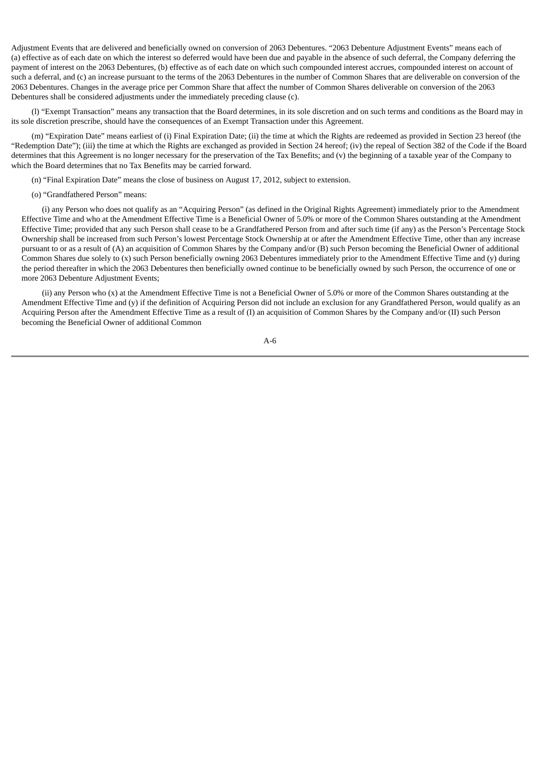Adjustment Events that are delivered and beneficially owned on conversion of 2063 Debentures. "2063 Debenture Adjustment Events" means each of (a) effective as of each date on which the interest so deferred would have been due and payable in the absence of such deferral, the Company deferring the payment of interest on the 2063 Debentures, (b) effective as of each date on which such compounded interest accrues, compounded interest on account of such a deferral, and (c) an increase pursuant to the terms of the 2063 Debentures in the number of Common Shares that are deliverable on conversion of the 2063 Debentures. Changes in the average price per Common Share that affect the number of Common Shares deliverable on conversion of the 2063 Debentures shall be considered adjustments under the immediately preceding clause (c).

(l) "Exempt Transaction" means any transaction that the Board determines, in its sole discretion and on such terms and conditions as the Board may in its sole discretion prescribe, should have the consequences of an Exempt Transaction under this Agreement.

(m) "Expiration Date" means earliest of (i) Final Expiration Date; (ii) the time at which the Rights are redeemed as provided in Section 23 hereof (the "Redemption Date"); (iii) the time at which the Rights are exchanged as provided in Section 24 hereof; (iv) the repeal of Section 382 of the Code if the Board determines that this Agreement is no longer necessary for the preservation of the Tax Benefits; and (v) the beginning of a taxable year of the Company to which the Board determines that no Tax Benefits may be carried forward.

(n) "Final Expiration Date" means the close of business on August 17, 2012, subject to extension.

(o) "Grandfathered Person" means:

(i) any Person who does not qualify as an "Acquiring Person" (as defined in the Original Rights Agreement) immediately prior to the Amendment Effective Time and who at the Amendment Effective Time is a Beneficial Owner of 5.0% or more of the Common Shares outstanding at the Amendment Effective Time; provided that any such Person shall cease to be a Grandfathered Person from and after such time (if any) as the Person's Percentage Stock Ownership shall be increased from such Person's lowest Percentage Stock Ownership at or after the Amendment Effective Time, other than any increase pursuant to or as a result of (A) an acquisition of Common Shares by the Company and/or (B) such Person becoming the Beneficial Owner of additional Common Shares due solely to (x) such Person beneficially owning 2063 Debentures immediately prior to the Amendment Effective Time and (y) during the period thereafter in which the 2063 Debentures then beneficially owned continue to be beneficially owned by such Person, the occurrence of one or more 2063 Debenture Adjustment Events;

(ii) any Person who (x) at the Amendment Effective Time is not a Beneficial Owner of 5.0% or more of the Common Shares outstanding at the Amendment Effective Time and (y) if the definition of Acquiring Person did not include an exclusion for any Grandfathered Person, would qualify as an Acquiring Person after the Amendment Effective Time as a result of (I) an acquisition of Common Shares by the Company and/or (II) such Person becoming the Beneficial Owner of additional Common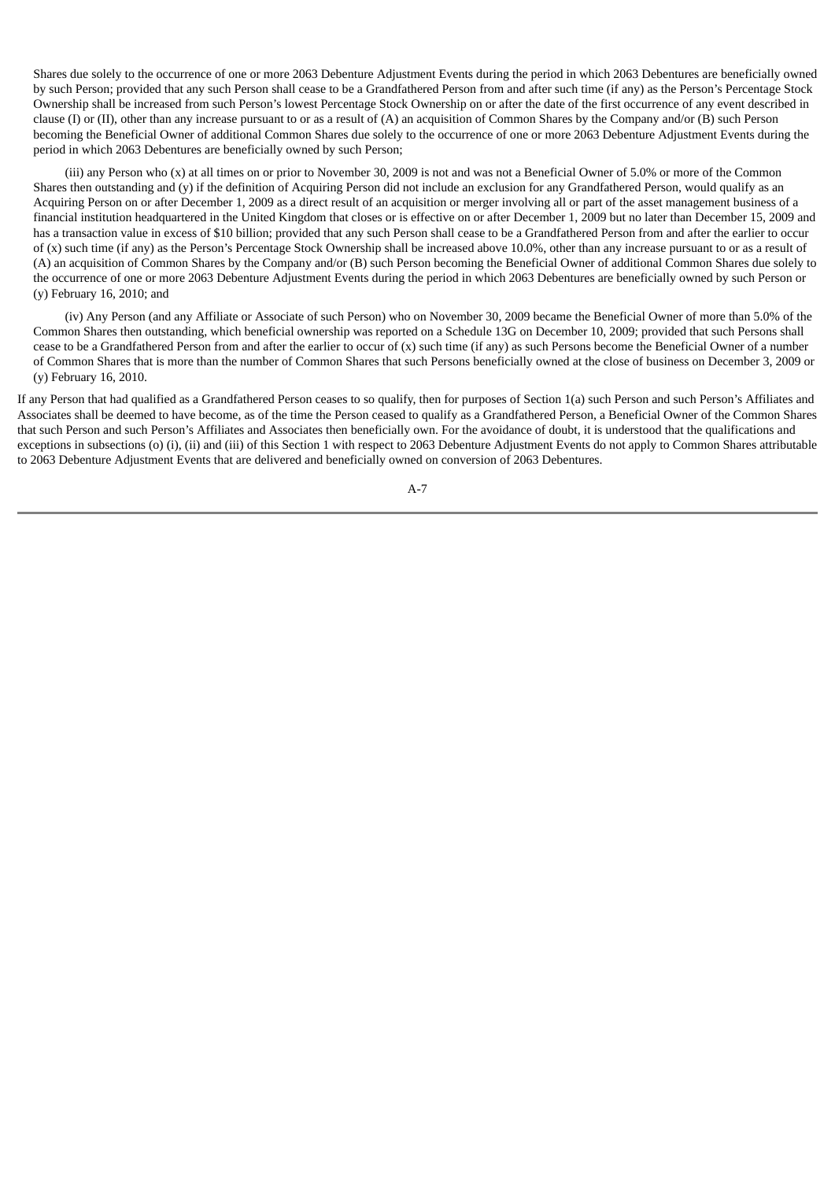Shares due solely to the occurrence of one or more 2063 Debenture Adjustment Events during the period in which 2063 Debentures are beneficially owned by such Person; provided that any such Person shall cease to be a Grandfathered Person from and after such time (if any) as the Person's Percentage Stock Ownership shall be increased from such Person's lowest Percentage Stock Ownership on or after the date of the first occurrence of any event described in clause (I) or (II), other than any increase pursuant to or as a result of (A) an acquisition of Common Shares by the Company and/or (B) such Person becoming the Beneficial Owner of additional Common Shares due solely to the occurrence of one or more 2063 Debenture Adjustment Events during the period in which 2063 Debentures are beneficially owned by such Person;

(iii) any Person who (x) at all times on or prior to November 30, 2009 is not and was not a Beneficial Owner of 5.0% or more of the Common Shares then outstanding and (y) if the definition of Acquiring Person did not include an exclusion for any Grandfathered Person, would qualify as an Acquiring Person on or after December 1, 2009 as a direct result of an acquisition or merger involving all or part of the asset management business of a financial institution headquartered in the United Kingdom that closes or is effective on or after December 1, 2009 but no later than December 15, 2009 and has a transaction value in excess of $10 billion; provided that any such Person shall cease to be a Grandfathered Person from and after the earlier to occur of (x) such time (if any) as the Person's Percentage Stock Ownership shall be increased above 10.0%, other than any increase pursuant to or as a result of (A) an acquisition of Common Shares by the Company and/or (B) such Person becoming the Beneficial Owner of additional Common Shares due solely to the occurrence of one or more 2063 Debenture Adjustment Events during the period in which 2063 Debentures are beneficially owned by such Person or (y) February 16, 2010; and

(iv) Any Person (and any Affiliate or Associate of such Person) who on November 30, 2009 became the Beneficial Owner of more than 5.0% of the Common Shares then outstanding, which beneficial ownership was reported on a Schedule 13G on December 10, 2009; provided that such Persons shall cease to be a Grandfathered Person from and after the earlier to occur of (x) such time (if any) as such Persons become the Beneficial Owner of a number of Common Shares that is more than the number of Common Shares that such Persons beneficially owned at the close of business on December 3, 2009 or (y) February 16, 2010.

If any Person that had qualified as a Grandfathered Person ceases to so qualify, then for purposes of Section 1(a) such Person and such Person's Affiliates and Associates shall be deemed to have become, as of the time the Person ceased to qualify as a Grandfathered Person, a Beneficial Owner of the Common Shares that such Person and such Person's Affiliates and Associates then beneficially own. For the avoidance of doubt, it is understood that the qualifications and exceptions in subsections (o) (i), (ii) and (iii) of this Section 1 with respect to 2063 Debenture Adjustment Events do not apply to Common Shares attributable to 2063 Debenture Adjustment Events that are delivered and beneficially owned on conversion of 2063 Debentures.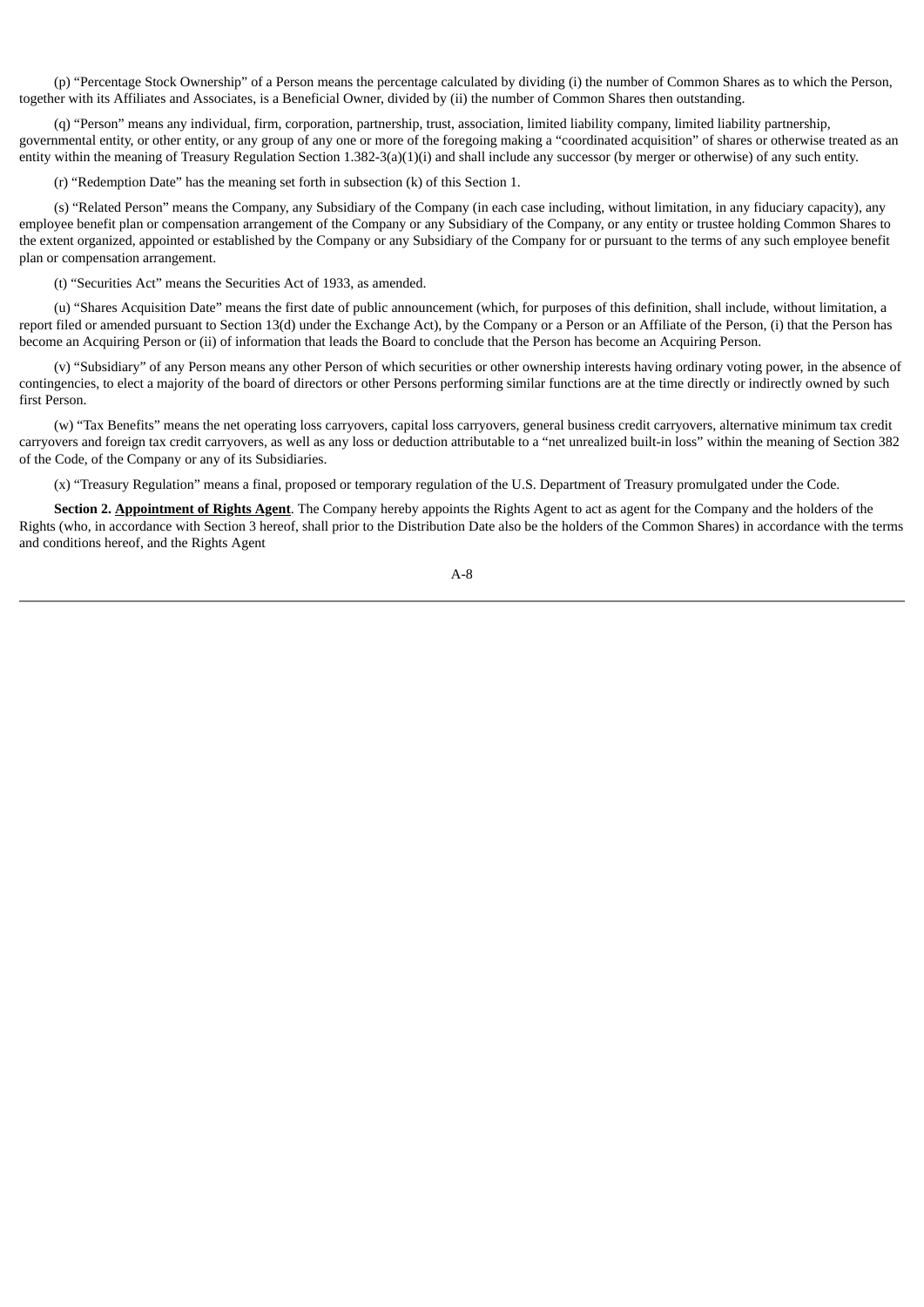(p) "Percentage Stock Ownership" of a Person means the percentage calculated by dividing (i) the number of Common Shares as to which the Person, together with its Affiliates and Associates, is a Beneficial Owner, divided by (ii) the number of Common Shares then outstanding.

(q) "Person" means any individual, firm, corporation, partnership, trust, association, limited liability company, limited liability partnership, governmental entity, or other entity, or any group of any one or more of the foregoing making a "coordinated acquisition" of shares or otherwise treated as an entity within the meaning of Treasury Regulation Section 1.382-3(a)(1)(i) and shall include any successor (by merger or otherwise) of any such entity.

(r) "Redemption Date" has the meaning set forth in subsection (k) of this Section 1.

(s) "Related Person" means the Company, any Subsidiary of the Company (in each case including, without limitation, in any fiduciary capacity), any employee benefit plan or compensation arrangement of the Company or any Subsidiary of the Company, or any entity or trustee holding Common Shares to the extent organized, appointed or established by the Company or any Subsidiary of the Company for or pursuant to the terms of any such employee benefit plan or compensation arrangement.

(t) "Securities Act" means the Securities Act of 1933, as amended.

(u) "Shares Acquisition Date" means the first date of public announcement (which, for purposes of this definition, shall include, without limitation, a report filed or amended pursuant to Section 13(d) under the Exchange Act), by the Company or a Person or an Affiliate of the Person, (i) that the Person has become an Acquiring Person or (ii) of information that leads the Board to conclude that the Person has become an Acquiring Person.

(v) "Subsidiary" of any Person means any other Person of which securities or other ownership interests having ordinary voting power, in the absence of contingencies, to elect a majority of the board of directors or other Persons performing similar functions are at the time directly or indirectly owned by such first Person.

(w) "Tax Benefits" means the net operating loss carryovers, capital loss carryovers, general business credit carryovers, alternative minimum tax credit carryovers and foreign tax credit carryovers, as well as any loss or deduction attributable to a "net unrealized built-in loss" within the meaning of Section 382 of the Code, of the Company or any of its Subsidiaries.

(x) "Treasury Regulation" means a final, proposed or temporary regulation of the U.S. Department of Treasury promulgated under the Code.

**Section 2. Appointment of Rights Agent**. The Company hereby appoints the Rights Agent to act as agent for the Company and the holders of the Rights (who, in accordance with Section 3 hereof, shall prior to the Distribution Date also be the holders of the Common Shares) in accordance with the terms and conditions hereof, and the Rights Agent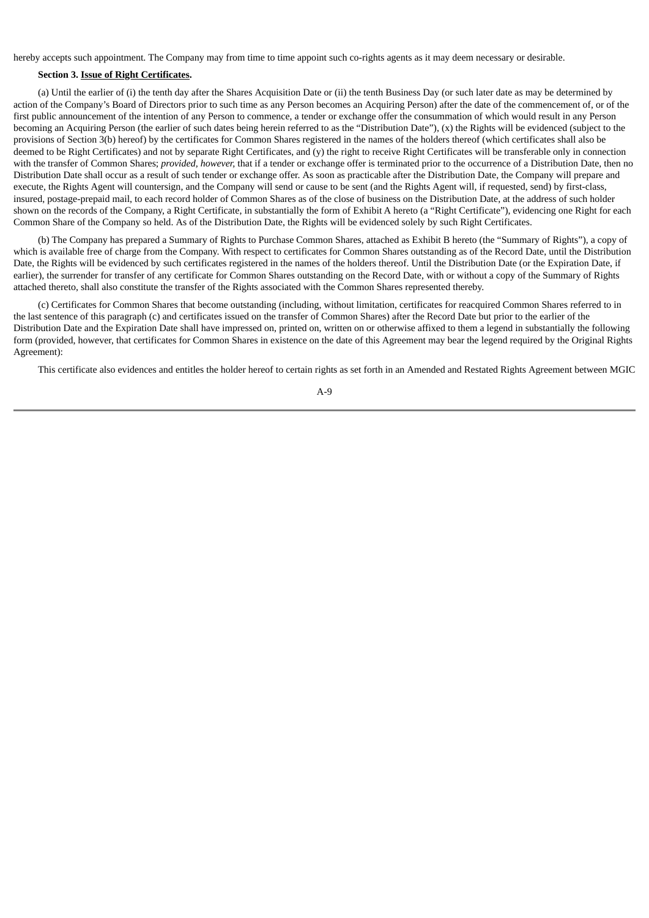hereby accepts such appointment. The Company may from time to time appoint such co-rights agents as it may deem necessary or desirable.

**Section 3. Issue of Right Certificates.**

(a) Until the earlier of (i) the tenth day after the Shares Acquisition Date or (ii) the tenth Business Day (or such later date as may be determined by action of the Company's Board of Directors prior to such time as any Person becomes an Acquiring Person) after the date of the commencement of, or of the first public announcement of the intention of any Person to commence, a tender or exchange offer the consummation of which would result in any Person becoming an Acquiring Person (the earlier of such dates being herein referred to as the "Distribution Date"), (x) the Rights will be evidenced (subject to the provisions of Section 3(b) hereof) by the certificates for Common Shares registered in the names of the holders thereof (which certificates shall also be deemed to be Right Certificates) and not by separate Right Certificates, and (y) the right to receive Right Certificates will be transferable only in connection with the transfer of Common Shares; *provided, however,* that if a tender or exchange offer is terminated prior to the occurrence of a Distribution Date, then no Distribution Date shall occur as a result of such tender or exchange offer. As soon as practicable after the Distribution Date, the Company will prepare and execute, the Rights Agent will countersign, and the Company will send or cause to be sent (and the Rights Agent will, if requested, send) by first-class, insured, postage-prepaid mail, to each record holder of Common Shares as of the close of business on the Distribution Date, at the address of such holder shown on the records of the Company, a Right Certificate, in substantially the form of Exhibit A hereto (a "Right Certificate"), evidencing one Right for each Common Share of the Company so held. As of the Distribution Date, the Rights will be evidenced solely by such Right Certificates.

(b) The Company has prepared a Summary of Rights to Purchase Common Shares, attached as Exhibit B hereto (the "Summary of Rights"), a copy of which is available free of charge from the Company. With respect to certificates for Common Shares outstanding as of the Record Date, until the Distribution Date, the Rights will be evidenced by such certificates registered in the names of the holders thereof. Until the Distribution Date (or the Expiration Date, if earlier), the surrender for transfer of any certificate for Common Shares outstanding on the Record Date, with or without a copy of the Summary of Rights attached thereto, shall also constitute the transfer of the Rights associated with the Common Shares represented thereby.

(c) Certificates for Common Shares that become outstanding (including, without limitation, certificates for reacquired Common Shares referred to in the last sentence of this paragraph (c) and certificates issued on the transfer of Common Shares) after the Record Date but prior to the earlier of the Distribution Date and the Expiration Date shall have impressed on, printed on, written on or otherwise affixed to them a legend in substantially the following form (provided, however, that certificates for Common Shares in existence on the date of this Agreement may bear the legend required by the Original Rights Agreement):

This certificate also evidences and entitles the holder hereof to certain rights as set forth in an Amended and Restated Rights Agreement between MGIC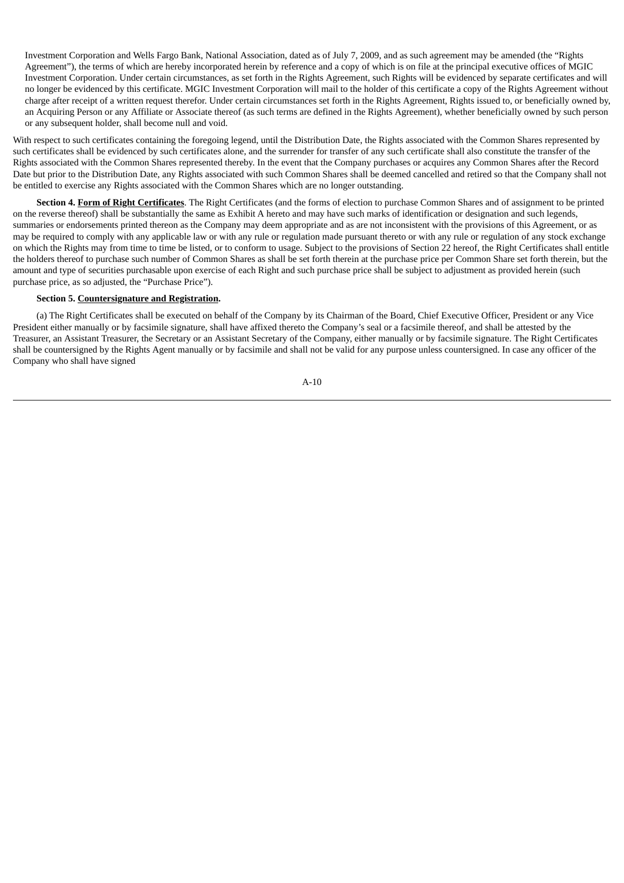Investment Corporation and Wells Fargo Bank, National Association, dated as of July 7, 2009, and as such agreement may be amended (the "Rights Agreement"), the terms of which are hereby incorporated herein by reference and a copy of which is on file at the principal executive offices of MGIC Investment Corporation. Under certain circumstances, as set forth in the Rights Agreement, such Rights will be evidenced by separate certificates and will no longer be evidenced by this certificate. MGIC Investment Corporation will mail to the holder of this certificate a copy of the Rights Agreement without charge after receipt of a written request therefor. Under certain circumstances set forth in the Rights Agreement, Rights issued to, or beneficially owned by, an Acquiring Person or any Affiliate or Associate thereof (as such terms are defined in the Rights Agreement), whether beneficially owned by such person or any subsequent holder, shall become null and void.

With respect to such certificates containing the foregoing legend, until the Distribution Date, the Rights associated with the Common Shares represented by such certificates shall be evidenced by such certificates alone, and the surrender for transfer of any such certificate shall also constitute the transfer of the Rights associated with the Common Shares represented thereby. In the event that the Company purchases or acquires any Common Shares after the Record Date but prior to the Distribution Date, any Rights associated with such Common Shares shall be deemed cancelled and retired so that the Company shall not be entitled to exercise any Rights associated with the Common Shares which are no longer outstanding.

**Section 4. Form of Right Certificates**. The Right Certificates (and the forms of election to purchase Common Shares and of assignment to be printed on the reverse thereof) shall be substantially the same as Exhibit A hereto and may have such marks of identification or designation and such legends, summaries or endorsements printed thereon as the Company may deem appropriate and as are not inconsistent with the provisions of this Agreement, or as may be required to comply with any applicable law or with any rule or regulation made pursuant thereto or with any rule or regulation of any stock exchange on which the Rights may from time to time be listed, or to conform to usage. Subject to the provisions of Section 22 hereof, the Right Certificates shall entitle the holders thereof to purchase such number of Common Shares as shall be set forth therein at the purchase price per Common Share set forth therein, but the amount and type of securities purchasable upon exercise of each Right and such purchase price shall be subject to adjustment as provided herein (such purchase price, as so adjusted, the "Purchase Price").

**Section 5. Countersignature and Registration.**

(a) The Right Certificates shall be executed on behalf of the Company by its Chairman of the Board, Chief Executive Officer, President or any Vice President either manually or by facsimile signature, shall have affixed thereto the Company's seal or a facsimile thereof, and shall be attested by the Treasurer, an Assistant Treasurer, the Secretary or an Assistant Secretary of the Company, either manually or by facsimile signature. The Right Certificates shall be countersigned by the Rights Agent manually or by facsimile and shall not be valid for any purpose unless countersigned. In case any officer of the Company who shall have signed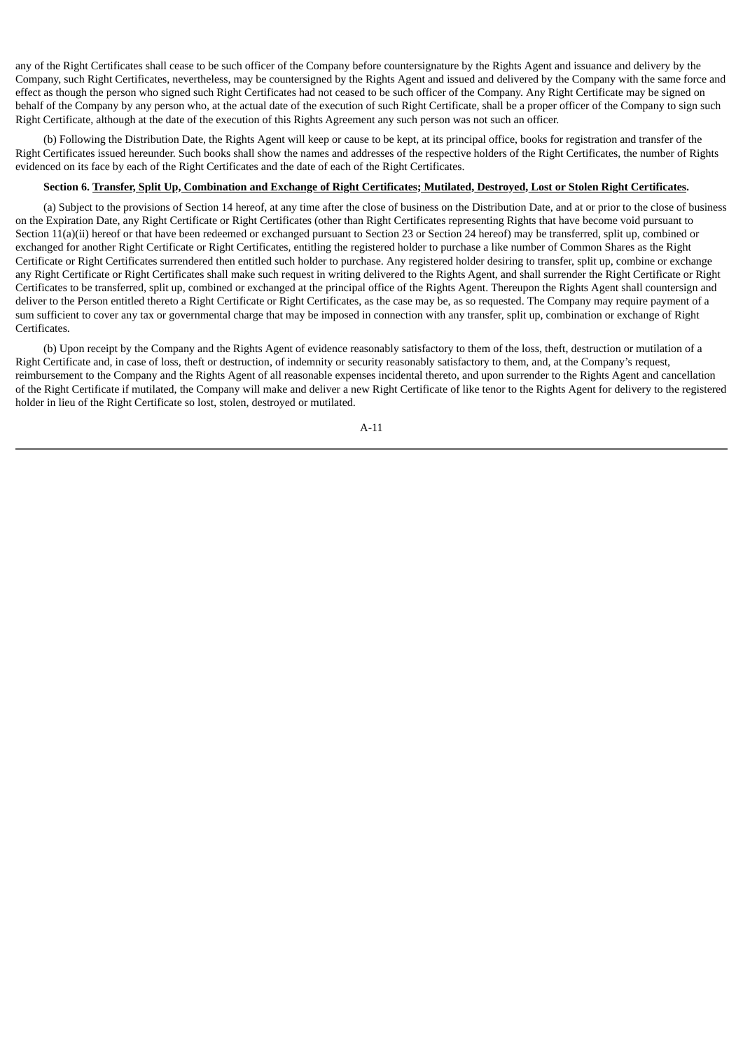any of the Right Certificates shall cease to be such officer of the Company before countersignature by the Rights Agent and issuance and delivery by the Company, such Right Certificates, nevertheless, may be countersigned by the Rights Agent and issued and delivered by the Company with the same force and effect as though the person who signed such Right Certificates had not ceased to be such officer of the Company. Any Right Certificate may be signed on behalf of the Company by any person who, at the actual date of the execution of such Right Certificate, shall be a proper officer of the Company to sign such Right Certificate, although at the date of the execution of this Rights Agreement any such person was not such an officer.

(b) Following the Distribution Date, the Rights Agent will keep or cause to be kept, at its principal office, books for registration and transfer of the Right Certificates issued hereunder. Such books shall show the names and addresses of the respective holders of the Right Certificates, the number of Rights evidenced on its face by each of the Right Certificates and the date of each of the Right Certificates.

**Section 6. Transfer, Split Up, Combination and Exchange of Right Certificates; Mutilated, Destroyed, Lost or Stolen Right Certificates.**

(a) Subject to the provisions of Section 14 hereof, at any time after the close of business on the Distribution Date, and at or prior to the close of business on the Expiration Date, any Right Certificate or Right Certificates (other than Right Certificates representing Rights that have become void pursuant to Section 11(a)(ii) hereof or that have been redeemed or exchanged pursuant to Section 23 or Section 24 hereof) may be transferred, split up, combined or exchanged for another Right Certificate or Right Certificates, entitling the registered holder to purchase a like number of Common Shares as the Right Certificate or Right Certificates surrendered then entitled such holder to purchase. Any registered holder desiring to transfer, split up, combine or exchange any Right Certificate or Right Certificates shall make such request in writing delivered to the Rights Agent, and shall surrender the Right Certificate or Right Certificates to be transferred, split up, combined or exchanged at the principal office of the Rights Agent. Thereupon the Rights Agent shall countersign and deliver to the Person entitled thereto a Right Certificate or Right Certificates, as the case may be, as so requested. The Company may require payment of a sum sufficient to cover any tax or governmental charge that may be imposed in connection with any transfer, split up, combination or exchange of Right Certificates.

(b) Upon receipt by the Company and the Rights Agent of evidence reasonably satisfactory to them of the loss, theft, destruction or mutilation of a Right Certificate and, in case of loss, theft or destruction, of indemnity or security reasonably satisfactory to them, and, at the Company's request, reimbursement to the Company and the Rights Agent of all reasonable expenses incidental thereto, and upon surrender to the Rights Agent and cancellation of the Right Certificate if mutilated, the Company will make and deliver a new Right Certificate of like tenor to the Rights Agent for delivery to the registered holder in lieu of the Right Certificate so lost, stolen, destroyed or mutilated.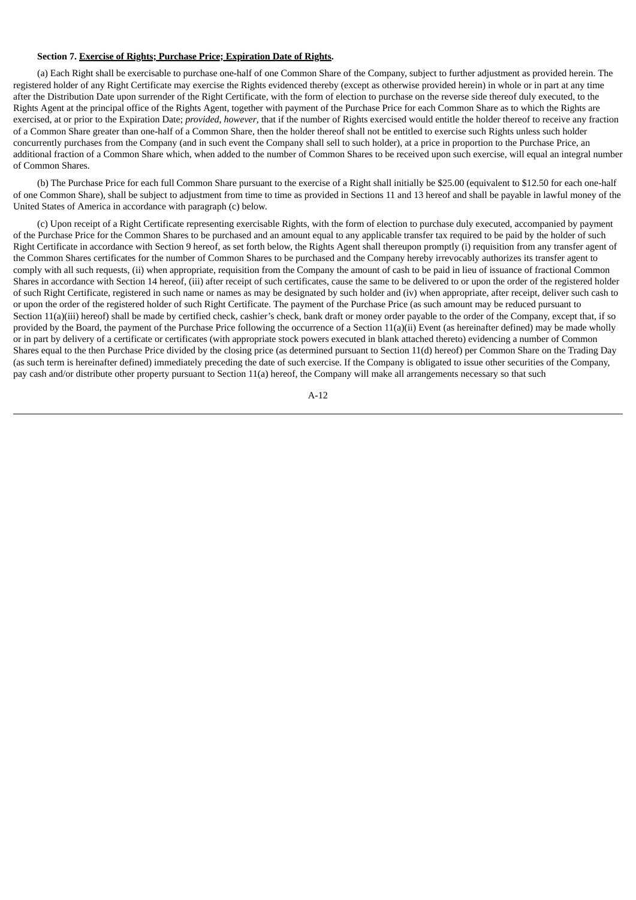**Section 7. Exercise of Rights; Purchase Price; Expiration Date of Rights.**

(a) Each Right shall be exercisable to purchase one-half of one Common Share of the Company, subject to further adjustment as provided herein. The registered holder of any Right Certificate may exercise the Rights evidenced thereby (except as otherwise provided herein) in whole or in part at any time after the Distribution Date upon surrender of the Right Certificate, with the form of election to purchase on the reverse side thereof duly executed, to the Rights Agent at the principal office of the Rights Agent, together with payment of the Purchase Price for each Common Share as to which the Rights are exercised, at or prior to the Expiration Date; *provided*, *however*, that if the number of Rights exercised would entitle the holder thereof to receive any fraction of a Common Share greater than one-half of a Common Share, then the holder thereof shall not be entitled to exercise such Rights unless such holder concurrently purchases from the Company (and in such event the Company shall sell to such holder), at a price in proportion to the Purchase Price, an additional fraction of a Common Share which, when added to the number of Common Shares to be received upon such exercise, will equal an integral number of Common Shares.

(b) The Purchase Price for each full Common Share pursuant to the exercise of a Right shall initially be $25.00 (equivalent to $12.50 for each one-half of one Common Share), shall be subject to adjustment from time to time as provided in Sections 11 and 13 hereof and shall be payable in lawful money of the United States of America in accordance with paragraph (c) below.

(c) Upon receipt of a Right Certificate representing exercisable Rights, with the form of election to purchase duly executed, accompanied by payment of the Purchase Price for the Common Shares to be purchased and an amount equal to any applicable transfer tax required to be paid by the holder of such Right Certificate in accordance with Section 9 hereof, as set forth below, the Rights Agent shall thereupon promptly (i) requisition from any transfer agent of the Common Shares certificates for the number of Common Shares to be purchased and the Company hereby irrevocably authorizes its transfer agent to comply with all such requests, (ii) when appropriate, requisition from the Company the amount of cash to be paid in lieu of issuance of fractional Common Shares in accordance with Section 14 hereof, (iii) after receipt of such certificates, cause the same to be delivered to or upon the order of the registered holder of such Right Certificate, registered in such name or names as may be designated by such holder and (iv) when appropriate, after receipt, deliver such cash to or upon the order of the registered holder of such Right Certificate. The payment of the Purchase Price (as such amount may be reduced pursuant to Section 11(a)(iii) hereof) shall be made by certified check, cashier's check, bank draft or money order payable to the order of the Company, except that, if so provided by the Board, the payment of the Purchase Price following the occurrence of a Section 11(a)(ii) Event (as hereinafter defined) may be made wholly or in part by delivery of a certificate or certificates (with appropriate stock powers executed in blank attached thereto) evidencing a number of Common Shares equal to the then Purchase Price divided by the closing price (as determined pursuant to Section 11(d) hereof) per Common Share on the Trading Day (as such term is hereinafter defined) immediately preceding the date of such exercise. If the Company is obligated to issue other securities of the Company, pay cash and/or distribute other property pursuant to Section 11(a) hereof, the Company will make all arrangements necessary so that such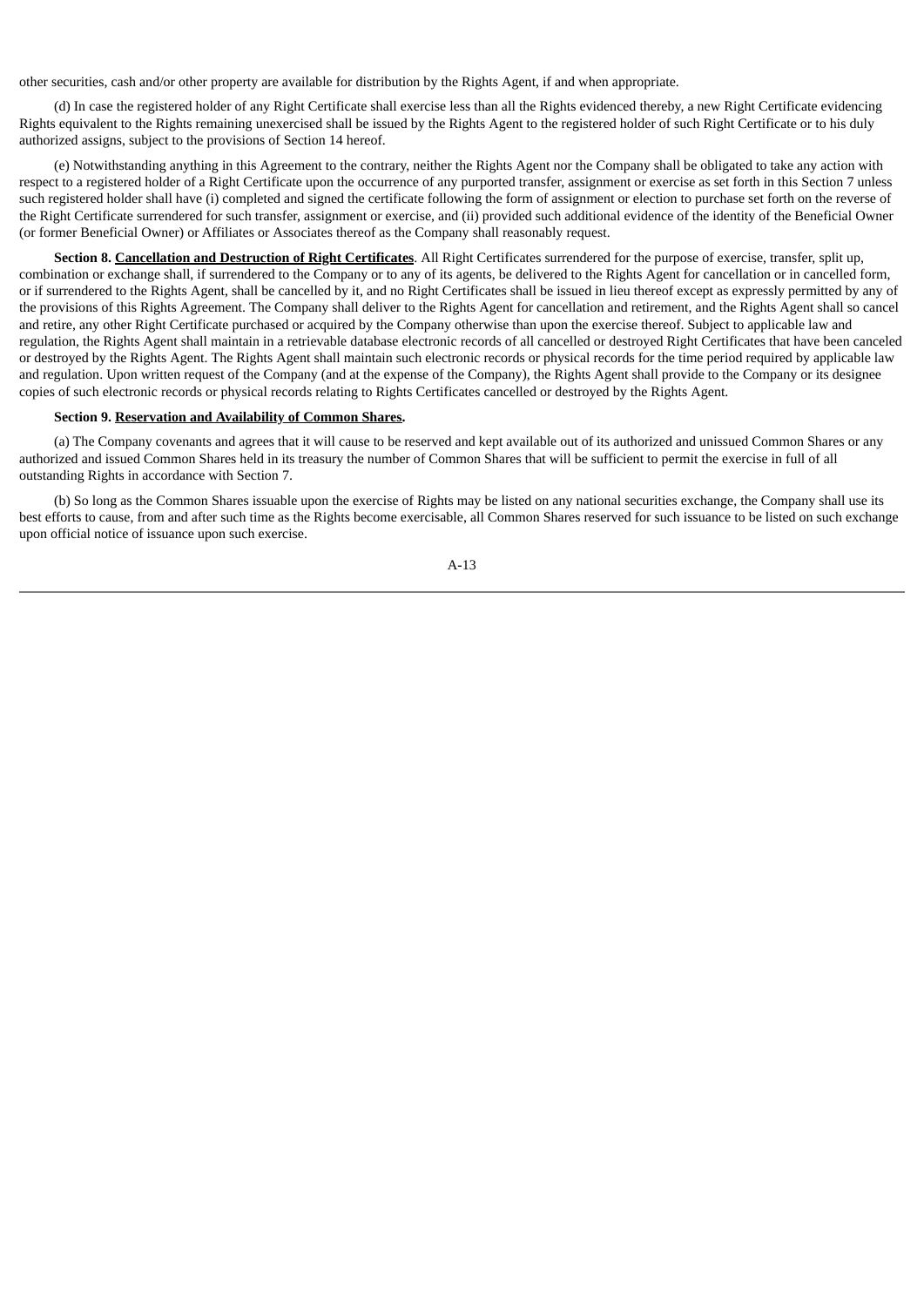other securities, cash and/or other property are available for distribution by the Rights Agent, if and when appropriate.

(d) In case the registered holder of any Right Certificate shall exercise less than all the Rights evidenced thereby, a new Right Certificate evidencing Rights equivalent to the Rights remaining unexercised shall be issued by the Rights Agent to the registered holder of such Right Certificate or to his duly authorized assigns, subject to the provisions of Section 14 hereof.

(e) Notwithstanding anything in this Agreement to the contrary, neither the Rights Agent nor the Company shall be obligated to take any action with respect to a registered holder of a Right Certificate upon the occurrence of any purported transfer, assignment or exercise as set forth in this Section 7 unless such registered holder shall have (i) completed and signed the certificate following the form of assignment or election to purchase set forth on the reverse of the Right Certificate surrendered for such transfer, assignment or exercise, and (ii) provided such additional evidence of the identity of the Beneficial Owner (or former Beneficial Owner) or Affiliates or Associates thereof as the Company shall reasonably request.

**Section 8. Cancellation and Destruction of Right Certificates**. All Right Certificates surrendered for the purpose of exercise, transfer, split up, combination or exchange shall, if surrendered to the Company or to any of its agents, be delivered to the Rights Agent for cancellation or in cancelled form, or if surrendered to the Rights Agent, shall be cancelled by it, and no Right Certificates shall be issued in lieu thereof except as expressly permitted by any of the provisions of this Rights Agreement. The Company shall deliver to the Rights Agent for cancellation and retirement, and the Rights Agent shall so cancel and retire, any other Right Certificate purchased or acquired by the Company otherwise than upon the exercise thereof. Subject to applicable law and regulation, the Rights Agent shall maintain in a retrievable database electronic records of all cancelled or destroyed Right Certificates that have been canceled or destroyed by the Rights Agent. The Rights Agent shall maintain such electronic records or physical records for the time period required by applicable law and regulation. Upon written request of the Company (and at the expense of the Company), the Rights Agent shall provide to the Company or its designee copies of such electronic records or physical records relating to Rights Certificates cancelled or destroyed by the Rights Agent.

**Section 9. Reservation and Availability of Common Shares.**

(a) The Company covenants and agrees that it will cause to be reserved and kept available out of its authorized and unissued Common Shares or any authorized and issued Common Shares held in its treasury the number of Common Shares that will be sufficient to permit the exercise in full of all outstanding Rights in accordance with Section 7.

(b) So long as the Common Shares issuable upon the exercise of Rights may be listed on any national securities exchange, the Company shall use its best efforts to cause, from and after such time as the Rights become exercisable, all Common Shares reserved for such issuance to be listed on such exchange upon official notice of issuance upon such exercise.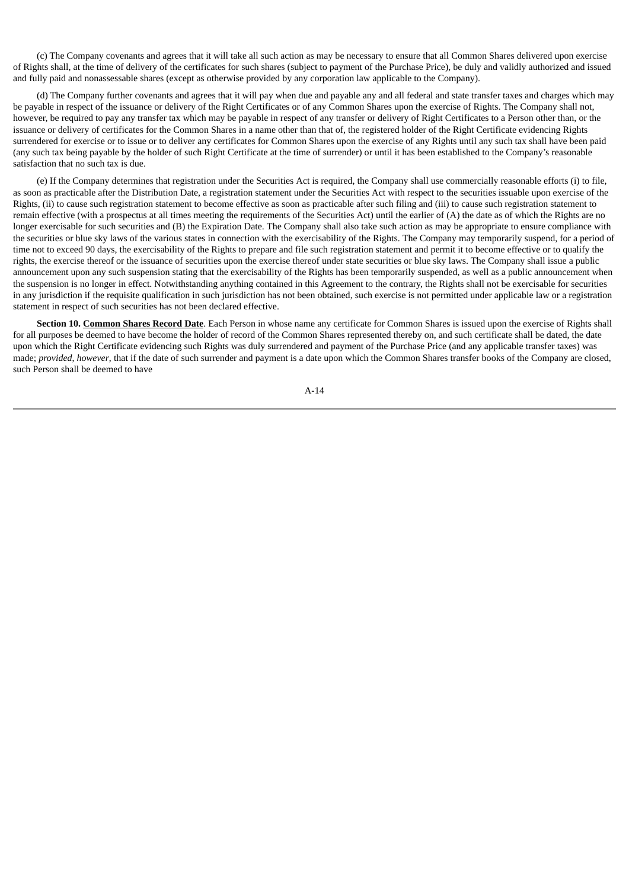(c) The Company covenants and agrees that it will take all such action as may be necessary to ensure that all Common Shares delivered upon exercise of Rights shall, at the time of delivery of the certificates for such shares (subject to payment of the Purchase Price), be duly and validly authorized and issued and fully paid and nonassessable shares (except as otherwise provided by any corporation law applicable to the Company).

(d) The Company further covenants and agrees that it will pay when due and payable any and all federal and state transfer taxes and charges which may be payable in respect of the issuance or delivery of the Right Certificates or of any Common Shares upon the exercise of Rights. The Company shall not, however, be required to pay any transfer tax which may be payable in respect of any transfer or delivery of Right Certificates to a Person other than, or the issuance or delivery of certificates for the Common Shares in a name other than that of, the registered holder of the Right Certificate evidencing Rights surrendered for exercise or to issue or to deliver any certificates for Common Shares upon the exercise of any Rights until any such tax shall have been paid (any such tax being payable by the holder of such Right Certificate at the time of surrender) or until it has been established to the Company's reasonable satisfaction that no such tax is due.

(e) If the Company determines that registration under the Securities Act is required, the Company shall use commercially reasonable efforts (i) to file, as soon as practicable after the Distribution Date, a registration statement under the Securities Act with respect to the securities issuable upon exercise of the Rights, (ii) to cause such registration statement to become effective as soon as practicable after such filing and (iii) to cause such registration statement to remain effective (with a prospectus at all times meeting the requirements of the Securities Act) until the earlier of (A) the date as of which the Rights are no longer exercisable for such securities and (B) the Expiration Date. The Company shall also take such action as may be appropriate to ensure compliance with the securities or blue sky laws of the various states in connection with the exercisability of the Rights. The Company may temporarily suspend, for a period of time not to exceed 90 days, the exercisability of the Rights to prepare and file such registration statement and permit it to become effective or to qualify the rights, the exercise thereof or the issuance of securities upon the exercise thereof under state securities or blue sky laws. The Company shall issue a public announcement upon any such suspension stating that the exercisability of the Rights has been temporarily suspended, as well as a public announcement when the suspension is no longer in effect. Notwithstanding anything contained in this Agreement to the contrary, the Rights shall not be exercisable for securities in any jurisdiction if the requisite qualification in such jurisdiction has not been obtained, such exercise is not permitted under applicable law or a registration statement in respect of such securities has not been declared effective.

**Section 10. Common Shares Record Date**. Each Person in whose name any certificate for Common Shares is issued upon the exercise of Rights shall for all purposes be deemed to have become the holder of record of the Common Shares represented thereby on, and such certificate shall be dated, the date upon which the Right Certificate evidencing such Rights was duly surrendered and payment of the Purchase Price (and any applicable transfer taxes) was made; *provided, however,* that if the date of such surrender and payment is a date upon which the Common Shares transfer books of the Company are closed, such Person shall be deemed to have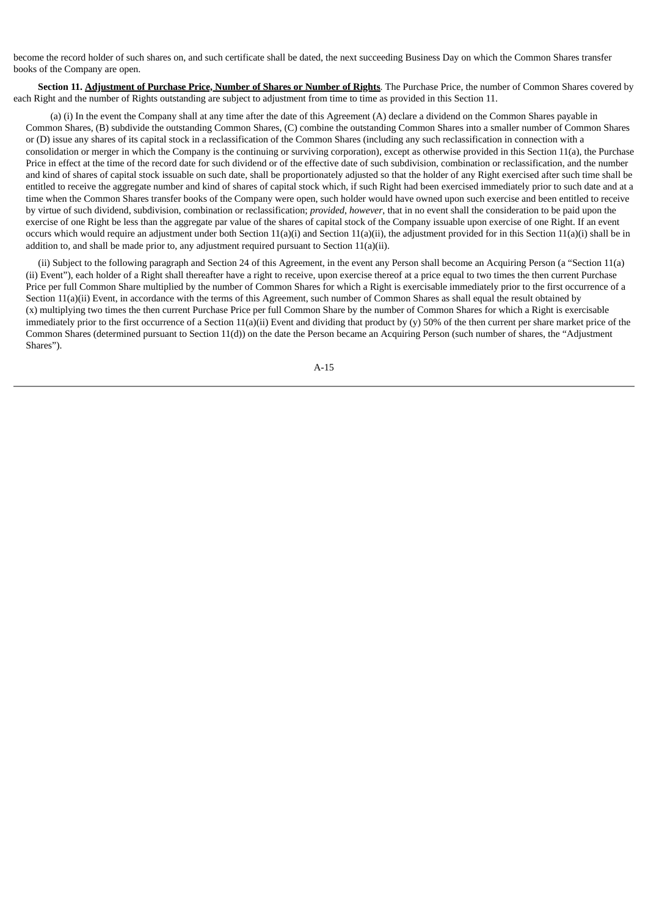become the record holder of such shares on, and such certificate shall be dated, the next succeeding Business Day on which the Common Shares transfer books of the Company are open.

**Section 11. <u>Adjustment of Purchase Price, Number of Shares or Number of Rights</u>**. The Purchase Price, the number of Common Shares covered by each Right and the number of Rights outstanding are subject to adjustment from time to time as provided in this Section 11.

(a) (i) In the event the Company shall at any time after the date of this Agreement (A) declare a dividend on the Common Shares payable in Common Shares, (B) subdivide the outstanding Common Shares, (C) combine the outstanding Common Shares into a smaller number of Common Shares or (D) issue any shares of its capital stock in a reclassification of the Common Shares (including any such reclassification in connection with a consolidation or merger in which the Company is the continuing or surviving corporation), except as otherwise provided in this Section 11(a), the Purchase Price in effect at the time of the record date for such dividend or of the effective date of such subdivision, combination or reclassification, and the number and kind of shares of capital stock issuable on such date, shall be proportionately adjusted so that the holder of any Right exercised after such time shall be entitled to receive the aggregate number and kind of shares of capital stock which, if such Right had been exercised immediately prior to such date and at a time when the Common Shares transfer books of the Company were open, such holder would have owned upon such exercise and been entitled to receive by virtue of such dividend, subdivision, combination or reclassification; *provided*, *however*, that in no event shall the consideration to be paid upon the exercise of one Right be less than the aggregate par value of the shares of capital stock of the Company issuable upon exercise of one Right. If an event occurs which would require an adjustment under both Section 11(a)(i) and Section 11(a)(ii), the adjustment provided for in this Section 11(a)(i) shall be in addition to, and shall be made prior to, any adjustment required pursuant to Section 11(a)(ii).

(ii) Subject to the following paragraph and Section 24 of this Agreement, in the event any Person shall become an Acquiring Person (a "Section 11(a)(ii) Event"), each holder of a Right shall thereafter have a right to receive, upon exercise thereof at a price equal to two times the then current Purchase Price per full Common Share multiplied by the number of Common Shares for which a Right is exercisable immediately prior to the first occurrence of a Section 11(a)(ii) Event, in accordance with the terms of this Agreement, such number of Common Shares as shall equal the result obtained by (x) multiplying two times the then current Purchase Price per full Common Share by the number of Common Shares for which a Right is exercisable immediately prior to the first occurrence of a Section 11(a)(ii) Event and dividing that product by (y) 50% of the then current per share market price of the Common Shares (determined pursuant to Section 11(d)) on the date the Person became an Acquiring Person (such number of shares, the "Adjustment Shares").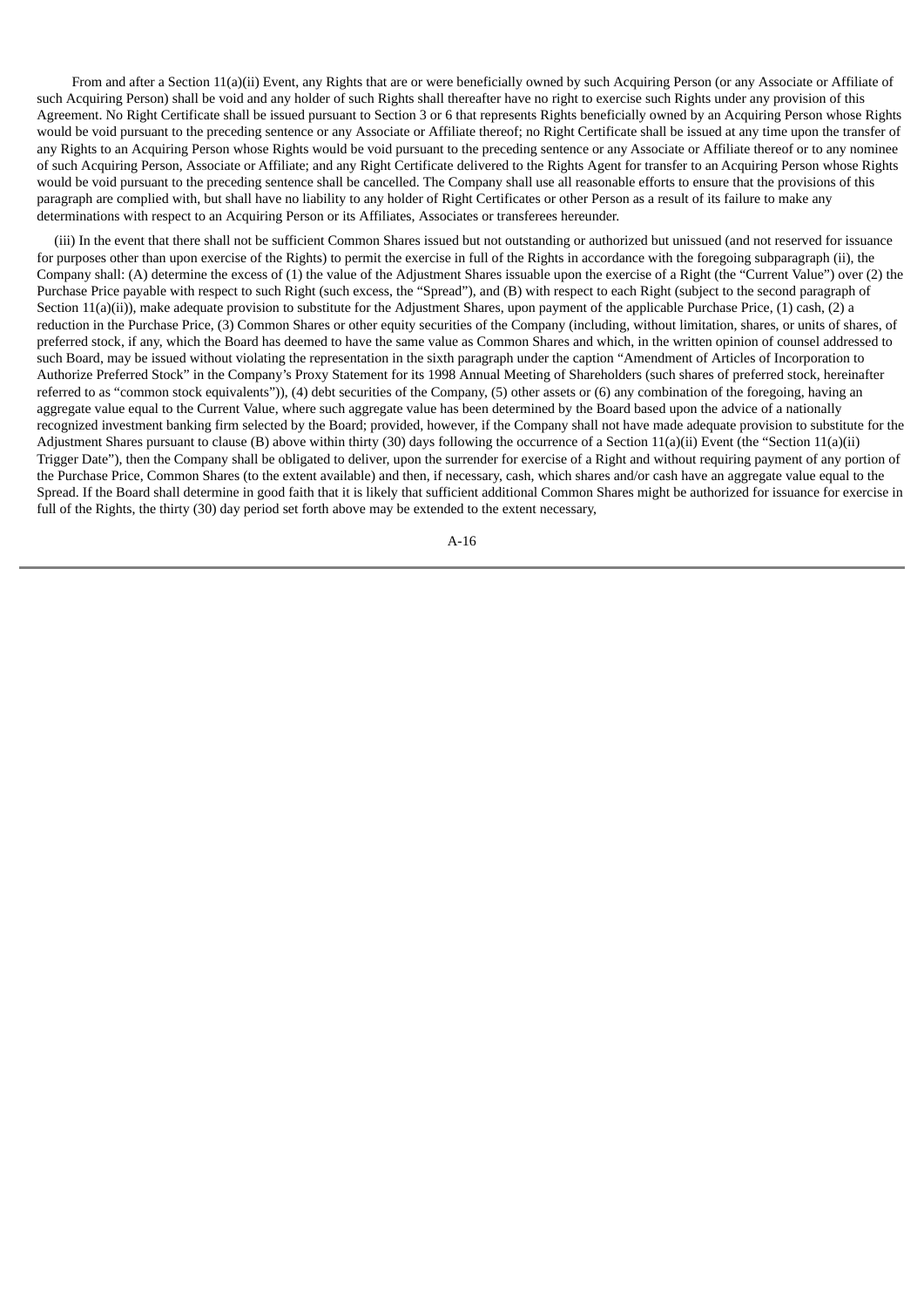From and after a Section 11(a)(ii) Event, any Rights that are or were beneficially owned by such Acquiring Person (or any Associate or Affiliate of such Acquiring Person) shall be void and any holder of such Rights shall thereafter have no right to exercise such Rights under any provision of this Agreement. No Right Certificate shall be issued pursuant to Section 3 or 6 that represents Rights beneficially owned by an Acquiring Person whose Rights would be void pursuant to the preceding sentence or any Associate or Affiliate thereof; no Right Certificate shall be issued at any time upon the transfer of any Rights to an Acquiring Person whose Rights would be void pursuant to the preceding sentence or any Associate or Affiliate thereof or to any nominee of such Acquiring Person, Associate or Affiliate; and any Right Certificate delivered to the Rights Agent for transfer to an Acquiring Person whose Rights would be void pursuant to the preceding sentence shall be cancelled. The Company shall use all reasonable efforts to ensure that the provisions of this paragraph are complied with, but shall have no liability to any holder of Right Certificates or other Person as a result of its failure to make any determinations with respect to an Acquiring Person or its Affiliates, Associates or transferees hereunder.

(iii) In the event that there shall not be sufficient Common Shares issued but not outstanding or authorized but unissued (and not reserved for issuance for purposes other than upon exercise of the Rights) to permit the exercise in full of the Rights in accordance with the foregoing subparagraph (ii), the Company shall: (A) determine the excess of (1) the value of the Adjustment Shares issuable upon the exercise of a Right (the "Current Value") over (2) the Purchase Price payable with respect to such Right (such excess, the "Spread"), and (B) with respect to each Right (subject to the second paragraph of Section 11(a)(ii)), make adequate provision to substitute for the Adjustment Shares, upon payment of the applicable Purchase Price, (1) cash, (2) a reduction in the Purchase Price, (3) Common Shares or other equity securities of the Company (including, without limitation, shares, or units of shares, of preferred stock, if any, which the Board has deemed to have the same value as Common Shares and which, in the written opinion of counsel addressed to such Board, may be issued without violating the representation in the sixth paragraph under the caption "Amendment of Articles of Incorporation to Authorize Preferred Stock" in the Company's Proxy Statement for its 1998 Annual Meeting of Shareholders (such shares of preferred stock, hereinafter referred to as "common stock equivalents")), (4) debt securities of the Company, (5) other assets or (6) any combination of the foregoing, having an aggregate value equal to the Current Value, where such aggregate value has been determined by the Board based upon the advice of a nationally recognized investment banking firm selected by the Board; provided, however, if the Company shall not have made adequate provision to substitute for the Adjustment Shares pursuant to clause (B) above within thirty (30) days following the occurrence of a Section 11(a)(ii) Event (the "Section 11(a)(ii) Trigger Date"), then the Company shall be obligated to deliver, upon the surrender for exercise of a Right and without requiring payment of any portion of the Purchase Price, Common Shares (to the extent available) and then, if necessary, cash, which shares and/or cash have an aggregate value equal to the Spread. If the Board shall determine in good faith that it is likely that sufficient additional Common Shares might be authorized for issuance for exercise in full of the Rights, the thirty (30) day period set forth above may be extended to the extent necessary,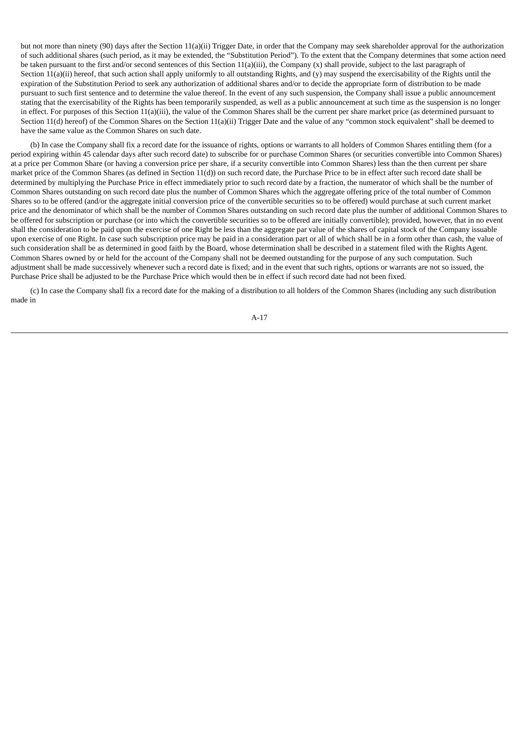but not more than ninety (90) days after the Section 11(a)(ii) Trigger Date, in order that the Company may seek shareholder approval for the authorization of such additional shares (such period, as it may be extended, the "Substitution Period"). To the extent that the Company determines that some action need be taken pursuant to the first and/or second sentences of this Section 11(a)(iii), the Company (x) shall provide, subject to the last paragraph of Section 11(a)(ii) hereof, that such action shall apply uniformly to all outstanding Rights, and (y) may suspend the exercisability of the Rights until the expiration of the Substitution Period to seek any authorization of additional shares and/or to decide the appropriate form of distribution to be made pursuant to such first sentence and to determine the value thereof. In the event of any such suspension, the Company shall issue a public announcement stating that the exercisability of the Rights has been temporarily suspended, as well as a public announcement at such time as the suspension is no longer in effect. For purposes of this Section 11(a)(iii), the value of the Common Shares shall be the current per share market price (as determined pursuant to Section 11(d) hereof) of the Common Shares on the Section 11(a)(ii) Trigger Date and the value of any "common stock equivalent" shall be deemed to have the same value as the Common Shares on such date.

(b) In case the Company shall fix a record date for the issuance of rights, options or warrants to all holders of Common Shares entitling them (for a period expiring within 45 calendar days after such record date) to subscribe for or purchase Common Shares (or securities convertible into Common Shares) at a price per Common Share (or having a conversion price per share, if a security convertible into Common Shares) less than the then current per share market price of the Common Shares (as defined in Section 11(d)) on such record date, the Purchase Price to be in effect after such record date shall be determined by multiplying the Purchase Price in effect immediately prior to such record date by a fraction, the numerator of which shall be the number of Common Shares outstanding on such record date plus the number of Common Shares which the aggregate offering price of the total number of Common Shares so to be offered (and/or the aggregate initial conversion price of the convertible securities so to be offered) would purchase at such current market price and the denominator of which shall be the number of Common Shares outstanding on such record date plus the number of additional Common Shares to be offered for subscription or purchase (or into which the convertible securities so to be offered are initially convertible); provided, however, that in no event shall the consideration to be paid upon the exercise of one Right be less than the aggregate par value of the shares of capital stock of the Company issuable upon exercise of one Right. In case such subscription price may be paid in a consideration part or all of which shall be in a form other than cash, the value of such consideration shall be as determined in good faith by the Board, whose determination shall be described in a statement filed with the Rights Agent. Common Shares owned by or held for the account of the Company shall not be deemed outstanding for the purpose of any such computation. Such adjustment shall be made successively whenever such a record date is fixed; and in the event that such rights, options or warrants are not so issued, the Purchase Price shall be adjusted to be the Purchase Price which would then be in effect if such record date had not been fixed.

(c) In case the Company shall fix a record date for the making of a distribution to all holders of the Common Shares (including any such distribution made in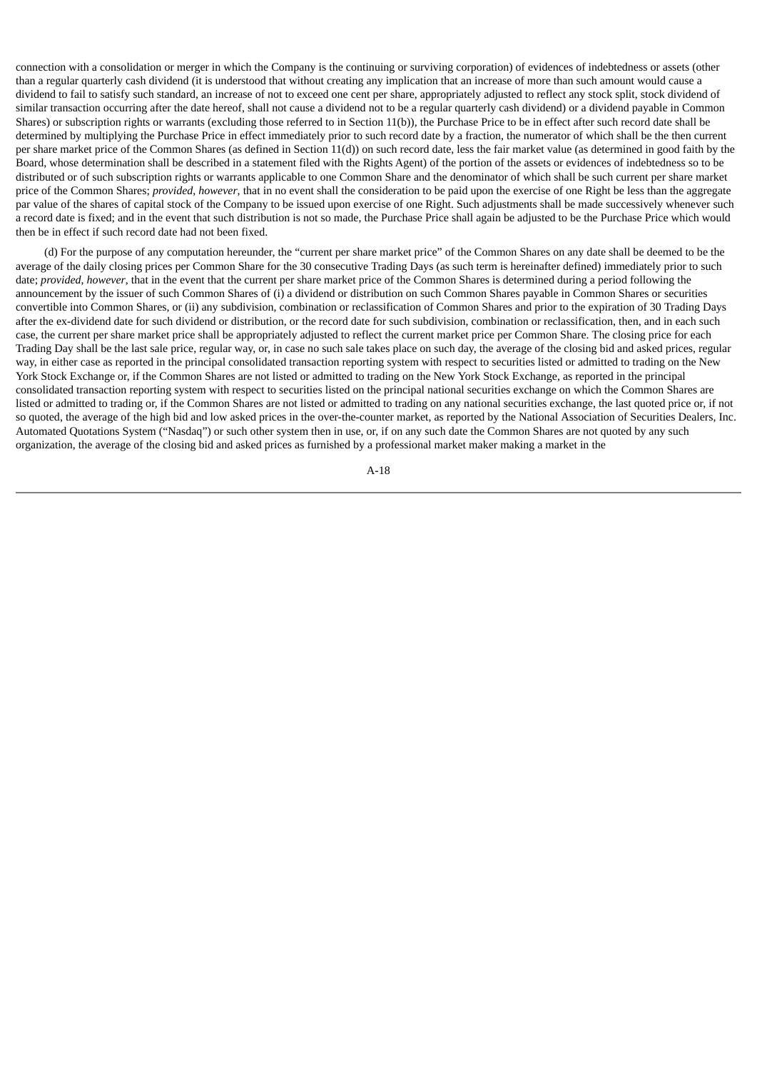connection with a consolidation or merger in which the Company is the continuing or surviving corporation) of evidences of indebtedness or assets (other than a regular quarterly cash dividend (it is understood that without creating any implication that an increase of more than such amount would cause a dividend to fail to satisfy such standard, an increase of not to exceed one cent per share, appropriately adjusted to reflect any stock split, stock dividend of similar transaction occurring after the date hereof, shall not cause a dividend not to be a regular quarterly cash dividend) or a dividend payable in Common Shares) or subscription rights or warrants (excluding those referred to in Section 11(b)), the Purchase Price to be in effect after such record date shall be determined by multiplying the Purchase Price in effect immediately prior to such record date by a fraction, the numerator of which shall be the then current per share market price of the Common Shares (as defined in Section 11(d)) on such record date, less the fair market value (as determined in good faith by the Board, whose determination shall be described in a statement filed with the Rights Agent) of the portion of the assets or evidences of indebtedness so to be distributed or of such subscription rights or warrants applicable to one Common Share and the denominator of which shall be such current per share market price of the Common Shares; *provided, however*, that in no event shall the consideration to be paid upon the exercise of one Right be less than the aggregate par value of the shares of capital stock of the Company to be issued upon exercise of one Right. Such adjustments shall be made successively whenever such a record date is fixed; and in the event that such distribution is not so made, the Purchase Price shall again be adjusted to be the Purchase Price which would then be in effect if such record date had not been fixed.

(d) For the purpose of any computation hereunder, the "current per share market price" of the Common Shares on any date shall be deemed to be the average of the daily closing prices per Common Share for the 30 consecutive Trading Days (as such term is hereinafter defined) immediately prior to such date; *provided, however*, that in the event that the current per share market price of the Common Shares is determined during a period following the announcement by the issuer of such Common Shares of (i) a dividend or distribution on such Common Shares payable in Common Shares or securities convertible into Common Shares, or (ii) any subdivision, combination or reclassification of Common Shares and prior to the expiration of 30 Trading Days after the ex-dividend date for such dividend or distribution, or the record date for such subdivision, combination or reclassification, then, and in each such case, the current per share market price shall be appropriately adjusted to reflect the current market price per Common Share. The closing price for each Trading Day shall be the last sale price, regular way, or, in case no such sale takes place on such day, the average of the closing bid and asked prices, regular way, in either case as reported in the principal consolidated transaction reporting system with respect to securities listed or admitted to trading on the New York Stock Exchange or, if the Common Shares are not listed or admitted to trading on the New York Stock Exchange, as reported in the principal consolidated transaction reporting system with respect to securities listed on the principal national securities exchange on which the Common Shares are listed or admitted to trading or, if the Common Shares are not listed or admitted to trading on any national securities exchange, the last quoted price or, if not so quoted, the average of the high bid and low asked prices in the over-the-counter market, as reported by the National Association of Securities Dealers, Inc. Automated Quotations System ("Nasdaq") or such other system then in use, or, if on any such date the Common Shares are not quoted by any such organization, the average of the closing bid and asked prices as furnished by a professional market maker making a market in the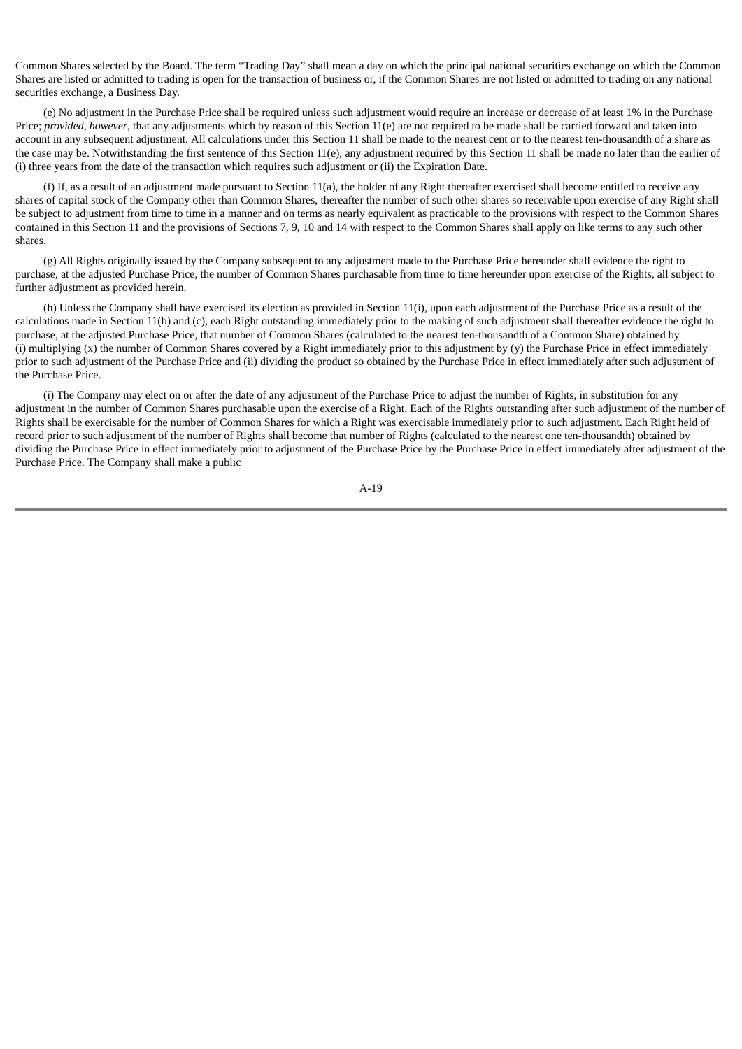Common Shares selected by the Board. The term “Trading Day” shall mean a day on which the principal national securities exchange on which the Common Shares are listed or admitted to trading is open for the transaction of business or, if the Common Shares are not listed or admitted to trading on any national securities exchange, a Business Day.

(e) No adjustment in the Purchase Price shall be required unless such adjustment would require an increase or decrease of at least 1% in the Purchase Price; *provided, however*, that any adjustments which by reason of this Section 11(e) are not required to be made shall be carried forward and taken into account in any subsequent adjustment. All calculations under this Section 11 shall be made to the nearest cent or to the nearest ten-thousandth of a share as the case may be. Notwithstanding the first sentence of this Section 11(e), any adjustment required by this Section 11 shall be made no later than the earlier of (i) three years from the date of the transaction which requires such adjustment or (ii) the Expiration Date.

(f) If, as a result of an adjustment made pursuant to Section 11(a), the holder of any Right thereafter exercised shall become entitled to receive any shares of capital stock of the Company other than Common Shares, thereafter the number of such other shares so receivable upon exercise of any Right shall be subject to adjustment from time to time in a manner and on terms as nearly equivalent as practicable to the provisions with respect to the Common Shares contained in this Section 11 and the provisions of Sections 7, 9, 10 and 14 with respect to the Common Shares shall apply on like terms to any such other shares.

(g) All Rights originally issued by the Company subsequent to any adjustment made to the Purchase Price hereunder shall evidence the right to purchase, at the adjusted Purchase Price, the number of Common Shares purchasable from time to time hereunder upon exercise of the Rights, all subject to further adjustment as provided herein.

(h) Unless the Company shall have exercised its election as provided in Section 11(i), upon each adjustment of the Purchase Price as a result of the calculations made in Section 11(b) and (c), each Right outstanding immediately prior to the making of such adjustment shall thereafter evidence the right to purchase, at the adjusted Purchase Price, that number of Common Shares (calculated to the nearest ten-thousandth of a Common Share) obtained by (i) multiplying (x) the number of Common Shares covered by a Right immediately prior to this adjustment by (y) the Purchase Price in effect immediately prior to such adjustment of the Purchase Price and (ii) dividing the product so obtained by the Purchase Price in effect immediately after such adjustment of the Purchase Price.

(i) The Company may elect on or after the date of any adjustment of the Purchase Price to adjust the number of Rights, in substitution for any adjustment in the number of Common Shares purchasable upon the exercise of a Right. Each of the Rights outstanding after such adjustment of the number of Rights shall be exercisable for the number of Common Shares for which a Right was exercisable immediately prior to such adjustment. Each Right held of record prior to such adjustment of the number of Rights shall become that number of Rights (calculated to the nearest one ten-thousandth) obtained by dividing the Purchase Price in effect immediately prior to adjustment of the Purchase Price by the Purchase Price in effect immediately after adjustment of the Purchase Price. The Company shall make a public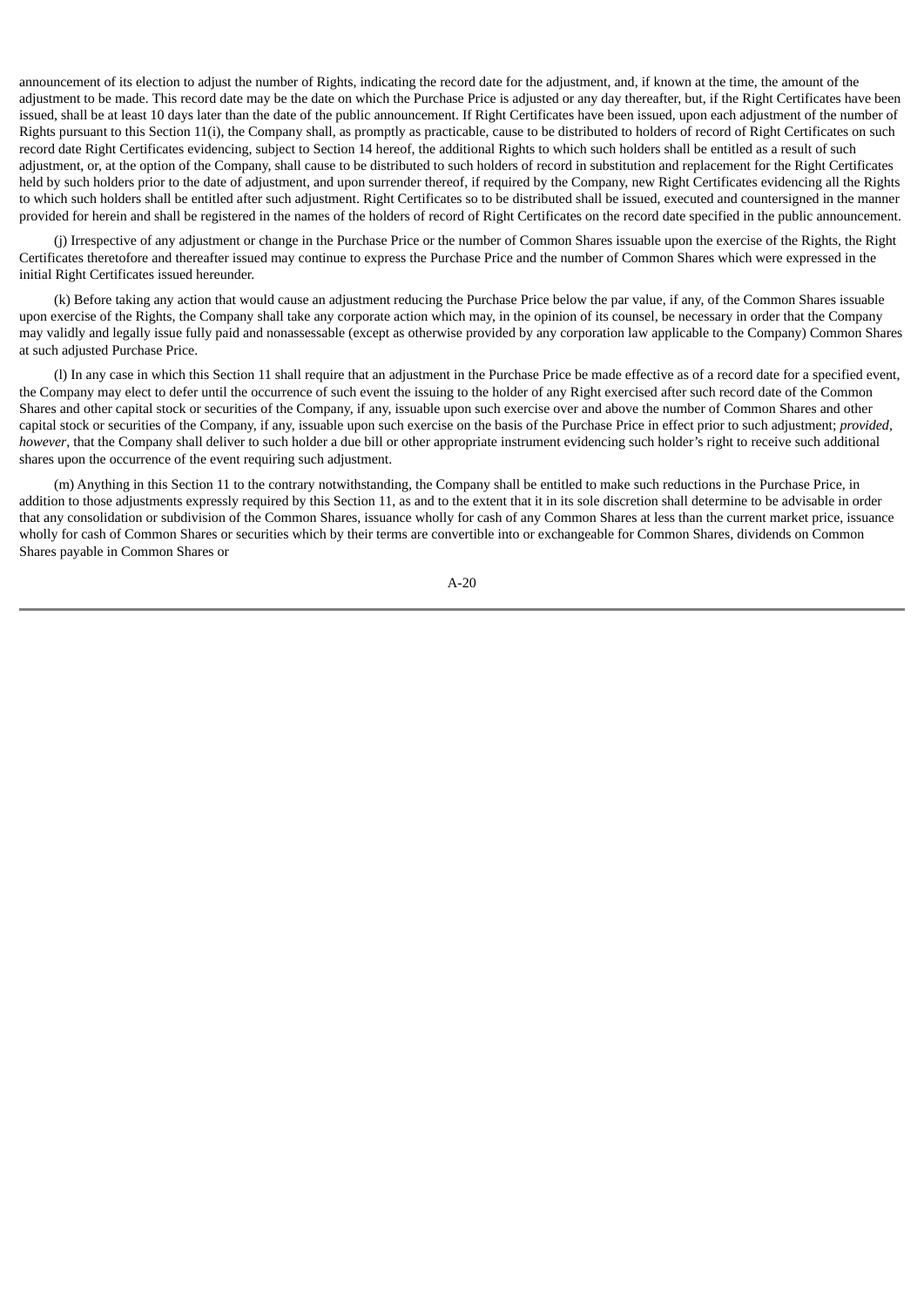announcement of its election to adjust the number of Rights, indicating the record date for the adjustment, and, if known at the time, the amount of the adjustment to be made. This record date may be the date on which the Purchase Price is adjusted or any day thereafter, but, if the Right Certificates have been issued, shall be at least 10 days later than the date of the public announcement. If Right Certificates have been issued, upon each adjustment of the number of Rights pursuant to this Section 11(i), the Company shall, as promptly as practicable, cause to be distributed to holders of record of Right Certificates on such record date Right Certificates evidencing, subject to Section 14 hereof, the additional Rights to which such holders shall be entitled as a result of such adjustment, or, at the option of the Company, shall cause to be distributed to such holders of record in substitution and replacement for the Right Certificates held by such holders prior to the date of adjustment, and upon surrender thereof, if required by the Company, new Right Certificates evidencing all the Rights to which such holders shall be entitled after such adjustment. Right Certificates so to be distributed shall be issued, executed and countersigned in the manner provided for herein and shall be registered in the names of the holders of record of Right Certificates on the record date specified in the public announcement.

(j) Irrespective of any adjustment or change in the Purchase Price or the number of Common Shares issuable upon the exercise of the Rights, the Right Certificates theretofore and thereafter issued may continue to express the Purchase Price and the number of Common Shares which were expressed in the initial Right Certificates issued hereunder.

(k) Before taking any action that would cause an adjustment reducing the Purchase Price below the par value, if any, of the Common Shares issuable upon exercise of the Rights, the Company shall take any corporate action which may, in the opinion of its counsel, be necessary in order that the Company may validly and legally issue fully paid and nonassessable (except as otherwise provided by any corporation law applicable to the Company) Common Shares at such adjusted Purchase Price.

(l) In any case in which this Section 11 shall require that an adjustment in the Purchase Price be made effective as of a record date for a specified event, the Company may elect to defer until the occurrence of such event the issuing to the holder of any Right exercised after such record date of the Common Shares and other capital stock or securities of the Company, if any, issuable upon such exercise over and above the number of Common Shares and other capital stock or securities of the Company, if any, issuable upon such exercise on the basis of the Purchase Price in effect prior to such adjustment; *provided, however*, that the Company shall deliver to such holder a due bill or other appropriate instrument evidencing such holder's right to receive such additional shares upon the occurrence of the event requiring such adjustment.

(m) Anything in this Section 11 to the contrary notwithstanding, the Company shall be entitled to make such reductions in the Purchase Price, in addition to those adjustments expressly required by this Section 11, as and to the extent that it in its sole discretion shall determine to be advisable in order that any consolidation or subdivision of the Common Shares, issuance wholly for cash of any Common Shares at less than the current market price, issuance wholly for cash of Common Shares or securities which by their terms are convertible into or exchangeable for Common Shares, dividends on Common Shares payable in Common Shares or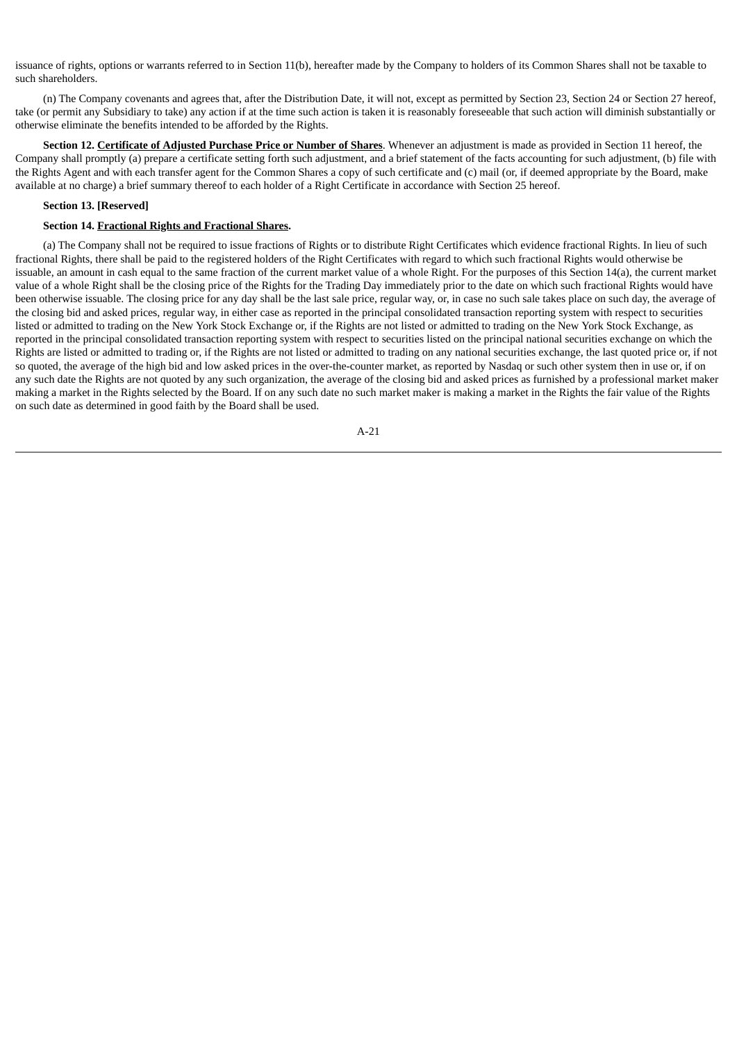issuance of rights, options or warrants referred to in Section 11(b), hereafter made by the Company to holders of its Common Shares shall not be taxable to such shareholders.

(n) The Company covenants and agrees that, after the Distribution Date, it will not, except as permitted by Section 23, Section 24 or Section 27 hereof, take (or permit any Subsidiary to take) any action if at the time such action is taken it is reasonably foreseeable that such action will diminish substantially or otherwise eliminate the benefits intended to be afforded by the Rights.

**Section 12. Certificate of Adjusted Purchase Price or Number of Shares**. Whenever an adjustment is made as provided in Section 11 hereof, the Company shall promptly (a) prepare a certificate setting forth such adjustment, and a brief statement of the facts accounting for such adjustment, (b) file with the Rights Agent and with each transfer agent for the Common Shares a copy of such certificate and (c) mail (or, if deemed appropriate by the Board, make available at no charge) a brief summary thereof to each holder of a Right Certificate in accordance with Section 25 hereof.

**Section 13. [Reserved]**

**Section 14. Fractional Rights and Fractional Shares.**

(a) The Company shall not be required to issue fractions of Rights or to distribute Right Certificates which evidence fractional Rights. In lieu of such fractional Rights, there shall be paid to the registered holders of the Right Certificates with regard to which such fractional Rights would otherwise be issuable, an amount in cash equal to the same fraction of the current market value of a whole Right. For the purposes of this Section 14(a), the current market value of a whole Right shall be the closing price of the Rights for the Trading Day immediately prior to the date on which such fractional Rights would have been otherwise issuable. The closing price for any day shall be the last sale price, regular way, or, in case no such sale takes place on such day, the average of the closing bid and asked prices, regular way, in either case as reported in the principal consolidated transaction reporting system with respect to securities listed or admitted to trading on the New York Stock Exchange or, if the Rights are not listed or admitted to trading on the New York Stock Exchange, as reported in the principal consolidated transaction reporting system with respect to securities listed on the principal national securities exchange on which the Rights are listed or admitted to trading or, if the Rights are not listed or admitted to trading on any national securities exchange, the last quoted price or, if not so quoted, the average of the high bid and low asked prices in the over-the-counter market, as reported by Nasdaq or such other system then in use or, if on any such date the Rights are not quoted by any such organization, the average of the closing bid and asked prices as furnished by a professional market maker making a market in the Rights selected by the Board. If on any such date no such market maker is making a market in the Rights the fair value of the Rights on such date as determined in good faith by the Board shall be used.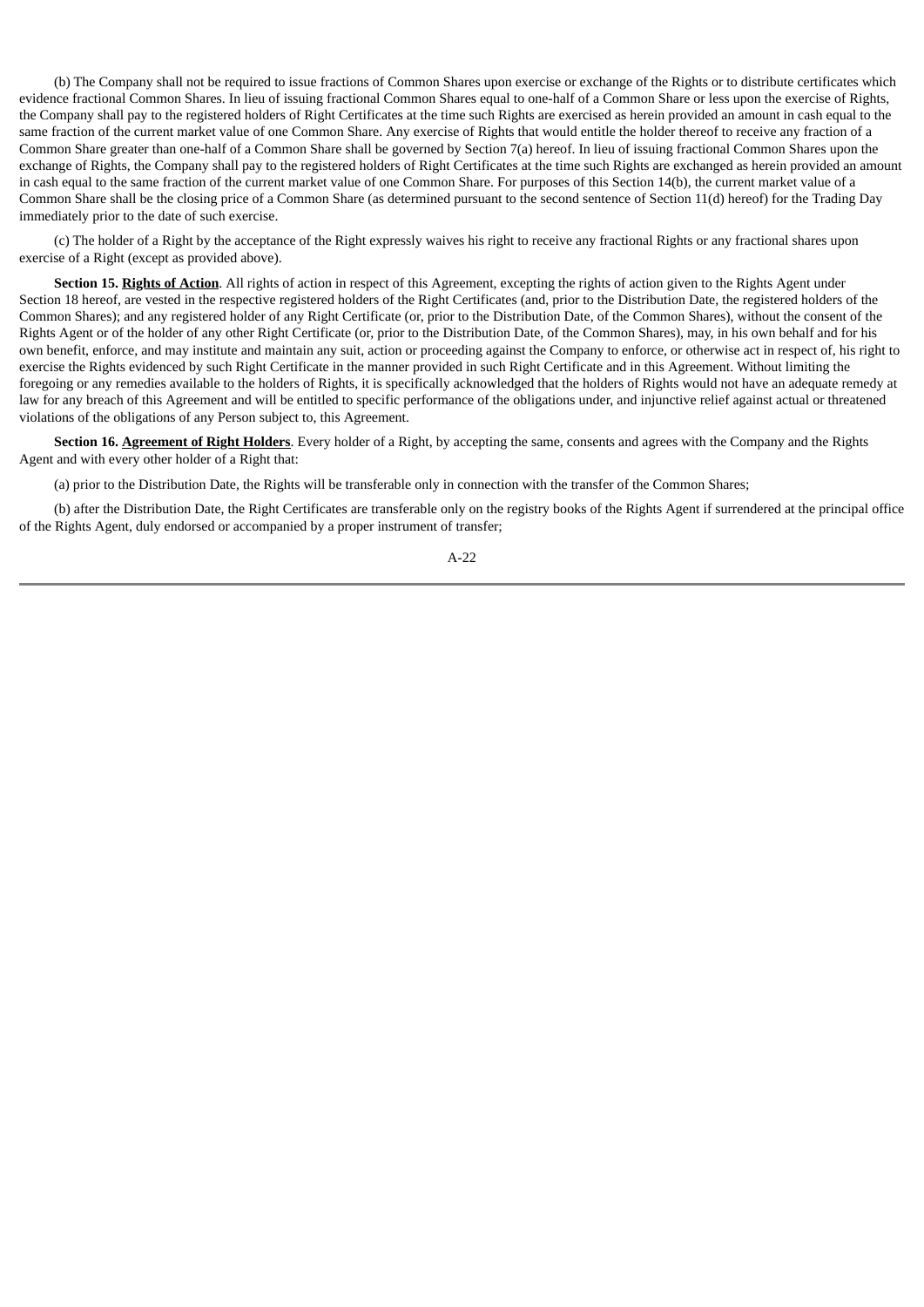(b) The Company shall not be required to issue fractions of Common Shares upon exercise or exchange of the Rights or to distribute certificates which evidence fractional Common Shares. In lieu of issuing fractional Common Shares equal to one-half of a Common Share or less upon the exercise of Rights, the Company shall pay to the registered holders of Right Certificates at the time such Rights are exercised as herein provided an amount in cash equal to the same fraction of the current market value of one Common Share. Any exercise of Rights that would entitle the holder thereof to receive any fraction of a Common Share greater than one-half of a Common Share shall be governed by Section 7(a) hereof. In lieu of issuing fractional Common Shares upon the exchange of Rights, the Company shall pay to the registered holders of Right Certificates at the time such Rights are exchanged as herein provided an amount in cash equal to the same fraction of the current market value of one Common Share. For purposes of this Section 14(b), the current market value of a Common Share shall be the closing price of a Common Share (as determined pursuant to the second sentence of Section 11(d) hereof) for the Trading Day immediately prior to the date of such exercise.

(c) The holder of a Right by the acceptance of the Right expressly waives his right to receive any fractional Rights or any fractional shares upon exercise of a Right (except as provided above).

**Section 15. <u>Rights of Action</u>**. All rights of action in respect of this Agreement, excepting the rights of action given to the Rights Agent under Section 18 hereof, are vested in the respective registered holders of the Right Certificates (and, prior to the Distribution Date, the registered holders of the Common Shares); and any registered holder of any Right Certificate (or, prior to the Distribution Date, of the Common Shares), without the consent of the Rights Agent or of the holder of any other Right Certificate (or, prior to the Distribution Date, of the Common Shares), may, in his own behalf and for his own benefit, enforce, and may institute and maintain any suit, action or proceeding against the Company to enforce, or otherwise act in respect of, his right to exercise the Rights evidenced by such Right Certificate in the manner provided in such Right Certificate and in this Agreement. Without limiting the foregoing or any remedies available to the holders of Rights, it is specifically acknowledged that the holders of Rights would not have an adequate remedy at law for any breach of this Agreement and will be entitled to specific performance of the obligations under, and injunctive relief against actual or threatened violations of the obligations of any Person subject to, this Agreement.

**Section 16. <u>Agreement of Right Holders</u>**. Every holder of a Right, by accepting the same, consents and agrees with the Company and the Rights Agent and with every other holder of a Right that:

(a) prior to the Distribution Date, the Rights will be transferable only in connection with the transfer of the Common Shares;

(b) after the Distribution Date, the Right Certificates are transferable only on the registry books of the Rights Agent if surrendered at the principal office of the Rights Agent, duly endorsed or accompanied by a proper instrument of transfer;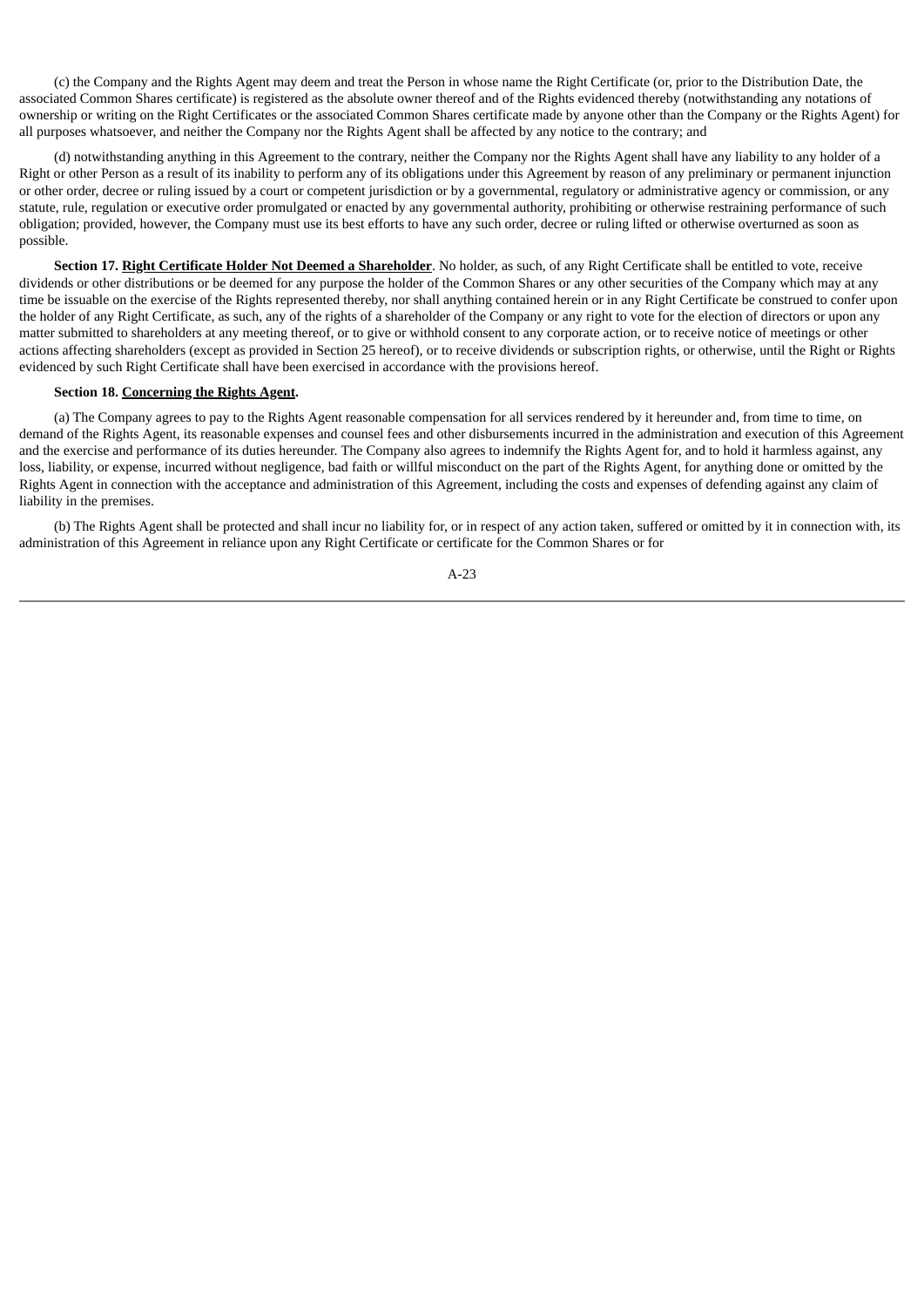(c) the Company and the Rights Agent may deem and treat the Person in whose name the Right Certificate (or, prior to the Distribution Date, the associated Common Shares certificate) is registered as the absolute owner thereof and of the Rights evidenced thereby (notwithstanding any notations of ownership or writing on the Right Certificates or the associated Common Shares certificate made by anyone other than the Company or the Rights Agent) for all purposes whatsoever, and neither the Company nor the Rights Agent shall be affected by any notice to the contrary; and

(d) notwithstanding anything in this Agreement to the contrary, neither the Company nor the Rights Agent shall have any liability to any holder of a Right or other Person as a result of its inability to perform any of its obligations under this Agreement by reason of any preliminary or permanent injunction or other order, decree or ruling issued by a court or competent jurisdiction or by a governmental, regulatory or administrative agency or commission, or any statute, rule, regulation or executive order promulgated or enacted by any governmental authority, prohibiting or otherwise restraining performance of such obligation; provided, however, the Company must use its best efforts to have any such order, decree or ruling lifted or otherwise overturned as soon as possible.

**Section 17. Right Certificate Holder Not Deemed a Shareholder**. No holder, as such, of any Right Certificate shall be entitled to vote, receive dividends or other distributions or be deemed for any purpose the holder of the Common Shares or any other securities of the Company which may at any time be issuable on the exercise of the Rights represented thereby, nor shall anything contained herein or in any Right Certificate be construed to confer upon the holder of any Right Certificate, as such, any of the rights of a shareholder of the Company or any right to vote for the election of directors or upon any matter submitted to shareholders at any meeting thereof, or to give or withhold consent to any corporate action, or to receive notice of meetings or other actions affecting shareholders (except as provided in Section 25 hereof), or to receive dividends or subscription rights, or otherwise, until the Right or Rights evidenced by such Right Certificate shall have been exercised in accordance with the provisions hereof.

**Section 18. Concerning the Rights Agent.**

(a) The Company agrees to pay to the Rights Agent reasonable compensation for all services rendered by it hereunder and, from time to time, on demand of the Rights Agent, its reasonable expenses and counsel fees and other disbursements incurred in the administration and execution of this Agreement and the exercise and performance of its duties hereunder. The Company also agrees to indemnify the Rights Agent for, and to hold it harmless against, any loss, liability, or expense, incurred without negligence, bad faith or willful misconduct on the part of the Rights Agent, for anything done or omitted by the Rights Agent in connection with the acceptance and administration of this Agreement, including the costs and expenses of defending against any claim of liability in the premises.

(b) The Rights Agent shall be protected and shall incur no liability for, or in respect of any action taken, suffered or omitted by it in connection with, its administration of this Agreement in reliance upon any Right Certificate or certificate for the Common Shares or for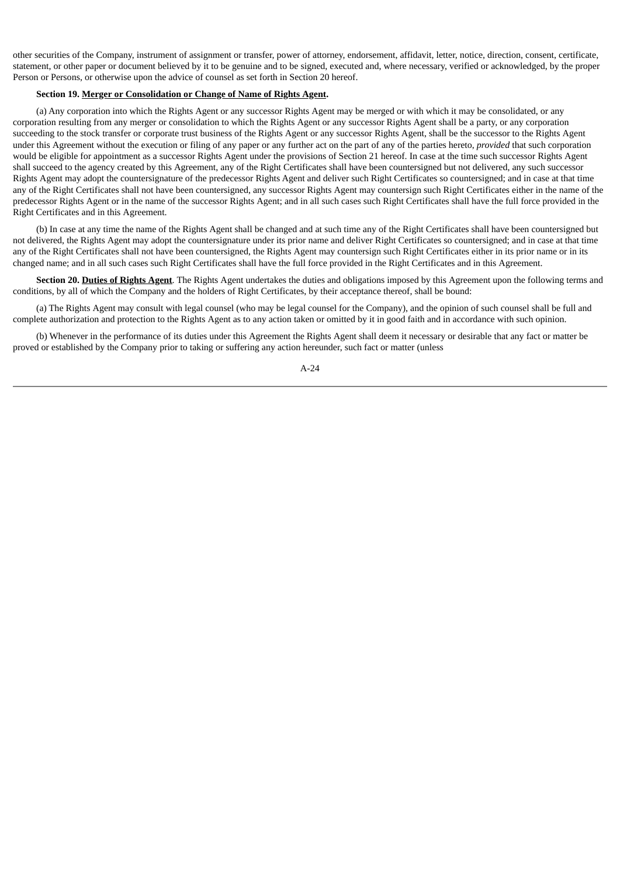other securities of the Company, instrument of assignment or transfer, power of attorney, endorsement, affidavit, letter, notice, direction, consent, certificate, statement, or other paper or document believed by it to be genuine and to be signed, executed and, where necessary, verified or acknowledged, by the proper Person or Persons, or otherwise upon the advice of counsel as set forth in Section 20 hereof.

**Section 19. Merger or Consolidation or Change of Name of Rights Agent.**

(a) Any corporation into which the Rights Agent or any successor Rights Agent may be merged or with which it may be consolidated, or any corporation resulting from any merger or consolidation to which the Rights Agent or any successor Rights Agent shall be a party, or any corporation succeeding to the stock transfer or corporate trust business of the Rights Agent or any successor Rights Agent, shall be the successor to the Rights Agent under this Agreement without the execution or filing of any paper or any further act on the part of any of the parties hereto, *provided* that such corporation would be eligible for appointment as a successor Rights Agent under the provisions of Section 21 hereof. In case at the time such successor Rights Agent shall succeed to the agency created by this Agreement, any of the Right Certificates shall have been countersigned but not delivered, any such successor Rights Agent may adopt the countersignature of the predecessor Rights Agent and deliver such Right Certificates so countersigned; and in case at that time any of the Right Certificates shall not have been countersigned, any successor Rights Agent may countersign such Right Certificates either in the name of the predecessor Rights Agent or in the name of the successor Rights Agent; and in all such cases such Right Certificates shall have the full force provided in the Right Certificates and in this Agreement.

(b) In case at any time the name of the Rights Agent shall be changed and at such time any of the Right Certificates shall have been countersigned but not delivered, the Rights Agent may adopt the countersignature under its prior name and deliver Right Certificates so countersigned; and in case at that time any of the Right Certificates shall not have been countersigned, the Rights Agent may countersign such Right Certificates either in its prior name or in its changed name; and in all such cases such Right Certificates shall have the full force provided in the Right Certificates and in this Agreement.

**Section 20. Duties of Rights Agent**. The Rights Agent undertakes the duties and obligations imposed by this Agreement upon the following terms and conditions, by all of which the Company and the holders of Right Certificates, by their acceptance thereof, shall be bound:

(a) The Rights Agent may consult with legal counsel (who may be legal counsel for the Company), and the opinion of such counsel shall be full and complete authorization and protection to the Rights Agent as to any action taken or omitted by it in good faith and in accordance with such opinion.

(b) Whenever in the performance of its duties under this Agreement the Rights Agent shall deem it necessary or desirable that any fact or matter be proved or established by the Company prior to taking or suffering any action hereunder, such fact or matter (unless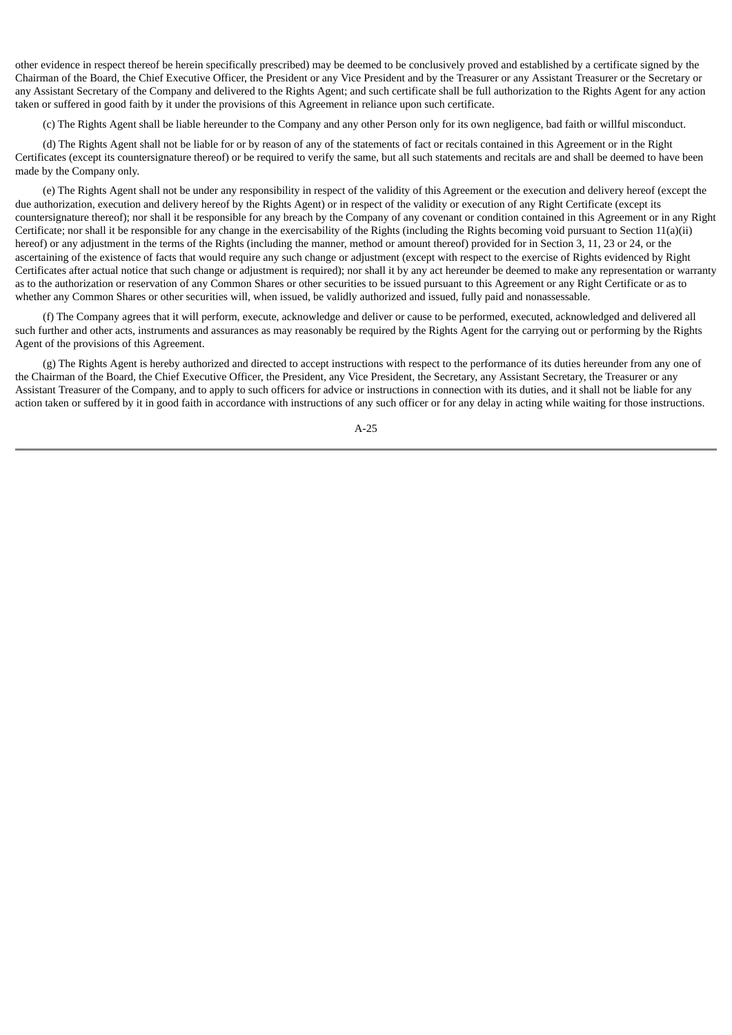other evidence in respect thereof be herein specifically prescribed) may be deemed to be conclusively proved and established by a certificate signed by the Chairman of the Board, the Chief Executive Officer, the President or any Vice President and by the Treasurer or any Assistant Treasurer or the Secretary or any Assistant Secretary of the Company and delivered to the Rights Agent; and such certificate shall be full authorization to the Rights Agent for any action taken or suffered in good faith by it under the provisions of this Agreement in reliance upon such certificate.

(c) The Rights Agent shall be liable hereunder to the Company and any other Person only for its own negligence, bad faith or willful misconduct.

(d) The Rights Agent shall not be liable for or by reason of any of the statements of fact or recitals contained in this Agreement or in the Right Certificates (except its countersignature thereof) or be required to verify the same, but all such statements and recitals are and shall be deemed to have been made by the Company only.

(e) The Rights Agent shall not be under any responsibility in respect of the validity of this Agreement or the execution and delivery hereof (except the due authorization, execution and delivery hereof by the Rights Agent) or in respect of the validity or execution of any Right Certificate (except its countersignature thereof); nor shall it be responsible for any breach by the Company of any covenant or condition contained in this Agreement or in any Right Certificate; nor shall it be responsible for any change in the exercisability of the Rights (including the Rights becoming void pursuant to Section 11(a)(ii) hereof) or any adjustment in the terms of the Rights (including the manner, method or amount thereof) provided for in Section 3, 11, 23 or 24, or the ascertaining of the existence of facts that would require any such change or adjustment (except with respect to the exercise of Rights evidenced by Right Certificates after actual notice that such change or adjustment is required); nor shall it by any act hereunder be deemed to make any representation or warranty as to the authorization or reservation of any Common Shares or other securities to be issued pursuant to this Agreement or any Right Certificate or as to whether any Common Shares or other securities will, when issued, be validly authorized and issued, fully paid and nonassessable.

(f) The Company agrees that it will perform, execute, acknowledge and deliver or cause to be performed, executed, acknowledged and delivered all such further and other acts, instruments and assurances as may reasonably be required by the Rights Agent for the carrying out or performing by the Rights Agent of the provisions of this Agreement.

(g) The Rights Agent is hereby authorized and directed to accept instructions with respect to the performance of its duties hereunder from any one of the Chairman of the Board, the Chief Executive Officer, the President, any Vice President, the Secretary, any Assistant Secretary, the Treasurer or any Assistant Treasurer of the Company, and to apply to such officers for advice or instructions in connection with its duties, and it shall not be liable for any action taken or suffered by it in good faith in accordance with instructions of any such officer or for any delay in acting while waiting for those instructions.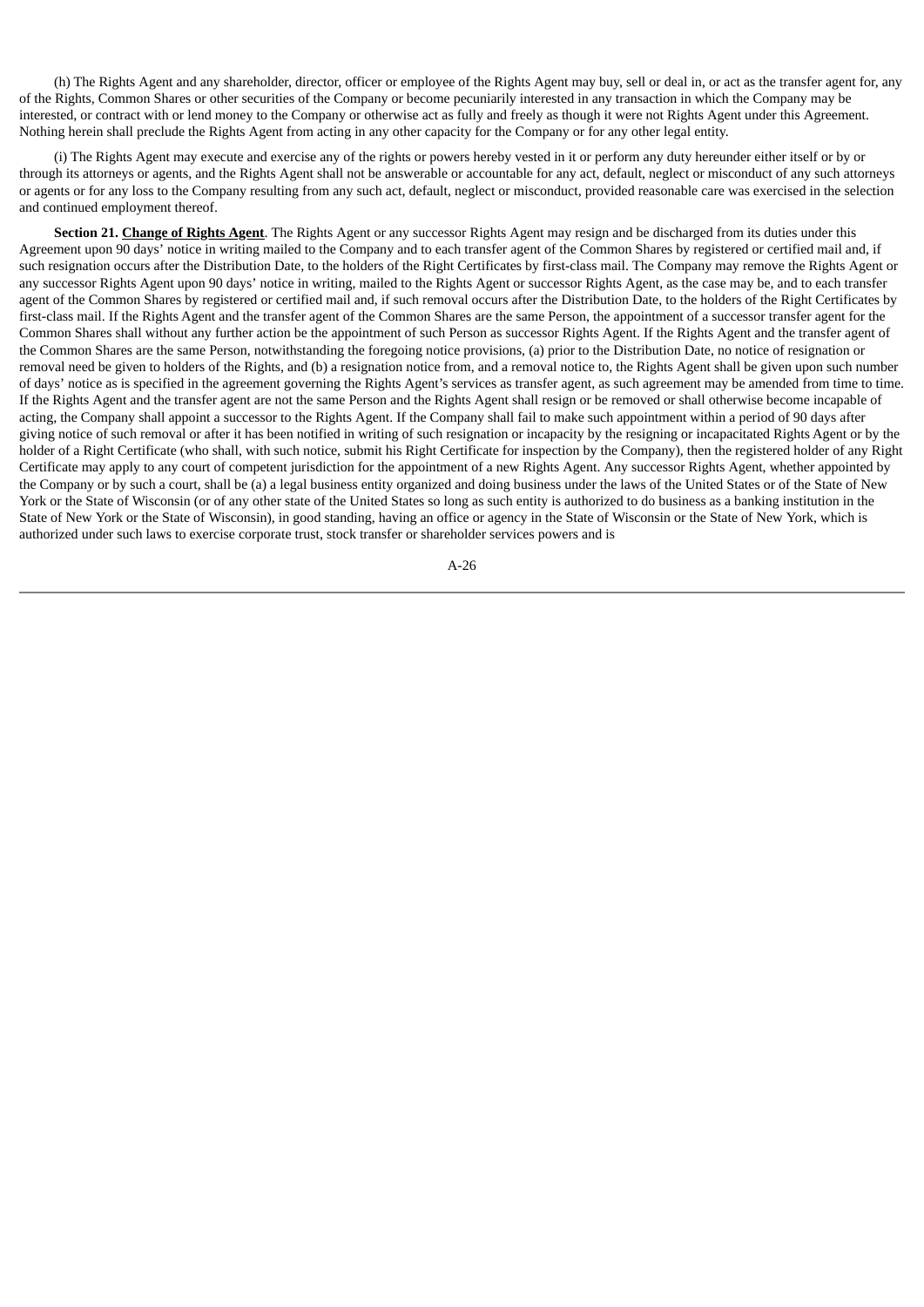(h) The Rights Agent and any shareholder, director, officer or employee of the Rights Agent may buy, sell or deal in, or act as the transfer agent for, any of the Rights, Common Shares or other securities of the Company or become pecuniarily interested in any transaction in which the Company may be interested, or contract with or lend money to the Company or otherwise act as fully and freely as though it were not Rights Agent under this Agreement. Nothing herein shall preclude the Rights Agent from acting in any other capacity for the Company or for any other legal entity.

(i) The Rights Agent may execute and exercise any of the rights or powers hereby vested in it or perform any duty hereunder either itself or by or through its attorneys or agents, and the Rights Agent shall not be answerable or accountable for any act, default, neglect or misconduct of any such attorneys or agents or for any loss to the Company resulting from any such act, default, neglect or misconduct, provided reasonable care was exercised in the selection and continued employment thereof.

**Section 21. Change of Rights Agent**. The Rights Agent or any successor Rights Agent may resign and be discharged from its duties under this Agreement upon 90 days' notice in writing mailed to the Company and to each transfer agent of the Common Shares by registered or certified mail and, if such resignation occurs after the Distribution Date, to the holders of the Right Certificates by first-class mail. The Company may remove the Rights Agent or any successor Rights Agent upon 90 days' notice in writing, mailed to the Rights Agent or successor Rights Agent, as the case may be, and to each transfer agent of the Common Shares by registered or certified mail and, if such removal occurs after the Distribution Date, to the holders of the Right Certificates by first-class mail. If the Rights Agent and the transfer agent of the Common Shares are the same Person, the appointment of a successor transfer agent for the Common Shares shall without any further action be the appointment of such Person as successor Rights Agent. If the Rights Agent and the transfer agent of the Common Shares are the same Person, notwithstanding the foregoing notice provisions, (a) prior to the Distribution Date, no notice of resignation or removal need be given to holders of the Rights, and (b) a resignation notice from, and a removal notice to, the Rights Agent shall be given upon such number of days' notice as is specified in the agreement governing the Rights Agent's services as transfer agent, as such agreement may be amended from time to time. If the Rights Agent and the transfer agent are not the same Person and the Rights Agent shall resign or be removed or shall otherwise become incapable of acting, the Company shall appoint a successor to the Rights Agent. If the Company shall fail to make such appointment within a period of 90 days after giving notice of such removal or after it has been notified in writing of such resignation or incapacity by the resigning or incapacitated Rights Agent or by the holder of a Right Certificate (who shall, with such notice, submit his Right Certificate for inspection by the Company), then the registered holder of any Right Certificate may apply to any court of competent jurisdiction for the appointment of a new Rights Agent. Any successor Rights Agent, whether appointed by the Company or by such a court, shall be (a) a legal business entity organized and doing business under the laws of the United States or of the State of New York or the State of Wisconsin (or of any other state of the United States so long as such entity is authorized to do business as a banking institution in the State of New York or the State of Wisconsin), in good standing, having an office or agency in the State of Wisconsin or the State of New York, which is authorized under such laws to exercise corporate trust, stock transfer or shareholder services powers and is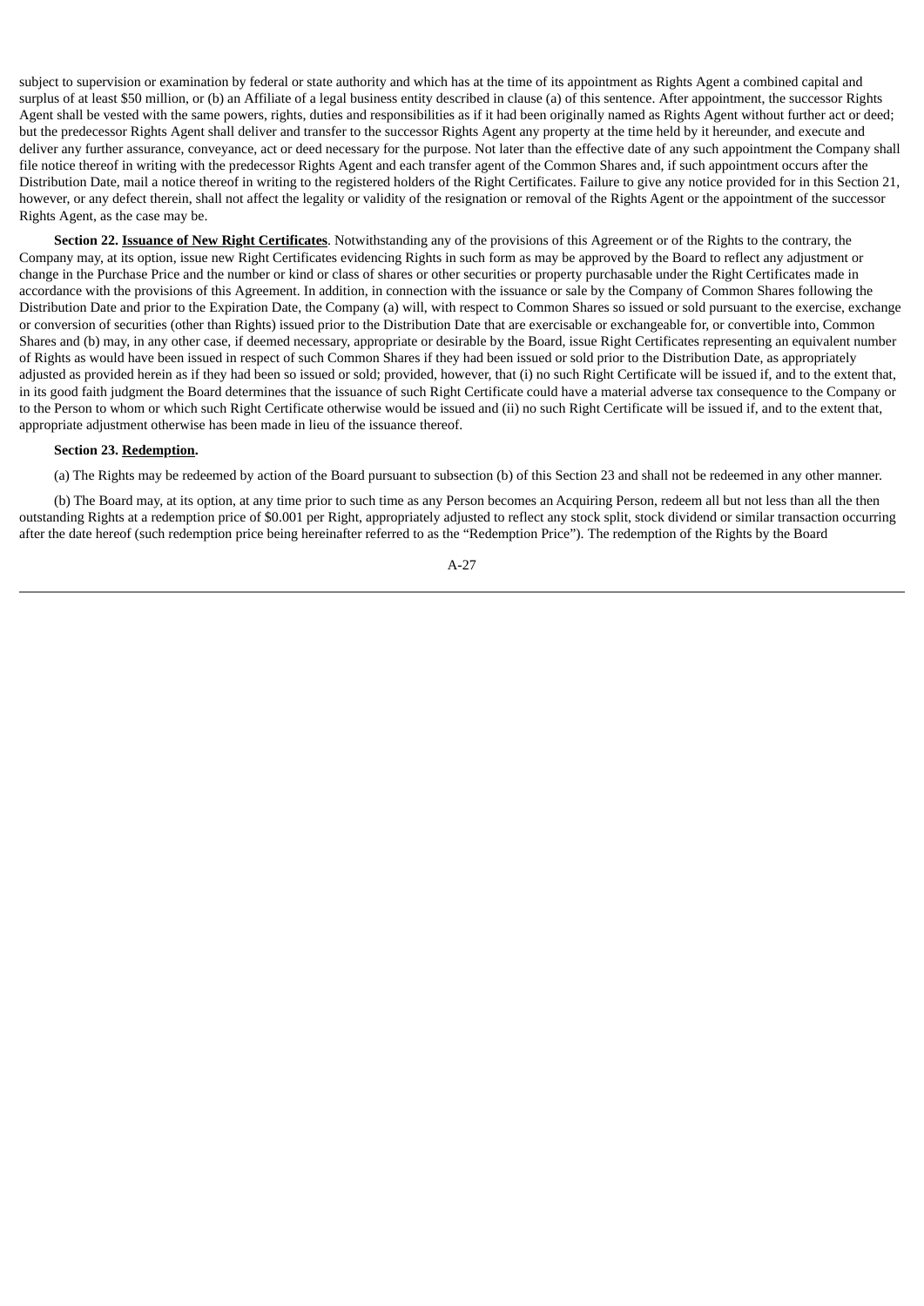subject to supervision or examination by federal or state authority and which has at the time of its appointment as Rights Agent a combined capital and surplus of at least $50 million, or (b) an Affiliate of a legal business entity described in clause (a) of this sentence. After appointment, the successor Rights Agent shall be vested with the same powers, rights, duties and responsibilities as if it had been originally named as Rights Agent without further act or deed; but the predecessor Rights Agent shall deliver and transfer to the successor Rights Agent any property at the time held by it hereunder, and execute and deliver any further assurance, conveyance, act or deed necessary for the purpose. Not later than the effective date of any such appointment the Company shall file notice thereof in writing with the predecessor Rights Agent and each transfer agent of the Common Shares and, if such appointment occurs after the Distribution Date, mail a notice thereof in writing to the registered holders of the Right Certificates. Failure to give any notice provided for in this Section 21, however, or any defect therein, shall not affect the legality or validity of the resignation or removal of the Rights Agent or the appointment of the successor Rights Agent, as the case may be.

**Section 22. Issuance of New Right Certificates**. Notwithstanding any of the provisions of this Agreement or of the Rights to the contrary, the Company may, at its option, issue new Right Certificates evidencing Rights in such form as may be approved by the Board to reflect any adjustment or change in the Purchase Price and the number or kind or class of shares or other securities or property purchasable under the Right Certificates made in accordance with the provisions of this Agreement. In addition, in connection with the issuance or sale by the Company of Common Shares following the Distribution Date and prior to the Expiration Date, the Company (a) will, with respect to Common Shares so issued or sold pursuant to the exercise, exchange or conversion of securities (other than Rights) issued prior to the Distribution Date that are exercisable or exchangeable for, or convertible into, Common Shares and (b) may, in any other case, if deemed necessary, appropriate or desirable by the Board, issue Right Certificates representing an equivalent number of Rights as would have been issued in respect of such Common Shares if they had been issued or sold prior to the Distribution Date, as appropriately adjusted as provided herein as if they had been so issued or sold; provided, however, that (i) no such Right Certificate will be issued if, and to the extent that, in its good faith judgment the Board determines that the issuance of such Right Certificate could have a material adverse tax consequence to the Company or to the Person to whom or which such Right Certificate otherwise would be issued and (ii) no such Right Certificate will be issued if, and to the extent that, appropriate adjustment otherwise has been made in lieu of the issuance thereof.

**Section 23. Redemption.**

(a) The Rights may be redeemed by action of the Board pursuant to subsection (b) of this Section 23 and shall not be redeemed in any other manner.

(b) The Board may, at its option, at any time prior to such time as any Person becomes an Acquiring Person, redeem all but not less than all the then outstanding Rights at a redemption price of $0.001 per Right, appropriately adjusted to reflect any stock split, stock dividend or similar transaction occurring after the date hereof (such redemption price being hereinafter referred to as the "Redemption Price"). The redemption of the Rights by the Board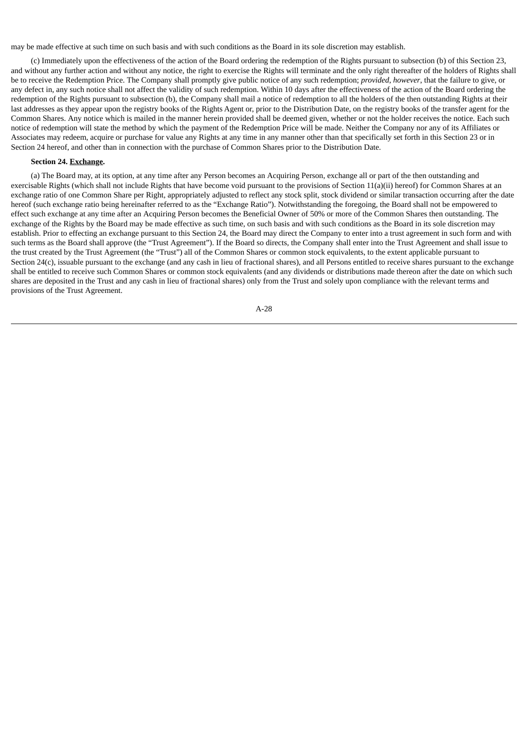may be made effective at such time on such basis and with such conditions as the Board in its sole discretion may establish.

(c) Immediately upon the effectiveness of the action of the Board ordering the redemption of the Rights pursuant to subsection (b) of this Section 23, and without any further action and without any notice, the right to exercise the Rights will terminate and the only right thereafter of the holders of Rights shall be to receive the Redemption Price. The Company shall promptly give public notice of any such redemption; *provided*, *however*, that the failure to give, or any defect in, any such notice shall not affect the validity of such redemption. Within 10 days after the effectiveness of the action of the Board ordering the redemption of the Rights pursuant to subsection (b), the Company shall mail a notice of redemption to all the holders of the then outstanding Rights at their last addresses as they appear upon the registry books of the Rights Agent or, prior to the Distribution Date, on the registry books of the transfer agent for the Common Shares. Any notice which is mailed in the manner herein provided shall be deemed given, whether or not the holder receives the notice. Each such notice of redemption will state the method by which the payment of the Redemption Price will be made. Neither the Company nor any of its Affiliates or Associates may redeem, acquire or purchase for value any Rights at any time in any manner other than that specifically set forth in this Section 23 or in Section 24 hereof, and other than in connection with the purchase of Common Shares prior to the Distribution Date.

**Section 24. Exchange.**

(a) The Board may, at its option, at any time after any Person becomes an Acquiring Person, exchange all or part of the then outstanding and exercisable Rights (which shall not include Rights that have become void pursuant to the provisions of Section 11(a)(ii) hereof) for Common Shares at an exchange ratio of one Common Share per Right, appropriately adjusted to reflect any stock split, stock dividend or similar transaction occurring after the date hereof (such exchange ratio being hereinafter referred to as the "Exchange Ratio"). Notwithstanding the foregoing, the Board shall not be empowered to effect such exchange at any time after an Acquiring Person becomes the Beneficial Owner of 50% or more of the Common Shares then outstanding. The exchange of the Rights by the Board may be made effective as such time, on such basis and with such conditions as the Board in its sole discretion may establish. Prior to effecting an exchange pursuant to this Section 24, the Board may direct the Company to enter into a trust agreement in such form and with such terms as the Board shall approve (the "Trust Agreement"). If the Board so directs, the Company shall enter into the Trust Agreement and shall issue to the trust created by the Trust Agreement (the "Trust") all of the Common Shares or common stock equivalents, to the extent applicable pursuant to Section 24(c), issuable pursuant to the exchange (and any cash in lieu of fractional shares), and all Persons entitled to receive shares pursuant to the exchange shall be entitled to receive such Common Shares or common stock equivalents (and any dividends or distributions made thereon after the date on which such shares are deposited in the Trust and any cash in lieu of fractional shares) only from the Trust and solely upon compliance with the relevant terms and provisions of the Trust Agreement.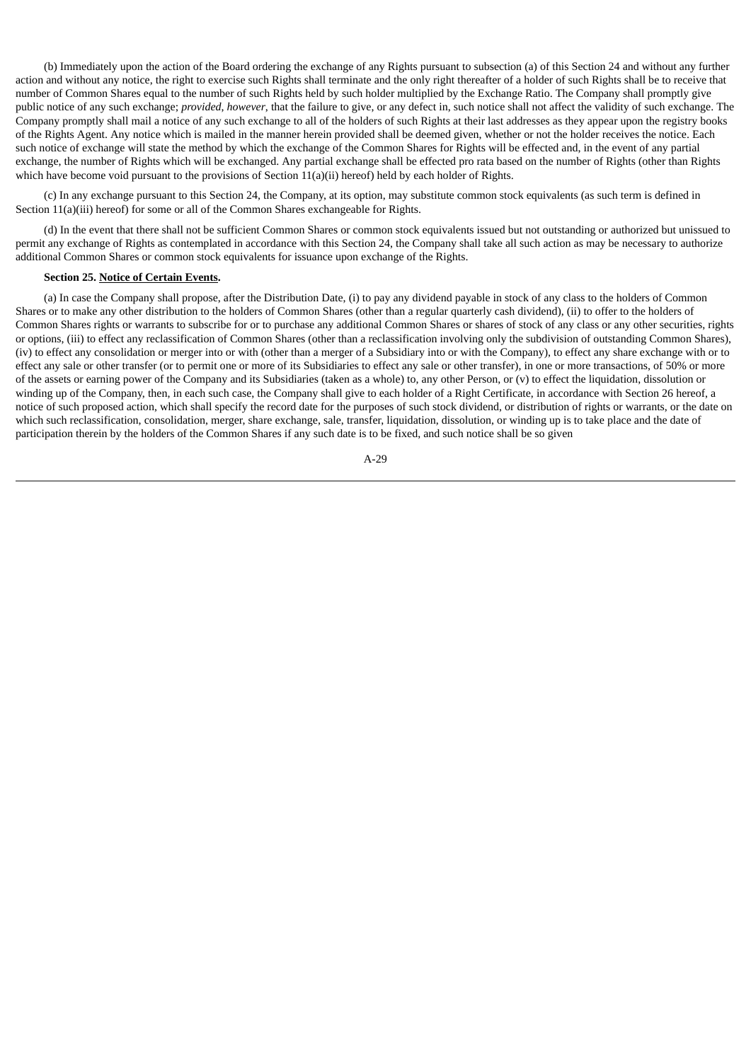(b) Immediately upon the action of the Board ordering the exchange of any Rights pursuant to subsection (a) of this Section 24 and without any further action and without any notice, the right to exercise such Rights shall terminate and the only right thereafter of a holder of such Rights shall be to receive that number of Common Shares equal to the number of such Rights held by such holder multiplied by the Exchange Ratio. The Company shall promptly give public notice of any such exchange; *provided*, *however*, that the failure to give, or any defect in, such notice shall not affect the validity of such exchange. The Company promptly shall mail a notice of any such exchange to all of the holders of such Rights at their last addresses as they appear upon the registry books of the Rights Agent. Any notice which is mailed in the manner herein provided shall be deemed given, whether or not the holder receives the notice. Each such notice of exchange will state the method by which the exchange of the Common Shares for Rights will be effected and, in the event of any partial exchange, the number of Rights which will be exchanged. Any partial exchange shall be effected pro rata based on the number of Rights (other than Rights which have become void pursuant to the provisions of Section 11(a)(ii) hereof) held by each holder of Rights.

(c) In any exchange pursuant to this Section 24, the Company, at its option, may substitute common stock equivalents (as such term is defined in Section 11(a)(iii) hereof) for some or all of the Common Shares exchangeable for Rights.

(d) In the event that there shall not be sufficient Common Shares or common stock equivalents issued but not outstanding or authorized but unissued to permit any exchange of Rights as contemplated in accordance with this Section 24, the Company shall take all such action as may be necessary to authorize additional Common Shares or common stock equivalents for issuance upon exchange of the Rights.

**Section 25. Notice of Certain Events.**

(a) In case the Company shall propose, after the Distribution Date, (i) to pay any dividend payable in stock of any class to the holders of Common Shares or to make any other distribution to the holders of Common Shares (other than a regular quarterly cash dividend), (ii) to offer to the holders of Common Shares rights or warrants to subscribe for or to purchase any additional Common Shares or shares of stock of any class or any other securities, rights or options, (iii) to effect any reclassification of Common Shares (other than a reclassification involving only the subdivision of outstanding Common Shares), (iv) to effect any consolidation or merger into or with (other than a merger of a Subsidiary into or with the Company), to effect any share exchange with or to effect any sale or other transfer (or to permit one or more of its Subsidiaries to effect any sale or other transfer), in one or more transactions, of 50% or more of the assets or earning power of the Company and its Subsidiaries (taken as a whole) to, any other Person, or (v) to effect the liquidation, dissolution or winding up of the Company, then, in each such case, the Company shall give to each holder of a Right Certificate, in accordance with Section 26 hereof, a notice of such proposed action, which shall specify the record date for the purposes of such stock dividend, or distribution of rights or warrants, or the date on which such reclassification, consolidation, merger, share exchange, sale, transfer, liquidation, dissolution, or winding up is to take place and the date of participation therein by the holders of the Common Shares if any such date is to be fixed, and such notice shall be so given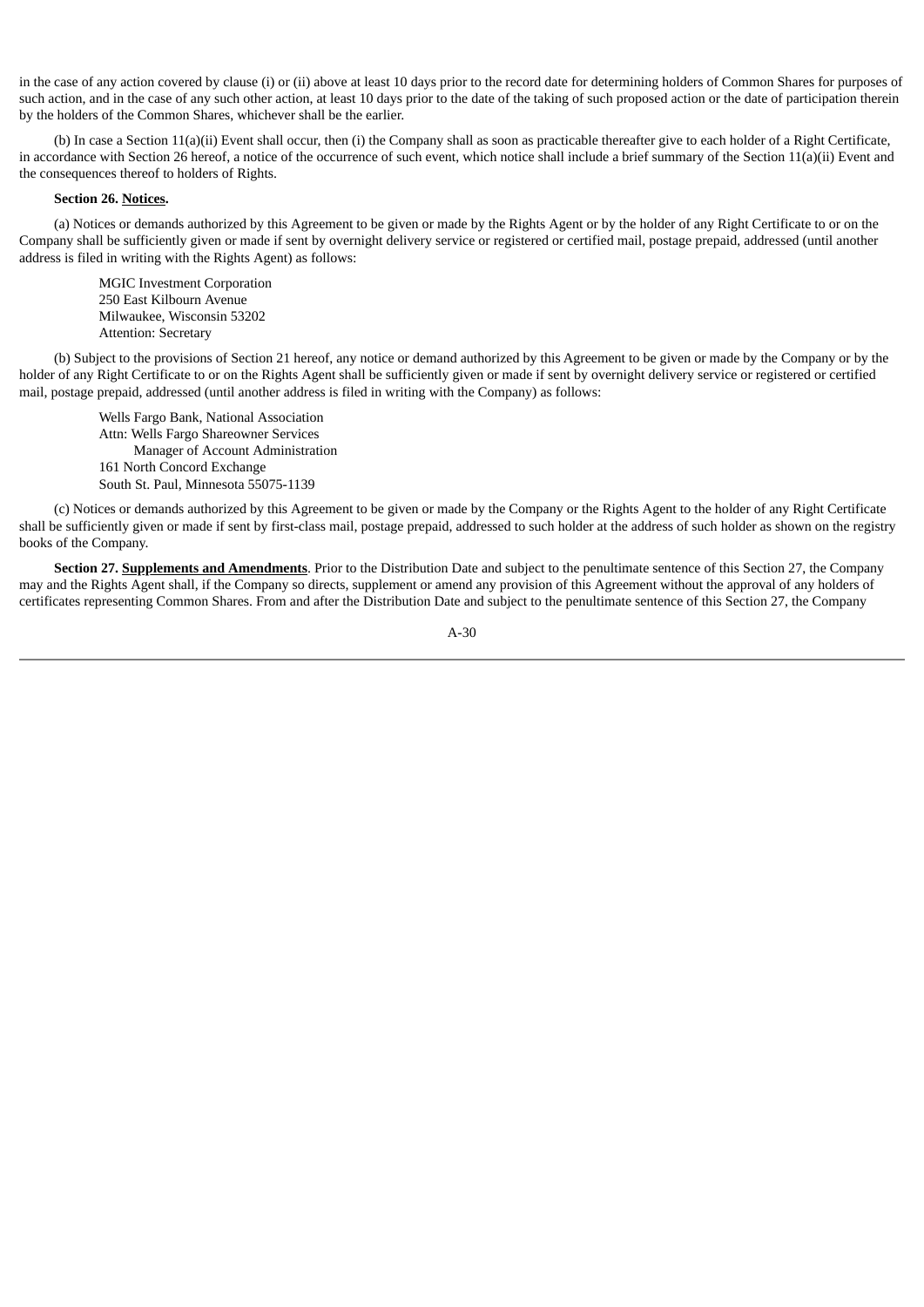in the case of any action covered by clause (i) or (ii) above at least 10 days prior to the record date for determining holders of Common Shares for purposes of such action, and in the case of any such other action, at least 10 days prior to the date of the taking of such proposed action or the date of participation therein by the holders of the Common Shares, whichever shall be the earlier.

(b) In case a Section 11(a)(ii) Event shall occur, then (i) the Company shall as soon as practicable thereafter give to each holder of a Right Certificate, in accordance with Section 26 hereof, a notice of the occurrence of such event, which notice shall include a brief summary of the Section 11(a)(ii) Event and the consequences thereof to holders of Rights.

**Section 26. Notices.**

(a) Notices or demands authorized by this Agreement to be given or made by the Rights Agent or by the holder of any Right Certificate to or on the Company shall be sufficiently given or made if sent by overnight delivery service or registered or certified mail, postage prepaid, addressed (until another address is filed in writing with the Rights Agent) as follows:

MGIC Investment Corporation
250 East Kilbourn Avenue
Milwaukee, Wisconsin 53202
Attention: Secretary

(b) Subject to the provisions of Section 21 hereof, any notice or demand authorized by this Agreement to be given or made by the Company or by the holder of any Right Certificate to or on the Rights Agent shall be sufficiently given or made if sent by overnight delivery service or registered or certified mail, postage prepaid, addressed (until another address is filed in writing with the Company) as follows:

Wells Fargo Bank, National Association
Attn: Wells Fargo Shareowner Services
Manager of Account Administration
161 North Concord Exchange
South St. Paul, Minnesota 55075-1139

(c) Notices or demands authorized by this Agreement to be given or made by the Company or the Rights Agent to the holder of any Right Certificate shall be sufficiently given or made if sent by first-class mail, postage prepaid, addressed to such holder at the address of such holder as shown on the registry books of the Company.

**Section 27. Supplements and Amendments**. Prior to the Distribution Date and subject to the penultimate sentence of this Section 27, the Company may and the Rights Agent shall, if the Company so directs, supplement or amend any provision of this Agreement without the approval of any holders of certificates representing Common Shares. From and after the Distribution Date and subject to the penultimate sentence of this Section 27, the Company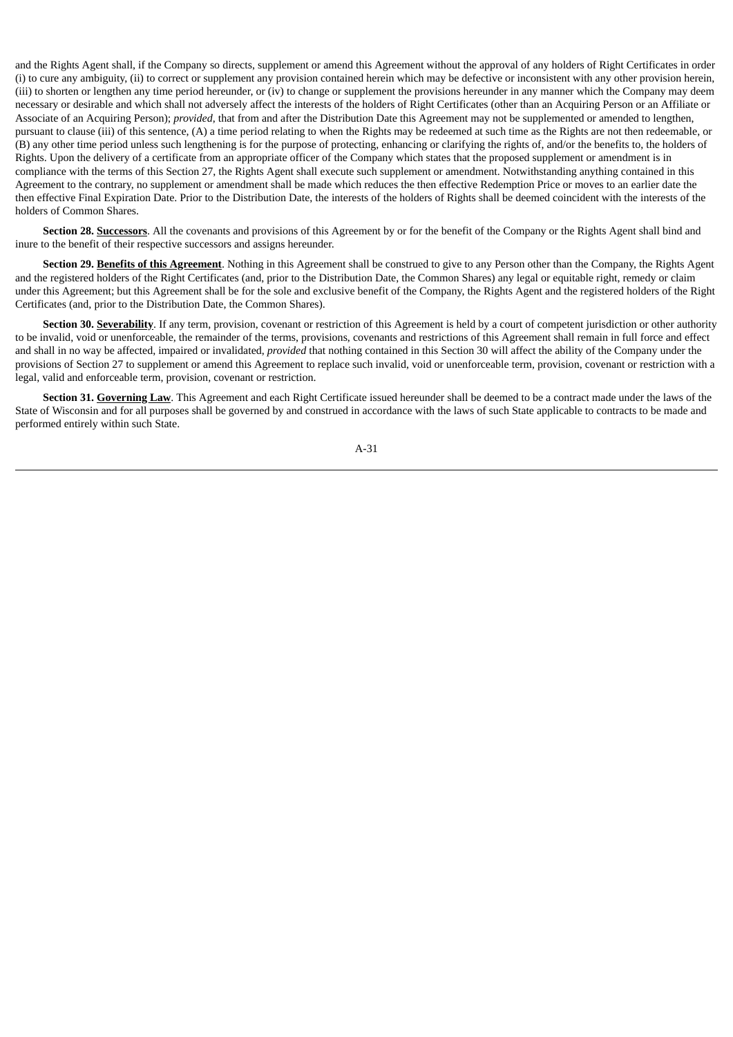and the Rights Agent shall, if the Company so directs, supplement or amend this Agreement without the approval of any holders of Right Certificates in order (i) to cure any ambiguity, (ii) to correct or supplement any provision contained herein which may be defective or inconsistent with any other provision herein, (iii) to shorten or lengthen any time period hereunder, or (iv) to change or supplement the provisions hereunder in any manner which the Company may deem necessary or desirable and which shall not adversely affect the interests of the holders of Right Certificates (other than an Acquiring Person or an Affiliate or Associate of an Acquiring Person); *provided*, that from and after the Distribution Date this Agreement may not be supplemented or amended to lengthen, pursuant to clause (iii) of this sentence, (A) a time period relating to when the Rights may be redeemed at such time as the Rights are not then redeemable, or (B) any other time period unless such lengthening is for the purpose of protecting, enhancing or clarifying the rights of, and/or the benefits to, the holders of Rights. Upon the delivery of a certificate from an appropriate officer of the Company which states that the proposed supplement or amendment is in compliance with the terms of this Section 27, the Rights Agent shall execute such supplement or amendment. Notwithstanding anything contained in this Agreement to the contrary, no supplement or amendment shall be made which reduces the then effective Redemption Price or moves to an earlier date the then effective Final Expiration Date. Prior to the Distribution Date, the interests of the holders of Rights shall be deemed coincident with the interests of the holders of Common Shares.

**Section 28. Successors**. All the covenants and provisions of this Agreement by or for the benefit of the Company or the Rights Agent shall bind and inure to the benefit of their respective successors and assigns hereunder.

**Section 29. Benefits of this Agreement**. Nothing in this Agreement shall be construed to give to any Person other than the Company, the Rights Agent and the registered holders of the Right Certificates (and, prior to the Distribution Date, the Common Shares) any legal or equitable right, remedy or claim under this Agreement; but this Agreement shall be for the sole and exclusive benefit of the Company, the Rights Agent and the registered holders of the Right Certificates (and, prior to the Distribution Date, the Common Shares).

**Section 30. Severability**. If any term, provision, covenant or restriction of this Agreement is held by a court of competent jurisdiction or other authority to be invalid, void or unenforceable, the remainder of the terms, provisions, covenants and restrictions of this Agreement shall remain in full force and effect and shall in no way be affected, impaired or invalidated, *provided* that nothing contained in this Section 30 will affect the ability of the Company under the provisions of Section 27 to supplement or amend this Agreement to replace such invalid, void or unenforceable term, provision, covenant or restriction with a legal, valid and enforceable term, provision, covenant or restriction.

**Section 31. Governing Law**. This Agreement and each Right Certificate issued hereunder shall be deemed to be a contract made under the laws of the State of Wisconsin and for all purposes shall be governed by and construed in accordance with the laws of such State applicable to contracts to be made and performed entirely within such State.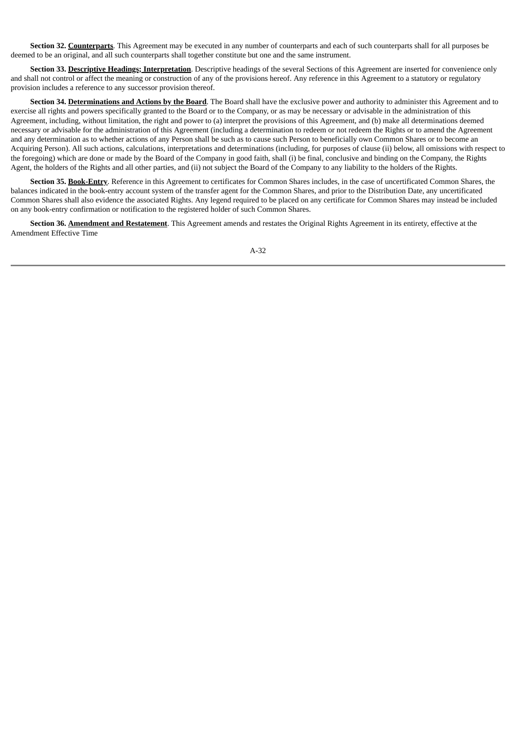**Section 32. Counterparts**. This Agreement may be executed in any number of counterparts and each of such counterparts shall for all purposes be deemed to be an original, and all such counterparts shall together constitute but one and the same instrument.

**Section 33. Descriptive Headings; Interpretation**. Descriptive headings of the several Sections of this Agreement are inserted for convenience only and shall not control or affect the meaning or construction of any of the provisions hereof. Any reference in this Agreement to a statutory or regulatory provision includes a reference to any successor provision thereof.

**Section 34. Determinations and Actions by the Board**. The Board shall have the exclusive power and authority to administer this Agreement and to exercise all rights and powers specifically granted to the Board or to the Company, or as may be necessary or advisable in the administration of this Agreement, including, without limitation, the right and power to (a) interpret the provisions of this Agreement, and (b) make all determinations deemed necessary or advisable for the administration of this Agreement (including a determination to redeem or not redeem the Rights or to amend the Agreement and any determination as to whether actions of any Person shall be such as to cause such Person to beneficially own Common Shares or to become an Acquiring Person). All such actions, calculations, interpretations and determinations (including, for purposes of clause (ii) below, all omissions with respect to the foregoing) which are done or made by the Board of the Company in good faith, shall (i) be final, conclusive and binding on the Company, the Rights Agent, the holders of the Rights and all other parties, and (ii) not subject the Board of the Company to any liability to the holders of the Rights.

**Section 35. Book-Entry**. Reference in this Agreement to certificates for Common Shares includes, in the case of uncertificated Common Shares, the balances indicated in the book-entry account system of the transfer agent for the Common Shares, and prior to the Distribution Date, any uncertificated Common Shares shall also evidence the associated Rights. Any legend required to be placed on any certificate for Common Shares may instead be included on any book-entry confirmation or notification to the registered holder of such Common Shares.

**Section 36. Amendment and Restatement**. This Agreement amends and restates the Original Rights Agreement in its entirety, effective at the Amendment Effective Time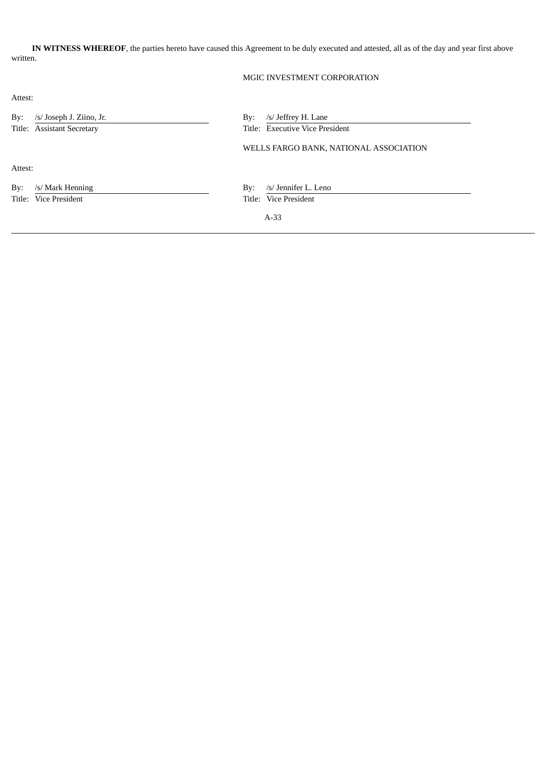**IN WITNESS WHEREOF**, the parties hereto have caused this Agreement to be duly executed and attested, all as of the day and year first above written.

MGIC INVESTMENT CORPORATION

Attest:

By: /s/ Joseph J. Ziino, Jr.
Title: Assistant Secretary

By: /s/ Jeffrey H. Lane
Title: Executive Vice President

WELLS FARGO BANK, NATIONAL ASSOCIATION

Attest:

By: /s/ Mark Henning
Title: Vice President

By: /s/ Jennifer L. Leno
Title: Vice President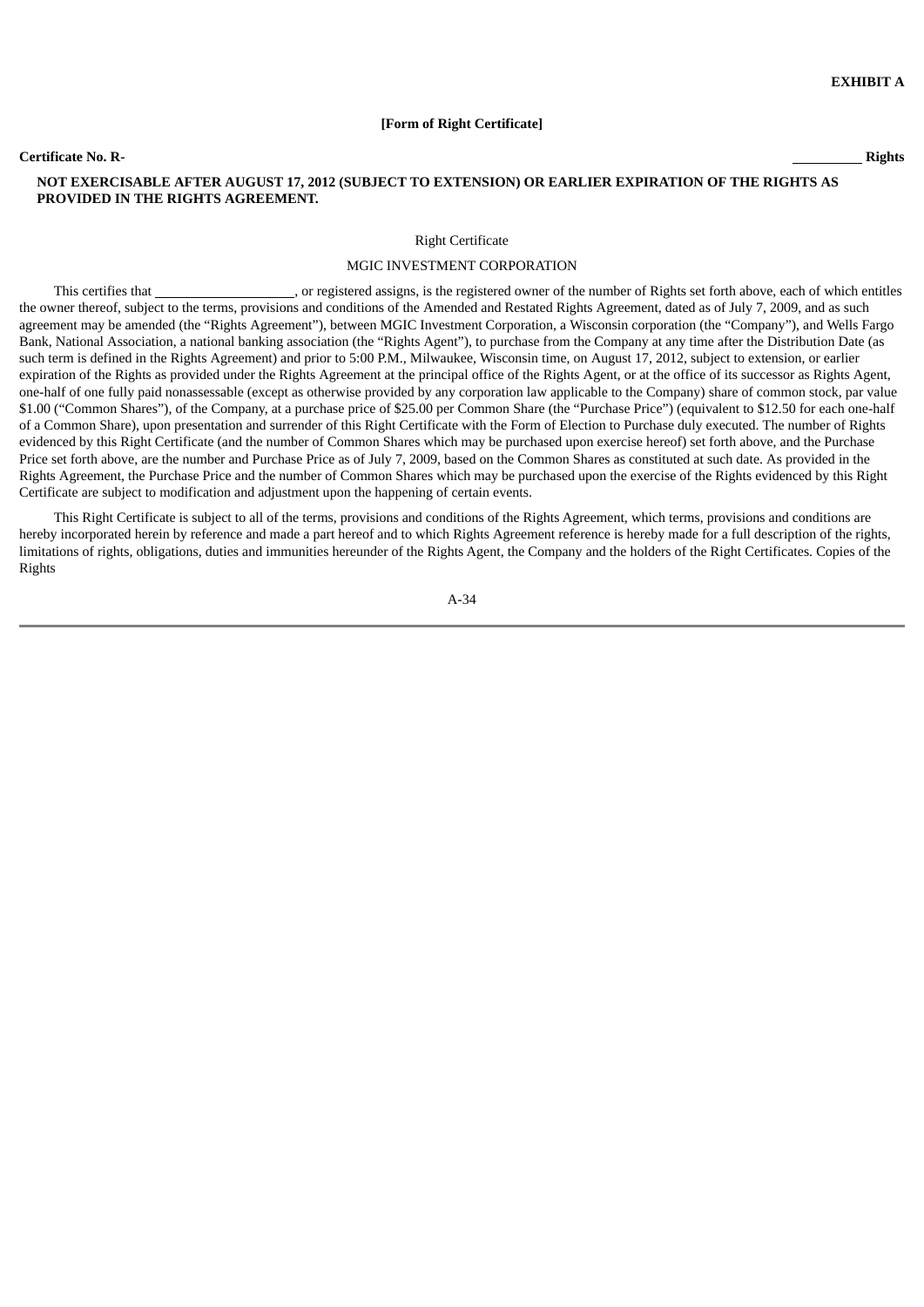**EXHIBIT A**

**[Form of Right Certificate]**

**Certificate No. R-** **__________ Rights**

**NOT EXERCISABLE AFTER AUGUST 17, 2012 (SUBJECT TO EXTENSION) OR EARLIER EXPIRATION OF THE RIGHTS AS PROVIDED IN THE RIGHTS AGREEMENT.**

Right Certificate

MGIC INVESTMENT CORPORATION

This certifies that ____________________, or registered assigns, is the registered owner of the number of Rights set forth above, each of which entitles the owner thereof, subject to the terms, provisions and conditions of the Amended and Restated Rights Agreement, dated as of July 7, 2009, and as such agreement may be amended (the "Rights Agreement"), between MGIC Investment Corporation, a Wisconsin corporation (the "Company"), and Wells Fargo Bank, National Association, a national banking association (the "Rights Agent"), to purchase from the Company at any time after the Distribution Date (as such term is defined in the Rights Agreement) and prior to 5:00 P.M., Milwaukee, Wisconsin time, on August 17, 2012, subject to extension, or earlier expiration of the Rights as provided under the Rights Agreement at the principal office of the Rights Agent, or at the office of its successor as Rights Agent, one-half of one fully paid nonassessable (except as otherwise provided by any corporation law applicable to the Company) share of common stock, par value $1.00 ("Common Shares"), of the Company, at a purchase price of $25.00 per Common Share (the "Purchase Price") (equivalent to $12.50 for each one-half of a Common Share), upon presentation and surrender of this Right Certificate with the Form of Election to Purchase duly executed. The number of Rights evidenced by this Right Certificate (and the number of Common Shares which may be purchased upon exercise hereof) set forth above, and the Purchase Price set forth above, are the number and Purchase Price as of July 7, 2009, based on the Common Shares as constituted at such date. As provided in the Rights Agreement, the Purchase Price and the number of Common Shares which may be purchased upon the exercise of the Rights evidenced by this Right Certificate are subject to modification and adjustment upon the happening of certain events.

This Right Certificate is subject to all of the terms, provisions and conditions of the Rights Agreement, which terms, provisions and conditions are hereby incorporated herein by reference and made a part hereof and to which Rights Agreement reference is hereby made for a full description of the rights, limitations of rights, obligations, duties and immunities hereunder of the Rights Agent, the Company and the holders of the Right Certificates. Copies of the Rights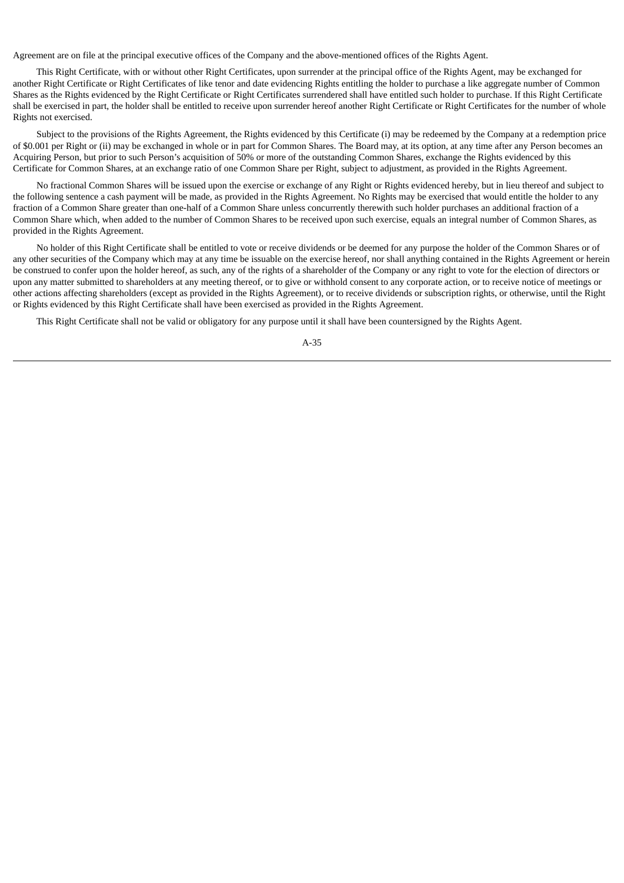Agreement are on file at the principal executive offices of the Company and the above-mentioned offices of the Rights Agent.

This Right Certificate, with or without other Right Certificates, upon surrender at the principal office of the Rights Agent, may be exchanged for another Right Certificate or Right Certificates of like tenor and date evidencing Rights entitling the holder to purchase a like aggregate number of Common Shares as the Rights evidenced by the Right Certificate or Right Certificates surrendered shall have entitled such holder to purchase. If this Right Certificate shall be exercised in part, the holder shall be entitled to receive upon surrender hereof another Right Certificate or Right Certificates for the number of whole Rights not exercised.

Subject to the provisions of the Rights Agreement, the Rights evidenced by this Certificate (i) may be redeemed by the Company at a redemption price of $0.001 per Right or (ii) may be exchanged in whole or in part for Common Shares. The Board may, at its option, at any time after any Person becomes an Acquiring Person, but prior to such Person's acquisition of 50% or more of the outstanding Common Shares, exchange the Rights evidenced by this Certificate for Common Shares, at an exchange ratio of one Common Share per Right, subject to adjustment, as provided in the Rights Agreement.

No fractional Common Shares will be issued upon the exercise or exchange of any Right or Rights evidenced hereby, but in lieu thereof and subject to the following sentence a cash payment will be made, as provided in the Rights Agreement. No Rights may be exercised that would entitle the holder to any fraction of a Common Share greater than one-half of a Common Share unless concurrently therewith such holder purchases an additional fraction of a Common Share which, when added to the number of Common Shares to be received upon such exercise, equals an integral number of Common Shares, as provided in the Rights Agreement.

No holder of this Right Certificate shall be entitled to vote or receive dividends or be deemed for any purpose the holder of the Common Shares or of any other securities of the Company which may at any time be issuable on the exercise hereof, nor shall anything contained in the Rights Agreement or herein be construed to confer upon the holder hereof, as such, any of the rights of a shareholder of the Company or any right to vote for the election of directors or upon any matter submitted to shareholders at any meeting thereof, or to give or withhold consent to any corporate action, or to receive notice of meetings or other actions affecting shareholders (except as provided in the Rights Agreement), or to receive dividends or subscription rights, or otherwise, until the Right or Rights evidenced by this Right Certificate shall have been exercised as provided in the Rights Agreement.

This Right Certificate shall not be valid or obligatory for any purpose until it shall have been countersigned by the Rights Agent.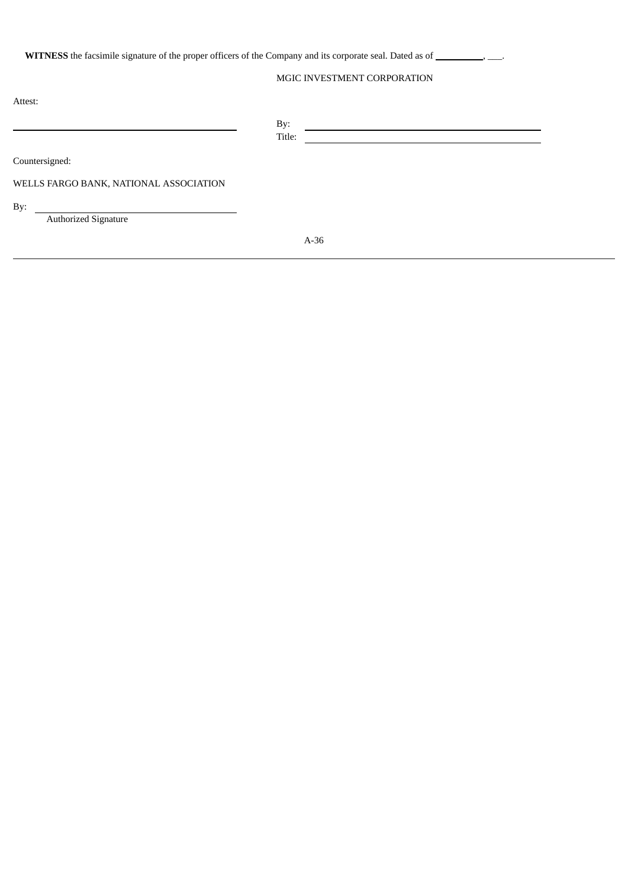**WITNESS** the facsimile signature of the proper officers of the Company and its corporate seal. Dated as of __________, ___.

MGIC INVESTMENT CORPORATION

Attest:

_______________________________

By: _______________________________

Title: _______________________________

Countersigned:

WELLS FARGO BANK, NATIONAL ASSOCIATION

By: _______________________________

Authorized Signature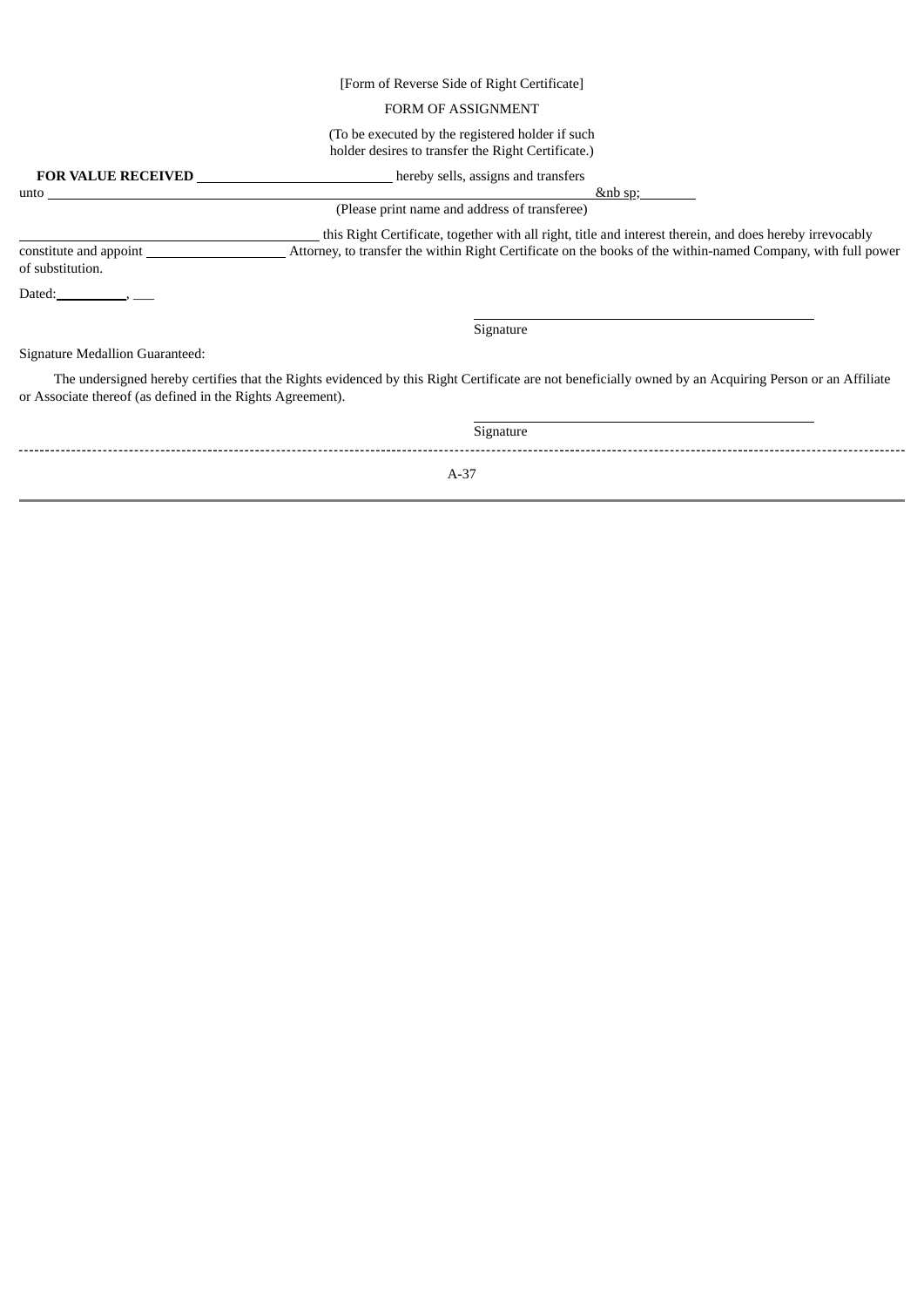[Form of Reverse Side of Right Certificate]

FORM OF ASSIGNMENT

(To be executed by the registered holder if such holder desires to transfer the Right Certificate.)

**FOR VALUE RECEIVED** \_\_\_\_\_\_\_\_\_\_\_\_\_\_\_\_\_\_\_\_\_\_\_\_\_\_\_\_ hereby sells, assigns and transfers unto \_\_\_\_\_\_\_\_\_\_\_\_\_\_\_\_\_\_\_\_\_\_\_\_\_\_\_\_\_\_\_\_\_\_\_\_\_\_\_\_\_\_\_\_\_\_\_\_\_\_\_\_\_\_\_\_\_\_\_\_\_\_\_\_\_\_\_\_\_\_\_\_\_\_\_\_\_\_\_\_&nb sp;\_\_\_\_\_\_\_\_

(Please print name and address of transferee)

\_\_\_\_\_\_\_\_\_\_\_\_\_\_\_\_\_\_\_\_\_\_\_\_\_\_\_\_\_\_\_\_\_\_\_\_\_\_\_\_\_\_\_ this Right Certificate, together with all right, title and interest therein, and does hereby irrevocably constitute and appoint \_\_\_\_\_\_\_\_\_\_\_\_\_\_\_\_\_\_\_\_ Attorney, to transfer the within Right Certificate on the books of the within-named Company, with full power of substitution.

Dated:\_\_\_\_\_\_\_\_\_\_, \_\_\_

\_\_\_\_\_\_\_\_\_\_\_\_\_\_\_\_\_\_\_\_\_\_\_\_\_\_\_\_\_\_\_\_\_\_\_\_\_\_\_\_\_\_\_\_\_\_\_\_\_\_\_\_

Signature

Signature Medallion Guaranteed:

The undersigned hereby certifies that the Rights evidenced by this Right Certificate are not beneficially owned by an Acquiring Person or an Affiliate or Associate thereof (as defined in the Rights Agreement).

\_\_\_\_\_\_\_\_\_\_\_\_\_\_\_\_\_\_\_\_\_\_\_\_\_\_\_\_\_\_\_\_\_\_\_\_\_\_\_\_\_\_\_\_\_\_\_\_\_\_\_\_

Signature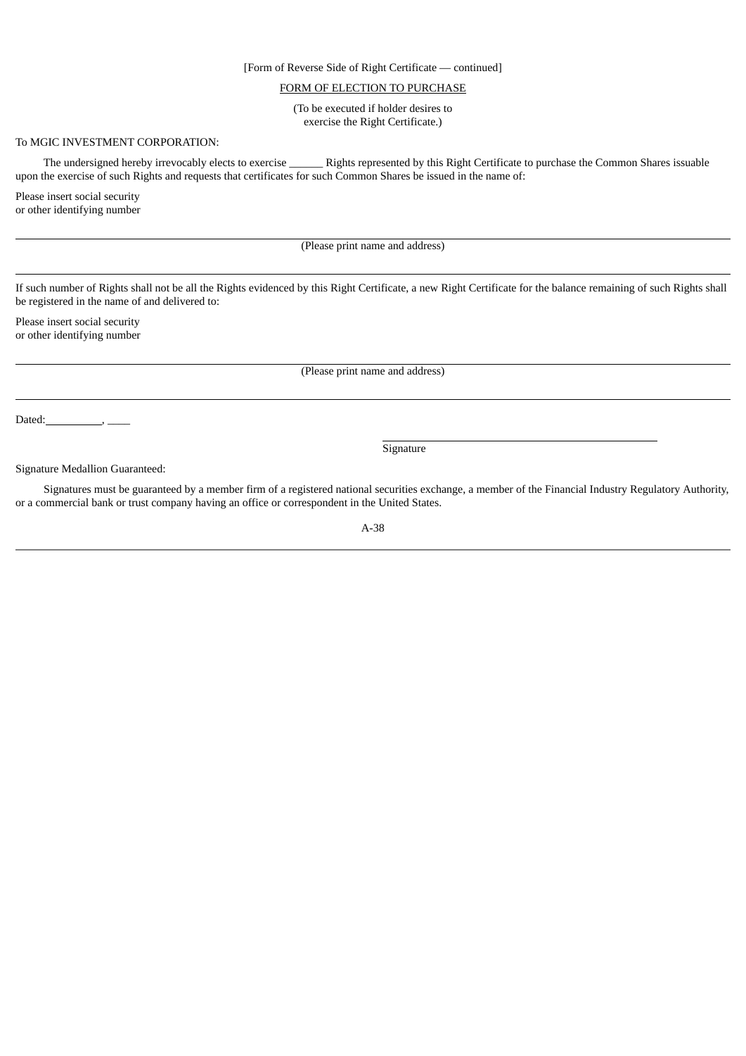[Form of Reverse Side of Right Certificate — continued]

FORM OF ELECTION TO PURCHASE

(To be executed if holder desires to exercise the Right Certificate.)

To MGIC INVESTMENT CORPORATION:

The undersigned hereby irrevocably elects to exercise ______ Rights represented by this Right Certificate to purchase the Common Shares issuable upon the exercise of such Rights and requests that certificates for such Common Shares be issued in the name of:

Please insert social security
or other identifying number

______________________________________________________________________
(Please print name and address)

______________________________________________________________________

If such number of Rights shall not be all the Rights evidenced by this Right Certificate, a new Right Certificate for the balance remaining of such Rights shall be registered in the name of and delivered to:

Please insert social security
or other identifying number

______________________________________________________________________
(Please print name and address)

______________________________________________________________________

Dated: __________, ____

______________________________________
Signature

Signature Medallion Guaranteed:

Signatures must be guaranteed by a member firm of a registered national securities exchange, a member of the Financial Industry Regulatory Authority, or a commercial bank or trust company having an office or correspondent in the United States.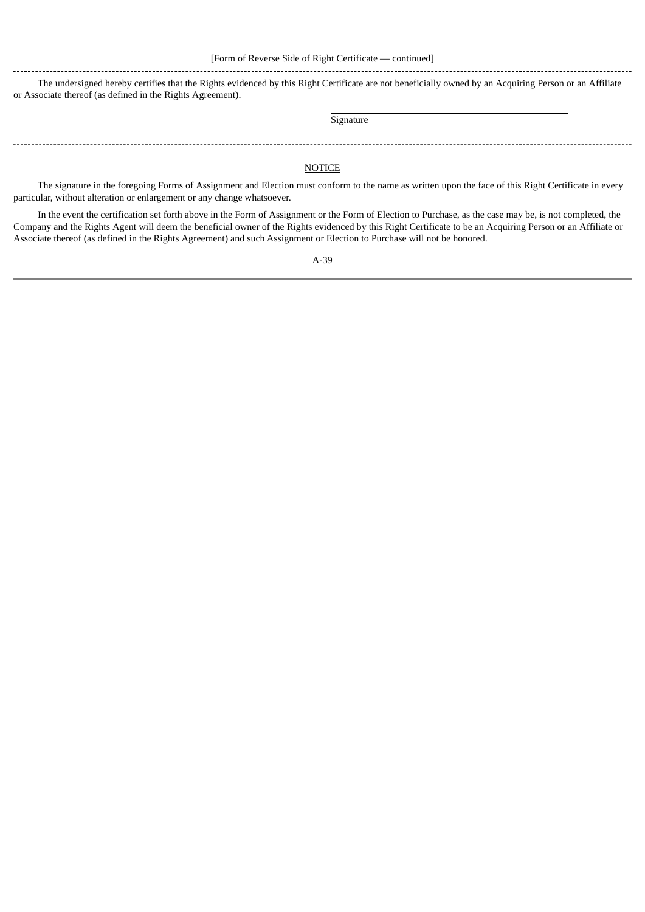[Form of Reverse Side of Right Certificate — continued]

---

The undersigned hereby certifies that the Rights evidenced by this Right Certificate are not beneficially owned by an Acquiring Person or an Affiliate or Associate thereof (as defined in the Rights Agreement).

\_\_\_\_\_\_\_\_\_\_\_\_\_\_\_\_\_\_\_\_\_\_\_\_\_\_\_\_\_\_\_\_\_\_\_\_\_\_\_\_
Signature

---

NOTICE

The signature in the foregoing Forms of Assignment and Election must conform to the name as written upon the face of this Right Certificate in every particular, without alteration or enlargement or any change whatsoever.

In the event the certification set forth above in the Form of Assignment or the Form of Election to Purchase, as the case may be, is not completed, the Company and the Rights Agent will deem the beneficial owner of the Rights evidenced by this Right Certificate to be an Acquiring Person or an Affiliate or Associate thereof (as defined in the Rights Agreement) and such Assignment or Election to Purchase will not be honored.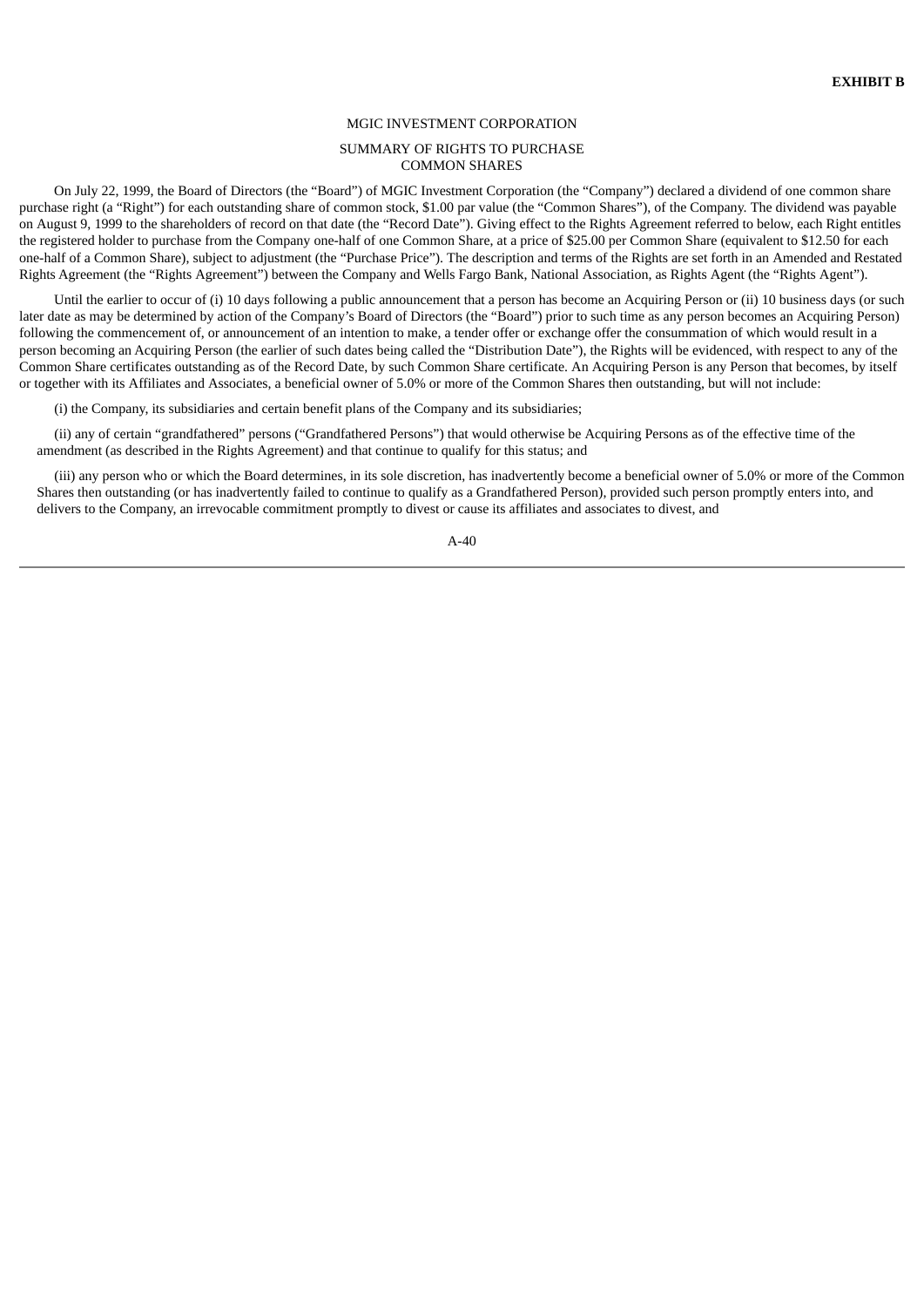**EXHIBIT B**

MGIC INVESTMENT CORPORATION

SUMMARY OF RIGHTS TO PURCHASE
COMMON SHARES

On July 22, 1999, the Board of Directors (the "Board") of MGIC Investment Corporation (the "Company") declared a dividend of one common share purchase right (a "Right") for each outstanding share of common stock, $1.00 par value (the "Common Shares"), of the Company. The dividend was payable on August 9, 1999 to the shareholders of record on that date (the "Record Date"). Giving effect to the Rights Agreement referred to below, each Right entitles the registered holder to purchase from the Company one-half of one Common Share, at a price of $25.00 per Common Share (equivalent to $12.50 for each one-half of a Common Share), subject to adjustment (the "Purchase Price"). The description and terms of the Rights are set forth in an Amended and Restated Rights Agreement (the "Rights Agreement") between the Company and Wells Fargo Bank, National Association, as Rights Agent (the "Rights Agent").

Until the earlier to occur of (i) 10 days following a public announcement that a person has become an Acquiring Person or (ii) 10 business days (or such later date as may be determined by action of the Company's Board of Directors (the "Board") prior to such time as any person becomes an Acquiring Person) following the commencement of, or announcement of an intention to make, a tender offer or exchange offer the consummation of which would result in a person becoming an Acquiring Person (the earlier of such dates being called the "Distribution Date"), the Rights will be evidenced, with respect to any of the Common Share certificates outstanding as of the Record Date, by such Common Share certificate. An Acquiring Person is any Person that becomes, by itself or together with its Affiliates and Associates, a beneficial owner of 5.0% or more of the Common Shares then outstanding, but will not include:

(i) the Company, its subsidiaries and certain benefit plans of the Company and its subsidiaries;

(ii) any of certain "grandfathered" persons ("Grandfathered Persons") that would otherwise be Acquiring Persons as of the effective time of the amendment (as described in the Rights Agreement) and that continue to qualify for this status; and

(iii) any person who or which the Board determines, in its sole discretion, has inadvertently become a beneficial owner of 5.0% or more of the Common Shares then outstanding (or has inadvertently failed to continue to qualify as a Grandfathered Person), provided such person promptly enters into, and delivers to the Company, an irrevocable commitment promptly to divest or cause its affiliates and associates to divest, and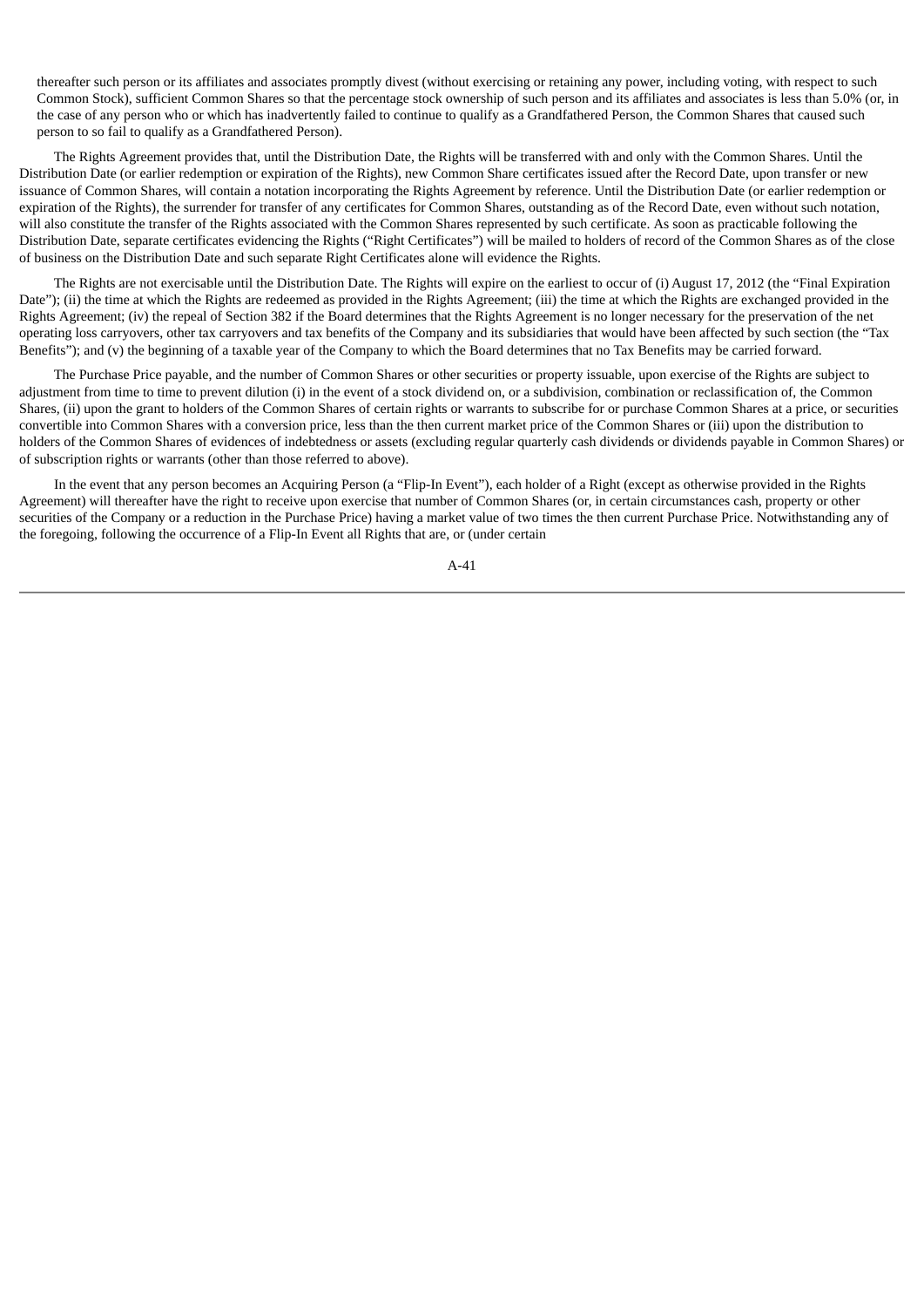thereafter such person or its affiliates and associates promptly divest (without exercising or retaining any power, including voting, with respect to such Common Stock), sufficient Common Shares so that the percentage stock ownership of such person and its affiliates and associates is less than 5.0% (or, in the case of any person who or which has inadvertently failed to continue to qualify as a Grandfathered Person, the Common Shares that caused such person to so fail to qualify as a Grandfathered Person).

The Rights Agreement provides that, until the Distribution Date, the Rights will be transferred with and only with the Common Shares. Until the Distribution Date (or earlier redemption or expiration of the Rights), new Common Share certificates issued after the Record Date, upon transfer or new issuance of Common Shares, will contain a notation incorporating the Rights Agreement by reference. Until the Distribution Date (or earlier redemption or expiration of the Rights), the surrender for transfer of any certificates for Common Shares, outstanding as of the Record Date, even without such notation, will also constitute the transfer of the Rights associated with the Common Shares represented by such certificate. As soon as practicable following the Distribution Date, separate certificates evidencing the Rights ("Right Certificates") will be mailed to holders of record of the Common Shares as of the close of business on the Distribution Date and such separate Right Certificates alone will evidence the Rights.

The Rights are not exercisable until the Distribution Date. The Rights will expire on the earliest to occur of (i) August 17, 2012 (the "Final Expiration Date"); (ii) the time at which the Rights are redeemed as provided in the Rights Agreement; (iii) the time at which the Rights are exchanged provided in the Rights Agreement; (iv) the repeal of Section 382 if the Board determines that the Rights Agreement is no longer necessary for the preservation of the net operating loss carryovers, other tax carryovers and tax benefits of the Company and its subsidiaries that would have been affected by such section (the "Tax Benefits"); and (v) the beginning of a taxable year of the Company to which the Board determines that no Tax Benefits may be carried forward.

The Purchase Price payable, and the number of Common Shares or other securities or property issuable, upon exercise of the Rights are subject to adjustment from time to time to prevent dilution (i) in the event of a stock dividend on, or a subdivision, combination or reclassification of, the Common Shares, (ii) upon the grant to holders of the Common Shares of certain rights or warrants to subscribe for or purchase Common Shares at a price, or securities convertible into Common Shares with a conversion price, less than the then current market price of the Common Shares or (iii) upon the distribution to holders of the Common Shares of evidences of indebtedness or assets (excluding regular quarterly cash dividends or dividends payable in Common Shares) or of subscription rights or warrants (other than those referred to above).

In the event that any person becomes an Acquiring Person (a "Flip-In Event"), each holder of a Right (except as otherwise provided in the Rights Agreement) will thereafter have the right to receive upon exercise that number of Common Shares (or, in certain circumstances cash, property or other securities of the Company or a reduction in the Purchase Price) having a market value of two times the then current Purchase Price. Notwithstanding any of the foregoing, following the occurrence of a Flip-In Event all Rights that are, or (under certain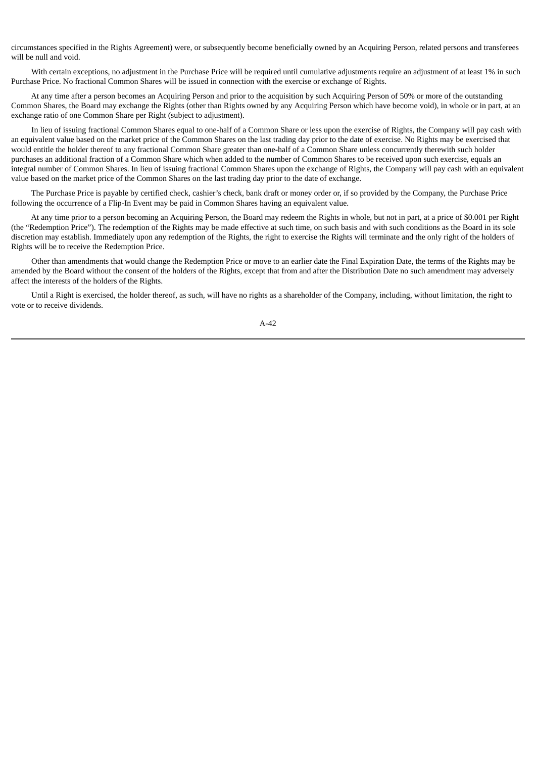circumstances specified in the Rights Agreement) were, or subsequently become beneficially owned by an Acquiring Person, related persons and transferees will be null and void.

With certain exceptions, no adjustment in the Purchase Price will be required until cumulative adjustments require an adjustment of at least 1% in such Purchase Price. No fractional Common Shares will be issued in connection with the exercise or exchange of Rights.

At any time after a person becomes an Acquiring Person and prior to the acquisition by such Acquiring Person of 50% or more of the outstanding Common Shares, the Board may exchange the Rights (other than Rights owned by any Acquiring Person which have become void), in whole or in part, at an exchange ratio of one Common Share per Right (subject to adjustment).

In lieu of issuing fractional Common Shares equal to one-half of a Common Share or less upon the exercise of Rights, the Company will pay cash with an equivalent value based on the market price of the Common Shares on the last trading day prior to the date of exercise. No Rights may be exercised that would entitle the holder thereof to any fractional Common Share greater than one-half of a Common Share unless concurrently therewith such holder purchases an additional fraction of a Common Share which when added to the number of Common Shares to be received upon such exercise, equals an integral number of Common Shares. In lieu of issuing fractional Common Shares upon the exchange of Rights, the Company will pay cash with an equivalent value based on the market price of the Common Shares on the last trading day prior to the date of exchange.

The Purchase Price is payable by certified check, cashier's check, bank draft or money order or, if so provided by the Company, the Purchase Price following the occurrence of a Flip-In Event may be paid in Common Shares having an equivalent value.

At any time prior to a person becoming an Acquiring Person, the Board may redeem the Rights in whole, but not in part, at a price of $0.001 per Right (the "Redemption Price"). The redemption of the Rights may be made effective at such time, on such basis and with such conditions as the Board in its sole discretion may establish. Immediately upon any redemption of the Rights, the right to exercise the Rights will terminate and the only right of the holders of Rights will be to receive the Redemption Price.

Other than amendments that would change the Redemption Price or move to an earlier date the Final Expiration Date, the terms of the Rights may be amended by the Board without the consent of the holders of the Rights, except that from and after the Distribution Date no such amendment may adversely affect the interests of the holders of the Rights.

Until a Right is exercised, the holder thereof, as such, will have no rights as a shareholder of the Company, including, without limitation, the right to vote or to receive dividends.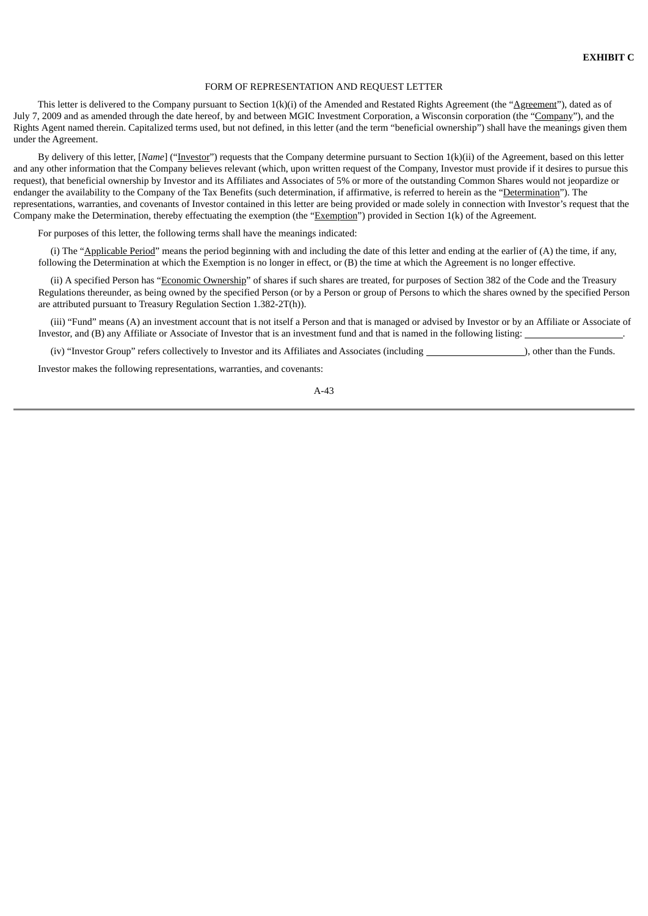**EXHIBIT C**

FORM OF REPRESENTATION AND REQUEST LETTER

This letter is delivered to the Company pursuant to Section 1(k)(i) of the Amended and Restated Rights Agreement (the "Agreement"), dated as of July 7, 2009 and as amended through the date hereof, by and between MGIC Investment Corporation, a Wisconsin corporation (the "Company"), and the Rights Agent named therein. Capitalized terms used, but not defined, in this letter (and the term "beneficial ownership") shall have the meanings given them under the Agreement.

By delivery of this letter, [*Name*] ("Investor") requests that the Company determine pursuant to Section 1(k)(ii) of the Agreement, based on this letter and any other information that the Company believes relevant (which, upon written request of the Company, Investor must provide if it desires to pursue this request), that beneficial ownership by Investor and its Affiliates and Associates of 5% or more of the outstanding Common Shares would not jeopardize or endanger the availability to the Company of the Tax Benefits (such determination, if affirmative, is referred to herein as the "Determination"). The representations, warranties, and covenants of Investor contained in this letter are being provided or made solely in connection with Investor's request that the Company make the Determination, thereby effectuating the exemption (the "Exemption") provided in Section 1(k) of the Agreement.

For purposes of this letter, the following terms shall have the meanings indicated:

(i) The "Applicable Period" means the period beginning with and including the date of this letter and ending at the earlier of (A) the time, if any, following the Determination at which the Exemption is no longer in effect, or (B) the time at which the Agreement is no longer effective.

(ii) A specified Person has "Economic Ownership" of shares if such shares are treated, for purposes of Section 382 of the Code and the Treasury Regulations thereunder, as being owned by the specified Person (or by a Person or group of Persons to which the shares owned by the specified Person are attributed pursuant to Treasury Regulation Section 1.382-2T(h)).

(iii) "Fund" means (A) an investment account that is not itself a Person and that is managed or advised by Investor or by an Affiliate or Associate of Investor, and (B) any Affiliate or Associate of Investor that is an investment fund and that is named in the following listing: ____________________.

(iv) "Investor Group" refers collectively to Investor and its Affiliates and Associates (including ____________________), other than the Funds.

Investor makes the following representations, warranties, and covenants: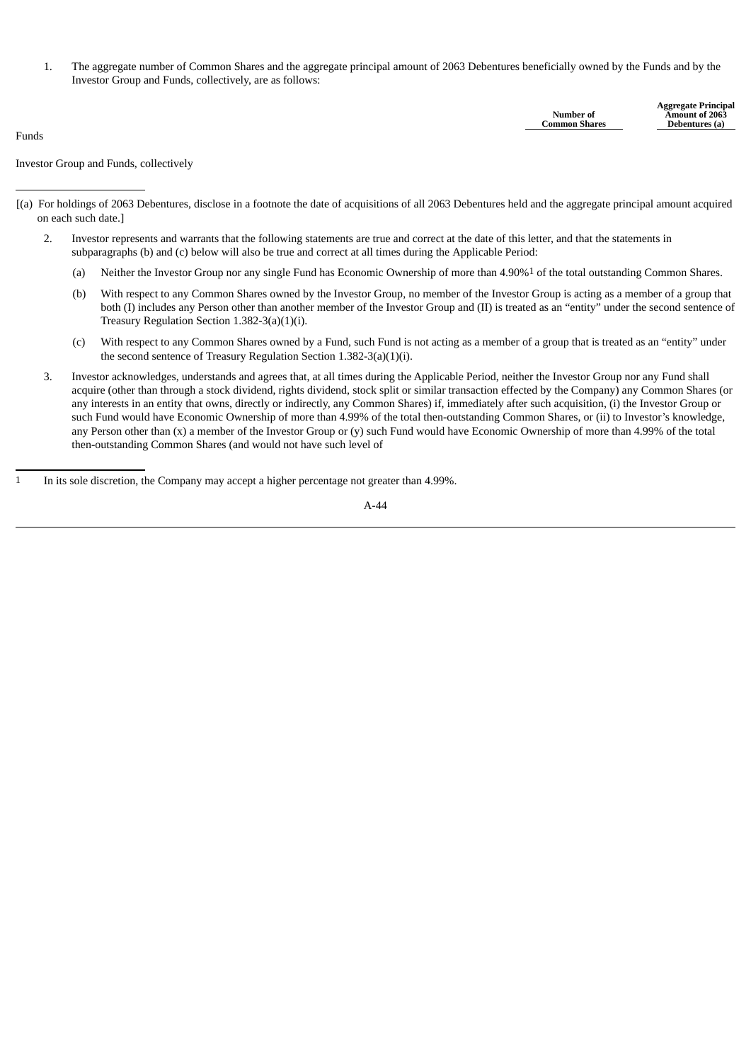1. The aggregate number of Common Shares and the aggregate principal amount of 2063 Debentures beneficially owned by the Funds and by the Investor Group and Funds, collectively, are as follows:

| | Number of Common Shares | Aggregate Principal Amount of 2063 Debentures (a) |
|---|---|---|
| Funds | | |
| Investor Group and Funds, collectively | | |

[(a) For holdings of 2063 Debentures, disclose in a footnote the date of acquisitions of all 2063 Debentures held and the aggregate principal amount acquired on each such date.]

2. Investor represents and warrants that the following statements are true and correct at the date of this letter, and that the statements in subparagraphs (b) and (c) below will also be true and correct at all times during the Applicable Period:

   (a) Neither the Investor Group nor any single Fund has Economic Ownership of more than 4.90%[1] of the total outstanding Common Shares.

   (b) With respect to any Common Shares owned by the Investor Group, no member of the Investor Group is acting as a member of a group that both (I) includes any Person other than another member of the Investor Group and (II) is treated as an "entity" under the second sentence of Treasury Regulation Section 1.382-3(a)(1)(i).

   (c) With respect to any Common Shares owned by a Fund, such Fund is not acting as a member of a group that is treated as an "entity" under the second sentence of Treasury Regulation Section 1.382-3(a)(1)(i).

3. Investor acknowledges, understands and agrees that, at all times during the Applicable Period, neither the Investor Group nor any Fund shall acquire (other than through a stock dividend, rights dividend, stock split or similar transaction effected by the Company) any Common Shares (or any interests in an entity that owns, directly or indirectly, any Common Shares) if, immediately after such acquisition, (i) the Investor Group or such Fund would have Economic Ownership of more than 4.99% of the total then-outstanding Common Shares, or (ii) to Investor's knowledge, any Person other than (x) a member of the Investor Group or (y) such Fund would have Economic Ownership of more than 4.99% of the total then-outstanding Common Shares (and would not have such level of

[1] In its sole discretion, the Company may accept a higher percentage not greater than 4.99%.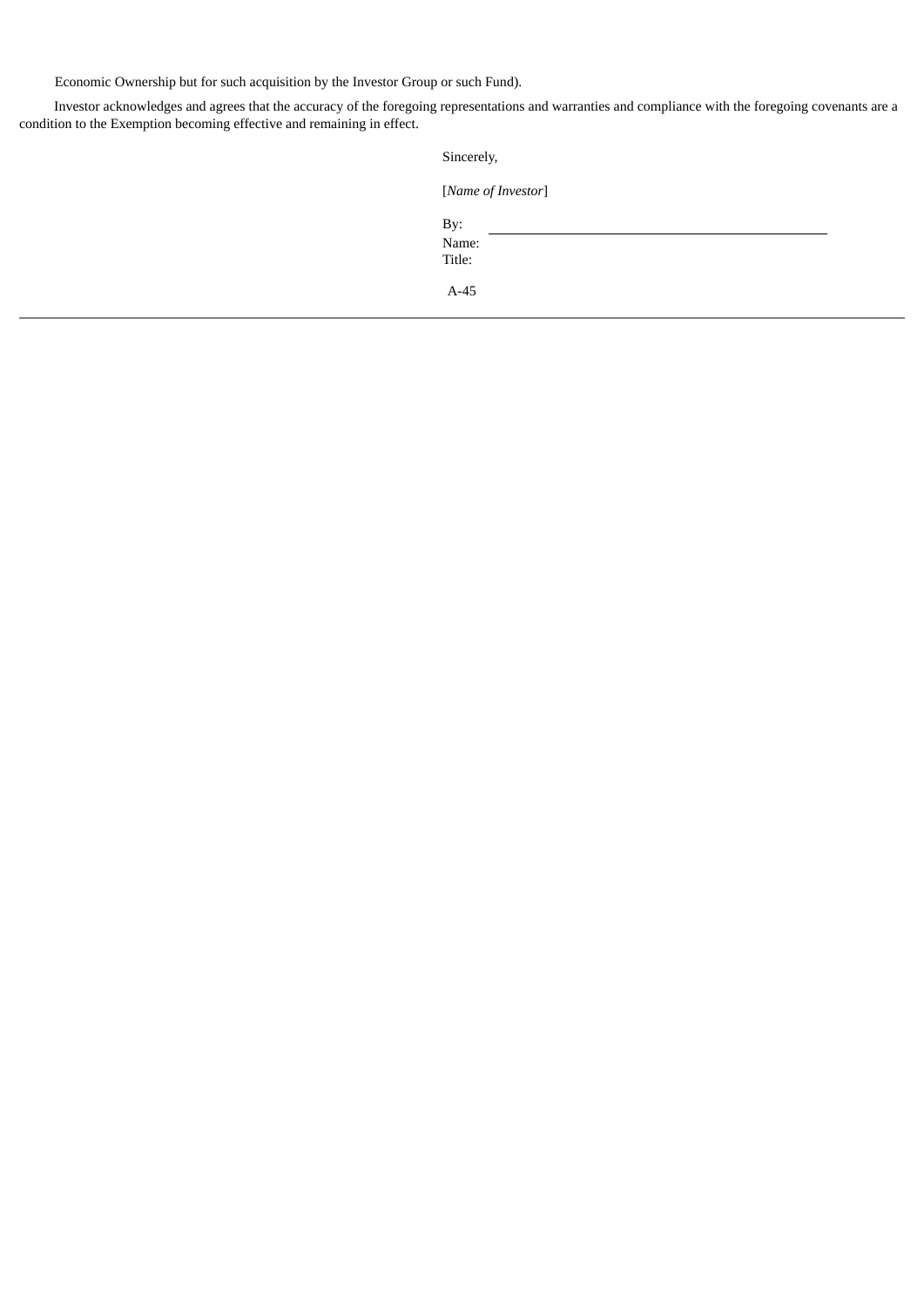Economic Ownership but for such acquisition by the Investor Group or such Fund).

Investor acknowledges and agrees that the accuracy of the foregoing representations and warranties and compliance with the foregoing covenants are a condition to the Exemption becoming effective and remaining in effect.

Sincerely,

[*Name of Investor*]

By: \_\_\_\_\_\_\_\_\_\_\_\_\_\_\_\_\_\_\_\_\_\_\_\_\_\_\_\_\_\_\_\_\_\_\_\_\_\_\_\_\_\_\_\_
Name:
Title: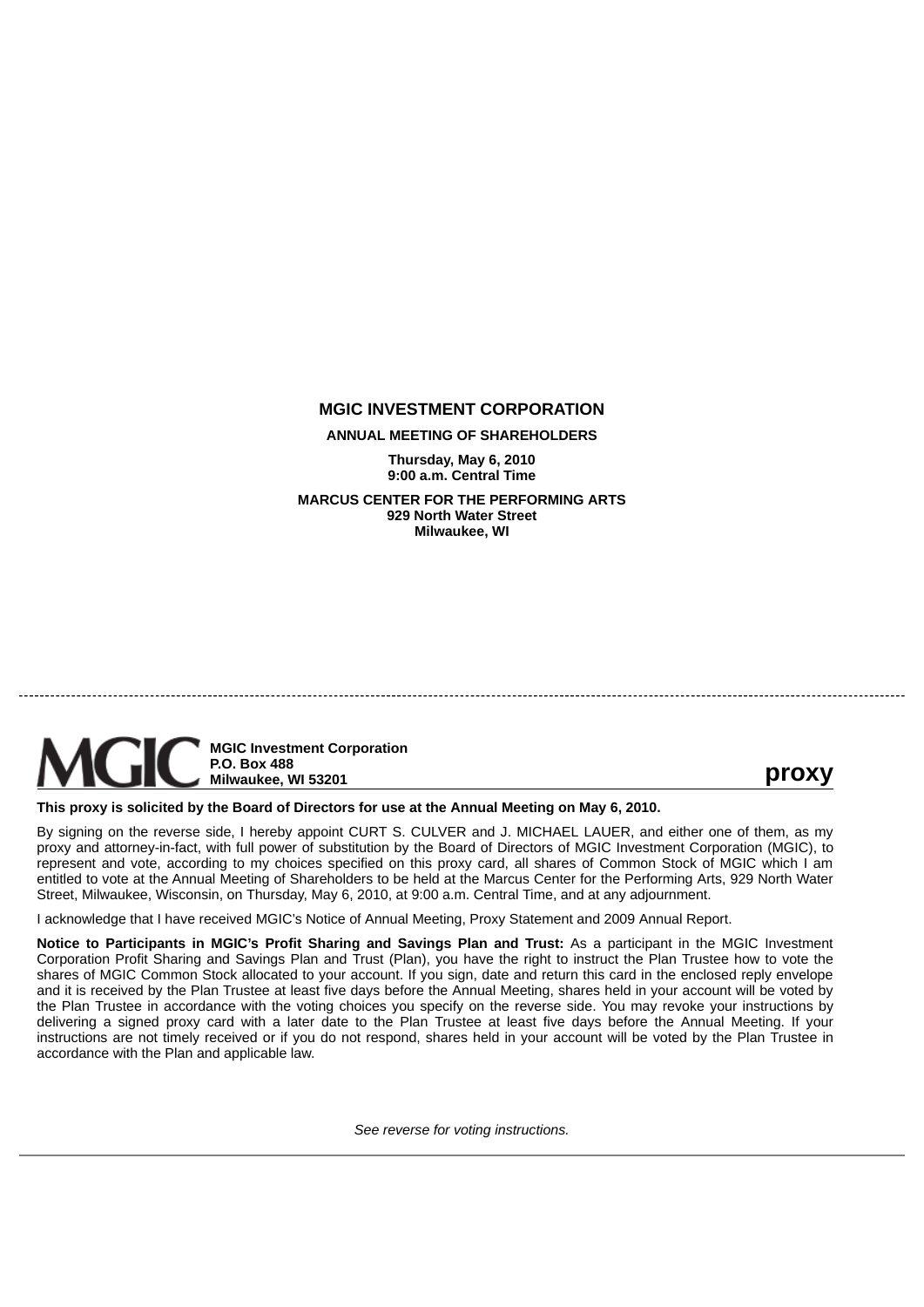**MGIC INVESTMENT CORPORATION**

**ANNUAL MEETING OF SHAREHOLDERS**

**Thursday, May 6, 2010**
**9:00 a.m. Central Time**

**MARCUS CENTER FOR THE PERFORMING ARTS**
**929 North Water Street**
**Milwaukee, WI**

---

MGIC

**MGIC Investment Corporation**
**P.O. Box 488**
**Milwaukee, WI 53201**

**proxy**

**This proxy is solicited by the Board of Directors for use at the Annual Meeting on May 6, 2010.**

By signing on the reverse side, I hereby appoint CURT S. CULVER and J. MICHAEL LAUER, and either one of them, as my proxy and attorney-in-fact, with full power of substitution by the Board of Directors of MGIC Investment Corporation (MGIC), to represent and vote, according to my choices specified on this proxy card, all shares of Common Stock of MGIC which I am entitled to vote at the Annual Meeting of Shareholders to be held at the Marcus Center for the Performing Arts, 929 North Water Street, Milwaukee, Wisconsin, on Thursday, May 6, 2010, at 9:00 a.m. Central Time, and at any adjournment.

I acknowledge that I have received MGIC's Notice of Annual Meeting, Proxy Statement and 2009 Annual Report.

**Notice to Participants in MGIC's Profit Sharing and Savings Plan and Trust:** As a participant in the MGIC Investment Corporation Profit Sharing and Savings Plan and Trust (Plan), you have the right to instruct the Plan Trustee how to vote the shares of MGIC Common Stock allocated to your account. If you sign, date and return this card in the enclosed reply envelope and it is received by the Plan Trustee at least five days before the Annual Meeting, shares held in your account will be voted by the Plan Trustee in accordance with the voting choices you specify on the reverse side. You may revoke your instructions by delivering a signed proxy card with a later date to the Plan Trustee at least five days before the Annual Meeting. If your instructions are not timely received or if you do not respond, shares held in your account will be voted by the Plan Trustee in accordance with the Plan and applicable law.

*See reverse for voting instructions.*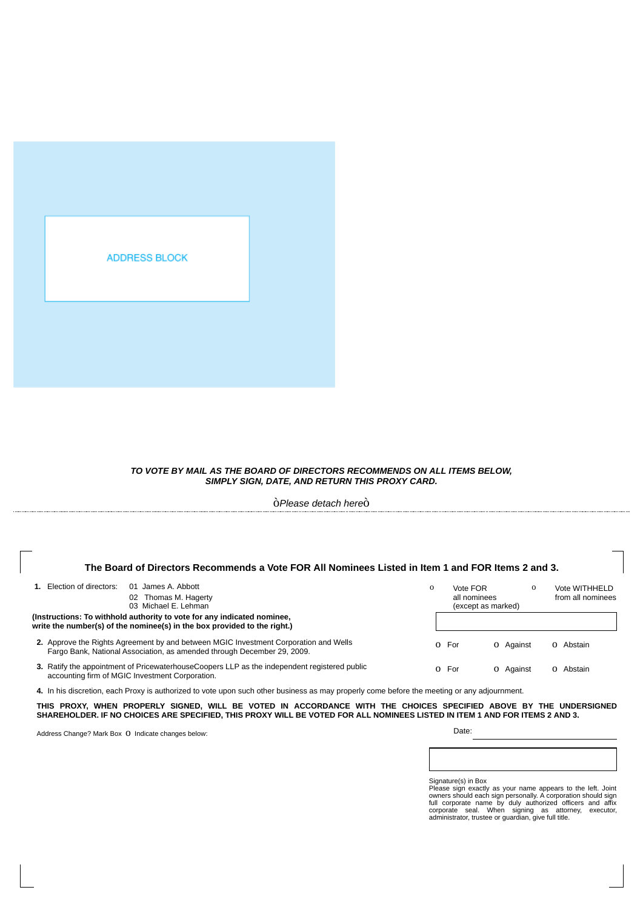ADDRESS BLOCK

***TO VOTE BY MAIL AS THE BOARD OF DIRECTORS RECOMMENDS ON ALL ITEMS BELOW, SIMPLY SIGN, DATE, AND RETURN THIS PROXY CARD.***

ò*Please detach here*ò

**The Board of Directors Recommends a Vote FOR All Nominees Listed in Item 1 and FOR Items 2 and 3.**

**1.** Election of directors:
01 James A. Abbott
02 Thomas M. Hagerty
03 Michael E. Lehman

o Vote FOR all nominees (except as marked)    o Vote WITHHELD from all nominees

**(Instructions: To withhold authority to vote for any indicated nominee, write the number(s) of the nominee(s) in the box provided to the right.)**

**2.** Approve the Rights Agreement by and between MGIC Investment Corporation and Wells Fargo Bank, National Association, as amended through December 29, 2009.    o For    o Against    o Abstain

**3.** Ratify the appointment of PricewaterhouseCoopers LLP as the independent registered public accounting firm of MGIC Investment Corporation.    o For    o Against    o Abstain

**4.** In his discretion, each Proxy is authorized to vote upon such other business as may properly come before the meeting or any adjournment.

**THIS PROXY, WHEN PROPERLY SIGNED, WILL BE VOTED IN ACCORDANCE WITH THE CHOICES SPECIFIED ABOVE BY THE UNDERSIGNED SHAREHOLDER. IF NO CHOICES ARE SPECIFIED, THIS PROXY WILL BE VOTED FOR ALL NOMINEES LISTED IN ITEM 1 AND FOR ITEMS 2 AND 3.**

Address Change? Mark Box o Indicate changes below:

Date:

Signature(s) in Box
Please sign exactly as your name appears to the left. Joint owners should each sign personally. A corporation should sign full corporate name by duly authorized officers and affix corporate seal. When signing as attorney, executor, administrator, trustee or guardian, give full title.